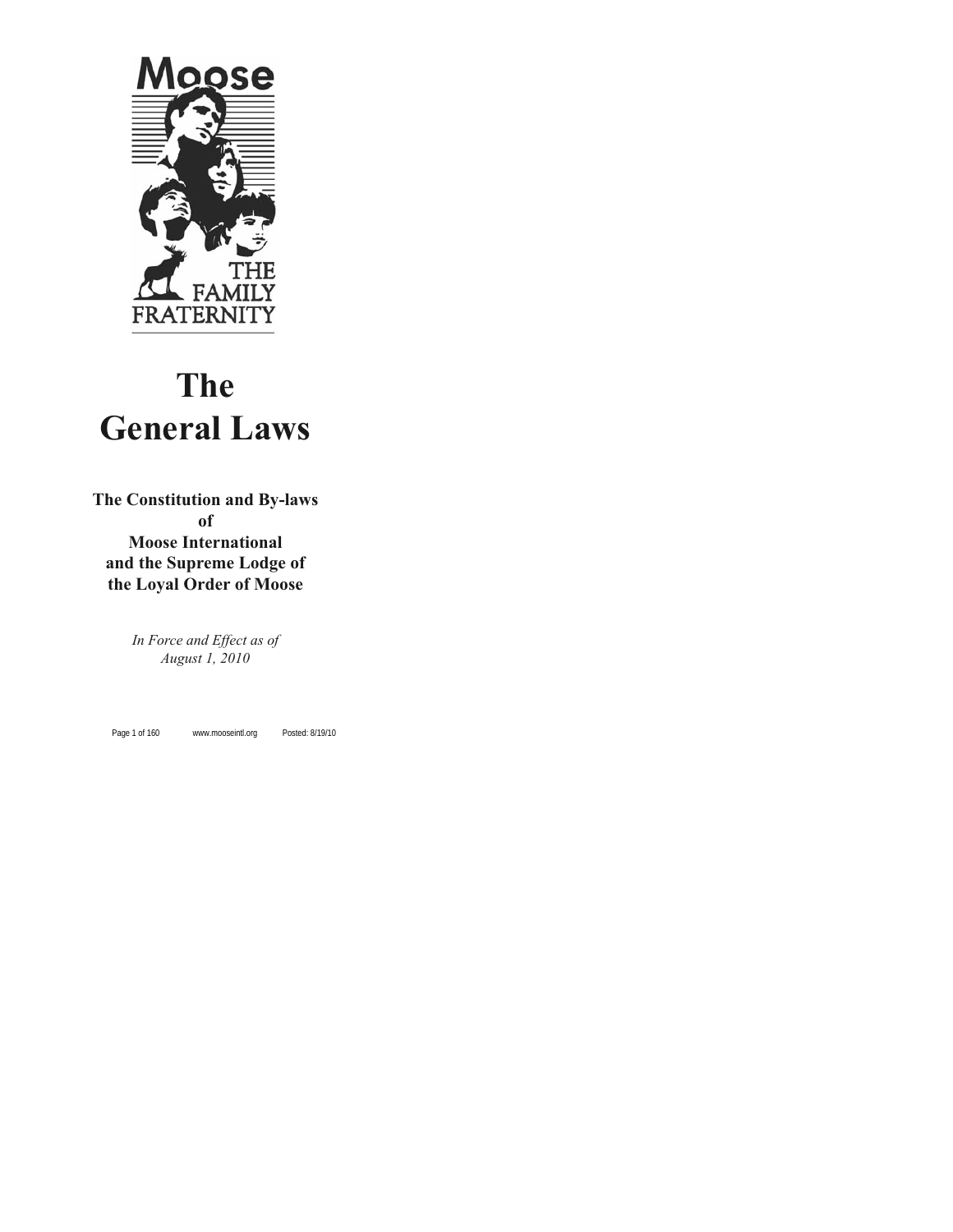# The General Laws

**The Constitution and By-laws of Moose International and the Supreme Lodge of the Loyal Order of Moose**

*In Force and Effect as of August 1, 2010*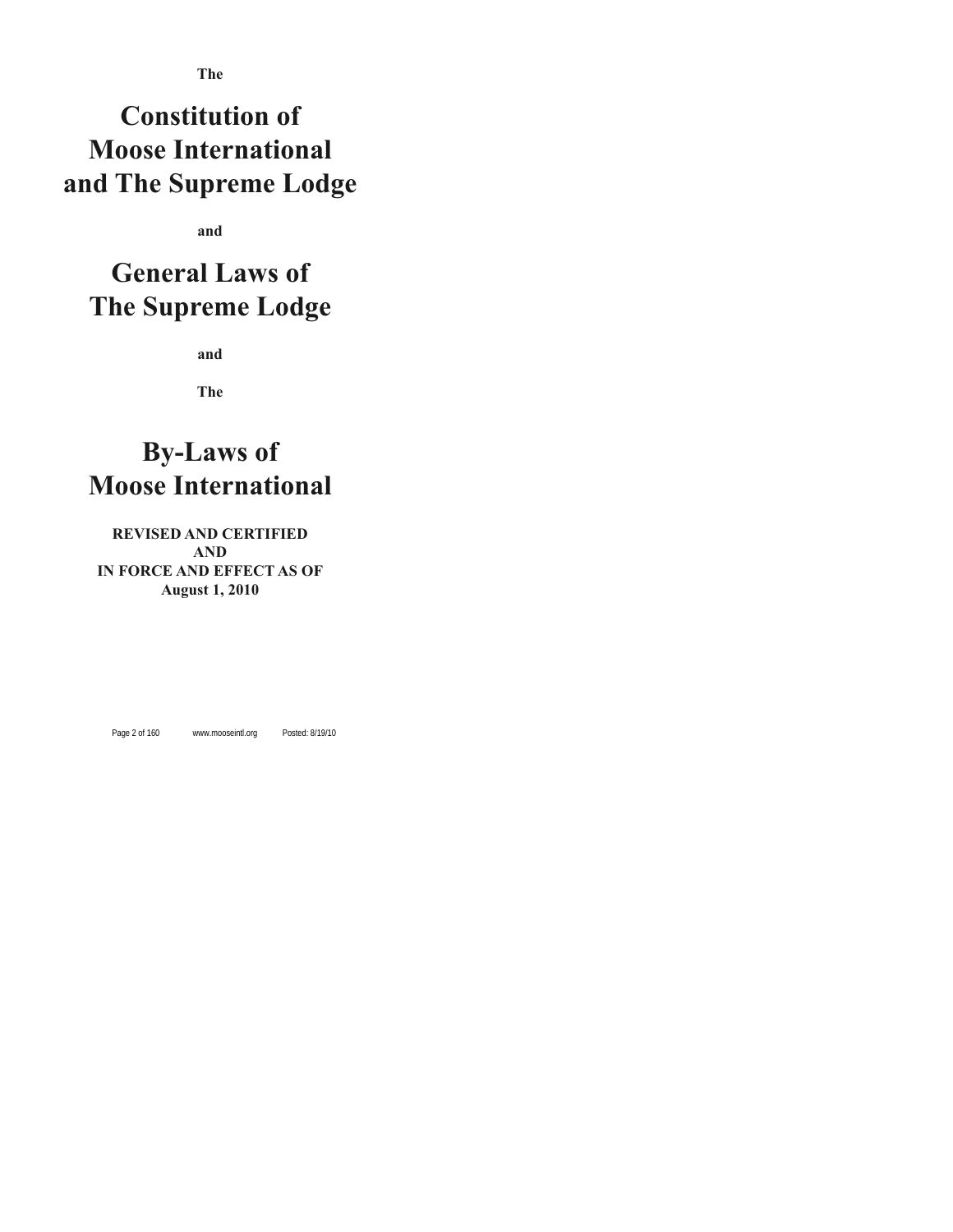**The**

# Constitution of Moose International and The Supreme Lodge

**and**

# General Laws of The Supreme Lodge

**and**

**The**

# By-Laws of Moose International

**REVISED AND CERTIFIED**
**AND**
**IN FORCE AND EFFECT AS OF**
**August 1, 2010**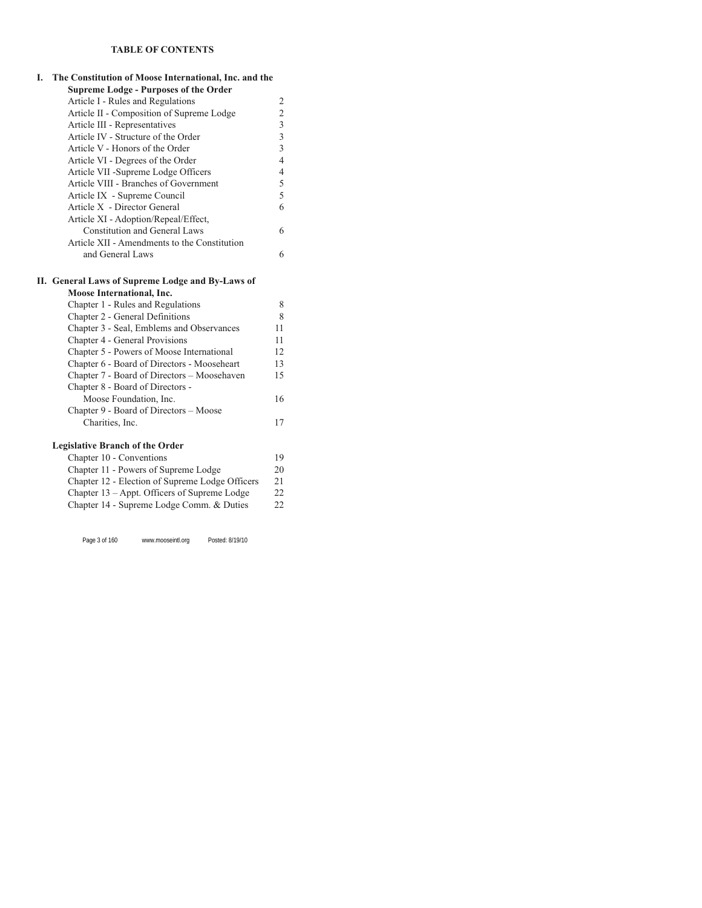# TABLE OF CONTENTS

**I. The Constitution of Moose International, Inc. and the Supreme Lodge - Purposes of the Order**

| | |
|---|---|
| Article I - Rules and Regulations | 2 |
| Article II - Composition of Supreme Lodge | 2 |
| Article III - Representatives | 3 |
| Article IV - Structure of the Order | 3 |
| Article V - Honors of the Order | 3 |
| Article VI - Degrees of the Order | 4 |
| Article VII -Supreme Lodge Officers | 4 |
| Article VIII - Branches of Government | 5 |
| Article IX - Supreme Council | 5 |
| Article X - Director General | 6 |
| Article XI - Adoption/Repeal/Effect, Constitution and General Laws | 6 |
| Article XII - Amendments to the Constitution and General Laws | 6 |

**II. General Laws of Supreme Lodge and By-Laws of Moose International, Inc.**

| | |
|---|---|
| Chapter 1 - Rules and Regulations | 8 |
| Chapter 2 - General Definitions | 8 |
| Chapter 3 - Seal, Emblems and Observances | 11 |
| Chapter 4 - General Provisions | 11 |
| Chapter 5 - Powers of Moose International | 12 |
| Chapter 6 - Board of Directors - Mooseheart | 13 |
| Chapter 7 - Board of Directors – Moosehaven | 15 |
| Chapter 8 - Board of Directors - Moose Foundation, Inc. | 16 |
| Chapter 9 - Board of Directors – Moose Charities, Inc. | 17 |

**Legislative Branch of the Order**

| | |
|---|---|
| Chapter 10 - Conventions | 19 |
| Chapter 11 - Powers of Supreme Lodge | 20 |
| Chapter 12 - Election of Supreme Lodge Officers | 21 |
| Chapter 13 – Appt. Officers of Supreme Lodge | 22 |
| Chapter 14 - Supreme Lodge Comm. & Duties | 22 |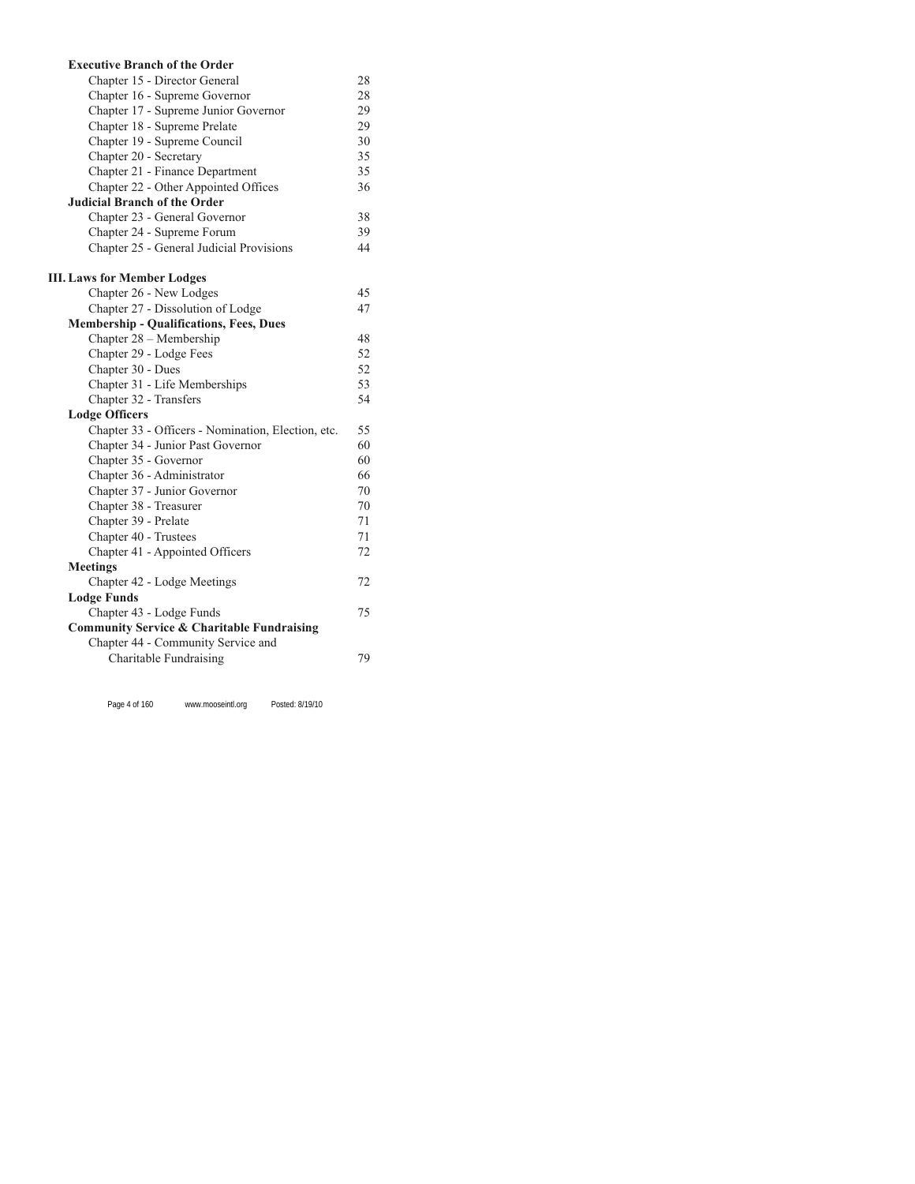**Executive Branch of the Order**

| | |
|---|---|
| Chapter 15 - Director General | 28 |
| Chapter 16 - Supreme Governor | 28 |
| Chapter 17 - Supreme Junior Governor | 29 |
| Chapter 18 - Supreme Prelate | 29 |
| Chapter 19 - Supreme Council | 30 |
| Chapter 20 - Secretary | 35 |
| Chapter 21 - Finance Department | 35 |
| Chapter 22 - Other Appointed Offices | 36 |

**Judicial Branch of the Order**

| | |
|---|---|
| Chapter 23 - General Governor | 38 |
| Chapter 24 - Supreme Forum | 39 |
| Chapter 25 - General Judicial Provisions | 44 |

**III. Laws for Member Lodges**

| | |
|---|---|
| Chapter 26 - New Lodges | 45 |
| Chapter 27 - Dissolution of Lodge | 47 |

**Membership - Qualifications, Fees, Dues**

| | |
|---|---|
| Chapter 28 – Membership | 48 |
| Chapter 29 - Lodge Fees | 52 |
| Chapter 30 - Dues | 52 |
| Chapter 31 - Life Memberships | 53 |
| Chapter 32 - Transfers | 54 |

**Lodge Officers**

| | |
|---|---|
| Chapter 33 - Officers - Nomination, Election, etc. | 55 |
| Chapter 34 - Junior Past Governor | 60 |
| Chapter 35 - Governor | 60 |
| Chapter 36 - Administrator | 66 |
| Chapter 37 - Junior Governor | 70 |
| Chapter 38 - Treasurer | 70 |
| Chapter 39 - Prelate | 71 |
| Chapter 40 - Trustees | 71 |
| Chapter 41 - Appointed Officers | 72 |

**Meetings**

| | |
|---|---|
| Chapter 42 - Lodge Meetings | 72 |

**Lodge Funds**

| | |
|---|---|
| Chapter 43 - Lodge Funds | 75 |

**Community Service & Charitable Fundraising**

| | |
|---|---|
| Chapter 44 - Community Service and Charitable Fundraising | 79 |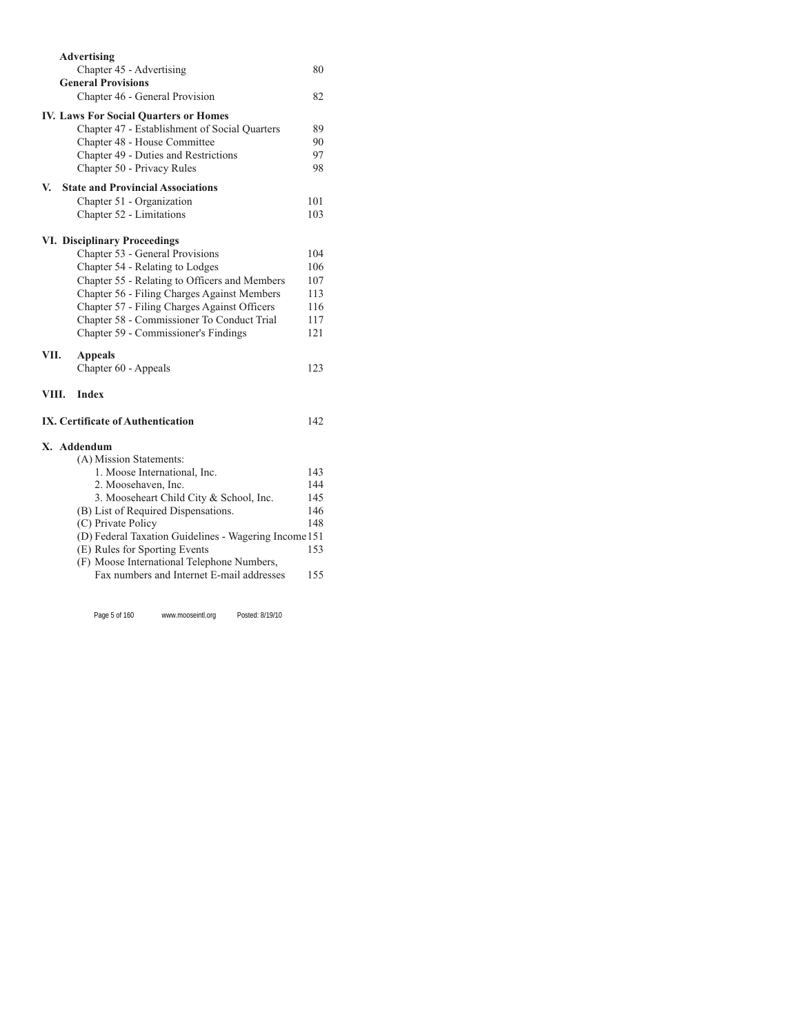**Advertising**

| | |
|---|---|
| Chapter 45 - Advertising | 80 |

**General Provisions**

| | |
|---|---|
| Chapter 46 - General Provision | 82 |

**IV. Laws For Social Quarters or Homes**

| | |
|---|---|
| Chapter 47 - Establishment of Social Quarters | 89 |
| Chapter 48 - House Committee | 90 |
| Chapter 49 - Duties and Restrictions | 97 |
| Chapter 50 - Privacy Rules | 98 |

**V. State and Provincial Associations**

| | |
|---|---|
| Chapter 51 - Organization | 101 |
| Chapter 52 - Limitations | 103 |

**VI. Disciplinary Proceedings**

| | |
|---|---|
| Chapter 53 - General Provisions | 104 |
| Chapter 54 - Relating to Lodges | 106 |
| Chapter 55 - Relating to Officers and Members | 107 |
| Chapter 56 - Filing Charges Against Members | 113 |
| Chapter 57 - Filing Charges Against Officers | 116 |
| Chapter 58 - Commissioner To Conduct Trial | 117 |
| Chapter 59 - Commissioner's Findings | 121 |

**VII. Appeals**

| | |
|---|---|
| Chapter 60 - Appeals | 123 |

**VIII. Index**

**IX. Certificate of Authentication** 142

**X. Addendum**

| | |
|---|---|
| (A) Mission Statements: | |
| 1. Moose International, Inc. | 143 |
| 2. Moosehaven, Inc. | 144 |
| 3. Mooseheart Child City & School, Inc. | 145 |
| (B) List of Required Dispensations. | 146 |
| (C) Private Policy | 148 |
| (D) Federal Taxation Guidelines - Wagering Income | 151 |
| (E) Rules for Sporting Events | 153 |
| (F) Moose International Telephone Numbers, Fax numbers and Internet E-mail addresses | 155 |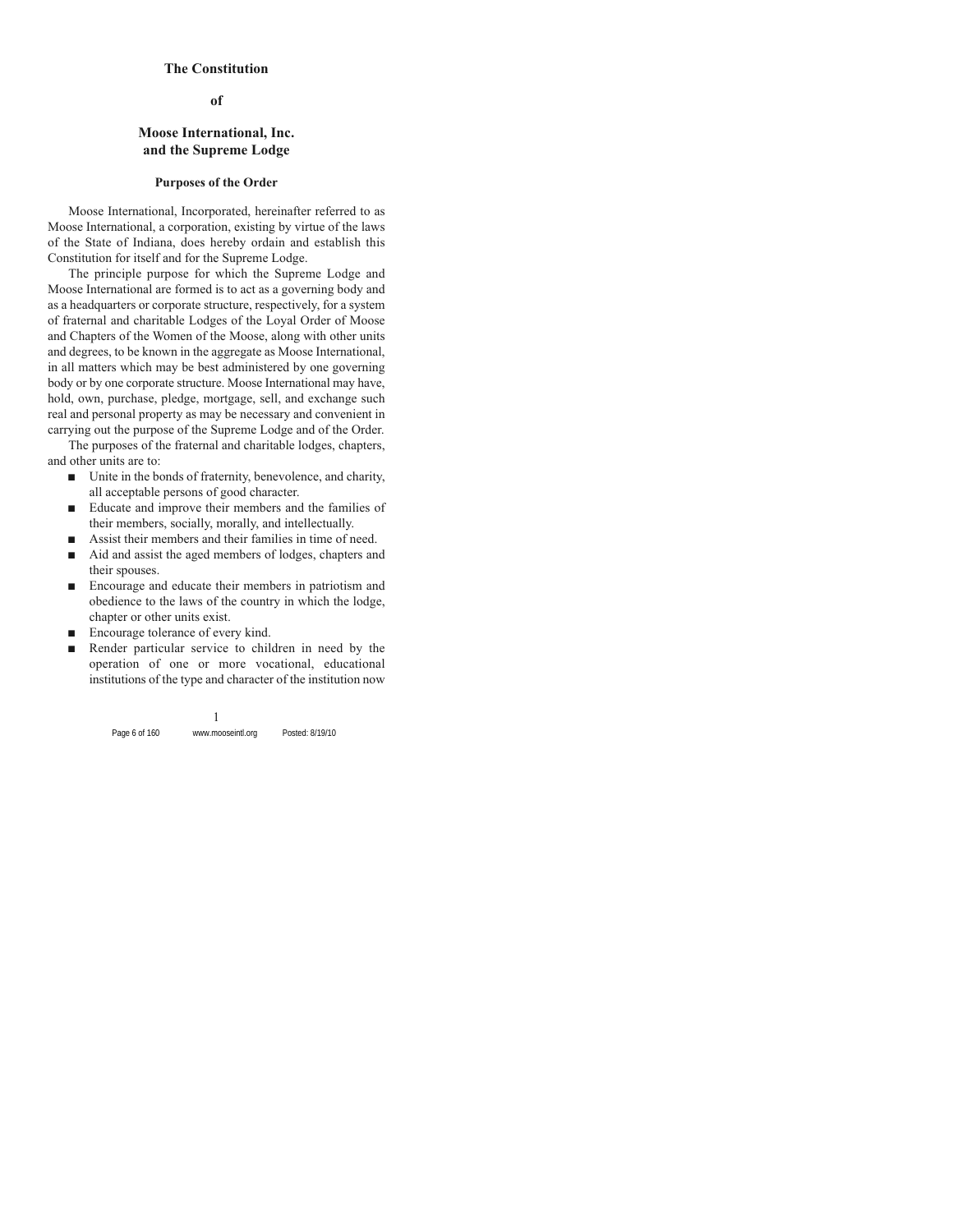# The Constitution

# of

# Moose International, Inc. and the Supreme Lodge

## Purposes of the Order

Moose International, Incorporated, hereinafter referred to as Moose International, a corporation, existing by virtue of the laws of the State of Indiana, does hereby ordain and establish this Constitution for itself and for the Supreme Lodge.

The principle purpose for which the Supreme Lodge and Moose International are formed is to act as a governing body and as a headquarters or corporate structure, respectively, for a system of fraternal and charitable Lodges of the Loyal Order of Moose and Chapters of the Women of the Moose, along with other units and degrees, to be known in the aggregate as Moose International, in all matters which may be best administered by one governing body or by one corporate structure. Moose International may have, hold, own, purchase, pledge, mortgage, sell, and exchange such real and personal property as may be necessary and convenient in carrying out the purpose of the Supreme Lodge and of the Order.

The purposes of the fraternal and charitable lodges, chapters, and other units are to:

- Unite in the bonds of fraternity, benevolence, and charity, all acceptable persons of good character.
- Educate and improve their members and the families of their members, socially, morally, and intellectually.
- Assist their members and their families in time of need.
- Aid and assist the aged members of lodges, chapters and their spouses.
- Encourage and educate their members in patriotism and obedience to the laws of the country in which the lodge, chapter or other units exist.
- Encourage tolerance of every kind.
- Render particular service to children in need by the operation of one or more vocational, educational institutions of the type and character of the institution now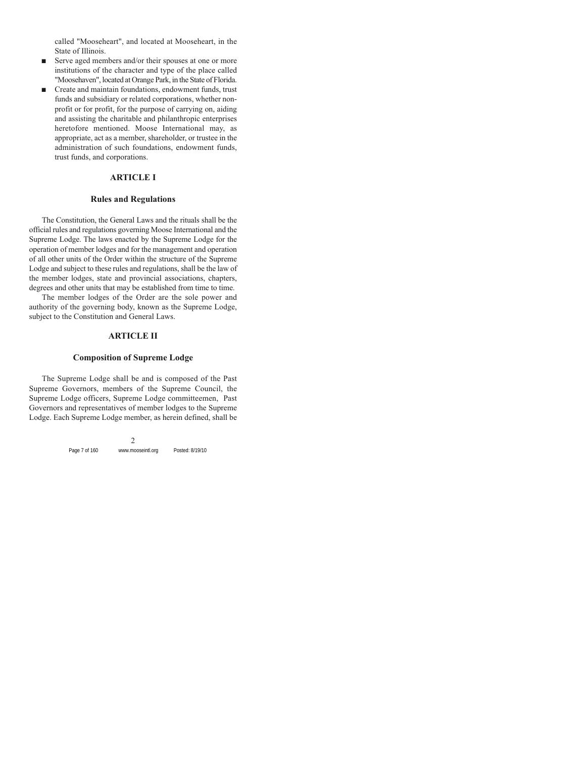called "Mooseheart", and located at Mooseheart, in the State of Illinois.

- Serve aged members and/or their spouses at one or more institutions of the character and type of the place called "Moosehaven", located at Orange Park, in the State of Florida.
- Create and maintain foundations, endowment funds, trust funds and subsidiary or related corporations, whether non-profit or for profit, for the purpose of carrying on, aiding and assisting the charitable and philanthropic enterprises heretofore mentioned. Moose International may, as appropriate, act as a member, shareholder, or trustee in the administration of such foundations, endowment funds, trust funds, and corporations.

## ARTICLE I

### Rules and Regulations

The Constitution, the General Laws and the rituals shall be the official rules and regulations governing Moose International and the Supreme Lodge. The laws enacted by the Supreme Lodge for the operation of member lodges and for the management and operation of all other units of the Order within the structure of the Supreme Lodge and subject to these rules and regulations, shall be the law of the member lodges, state and provincial associations, chapters, degrees and other units that may be established from time to time.

The member lodges of the Order are the sole power and authority of the governing body, known as the Supreme Lodge, subject to the Constitution and General Laws.

## ARTICLE II

### Composition of Supreme Lodge

The Supreme Lodge shall be and is composed of the Past Supreme Governors, members of the Supreme Council, the Supreme Lodge officers, Supreme Lodge committeemen, Past Governors and representatives of member lodges to the Supreme Lodge. Each Supreme Lodge member, as herein defined, shall be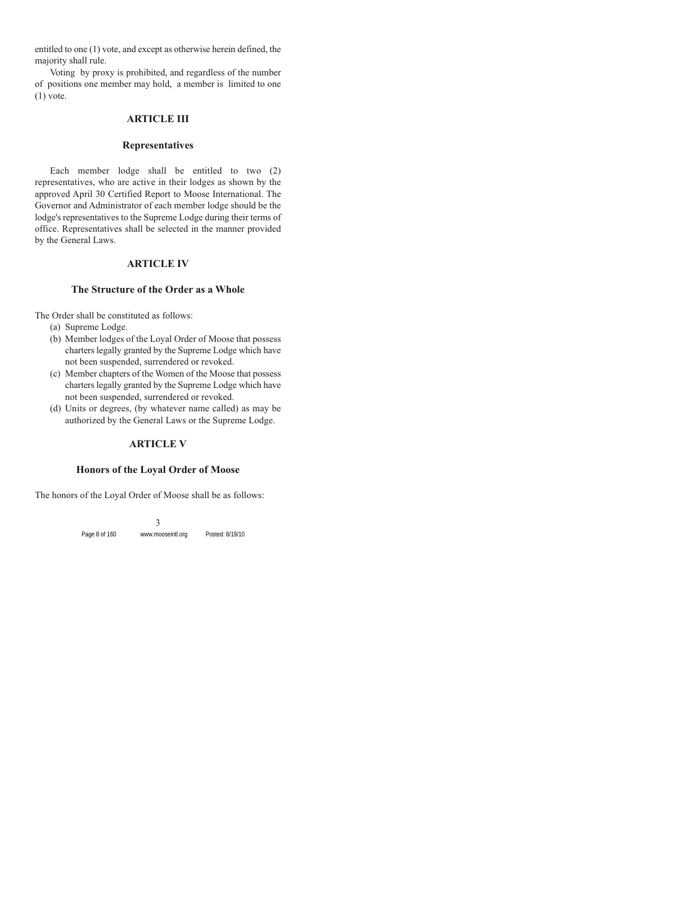entitled to one (1) vote, and except as otherwise herein defined, the majority shall rule.

Voting by proxy is prohibited, and regardless of the number of positions one member may hold, a member is limited to one (1) vote.

## ARTICLE III

### Representatives

Each member lodge shall be entitled to two (2) representatives, who are active in their lodges as shown by the approved April 30 Certified Report to Moose International. The Governor and Administrator of each member lodge should be the lodge's representatives to the Supreme Lodge during their terms of office. Representatives shall be selected in the manner provided by the General Laws.

## ARTICLE IV

### The Structure of the Order as a Whole

The Order shall be constituted as follows:

(a) Supreme Lodge.

(b) Member lodges of the Loyal Order of Moose that possess charters legally granted by the Supreme Lodge which have not been suspended, surrendered or revoked.

(c) Member chapters of the Women of the Moose that possess charters legally granted by the Supreme Lodge which have not been suspended, surrendered or revoked.

(d) Units or degrees, (by whatever name called) as may be authorized by the General Laws or the Supreme Lodge.

## ARTICLE V

### Honors of the Loyal Order of Moose

The honors of the Loyal Order of Moose shall be as follows: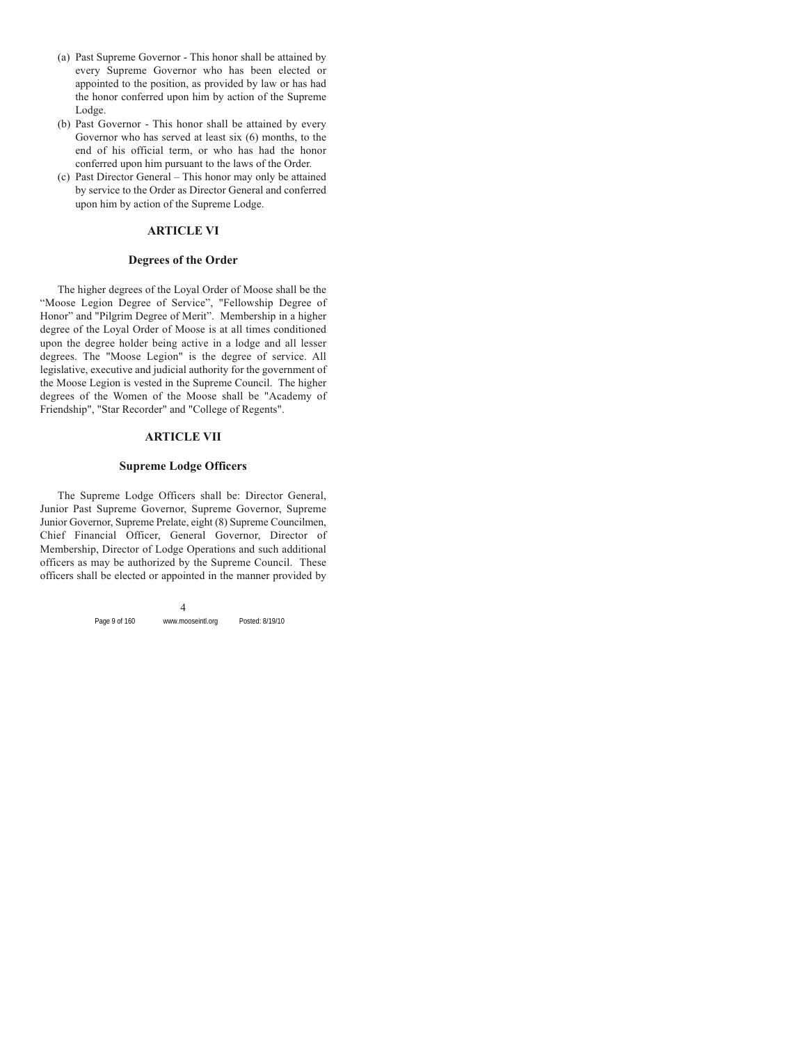(a) Past Supreme Governor - This honor shall be attained by every Supreme Governor who has been elected or appointed to the position, as provided by law or has had the honor conferred upon him by action of the Supreme Lodge.

(b) Past Governor - This honor shall be attained by every Governor who has served at least six (6) months, to the end of his official term, or who has had the honor conferred upon him pursuant to the laws of the Order.

(c) Past Director General – This honor may only be attained by service to the Order as Director General and conferred upon him by action of the Supreme Lodge.

## ARTICLE VI

### Degrees of the Order

The higher degrees of the Loyal Order of Moose shall be the “Moose Legion Degree of Service", "Fellowship Degree of Honor” and "Pilgrim Degree of Merit”. Membership in a higher degree of the Loyal Order of Moose is at all times conditioned upon the degree holder being active in a lodge and all lesser degrees. The "Moose Legion" is the degree of service. All legislative, executive and judicial authority for the government of the Moose Legion is vested in the Supreme Council. The higher degrees of the Women of the Moose shall be "Academy of Friendship", "Star Recorder" and "College of Regents".

## ARTICLE VII

### Supreme Lodge Officers

The Supreme Lodge Officers shall be: Director General, Junior Past Supreme Governor, Supreme Governor, Supreme Junior Governor, Supreme Prelate, eight (8) Supreme Councilmen, Chief Financial Officer, General Governor, Director of Membership, Director of Lodge Operations and such additional officers as may be authorized by the Supreme Council. These officers shall be elected or appointed in the manner provided by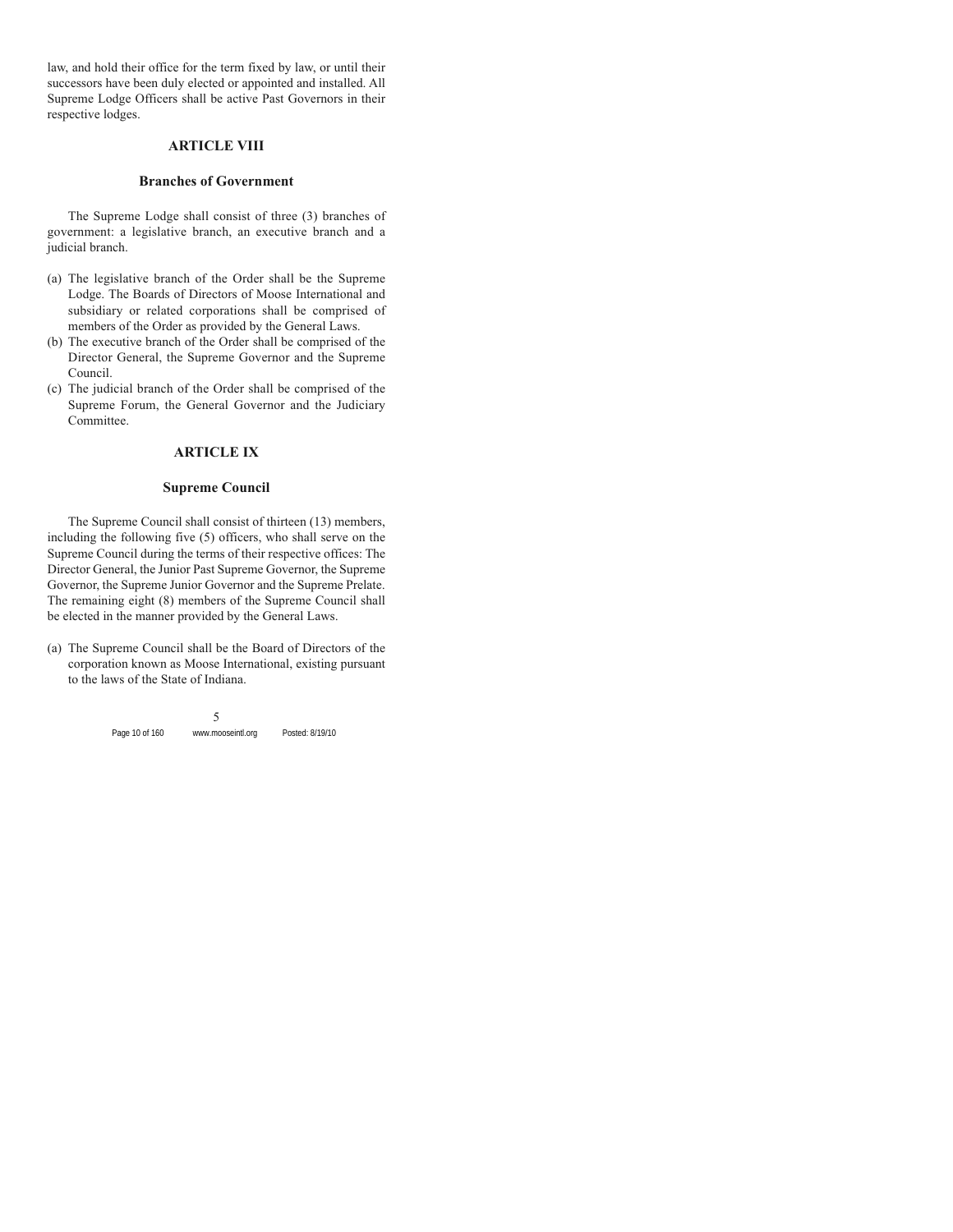law, and hold their office for the term fixed by law, or until their successors have been duly elected or appointed and installed. All Supreme Lodge Officers shall be active Past Governors in their respective lodges.

## ARTICLE VIII

### Branches of Government

The Supreme Lodge shall consist of three (3) branches of government: a legislative branch, an executive branch and a judicial branch.

(a) The legislative branch of the Order shall be the Supreme Lodge. The Boards of Directors of Moose International and subsidiary or related corporations shall be comprised of members of the Order as provided by the General Laws.

(b) The executive branch of the Order shall be comprised of the Director General, the Supreme Governor and the Supreme Council.

(c) The judicial branch of the Order shall be comprised of the Supreme Forum, the General Governor and the Judiciary Committee.

## ARTICLE IX

### Supreme Council

The Supreme Council shall consist of thirteen (13) members, including the following five (5) officers, who shall serve on the Supreme Council during the terms of their respective offices: The Director General, the Junior Past Supreme Governor, the Supreme Governor, the Supreme Junior Governor and the Supreme Prelate. The remaining eight (8) members of the Supreme Council shall be elected in the manner provided by the General Laws.

(a) The Supreme Council shall be the Board of Directors of the corporation known as Moose International, existing pursuant to the laws of the State of Indiana.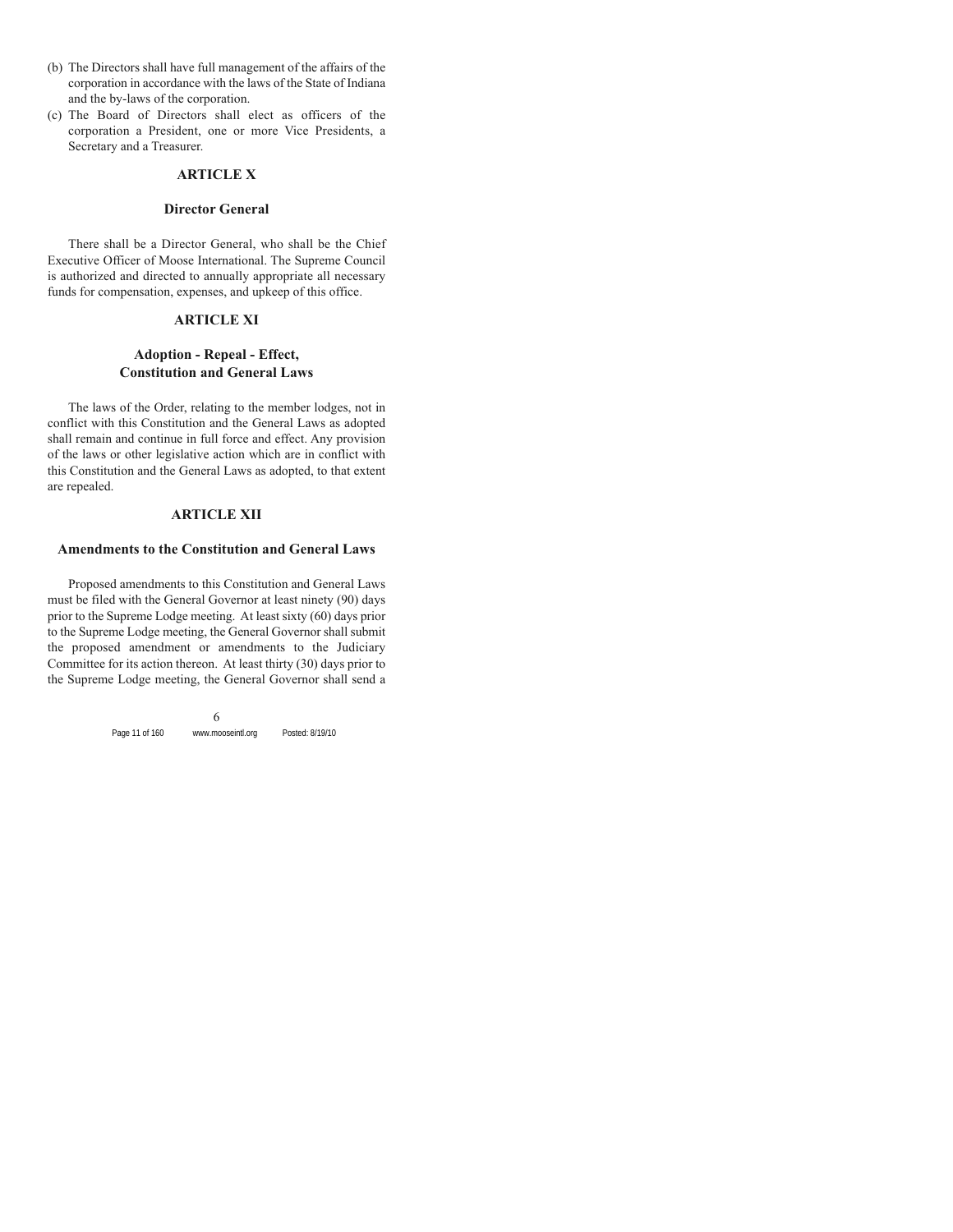(b) The Directors shall have full management of the affairs of the corporation in accordance with the laws of the State of Indiana and the by-laws of the corporation.

(c) The Board of Directors shall elect as officers of the corporation a President, one or more Vice Presidents, a Secretary and a Treasurer.

## ARTICLE X

### Director General

There shall be a Director General, who shall be the Chief Executive Officer of Moose International. The Supreme Council is authorized and directed to annually appropriate all necessary funds for compensation, expenses, and upkeep of this office.

## ARTICLE XI

### Adoption - Repeal - Effect, Constitution and General Laws

The laws of the Order, relating to the member lodges, not in conflict with this Constitution and the General Laws as adopted shall remain and continue in full force and effect. Any provision of the laws or other legislative action which are in conflict with this Constitution and the General Laws as adopted, to that extent are repealed.

## ARTICLE XII

### Amendments to the Constitution and General Laws

Proposed amendments to this Constitution and General Laws must be filed with the General Governor at least ninety (90) days prior to the Supreme Lodge meeting. At least sixty (60) days prior to the Supreme Lodge meeting, the General Governor shall submit the proposed amendment or amendments to the Judiciary Committee for its action thereon. At least thirty (30) days prior to the Supreme Lodge meeting, the General Governor shall send a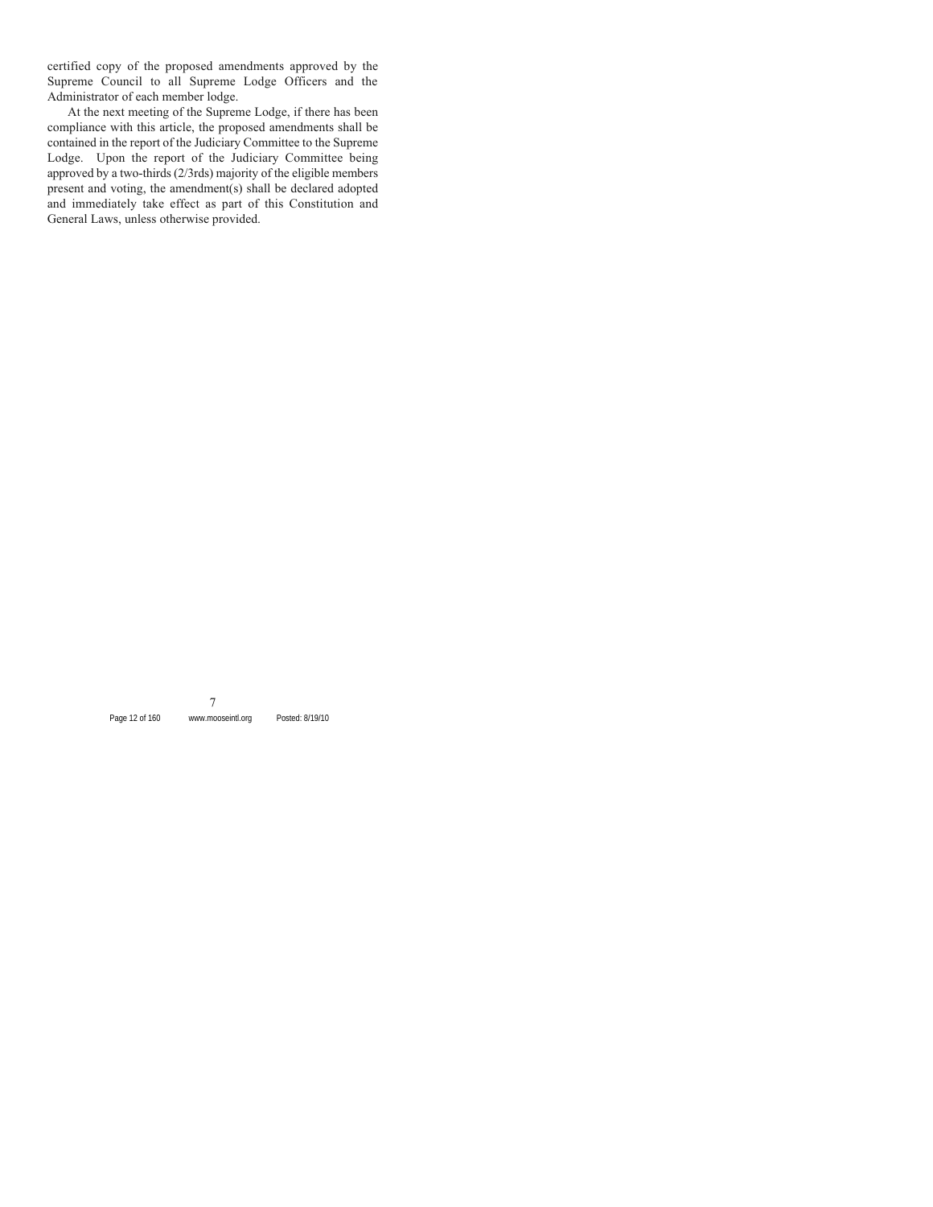certified copy of the proposed amendments approved by the Supreme Council to all Supreme Lodge Officers and the Administrator of each member lodge.

At the next meeting of the Supreme Lodge, if there has been compliance with this article, the proposed amendments shall be contained in the report of the Judiciary Committee to the Supreme Lodge. Upon the report of the Judiciary Committee being approved by a two-thirds (2/3rds) majority of the eligible members present and voting, the amendment(s) shall be declared adopted and immediately take effect as part of this Constitution and General Laws, unless otherwise provided.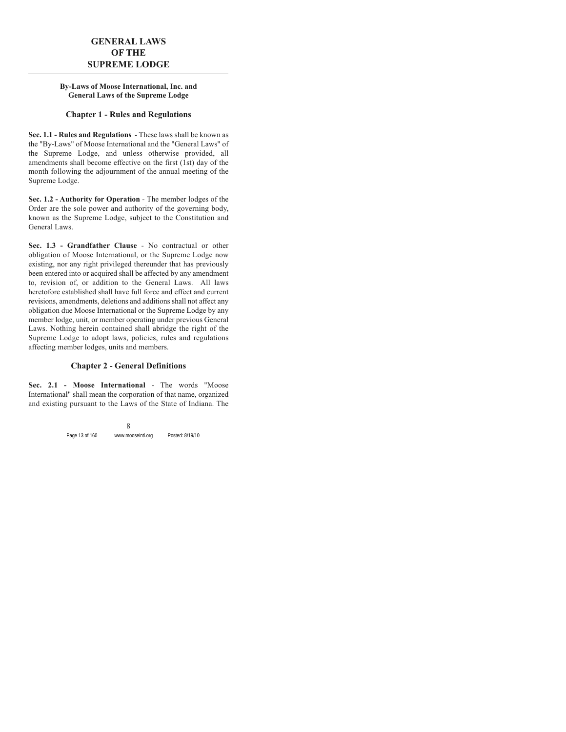# GENERAL LAWS OF THE SUPREME LODGE

**By-Laws of Moose International, Inc. and General Laws of the Supreme Lodge**

## Chapter 1 - Rules and Regulations

**Sec. 1.1 - Rules and Regulations** - These laws shall be known as the "By-Laws" of Moose International and the "General Laws" of the Supreme Lodge, and unless otherwise provided, all amendments shall become effective on the first (1st) day of the month following the adjournment of the annual meeting of the Supreme Lodge.

**Sec. 1.2 - Authority for Operation** - The member lodges of the Order are the sole power and authority of the governing body, known as the Supreme Lodge, subject to the Constitution and General Laws.

**Sec. 1.3 - Grandfather Clause** - No contractual or other obligation of Moose International, or the Supreme Lodge now existing, nor any right privileged thereunder that has previously been entered into or acquired shall be affected by any amendment to, revision of, or addition to the General Laws. All laws heretofore established shall have full force and effect and current revisions, amendments, deletions and additions shall not affect any obligation due Moose International or the Supreme Lodge by any member lodge, unit, or member operating under previous General Laws. Nothing herein contained shall abridge the right of the Supreme Lodge to adopt laws, policies, rules and regulations affecting member lodges, units and members.

## Chapter 2 - General Definitions

**Sec. 2.1 - Moose International** - The words "Moose International" shall mean the corporation of that name, organized and existing pursuant to the Laws of the State of Indiana. The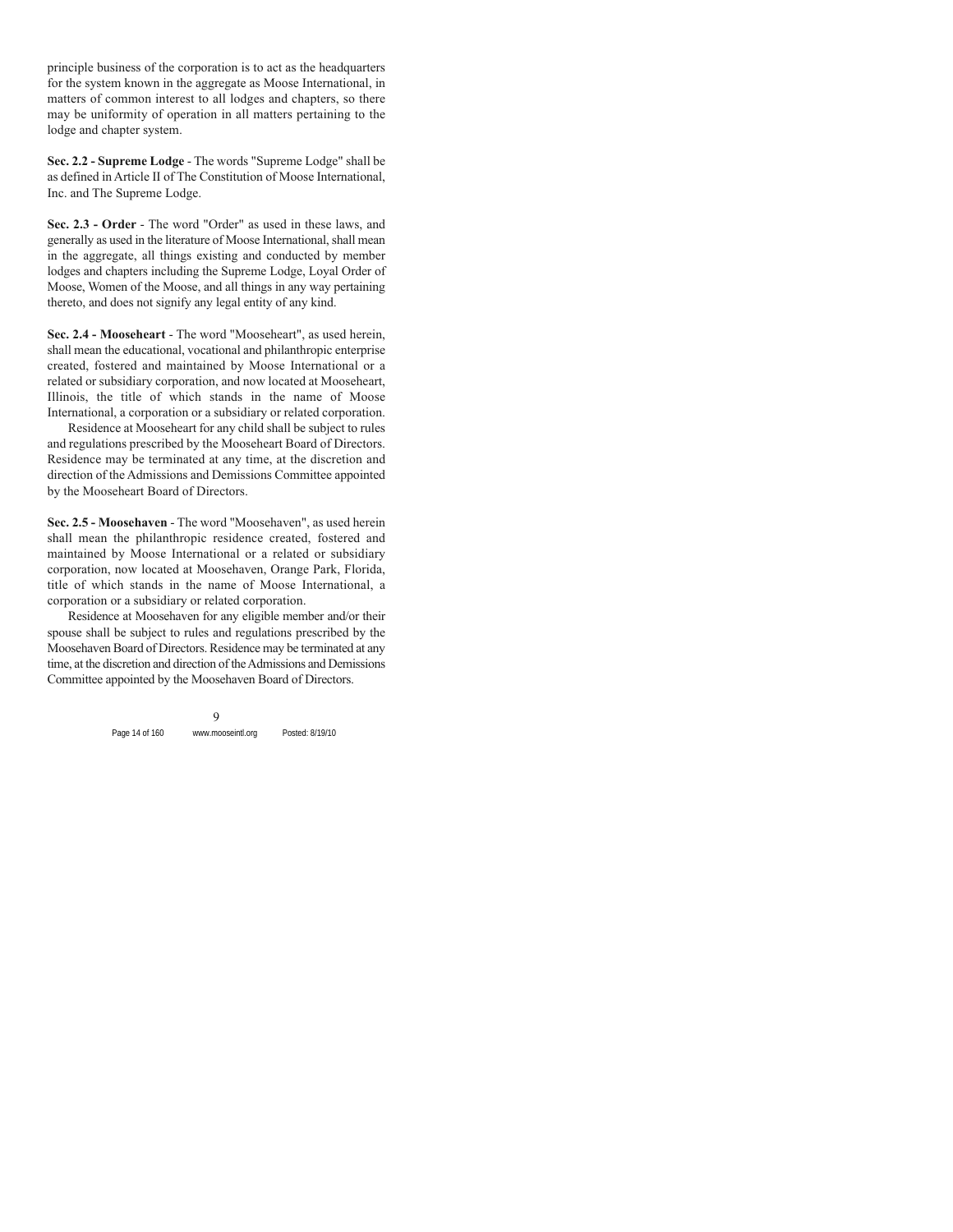principle business of the corporation is to act as the headquarters for the system known in the aggregate as Moose International, in matters of common interest to all lodges and chapters, so there may be uniformity of operation in all matters pertaining to the lodge and chapter system.

**Sec. 2.2 - Supreme Lodge** - The words "Supreme Lodge" shall be as defined in Article II of The Constitution of Moose International, Inc. and The Supreme Lodge.

**Sec. 2.3 - Order** - The word "Order" as used in these laws, and generally as used in the literature of Moose International, shall mean in the aggregate, all things existing and conducted by member lodges and chapters including the Supreme Lodge, Loyal Order of Moose, Women of the Moose, and all things in any way pertaining thereto, and does not signify any legal entity of any kind.

**Sec. 2.4 - Mooseheart** - The word "Mooseheart", as used herein, shall mean the educational, vocational and philanthropic enterprise created, fostered and maintained by Moose International or a related or subsidiary corporation, and now located at Mooseheart, Illinois, the title of which stands in the name of Moose International, a corporation or a subsidiary or related corporation.

Residence at Mooseheart for any child shall be subject to rules and regulations prescribed by the Mooseheart Board of Directors. Residence may be terminated at any time, at the discretion and direction of the Admissions and Demissions Committee appointed by the Mooseheart Board of Directors.

**Sec. 2.5 - Moosehaven** - The word "Moosehaven", as used herein shall mean the philanthropic residence created, fostered and maintained by Moose International or a related or subsidiary corporation, now located at Moosehaven, Orange Park, Florida, title of which stands in the name of Moose International, a corporation or a subsidiary or related corporation.

Residence at Moosehaven for any eligible member and/or their spouse shall be subject to rules and regulations prescribed by the Moosehaven Board of Directors. Residence may be terminated at any time, at the discretion and direction of the Admissions and Demissions Committee appointed by the Moosehaven Board of Directors.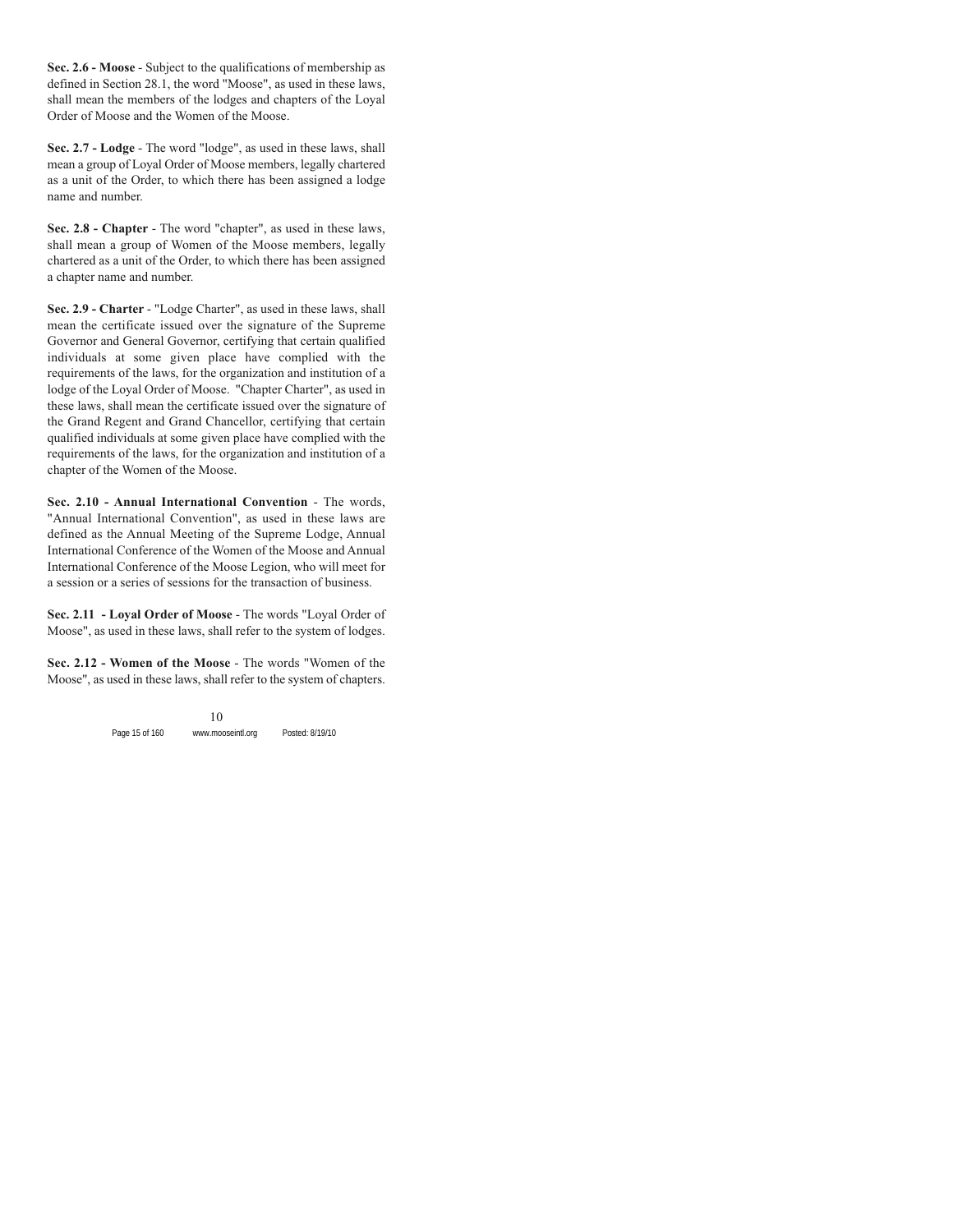**Sec. 2.6 - Moose** - Subject to the qualifications of membership as defined in Section 28.1, the word "Moose", as used in these laws, shall mean the members of the lodges and chapters of the Loyal Order of Moose and the Women of the Moose.

**Sec. 2.7 - Lodge** - The word "lodge", as used in these laws, shall mean a group of Loyal Order of Moose members, legally chartered as a unit of the Order, to which there has been assigned a lodge name and number.

**Sec. 2.8 - Chapter** - The word "chapter", as used in these laws, shall mean a group of Women of the Moose members, legally chartered as a unit of the Order, to which there has been assigned a chapter name and number.

**Sec. 2.9 - Charter** - "Lodge Charter", as used in these laws, shall mean the certificate issued over the signature of the Supreme Governor and General Governor, certifying that certain qualified individuals at some given place have complied with the requirements of the laws, for the organization and institution of a lodge of the Loyal Order of Moose. "Chapter Charter", as used in these laws, shall mean the certificate issued over the signature of the Grand Regent and Grand Chancellor, certifying that certain qualified individuals at some given place have complied with the requirements of the laws, for the organization and institution of a chapter of the Women of the Moose.

**Sec. 2.10 - Annual International Convention** - The words, "Annual International Convention", as used in these laws are defined as the Annual Meeting of the Supreme Lodge, Annual International Conference of the Women of the Moose and Annual International Conference of the Moose Legion, who will meet for a session or a series of sessions for the transaction of business.

**Sec. 2.11 - Loyal Order of Moose** - The words "Loyal Order of Moose", as used in these laws, shall refer to the system of lodges.

**Sec. 2.12 - Women of the Moose** - The words "Women of the Moose", as used in these laws, shall refer to the system of chapters.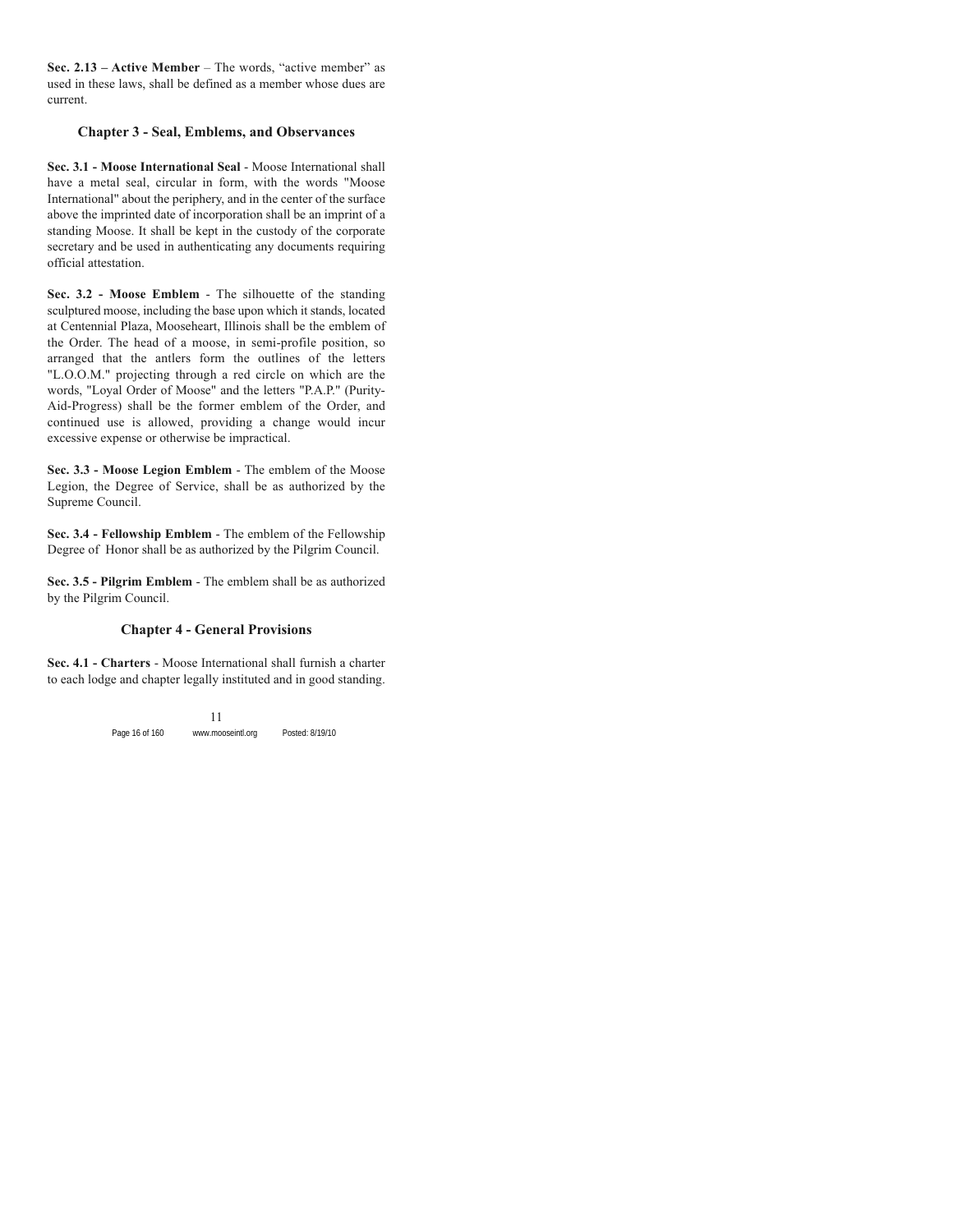**Sec. 2.13 – Active Member** – The words, “active member” as used in these laws, shall be defined as a member whose dues are current.

## Chapter 3 - Seal, Emblems, and Observances

**Sec. 3.1 - Moose International Seal** - Moose International shall have a metal seal, circular in form, with the words "Moose International" about the periphery, and in the center of the surface above the imprinted date of incorporation shall be an imprint of a standing Moose. It shall be kept in the custody of the corporate secretary and be used in authenticating any documents requiring official attestation.

**Sec. 3.2 - Moose Emblem** - The silhouette of the standing sculptured moose, including the base upon which it stands, located at Centennial Plaza, Mooseheart, Illinois shall be the emblem of the Order. The head of a moose, in semi-profile position, so arranged that the antlers form the outlines of the letters "L.O.O.M." projecting through a red circle on which are the words, "Loyal Order of Moose" and the letters "P.A.P." (Purity-Aid-Progress) shall be the former emblem of the Order, and continued use is allowed, providing a change would incur excessive expense or otherwise be impractical.

**Sec. 3.3 - Moose Legion Emblem** - The emblem of the Moose Legion, the Degree of Service, shall be as authorized by the Supreme Council.

**Sec. 3.4 - Fellowship Emblem** - The emblem of the Fellowship Degree of Honor shall be as authorized by the Pilgrim Council.

**Sec. 3.5 - Pilgrim Emblem** - The emblem shall be as authorized by the Pilgrim Council.

## Chapter 4 - General Provisions

**Sec. 4.1 - Charters** - Moose International shall furnish a charter to each lodge and chapter legally instituted and in good standing.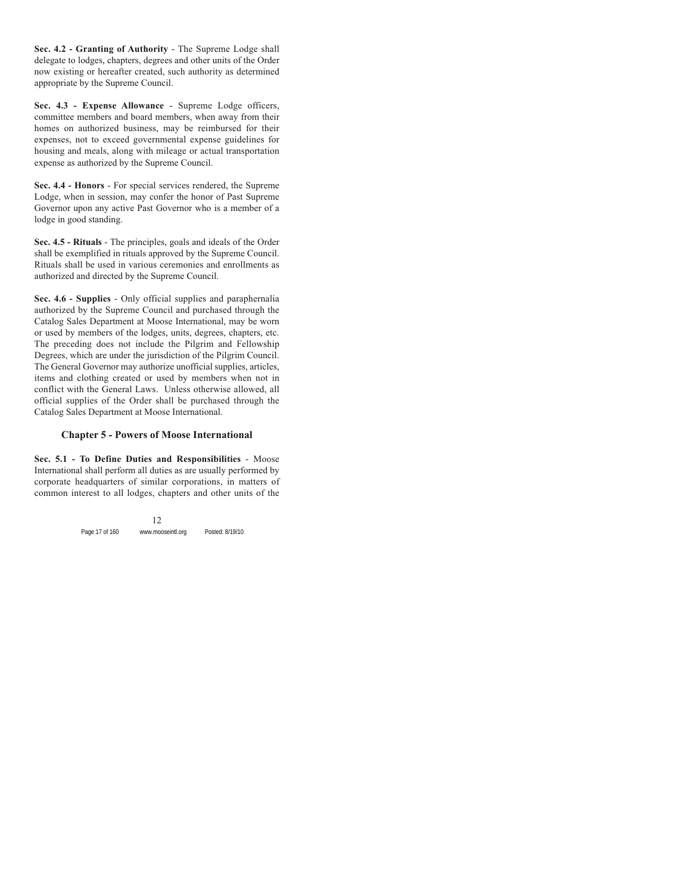**Sec. 4.2 - Granting of Authority** - The Supreme Lodge shall delegate to lodges, chapters, degrees and other units of the Order now existing or hereafter created, such authority as determined appropriate by the Supreme Council.

**Sec. 4.3 - Expense Allowance** - Supreme Lodge officers, committee members and board members, when away from their homes on authorized business, may be reimbursed for their expenses, not to exceed governmental expense guidelines for housing and meals, along with mileage or actual transportation expense as authorized by the Supreme Council.

**Sec. 4.4 - Honors** - For special services rendered, the Supreme Lodge, when in session, may confer the honor of Past Supreme Governor upon any active Past Governor who is a member of a lodge in good standing.

**Sec. 4.5 - Rituals** - The principles, goals and ideals of the Order shall be exemplified in rituals approved by the Supreme Council. Rituals shall be used in various ceremonies and enrollments as authorized and directed by the Supreme Council.

**Sec. 4.6 - Supplies** - Only official supplies and paraphernalia authorized by the Supreme Council and purchased through the Catalog Sales Department at Moose International, may be worn or used by members of the lodges, units, degrees, chapters, etc. The preceding does not include the Pilgrim and Fellowship Degrees, which are under the jurisdiction of the Pilgrim Council. The General Governor may authorize unofficial supplies, articles, items and clothing created or used by members when not in conflict with the General Laws. Unless otherwise allowed, all official supplies of the Order shall be purchased through the Catalog Sales Department at Moose International.

## Chapter 5 - Powers of Moose International

**Sec. 5.1 - To Define Duties and Responsibilities** - Moose International shall perform all duties as are usually performed by corporate headquarters of similar corporations, in matters of common interest to all lodges, chapters and other units of the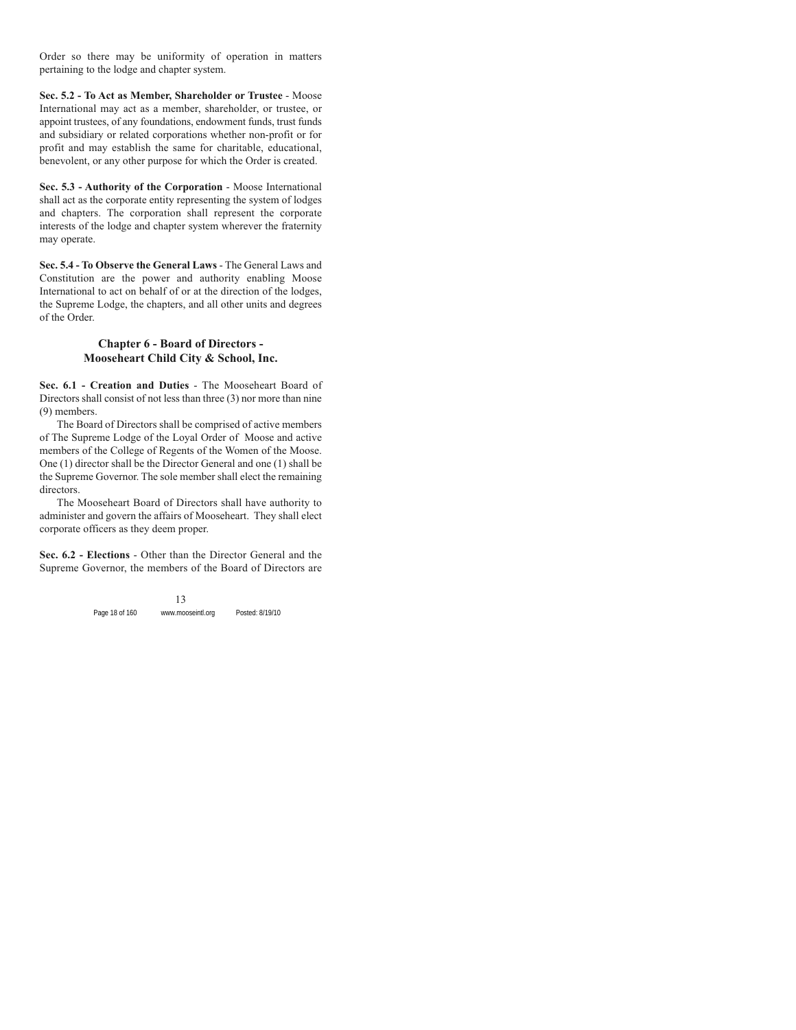Order so there may be uniformity of operation in matters pertaining to the lodge and chapter system.

**Sec. 5.2 - To Act as Member, Shareholder or Trustee** - Moose International may act as a member, shareholder, or trustee, or appoint trustees, of any foundations, endowment funds, trust funds and subsidiary or related corporations whether non-profit or for profit and may establish the same for charitable, educational, benevolent, or any other purpose for which the Order is created.

**Sec. 5.3 - Authority of the Corporation** - Moose International shall act as the corporate entity representing the system of lodges and chapters. The corporation shall represent the corporate interests of the lodge and chapter system wherever the fraternity may operate.

**Sec. 5.4 - To Observe the General Laws** - The General Laws and Constitution are the power and authority enabling Moose International to act on behalf of or at the direction of the lodges, the Supreme Lodge, the chapters, and all other units and degrees of the Order.

## Chapter 6 - Board of Directors - Mooseheart Child City & School, Inc.

**Sec. 6.1 - Creation and Duties** - The Mooseheart Board of Directors shall consist of not less than three (3) nor more than nine (9) members.

The Board of Directors shall be comprised of active members of The Supreme Lodge of the Loyal Order of Moose and active members of the College of Regents of the Women of the Moose. One (1) director shall be the Director General and one (1) shall be the Supreme Governor. The sole member shall elect the remaining directors.

The Mooseheart Board of Directors shall have authority to administer and govern the affairs of Mooseheart. They shall elect corporate officers as they deem proper.

**Sec. 6.2 - Elections** - Other than the Director General and the Supreme Governor, the members of the Board of Directors are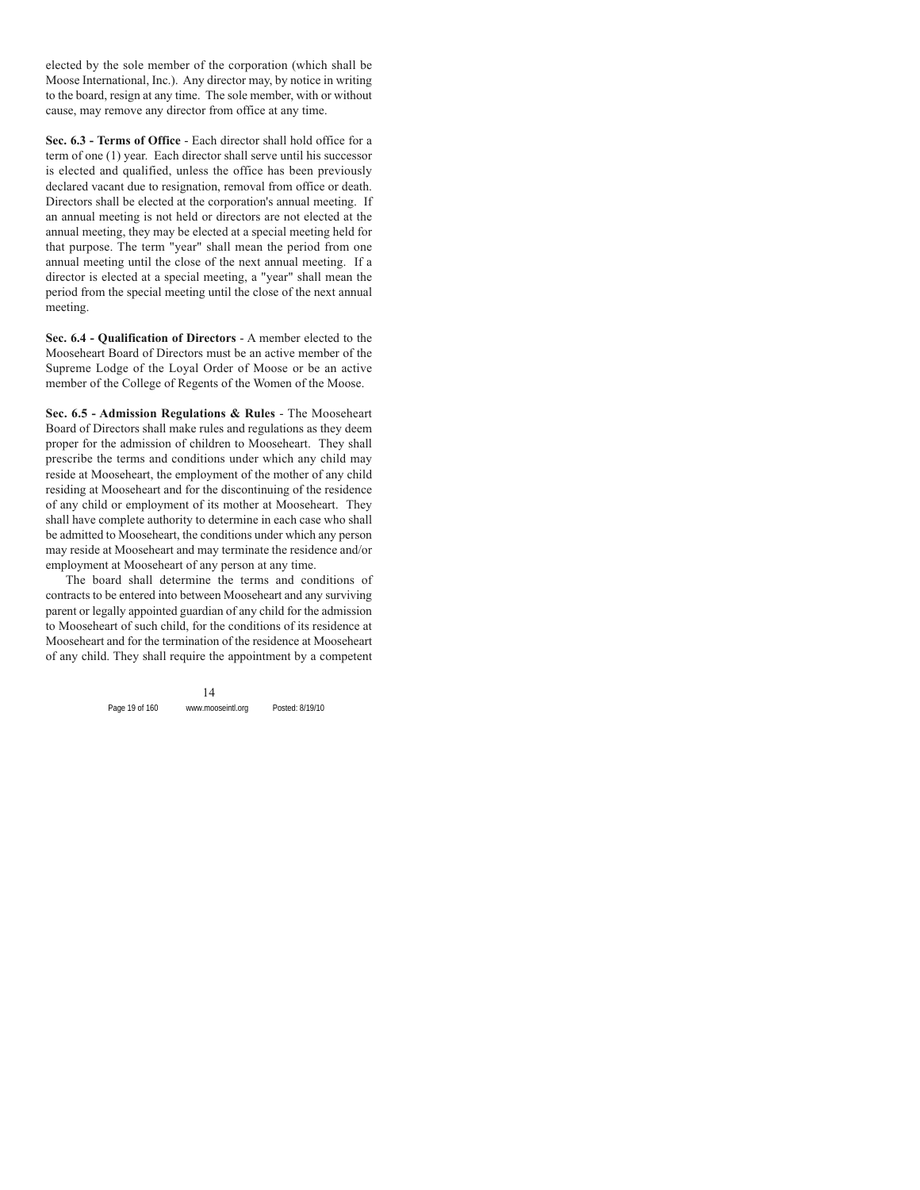elected by the sole member of the corporation (which shall be Moose International, Inc.). Any director may, by notice in writing to the board, resign at any time. The sole member, with or without cause, may remove any director from office at any time.

**Sec. 6.3 - Terms of Office** - Each director shall hold office for a term of one (1) year. Each director shall serve until his successor is elected and qualified, unless the office has been previously declared vacant due to resignation, removal from office or death. Directors shall be elected at the corporation's annual meeting. If an annual meeting is not held or directors are not elected at the annual meeting, they may be elected at a special meeting held for that purpose. The term "year" shall mean the period from one annual meeting until the close of the next annual meeting. If a director is elected at a special meeting, a "year" shall mean the period from the special meeting until the close of the next annual meeting.

**Sec. 6.4 - Qualification of Directors** - A member elected to the Mooseheart Board of Directors must be an active member of the Supreme Lodge of the Loyal Order of Moose or be an active member of the College of Regents of the Women of the Moose.

**Sec. 6.5 - Admission Regulations & Rules** - The Mooseheart Board of Directors shall make rules and regulations as they deem proper for the admission of children to Mooseheart. They shall prescribe the terms and conditions under which any child may reside at Mooseheart, the employment of the mother of any child residing at Mooseheart and for the discontinuing of the residence of any child or employment of its mother at Mooseheart. They shall have complete authority to determine in each case who shall be admitted to Mooseheart, the conditions under which any person may reside at Mooseheart and may terminate the residence and/or employment at Mooseheart of any person at any time.

The board shall determine the terms and conditions of contracts to be entered into between Mooseheart and any surviving parent or legally appointed guardian of any child for the admission to Mooseheart of such child, for the conditions of its residence at Mooseheart and for the termination of the residence at Mooseheart of any child. They shall require the appointment by a competent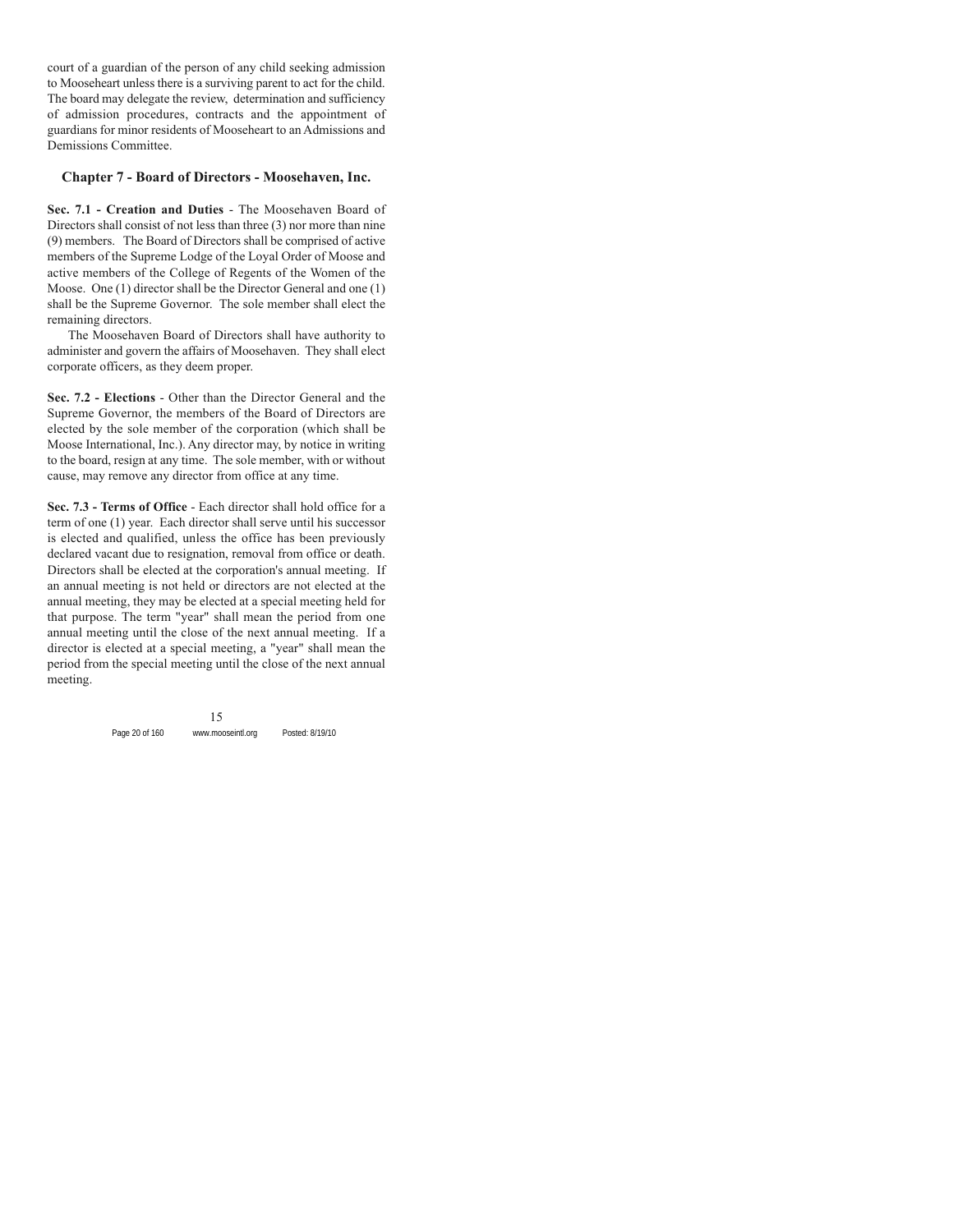court of a guardian of the person of any child seeking admission to Mooseheart unless there is a surviving parent to act for the child. The board may delegate the review, determination and sufficiency of admission procedures, contracts and the appointment of guardians for minor residents of Mooseheart to an Admissions and Demissions Committee.

## Chapter 7 - Board of Directors - Moosehaven, Inc.

**Sec. 7.1 - Creation and Duties** - The Moosehaven Board of Directors shall consist of not less than three (3) nor more than nine (9) members. The Board of Directors shall be comprised of active members of the Supreme Lodge of the Loyal Order of Moose and active members of the College of Regents of the Women of the Moose. One (1) director shall be the Director General and one (1) shall be the Supreme Governor. The sole member shall elect the remaining directors.

The Moosehaven Board of Directors shall have authority to administer and govern the affairs of Moosehaven. They shall elect corporate officers, as they deem proper.

**Sec. 7.2 - Elections** - Other than the Director General and the Supreme Governor, the members of the Board of Directors are elected by the sole member of the corporation (which shall be Moose International, Inc.). Any director may, by notice in writing to the board, resign at any time. The sole member, with or without cause, may remove any director from office at any time.

**Sec. 7.3 - Terms of Office** - Each director shall hold office for a term of one (1) year. Each director shall serve until his successor is elected and qualified, unless the office has been previously declared vacant due to resignation, removal from office or death. Directors shall be elected at the corporation's annual meeting. If an annual meeting is not held or directors are not elected at the annual meeting, they may be elected at a special meeting held for that purpose. The term "year" shall mean the period from one annual meeting until the close of the next annual meeting. If a director is elected at a special meeting, a "year" shall mean the period from the special meeting until the close of the next annual meeting.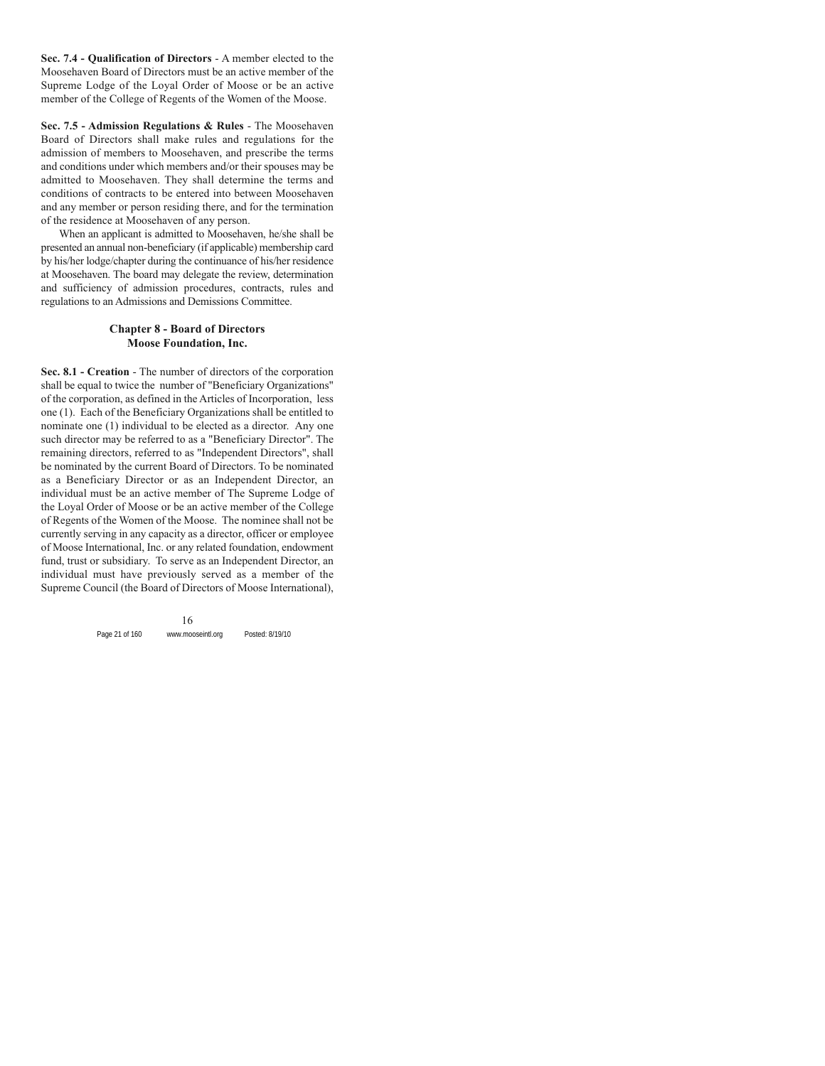**Sec. 7.4 - Qualification of Directors** - A member elected to the Moosehaven Board of Directors must be an active member of the Supreme Lodge of the Loyal Order of Moose or be an active member of the College of Regents of the Women of the Moose.

**Sec. 7.5 - Admission Regulations & Rules** - The Moosehaven Board of Directors shall make rules and regulations for the admission of members to Moosehaven, and prescribe the terms and conditions under which members and/or their spouses may be admitted to Moosehaven. They shall determine the terms and conditions of contracts to be entered into between Moosehaven and any member or person residing there, and for the termination of the residence at Moosehaven of any person.

When an applicant is admitted to Moosehaven, he/she shall be presented an annual non-beneficiary (if applicable) membership card by his/her lodge/chapter during the continuance of his/her residence at Moosehaven. The board may delegate the review, determination and sufficiency of admission procedures, contracts, rules and regulations to an Admissions and Demissions Committee.

## Chapter 8 - Board of Directors Moose Foundation, Inc.

**Sec. 8.1 - Creation** - The number of directors of the corporation shall be equal to twice the number of "Beneficiary Organizations" of the corporation, as defined in the Articles of Incorporation, less one (1). Each of the Beneficiary Organizations shall be entitled to nominate one (1) individual to be elected as a director. Any one such director may be referred to as a "Beneficiary Director". The remaining directors, referred to as "Independent Directors", shall be nominated by the current Board of Directors. To be nominated as a Beneficiary Director or as an Independent Director, an individual must be an active member of The Supreme Lodge of the Loyal Order of Moose or be an active member of the College of Regents of the Women of the Moose. The nominee shall not be currently serving in any capacity as a director, officer or employee of Moose International, Inc. or any related foundation, endowment fund, trust or subsidiary. To serve as an Independent Director, an individual must have previously served as a member of the Supreme Council (the Board of Directors of Moose International),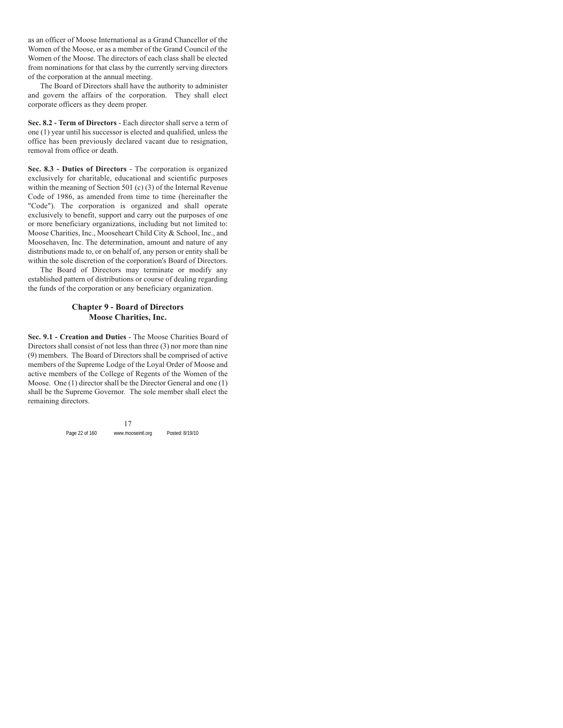as an officer of Moose International as a Grand Chancellor of the Women of the Moose, or as a member of the Grand Council of the Women of the Moose. The directors of each class shall be elected from nominations for that class by the currently serving directors of the corporation at the annual meeting.

The Board of Directors shall have the authority to administer and govern the affairs of the corporation. They shall elect corporate officers as they deem proper.

**Sec. 8.2 - Term of Directors** - Each director shall serve a term of one (1) year until his successor is elected and qualified, unless the office has been previously declared vacant due to resignation, removal from office or death.

**Sec. 8.3 - Duties of Directors** - The corporation is organized exclusively for charitable, educational and scientific purposes within the meaning of Section 501 (c) (3) of the Internal Revenue Code of 1986, as amended from time to time (hereinafter the "Code"). The corporation is organized and shall operate exclusively to benefit, support and carry out the purposes of one or more beneficiary organizations, including but not limited to: Moose Charities, Inc., Mooseheart Child City & School, Inc., and Moosehaven, Inc. The determination, amount and nature of any distributions made to, or on behalf of, any person or entity shall be within the sole discretion of the corporation's Board of Directors.

The Board of Directors may terminate or modify any established pattern of distributions or course of dealing regarding the funds of the corporation or any beneficiary organization.

## Chapter 9 - Board of Directors Moose Charities, Inc.

**Sec. 9.1 - Creation and Duties** - The Moose Charities Board of Directors shall consist of not less than three (3) nor more than nine (9) members. The Board of Directors shall be comprised of active members of the Supreme Lodge of the Loyal Order of Moose and active members of the College of Regents of the Women of the Moose. One (1) director shall be the Director General and one (1) shall be the Supreme Governor. The sole member shall elect the remaining directors.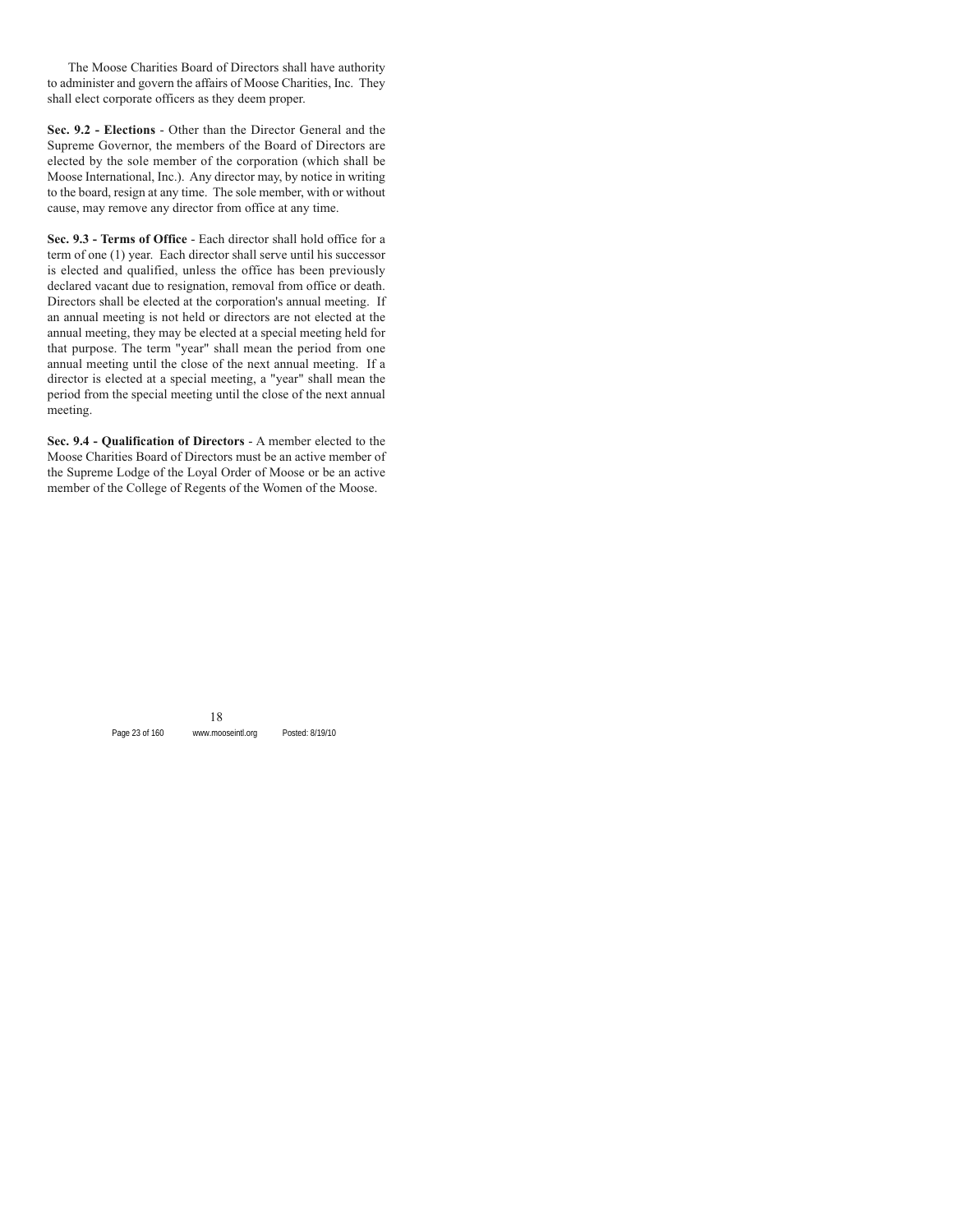The Moose Charities Board of Directors shall have authority to administer and govern the affairs of Moose Charities, Inc. They shall elect corporate officers as they deem proper.

**Sec. 9.2 - Elections** - Other than the Director General and the Supreme Governor, the members of the Board of Directors are elected by the sole member of the corporation (which shall be Moose International, Inc.). Any director may, by notice in writing to the board, resign at any time. The sole member, with or without cause, may remove any director from office at any time.

**Sec. 9.3 - Terms of Office** - Each director shall hold office for a term of one (1) year. Each director shall serve until his successor is elected and qualified, unless the office has been previously declared vacant due to resignation, removal from office or death. Directors shall be elected at the corporation's annual meeting. If an annual meeting is not held or directors are not elected at the annual meeting, they may be elected at a special meeting held for that purpose. The term "year" shall mean the period from one annual meeting until the close of the next annual meeting. If a director is elected at a special meeting, a "year" shall mean the period from the special meeting until the close of the next annual meeting.

**Sec. 9.4 - Qualification of Directors** - A member elected to the Moose Charities Board of Directors must be an active member of the Supreme Lodge of the Loyal Order of Moose or be an active member of the College of Regents of the Women of the Moose.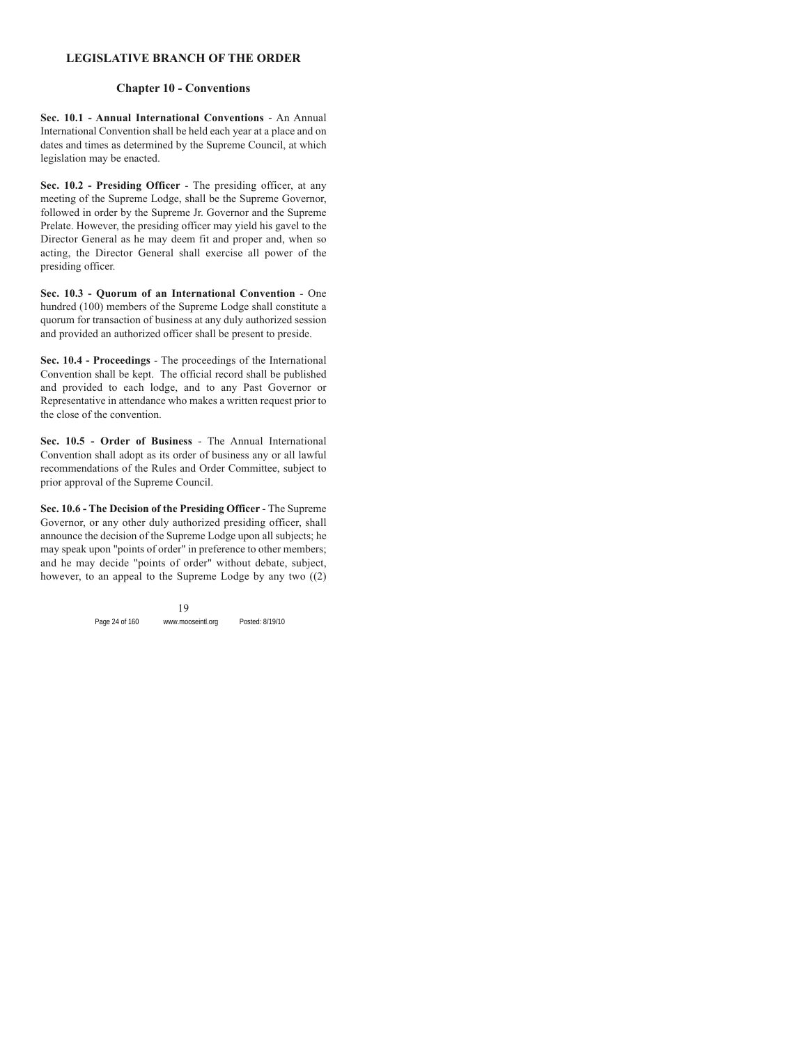## LEGISLATIVE BRANCH OF THE ORDER

### Chapter 10 - Conventions

**Sec. 10.1 - Annual International Conventions** - An Annual International Convention shall be held each year at a place and on dates and times as determined by the Supreme Council, at which legislation may be enacted.

**Sec. 10.2 - Presiding Officer** - The presiding officer, at any meeting of the Supreme Lodge, shall be the Supreme Governor, followed in order by the Supreme Jr. Governor and the Supreme Prelate. However, the presiding officer may yield his gavel to the Director General as he may deem fit and proper and, when so acting, the Director General shall exercise all power of the presiding officer.

**Sec. 10.3 - Quorum of an International Convention** - One hundred (100) members of the Supreme Lodge shall constitute a quorum for transaction of business at any duly authorized session and provided an authorized officer shall be present to preside.

**Sec. 10.4 - Proceedings** - The proceedings of the International Convention shall be kept. The official record shall be published and provided to each lodge, and to any Past Governor or Representative in attendance who makes a written request prior to the close of the convention.

**Sec. 10.5 - Order of Business** - The Annual International Convention shall adopt as its order of business any or all lawful recommendations of the Rules and Order Committee, subject to prior approval of the Supreme Council.

**Sec. 10.6 - The Decision of the Presiding Officer** - The Supreme Governor, or any other duly authorized presiding officer, shall announce the decision of the Supreme Lodge upon all subjects; he may speak upon "points of order" in preference to other members; and he may decide "points of order" without debate, subject, however, to an appeal to the Supreme Lodge by any two ((2)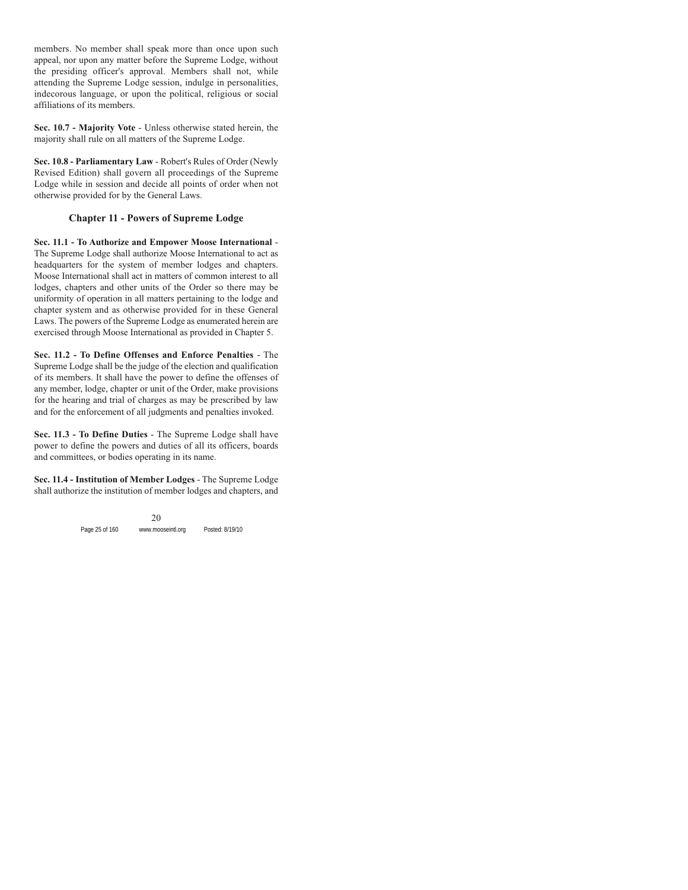members. No member shall speak more than once upon such appeal, nor upon any matter before the Supreme Lodge, without the presiding officer's approval. Members shall not, while attending the Supreme Lodge session, indulge in personalities, indecorous language, or upon the political, religious or social affiliations of its members.

**Sec. 10.7 - Majority Vote** - Unless otherwise stated herein, the majority shall rule on all matters of the Supreme Lodge.

**Sec. 10.8 - Parliamentary Law** - Robert's Rules of Order (Newly Revised Edition) shall govern all proceedings of the Supreme Lodge while in session and decide all points of order when not otherwise provided for by the General Laws.

## Chapter 11 - Powers of Supreme Lodge

**Sec. 11.1 - To Authorize and Empower Moose International** - The Supreme Lodge shall authorize Moose International to act as headquarters for the system of member lodges and chapters. Moose International shall act in matters of common interest to all lodges, chapters and other units of the Order so there may be uniformity of operation in all matters pertaining to the lodge and chapter system and as otherwise provided for in these General Laws. The powers of the Supreme Lodge as enumerated herein are exercised through Moose International as provided in Chapter 5.

**Sec. 11.2 - To Define Offenses and Enforce Penalties** - The Supreme Lodge shall be the judge of the election and qualification of its members. It shall have the power to define the offenses of any member, lodge, chapter or unit of the Order, make provisions for the hearing and trial of charges as may be prescribed by law and for the enforcement of all judgments and penalties invoked.

**Sec. 11.3 - To Define Duties** - The Supreme Lodge shall have power to define the powers and duties of all its officers, boards and committees, or bodies operating in its name.

**Sec. 11.4 - Institution of Member Lodges** - The Supreme Lodge shall authorize the institution of member lodges and chapters, and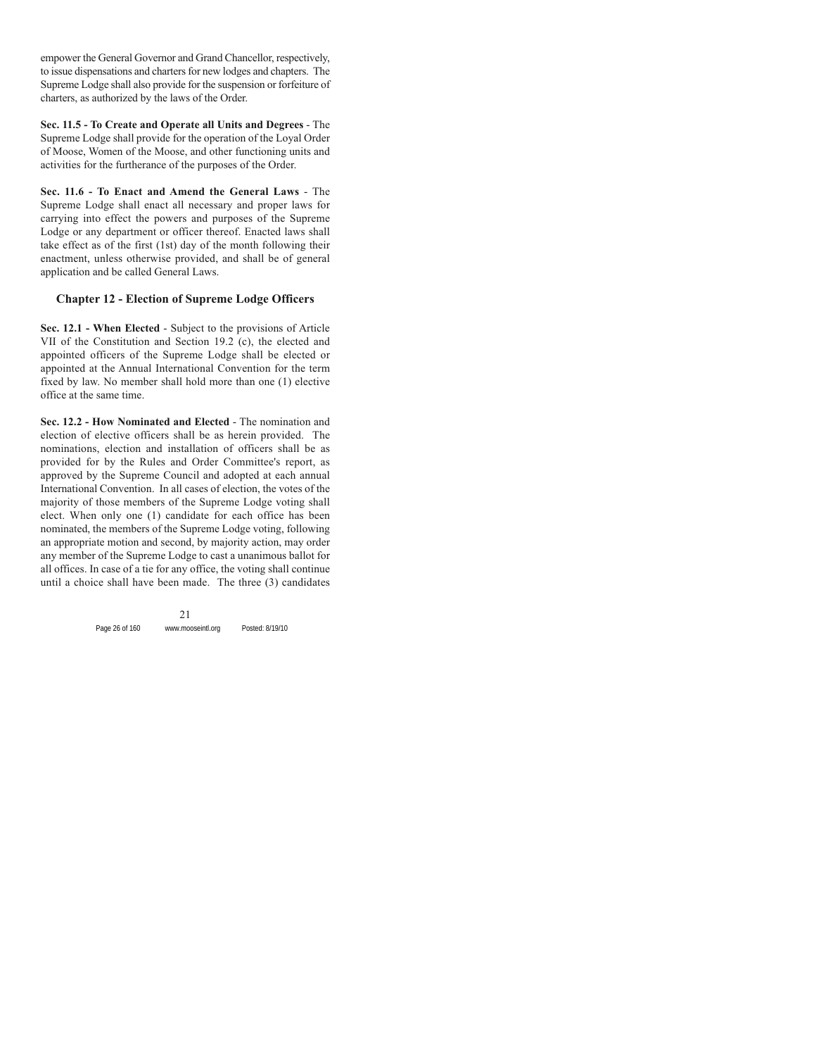empower the General Governor and Grand Chancellor, respectively, to issue dispensations and charters for new lodges and chapters. The Supreme Lodge shall also provide for the suspension or forfeiture of charters, as authorized by the laws of the Order.

**Sec. 11.5 - To Create and Operate all Units and Degrees** - The Supreme Lodge shall provide for the operation of the Loyal Order of Moose, Women of the Moose, and other functioning units and activities for the furtherance of the purposes of the Order.

**Sec. 11.6 - To Enact and Amend the General Laws** - The Supreme Lodge shall enact all necessary and proper laws for carrying into effect the powers and purposes of the Supreme Lodge or any department or officer thereof. Enacted laws shall take effect as of the first (1st) day of the month following their enactment, unless otherwise provided, and shall be of general application and be called General Laws.

## Chapter 12 - Election of Supreme Lodge Officers

**Sec. 12.1 - When Elected** - Subject to the provisions of Article VII of the Constitution and Section 19.2 (c), the elected and appointed officers of the Supreme Lodge shall be elected or appointed at the Annual International Convention for the term fixed by law. No member shall hold more than one (1) elective office at the same time.

**Sec. 12.2 - How Nominated and Elected** - The nomination and election of elective officers shall be as herein provided. The nominations, election and installation of officers shall be as provided for by the Rules and Order Committee's report, as approved by the Supreme Council and adopted at each annual International Convention. In all cases of election, the votes of the majority of those members of the Supreme Lodge voting shall elect. When only one (1) candidate for each office has been nominated, the members of the Supreme Lodge voting, following an appropriate motion and second, by majority action, may order any member of the Supreme Lodge to cast a unanimous ballot for all offices. In case of a tie for any office, the voting shall continue until a choice shall have been made. The three (3) candidates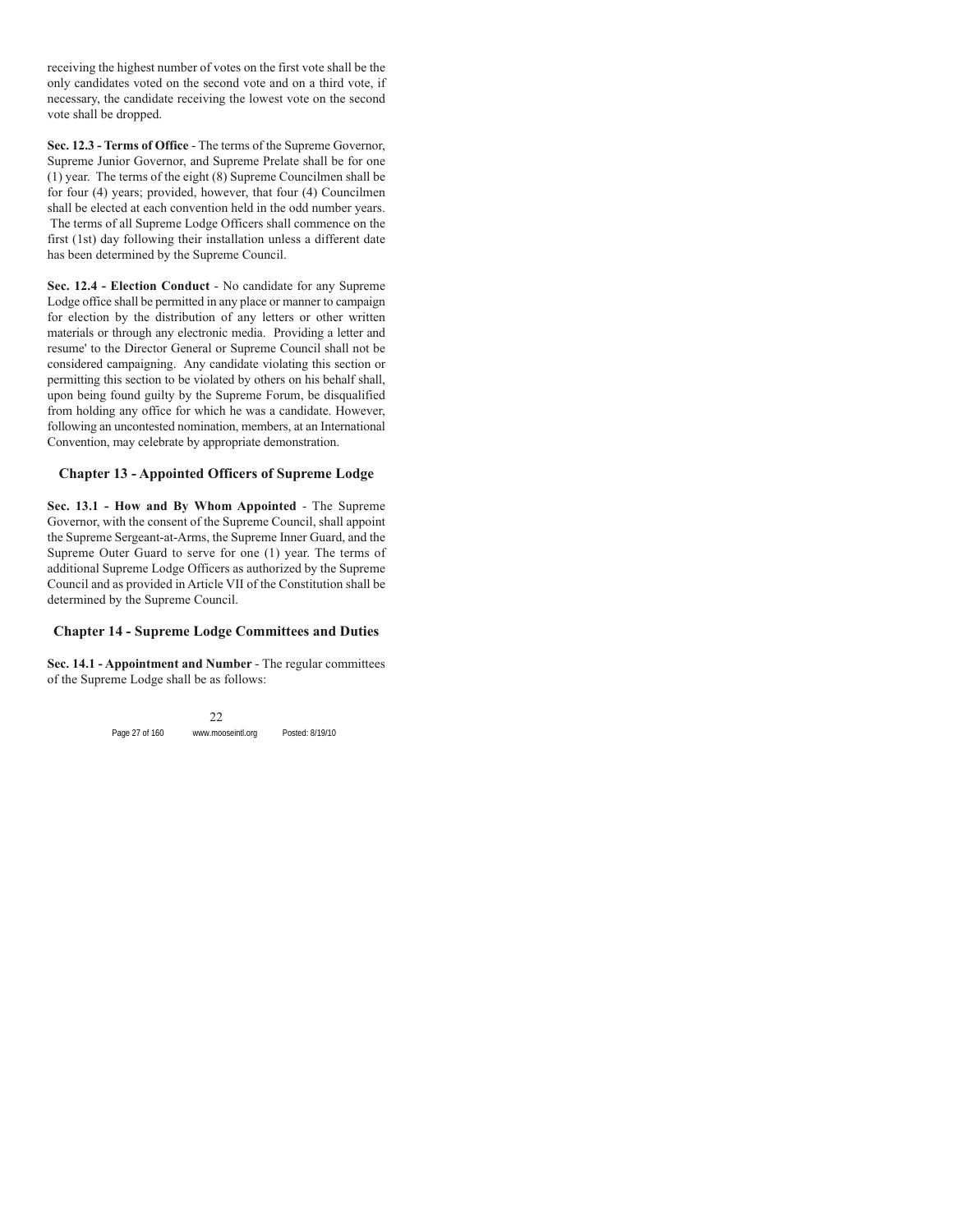receiving the highest number of votes on the first vote shall be the only candidates voted on the second vote and on a third vote, if necessary, the candidate receiving the lowest vote on the second vote shall be dropped.

**Sec. 12.3 - Terms of Office** - The terms of the Supreme Governor, Supreme Junior Governor, and Supreme Prelate shall be for one (1) year. The terms of the eight (8) Supreme Councilmen shall be for four (4) years; provided, however, that four (4) Councilmen shall be elected at each convention held in the odd number years. The terms of all Supreme Lodge Officers shall commence on the first (1st) day following their installation unless a different date has been determined by the Supreme Council.

**Sec. 12.4 - Election Conduct** - No candidate for any Supreme Lodge office shall be permitted in any place or manner to campaign for election by the distribution of any letters or other written materials or through any electronic media. Providing a letter and resume' to the Director General or Supreme Council shall not be considered campaigning. Any candidate violating this section or permitting this section to be violated by others on his behalf shall, upon being found guilty by the Supreme Forum, be disqualified from holding any office for which he was a candidate. However, following an uncontested nomination, members, at an International Convention, may celebrate by appropriate demonstration.

## Chapter 13 - Appointed Officers of Supreme Lodge

**Sec. 13.1 - How and By Whom Appointed** - The Supreme Governor, with the consent of the Supreme Council, shall appoint the Supreme Sergeant-at-Arms, the Supreme Inner Guard, and the Supreme Outer Guard to serve for one (1) year. The terms of additional Supreme Lodge Officers as authorized by the Supreme Council and as provided in Article VII of the Constitution shall be determined by the Supreme Council.

## Chapter 14 - Supreme Lodge Committees and Duties

**Sec. 14.1 - Appointment and Number** - The regular committees of the Supreme Lodge shall be as follows: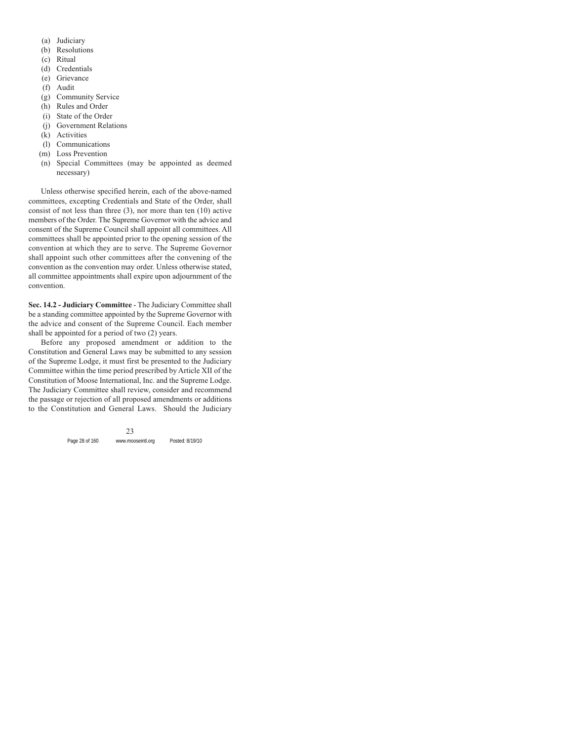(a) Judiciary
(b) Resolutions
(c) Ritual
(d) Credentials
(e) Grievance
(f) Audit
(g) Community Service
(h) Rules and Order
(i) State of the Order
(j) Government Relations
(k) Activities
(l) Communications
(m) Loss Prevention
(n) Special Committees (may be appointed as deemed necessary)

Unless otherwise specified herein, each of the above-named committees, excepting Credentials and State of the Order, shall consist of not less than three (3), nor more than ten (10) active members of the Order. The Supreme Governor with the advice and consent of the Supreme Council shall appoint all committees. All committees shall be appointed prior to the opening session of the convention at which they are to serve. The Supreme Governor shall appoint such other committees after the convening of the convention as the convention may order. Unless otherwise stated, all committee appointments shall expire upon adjournment of the convention.

**Sec. 14.2 - Judiciary Committee** - The Judiciary Committee shall be a standing committee appointed by the Supreme Governor with the advice and consent of the Supreme Council. Each member shall be appointed for a period of two (2) years.

Before any proposed amendment or addition to the Constitution and General Laws may be submitted to any session of the Supreme Lodge, it must first be presented to the Judiciary Committee within the time period prescribed by Article XII of the Constitution of Moose International, Inc. and the Supreme Lodge. The Judiciary Committee shall review, consider and recommend the passage or rejection of all proposed amendments or additions to the Constitution and General Laws. Should the Judiciary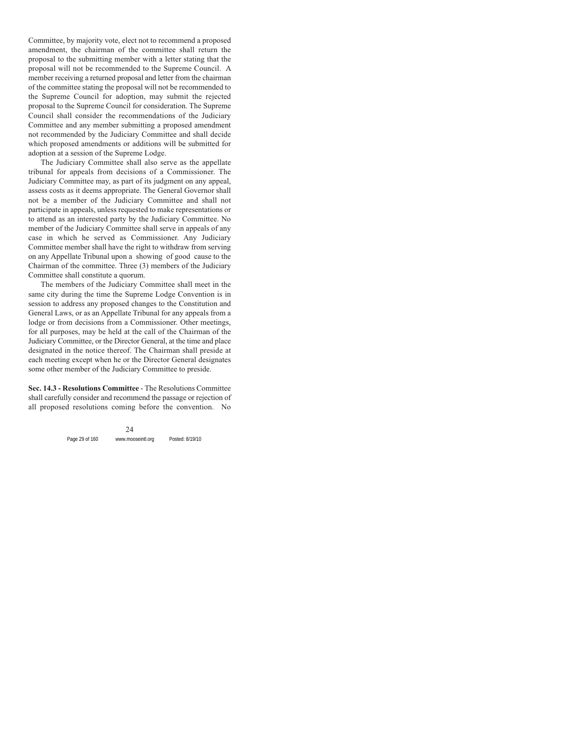Committee, by majority vote, elect not to recommend a proposed amendment, the chairman of the committee shall return the proposal to the submitting member with a letter stating that the proposal will not be recommended to the Supreme Council. A member receiving a returned proposal and letter from the chairman of the committee stating the proposal will not be recommended to the Supreme Council for adoption, may submit the rejected proposal to the Supreme Council for consideration. The Supreme Council shall consider the recommendations of the Judiciary Committee and any member submitting a proposed amendment not recommended by the Judiciary Committee and shall decide which proposed amendments or additions will be submitted for adoption at a session of the Supreme Lodge.

The Judiciary Committee shall also serve as the appellate tribunal for appeals from decisions of a Commissioner. The Judiciary Committee may, as part of its judgment on any appeal, assess costs as it deems appropriate. The General Governor shall not be a member of the Judiciary Committee and shall not participate in appeals, unless requested to make representations or to attend as an interested party by the Judiciary Committee. No member of the Judiciary Committee shall serve in appeals of any case in which he served as Commissioner. Any Judiciary Committee member shall have the right to withdraw from serving on any Appellate Tribunal upon a showing of good cause to the Chairman of the committee. Three (3) members of the Judiciary Committee shall constitute a quorum.

The members of the Judiciary Committee shall meet in the same city during the time the Supreme Lodge Convention is in session to address any proposed changes to the Constitution and General Laws, or as an Appellate Tribunal for any appeals from a lodge or from decisions from a Commissioner. Other meetings, for all purposes, may be held at the call of the Chairman of the Judiciary Committee, or the Director General, at the time and place designated in the notice thereof. The Chairman shall preside at each meeting except when he or the Director General designates some other member of the Judiciary Committee to preside.

**Sec. 14.3 - Resolutions Committee** - The Resolutions Committee shall carefully consider and recommend the passage or rejection of all proposed resolutions coming before the convention. No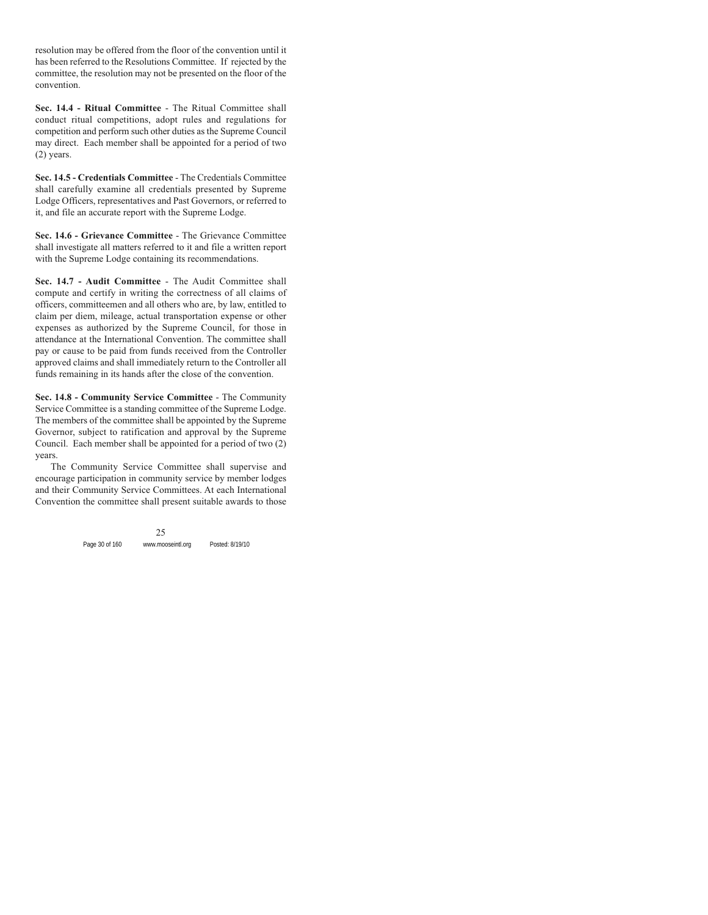resolution may be offered from the floor of the convention until it has been referred to the Resolutions Committee. If rejected by the committee, the resolution may not be presented on the floor of the convention.

**Sec. 14.4 - Ritual Committee** - The Ritual Committee shall conduct ritual competitions, adopt rules and regulations for competition and perform such other duties as the Supreme Council may direct. Each member shall be appointed for a period of two (2) years.

**Sec. 14.5 - Credentials Committee** - The Credentials Committee shall carefully examine all credentials presented by Supreme Lodge Officers, representatives and Past Governors, or referred to it, and file an accurate report with the Supreme Lodge.

**Sec. 14.6 - Grievance Committee** - The Grievance Committee shall investigate all matters referred to it and file a written report with the Supreme Lodge containing its recommendations.

**Sec. 14.7 - Audit Committee** - The Audit Committee shall compute and certify in writing the correctness of all claims of officers, committeemen and all others who are, by law, entitled to claim per diem, mileage, actual transportation expense or other expenses as authorized by the Supreme Council, for those in attendance at the International Convention. The committee shall pay or cause to be paid from funds received from the Controller approved claims and shall immediately return to the Controller all funds remaining in its hands after the close of the convention.

**Sec. 14.8 - Community Service Committee** - The Community Service Committee is a standing committee of the Supreme Lodge. The members of the committee shall be appointed by the Supreme Governor, subject to ratification and approval by the Supreme Council. Each member shall be appointed for a period of two (2) years.

The Community Service Committee shall supervise and encourage participation in community service by member lodges and their Community Service Committees. At each International Convention the committee shall present suitable awards to those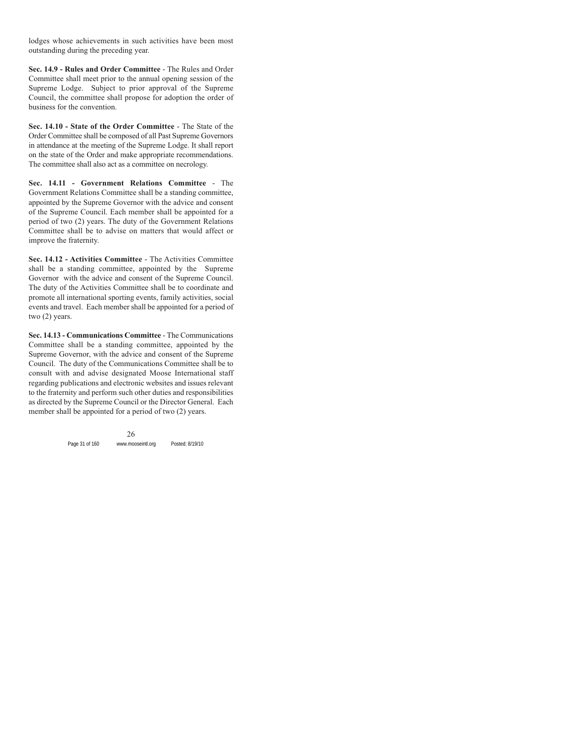lodges whose achievements in such activities have been most outstanding during the preceding year.

**Sec. 14.9 - Rules and Order Committee** - The Rules and Order Committee shall meet prior to the annual opening session of the Supreme Lodge. Subject to prior approval of the Supreme Council, the committee shall propose for adoption the order of business for the convention.

**Sec. 14.10 - State of the Order Committee** - The State of the Order Committee shall be composed of all Past Supreme Governors in attendance at the meeting of the Supreme Lodge. It shall report on the state of the Order and make appropriate recommendations. The committee shall also act as a committee on necrology.

**Sec. 14.11 - Government Relations Committee** - The Government Relations Committee shall be a standing committee, appointed by the Supreme Governor with the advice and consent of the Supreme Council. Each member shall be appointed for a period of two (2) years. The duty of the Government Relations Committee shall be to advise on matters that would affect or improve the fraternity.

**Sec. 14.12 - Activities Committee** - The Activities Committee shall be a standing committee, appointed by the Supreme Governor with the advice and consent of the Supreme Council. The duty of the Activities Committee shall be to coordinate and promote all international sporting events, family activities, social events and travel. Each member shall be appointed for a period of two (2) years.

**Sec. 14.13 - Communications Committee** - The Communications Committee shall be a standing committee, appointed by the Supreme Governor, with the advice and consent of the Supreme Council. The duty of the Communications Committee shall be to consult with and advise designated Moose International staff regarding publications and electronic websites and issues relevant to the fraternity and perform such other duties and responsibilities as directed by the Supreme Council or the Director General. Each member shall be appointed for a period of two (2) years.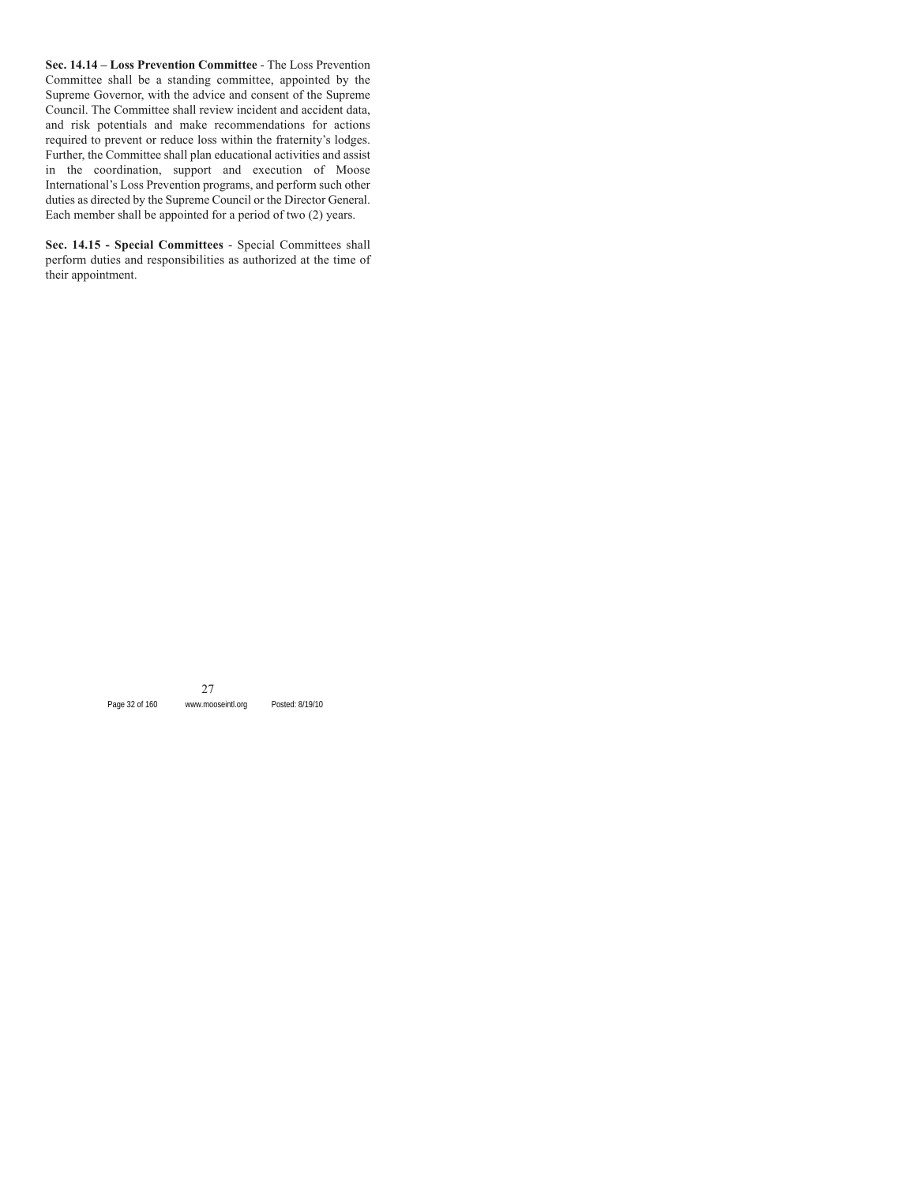**Sec. 14.14 – Loss Prevention Committee** - The Loss Prevention Committee shall be a standing committee, appointed by the Supreme Governor, with the advice and consent of the Supreme Council. The Committee shall review incident and accident data, and risk potentials and make recommendations for actions required to prevent or reduce loss within the fraternity's lodges. Further, the Committee shall plan educational activities and assist in the coordination, support and execution of Moose International's Loss Prevention programs, and perform such other duties as directed by the Supreme Council or the Director General. Each member shall be appointed for a period of two (2) years.

**Sec. 14.15 - Special Committees** - Special Committees shall perform duties and responsibilities as authorized at the time of their appointment.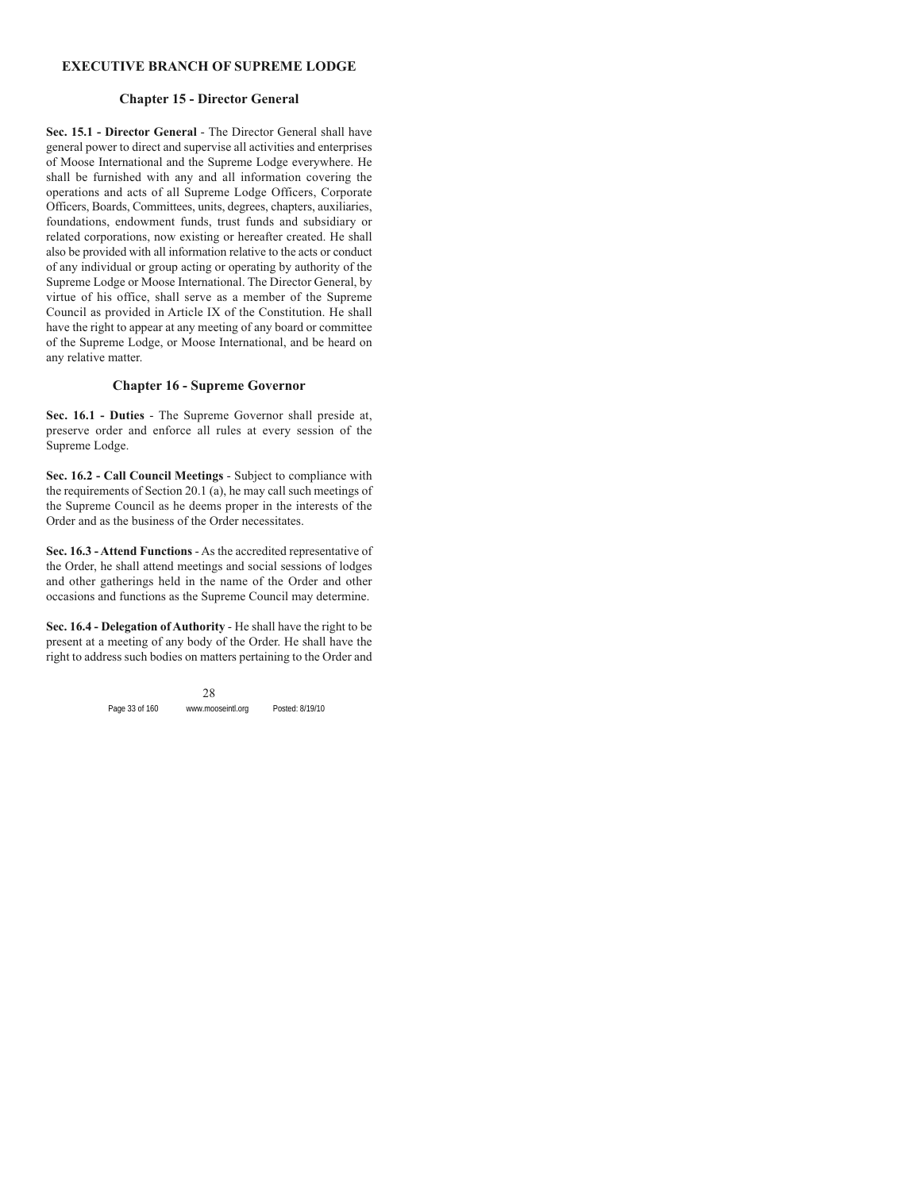## EXECUTIVE BRANCH OF SUPREME LODGE

### Chapter 15 - Director General

**Sec. 15.1 - Director General** - The Director General shall have general power to direct and supervise all activities and enterprises of Moose International and the Supreme Lodge everywhere. He shall be furnished with any and all information covering the operations and acts of all Supreme Lodge Officers, Corporate Officers, Boards, Committees, units, degrees, chapters, auxiliaries, foundations, endowment funds, trust funds and subsidiary or related corporations, now existing or hereafter created. He shall also be provided with all information relative to the acts or conduct of any individual or group acting or operating by authority of the Supreme Lodge or Moose International. The Director General, by virtue of his office, shall serve as a member of the Supreme Council as provided in Article IX of the Constitution. He shall have the right to appear at any meeting of any board or committee of the Supreme Lodge, or Moose International, and be heard on any relative matter.

### Chapter 16 - Supreme Governor

**Sec. 16.1 - Duties** - The Supreme Governor shall preside at, preserve order and enforce all rules at every session of the Supreme Lodge.

**Sec. 16.2 - Call Council Meetings** - Subject to compliance with the requirements of Section 20.1 (a), he may call such meetings of the Supreme Council as he deems proper in the interests of the Order and as the business of the Order necessitates.

**Sec. 16.3 - Attend Functions** - As the accredited representative of the Order, he shall attend meetings and social sessions of lodges and other gatherings held in the name of the Order and other occasions and functions as the Supreme Council may determine.

**Sec. 16.4 - Delegation of Authority** - He shall have the right to be present at a meeting of any body of the Order. He shall have the right to address such bodies on matters pertaining to the Order and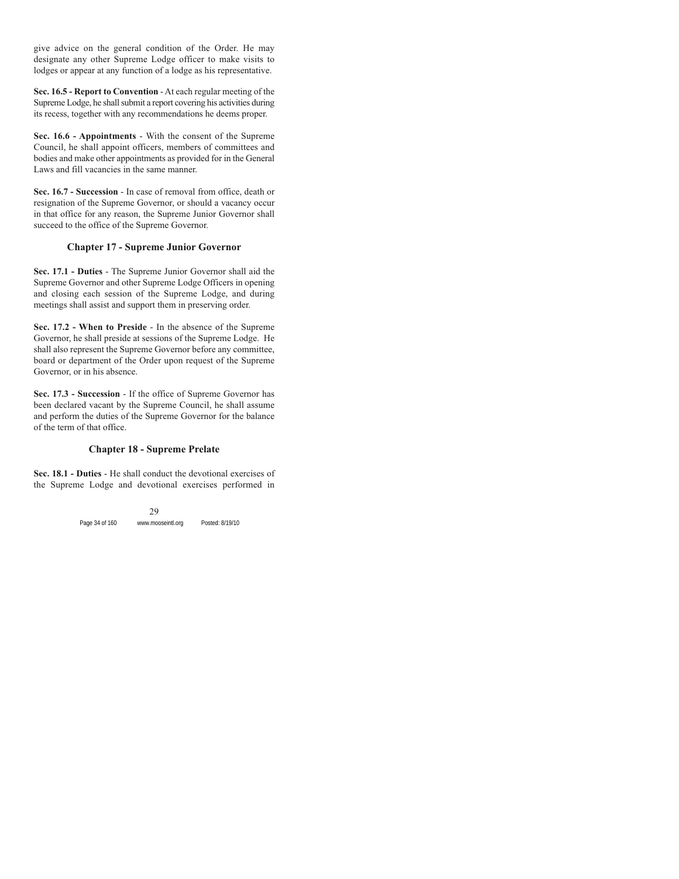give advice on the general condition of the Order. He may designate any other Supreme Lodge officer to make visits to lodges or appear at any function of a lodge as his representative.

**Sec. 16.5 - Report to Convention** - At each regular meeting of the Supreme Lodge, he shall submit a report covering his activities during its recess, together with any recommendations he deems proper.

**Sec. 16.6 - Appointments** - With the consent of the Supreme Council, he shall appoint officers, members of committees and bodies and make other appointments as provided for in the General Laws and fill vacancies in the same manner.

**Sec. 16.7 - Succession** - In case of removal from office, death or resignation of the Supreme Governor, or should a vacancy occur in that office for any reason, the Supreme Junior Governor shall succeed to the office of the Supreme Governor.

## Chapter 17 - Supreme Junior Governor

**Sec. 17.1 - Duties** - The Supreme Junior Governor shall aid the Supreme Governor and other Supreme Lodge Officers in opening and closing each session of the Supreme Lodge, and during meetings shall assist and support them in preserving order.

**Sec. 17.2 - When to Preside** - In the absence of the Supreme Governor, he shall preside at sessions of the Supreme Lodge. He shall also represent the Supreme Governor before any committee, board or department of the Order upon request of the Supreme Governor, or in his absence.

**Sec. 17.3 - Succession** - If the office of Supreme Governor has been declared vacant by the Supreme Council, he shall assume and perform the duties of the Supreme Governor for the balance of the term of that office.

## Chapter 18 - Supreme Prelate

**Sec. 18.1 - Duties** - He shall conduct the devotional exercises of the Supreme Lodge and devotional exercises performed in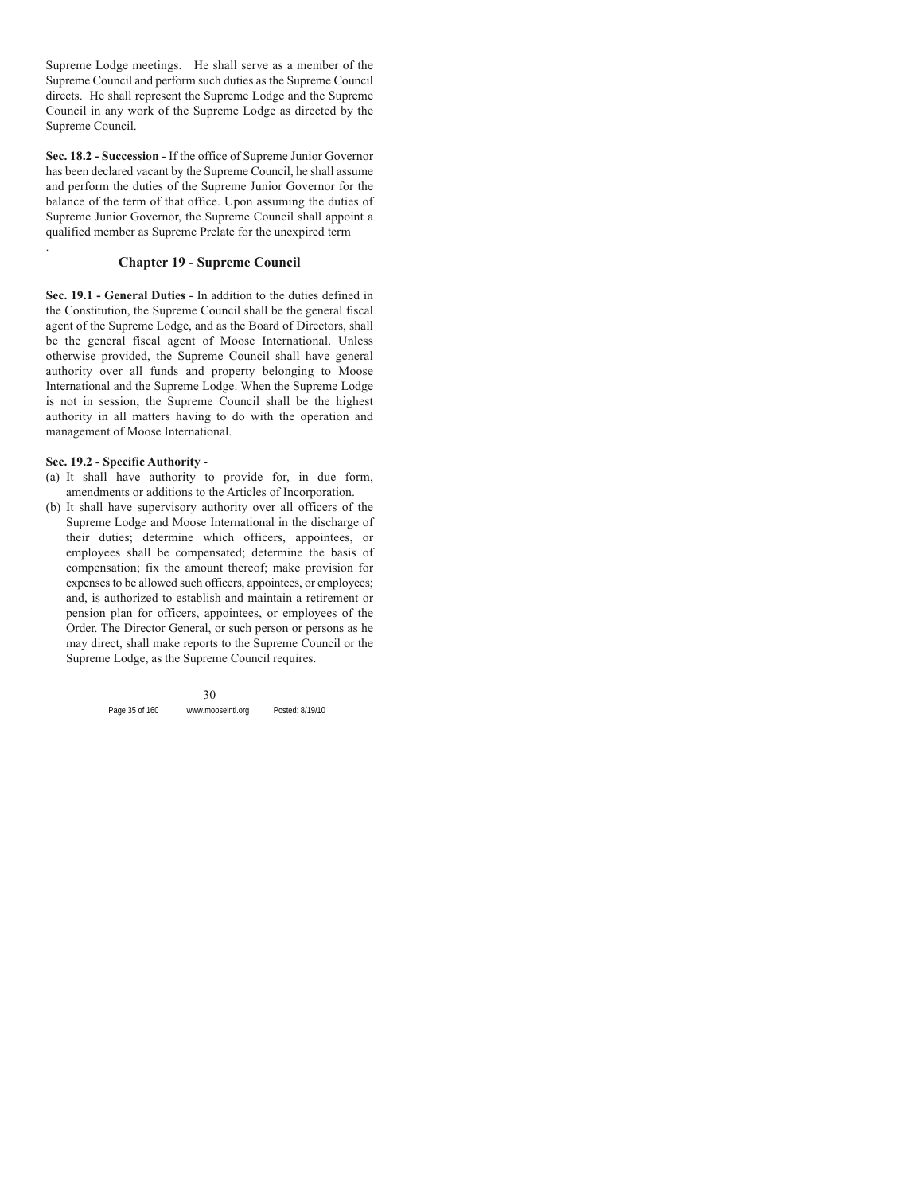Supreme Lodge meetings. He shall serve as a member of the Supreme Council and perform such duties as the Supreme Council directs. He shall represent the Supreme Lodge and the Supreme Council in any work of the Supreme Lodge as directed by the Supreme Council.

**Sec. 18.2 - Succession** - If the office of Supreme Junior Governor has been declared vacant by the Supreme Council, he shall assume and perform the duties of the Supreme Junior Governor for the balance of the term of that office. Upon assuming the duties of Supreme Junior Governor, the Supreme Council shall appoint a qualified member as Supreme Prelate for the unexpired term

.

## Chapter 19 - Supreme Council

**Sec. 19.1 - General Duties** - In addition to the duties defined in the Constitution, the Supreme Council shall be the general fiscal agent of the Supreme Lodge, and as the Board of Directors, shall be the general fiscal agent of Moose International. Unless otherwise provided, the Supreme Council shall have general authority over all funds and property belonging to Moose International and the Supreme Lodge. When the Supreme Lodge is not in session, the Supreme Council shall be the highest authority in all matters having to do with the operation and management of Moose International.

**Sec. 19.2 - Specific Authority** -

(a) It shall have authority to provide for, in due form, amendments or additions to the Articles of Incorporation.

(b) It shall have supervisory authority over all officers of the Supreme Lodge and Moose International in the discharge of their duties; determine which officers, appointees, or employees shall be compensated; determine the basis of compensation; fix the amount thereof; make provision for expenses to be allowed such officers, appointees, or employees; and, is authorized to establish and maintain a retirement or pension plan for officers, appointees, or employees of the Order. The Director General, or such person or persons as he may direct, shall make reports to the Supreme Council or the Supreme Lodge, as the Supreme Council requires.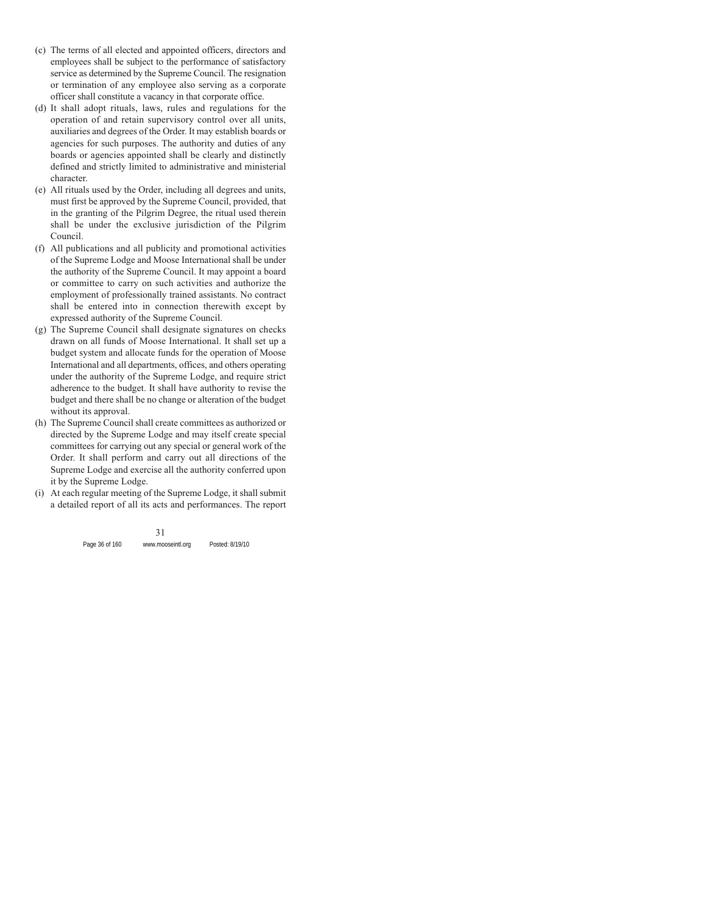(c) The terms of all elected and appointed officers, directors and employees shall be subject to the performance of satisfactory service as determined by the Supreme Council. The resignation or termination of any employee also serving as a corporate officer shall constitute a vacancy in that corporate office.

(d) It shall adopt rituals, laws, rules and regulations for the operation of and retain supervisory control over all units, auxiliaries and degrees of the Order. It may establish boards or agencies for such purposes. The authority and duties of any boards or agencies appointed shall be clearly and distinctly defined and strictly limited to administrative and ministerial character.

(e) All rituals used by the Order, including all degrees and units, must first be approved by the Supreme Council, provided, that in the granting of the Pilgrim Degree, the ritual used therein shall be under the exclusive jurisdiction of the Pilgrim Council.

(f) All publications and all publicity and promotional activities of the Supreme Lodge and Moose International shall be under the authority of the Supreme Council. It may appoint a board or committee to carry on such activities and authorize the employment of professionally trained assistants. No contract shall be entered into in connection therewith except by expressed authority of the Supreme Council.

(g) The Supreme Council shall designate signatures on checks drawn on all funds of Moose International. It shall set up a budget system and allocate funds for the operation of Moose International and all departments, offices, and others operating under the authority of the Supreme Lodge, and require strict adherence to the budget. It shall have authority to revise the budget and there shall be no change or alteration of the budget without its approval.

(h) The Supreme Council shall create committees as authorized or directed by the Supreme Lodge and may itself create special committees for carrying out any special or general work of the Order. It shall perform and carry out all directions of the Supreme Lodge and exercise all the authority conferred upon it by the Supreme Lodge.

(i) At each regular meeting of the Supreme Lodge, it shall submit a detailed report of all its acts and performances. The report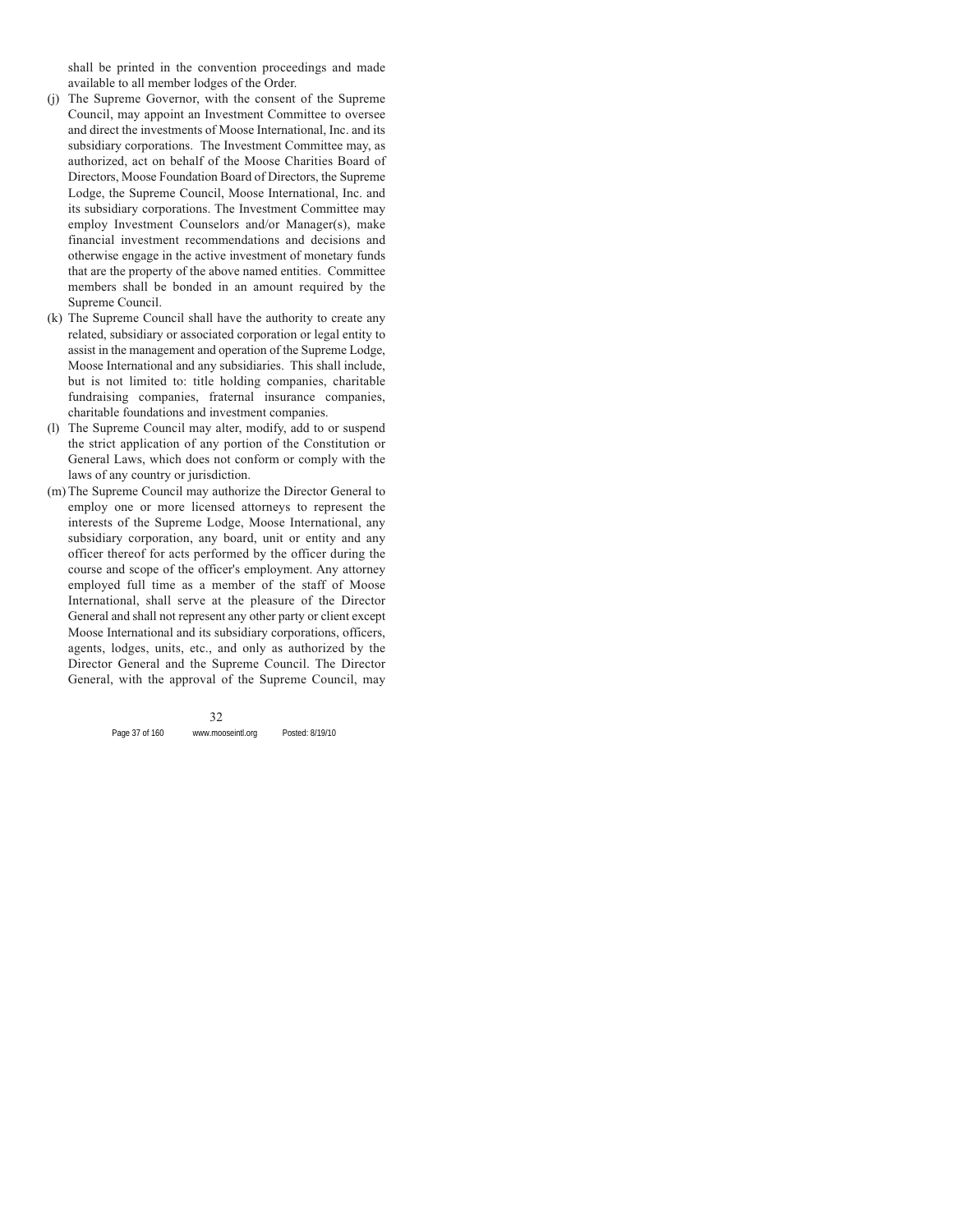shall be printed in the convention proceedings and made available to all member lodges of the Order.

(j) The Supreme Governor, with the consent of the Supreme Council, may appoint an Investment Committee to oversee and direct the investments of Moose International, Inc. and its subsidiary corporations. The Investment Committee may, as authorized, act on behalf of the Moose Charities Board of Directors, Moose Foundation Board of Directors, the Supreme Lodge, the Supreme Council, Moose International, Inc. and its subsidiary corporations. The Investment Committee may employ Investment Counselors and/or Manager(s), make financial investment recommendations and decisions and otherwise engage in the active investment of monetary funds that are the property of the above named entities. Committee members shall be bonded in an amount required by the Supreme Council.

(k) The Supreme Council shall have the authority to create any related, subsidiary or associated corporation or legal entity to assist in the management and operation of the Supreme Lodge, Moose International and any subsidiaries. This shall include, but is not limited to: title holding companies, charitable fundraising companies, fraternal insurance companies, charitable foundations and investment companies.

(l) The Supreme Council may alter, modify, add to or suspend the strict application of any portion of the Constitution or General Laws, which does not conform or comply with the laws of any country or jurisdiction.

(m) The Supreme Council may authorize the Director General to employ one or more licensed attorneys to represent the interests of the Supreme Lodge, Moose International, any subsidiary corporation, any board, unit or entity and any officer thereof for acts performed by the officer during the course and scope of the officer's employment. Any attorney employed full time as a member of the staff of Moose International, shall serve at the pleasure of the Director General and shall not represent any other party or client except Moose International and its subsidiary corporations, officers, agents, lodges, units, etc., and only as authorized by the Director General and the Supreme Council. The Director General, with the approval of the Supreme Council, may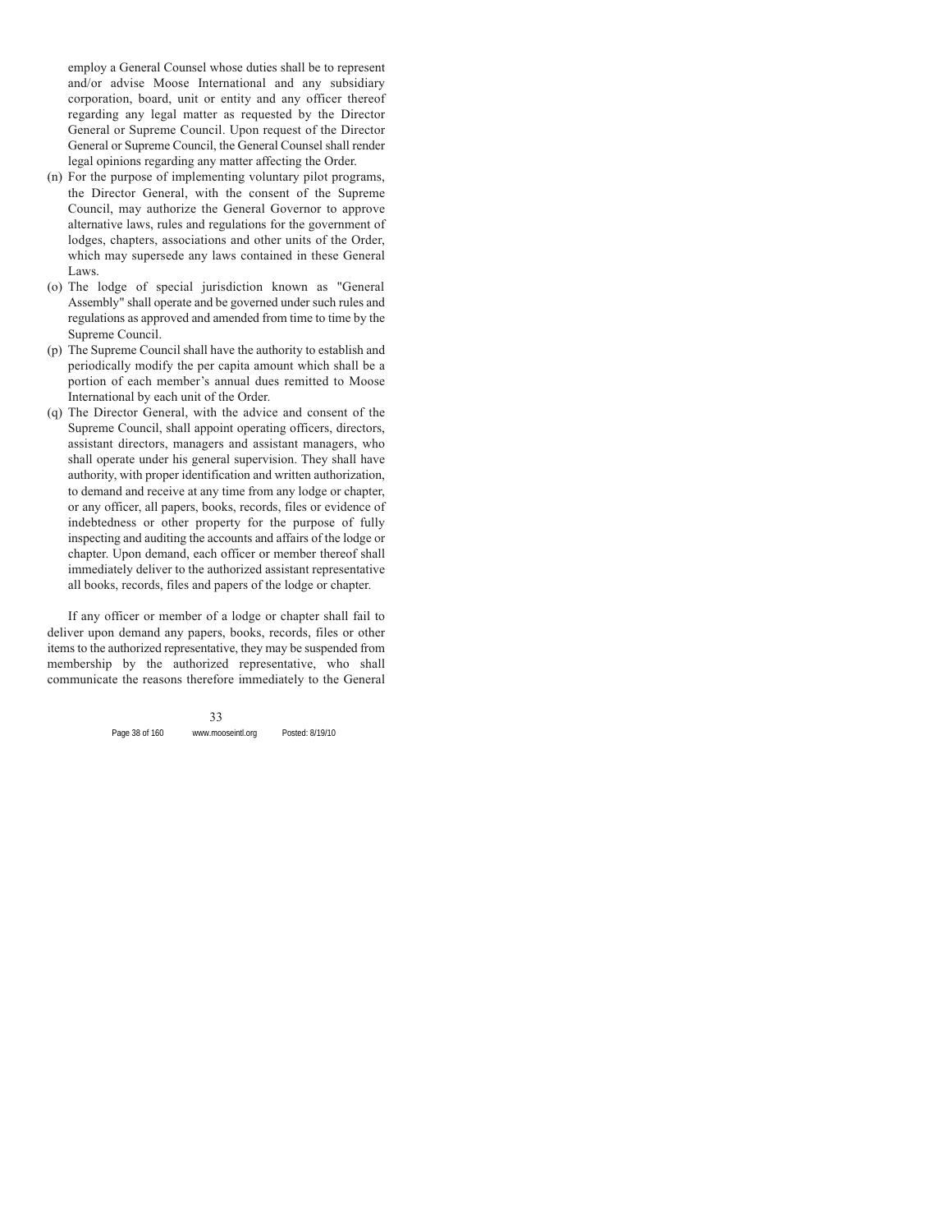employ a General Counsel whose duties shall be to represent and/or advise Moose International and any subsidiary corporation, board, unit or entity and any officer thereof regarding any legal matter as requested by the Director General or Supreme Council. Upon request of the Director General or Supreme Council, the General Counsel shall render legal opinions regarding any matter affecting the Order.

(n) For the purpose of implementing voluntary pilot programs, the Director General, with the consent of the Supreme Council, may authorize the General Governor to approve alternative laws, rules and regulations for the government of lodges, chapters, associations and other units of the Order, which may supersede any laws contained in these General Laws.

(o) The lodge of special jurisdiction known as "General Assembly" shall operate and be governed under such rules and regulations as approved and amended from time to time by the Supreme Council.

(p) The Supreme Council shall have the authority to establish and periodically modify the per capita amount which shall be a portion of each member's annual dues remitted to Moose International by each unit of the Order.

(q) The Director General, with the advice and consent of the Supreme Council, shall appoint operating officers, directors, assistant directors, managers and assistant managers, who shall operate under his general supervision. They shall have authority, with proper identification and written authorization, to demand and receive at any time from any lodge or chapter, or any officer, all papers, books, records, files or evidence of indebtedness or other property for the purpose of fully inspecting and auditing the accounts and affairs of the lodge or chapter. Upon demand, each officer or member thereof shall immediately deliver to the authorized assistant representative all books, records, files and papers of the lodge or chapter.

If any officer or member of a lodge or chapter shall fail to deliver upon demand any papers, books, records, files or other items to the authorized representative, they may be suspended from membership by the authorized representative, who shall communicate the reasons therefore immediately to the General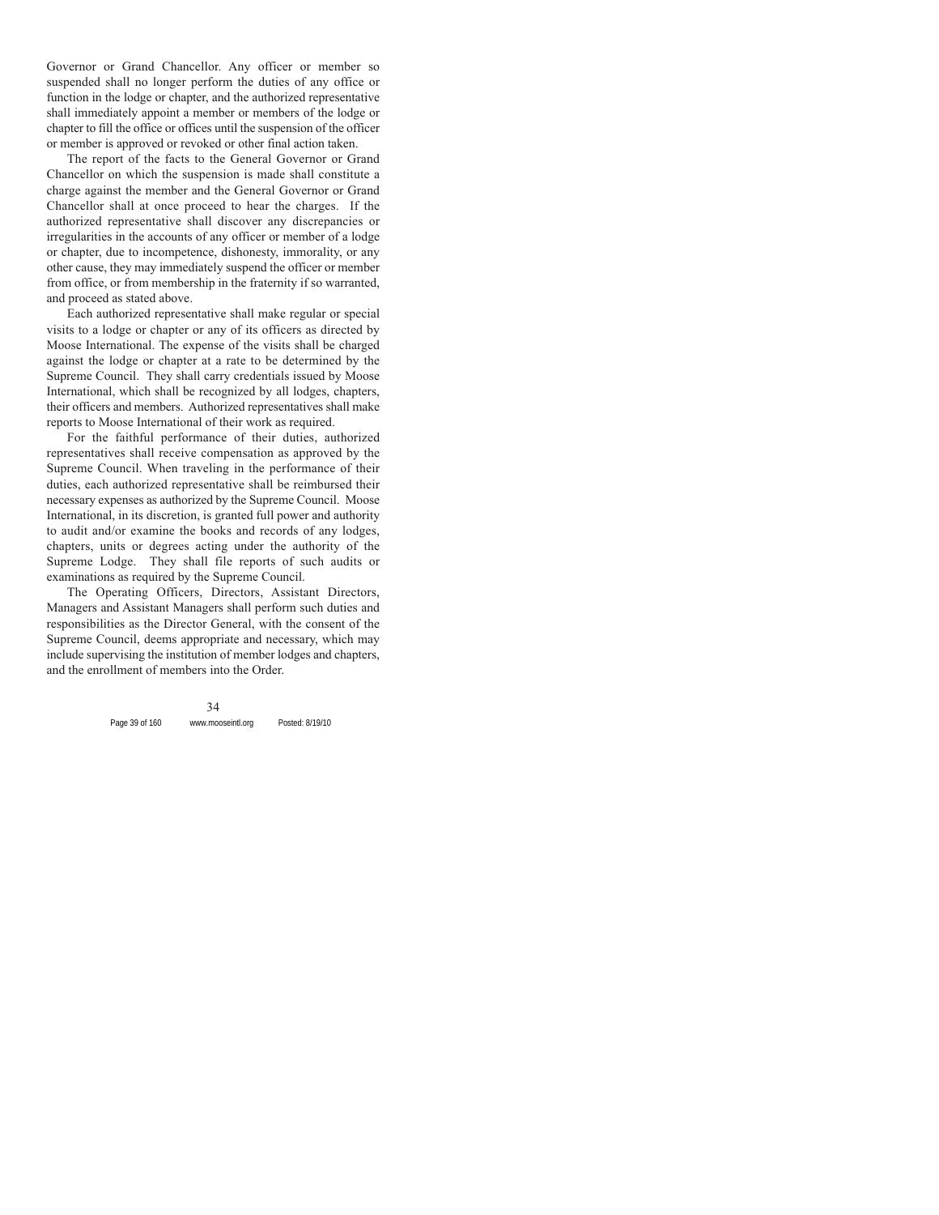Governor or Grand Chancellor. Any officer or member so suspended shall no longer perform the duties of any office or function in the lodge or chapter, and the authorized representative shall immediately appoint a member or members of the lodge or chapter to fill the office or offices until the suspension of the officer or member is approved or revoked or other final action taken.

The report of the facts to the General Governor or Grand Chancellor on which the suspension is made shall constitute a charge against the member and the General Governor or Grand Chancellor shall at once proceed to hear the charges. If the authorized representative shall discover any discrepancies or irregularities in the accounts of any officer or member of a lodge or chapter, due to incompetence, dishonesty, immorality, or any other cause, they may immediately suspend the officer or member from office, or from membership in the fraternity if so warranted, and proceed as stated above.

Each authorized representative shall make regular or special visits to a lodge or chapter or any of its officers as directed by Moose International. The expense of the visits shall be charged against the lodge or chapter at a rate to be determined by the Supreme Council. They shall carry credentials issued by Moose International, which shall be recognized by all lodges, chapters, their officers and members. Authorized representatives shall make reports to Moose International of their work as required.

For the faithful performance of their duties, authorized representatives shall receive compensation as approved by the Supreme Council. When traveling in the performance of their duties, each authorized representative shall be reimbursed their necessary expenses as authorized by the Supreme Council. Moose International, in its discretion, is granted full power and authority to audit and/or examine the books and records of any lodges, chapters, units or degrees acting under the authority of the Supreme Lodge. They shall file reports of such audits or examinations as required by the Supreme Council.

The Operating Officers, Directors, Assistant Directors, Managers and Assistant Managers shall perform such duties and responsibilities as the Director General, with the consent of the Supreme Council, deems appropriate and necessary, which may include supervising the institution of member lodges and chapters, and the enrollment of members into the Order.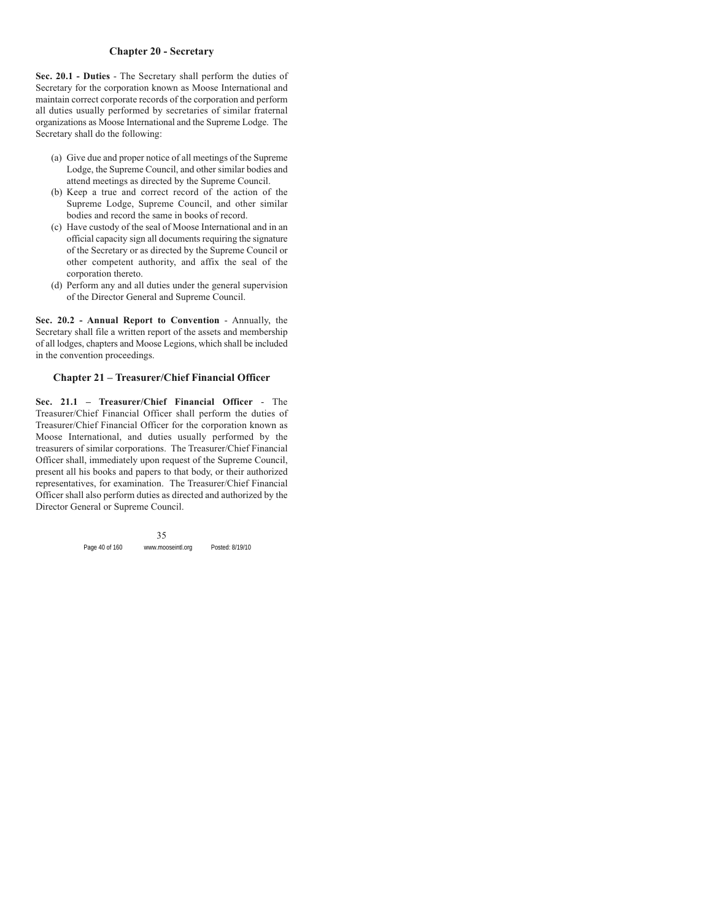## Chapter 20 - Secretary

**Sec. 20.1 - Duties** - The Secretary shall perform the duties of Secretary for the corporation known as Moose International and maintain correct corporate records of the corporation and perform all duties usually performed by secretaries of similar fraternal organizations as Moose International and the Supreme Lodge. The Secretary shall do the following:

(a) Give due and proper notice of all meetings of the Supreme Lodge, the Supreme Council, and other similar bodies and attend meetings as directed by the Supreme Council.
(b) Keep a true and correct record of the action of the Supreme Lodge, Supreme Council, and other similar bodies and record the same in books of record.
(c) Have custody of the seal of Moose International and in an official capacity sign all documents requiring the signature of the Secretary or as directed by the Supreme Council or other competent authority, and affix the seal of the corporation thereto.
(d) Perform any and all duties under the general supervision of the Director General and Supreme Council.

**Sec. 20.2 - Annual Report to Convention** - Annually, the Secretary shall file a written report of the assets and membership of all lodges, chapters and Moose Legions, which shall be included in the convention proceedings.

## Chapter 21 – Treasurer/Chief Financial Officer

**Sec. 21.1 – Treasurer/Chief Financial Officer** - The Treasurer/Chief Financial Officer shall perform the duties of Treasurer/Chief Financial Officer for the corporation known as Moose International, and duties usually performed by the treasurers of similar corporations. The Treasurer/Chief Financial Officer shall, immediately upon request of the Supreme Council, present all his books and papers to that body, or their authorized representatives, for examination. The Treasurer/Chief Financial Officer shall also perform duties as directed and authorized by the Director General or Supreme Council.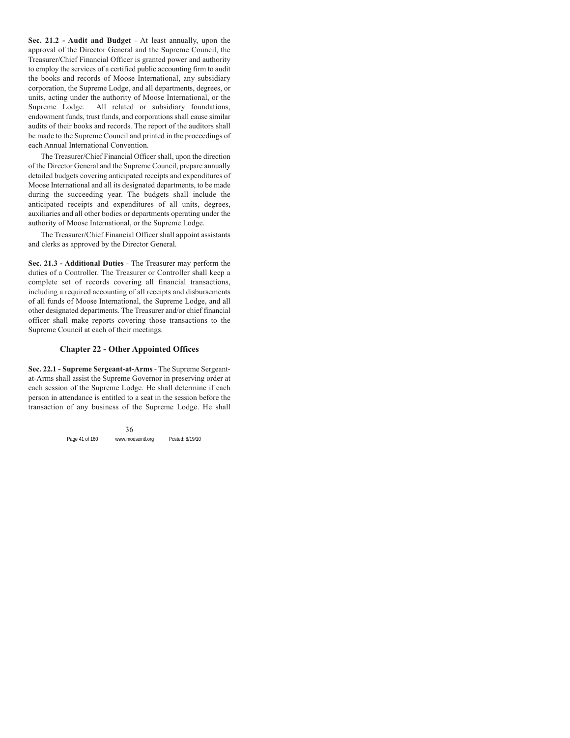**Sec. 21.2 - Audit and Budget** - At least annually, upon the approval of the Director General and the Supreme Council, the Treasurer/Chief Financial Officer is granted power and authority to employ the services of a certified public accounting firm to audit the books and records of Moose International, any subsidiary corporation, the Supreme Lodge, and all departments, degrees, or units, acting under the authority of Moose International, or the Supreme Lodge. All related or subsidiary foundations, endowment funds, trust funds, and corporations shall cause similar audits of their books and records. The report of the auditors shall be made to the Supreme Council and printed in the proceedings of each Annual International Convention.

The Treasurer/Chief Financial Officer shall, upon the direction of the Director General and the Supreme Council, prepare annually detailed budgets covering anticipated receipts and expenditures of Moose International and all its designated departments, to be made during the succeeding year. The budgets shall include the anticipated receipts and expenditures of all units, degrees, auxiliaries and all other bodies or departments operating under the authority of Moose International, or the Supreme Lodge.

The Treasurer/Chief Financial Officer shall appoint assistants and clerks as approved by the Director General.

**Sec. 21.3 - Additional Duties** - The Treasurer may perform the duties of a Controller. The Treasurer or Controller shall keep a complete set of records covering all financial transactions, including a required accounting of all receipts and disbursements of all funds of Moose International, the Supreme Lodge, and all other designated departments. The Treasurer and/or chief financial officer shall make reports covering those transactions to the Supreme Council at each of their meetings.

## Chapter 22 - Other Appointed Offices

**Sec. 22.1 - Supreme Sergeant-at-Arms** - The Supreme Sergeant-at-Arms shall assist the Supreme Governor in preserving order at each session of the Supreme Lodge. He shall determine if each person in attendance is entitled to a seat in the session before the transaction of any business of the Supreme Lodge. He shall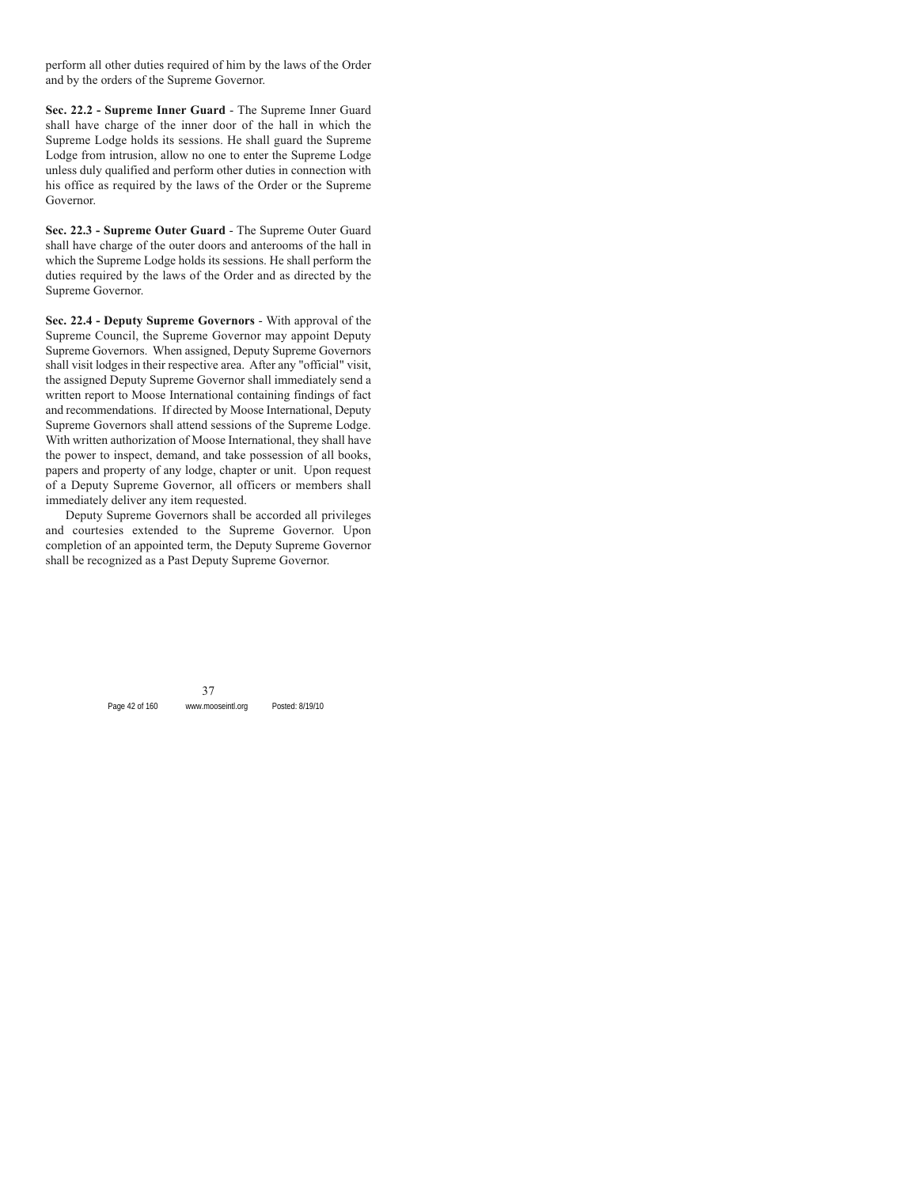perform all other duties required of him by the laws of the Order and by the orders of the Supreme Governor.

**Sec. 22.2 - Supreme Inner Guard** - The Supreme Inner Guard shall have charge of the inner door of the hall in which the Supreme Lodge holds its sessions. He shall guard the Supreme Lodge from intrusion, allow no one to enter the Supreme Lodge unless duly qualified and perform other duties in connection with his office as required by the laws of the Order or the Supreme Governor.

**Sec. 22.3 - Supreme Outer Guard** - The Supreme Outer Guard shall have charge of the outer doors and anterooms of the hall in which the Supreme Lodge holds its sessions. He shall perform the duties required by the laws of the Order and as directed by the Supreme Governor.

**Sec. 22.4 - Deputy Supreme Governors** - With approval of the Supreme Council, the Supreme Governor may appoint Deputy Supreme Governors. When assigned, Deputy Supreme Governors shall visit lodges in their respective area. After any "official" visit, the assigned Deputy Supreme Governor shall immediately send a written report to Moose International containing findings of fact and recommendations. If directed by Moose International, Deputy Supreme Governors shall attend sessions of the Supreme Lodge. With written authorization of Moose International, they shall have the power to inspect, demand, and take possession of all books, papers and property of any lodge, chapter or unit. Upon request of a Deputy Supreme Governor, all officers or members shall immediately deliver any item requested.

Deputy Supreme Governors shall be accorded all privileges and courtesies extended to the Supreme Governor. Upon completion of an appointed term, the Deputy Supreme Governor shall be recognized as a Past Deputy Supreme Governor.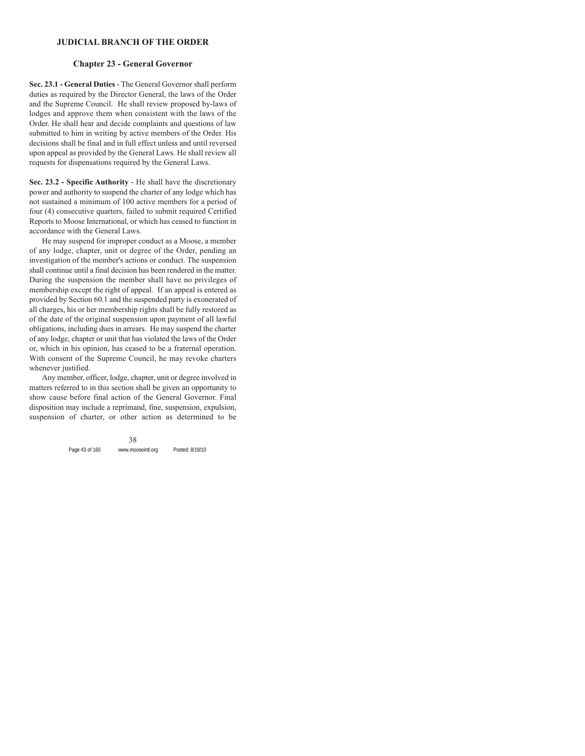## JUDICIAL BRANCH OF THE ORDER

### Chapter 23 - General Governor

**Sec. 23.1 - General Duties** - The General Governor shall perform duties as required by the Director General, the laws of the Order and the Supreme Council. He shall review proposed by-laws of lodges and approve them when consistent with the laws of the Order. He shall hear and decide complaints and questions of law submitted to him in writing by active members of the Order. His decisions shall be final and in full effect unless and until reversed upon appeal as provided by the General Laws. He shall review all requests for dispensations required by the General Laws.

**Sec. 23.2 - Specific Authority** - He shall have the discretionary power and authority to suspend the charter of any lodge which has not sustained a minimum of 100 active members for a period of four (4) consecutive quarters, failed to submit required Certified Reports to Moose International, or which has ceased to function in accordance with the General Laws.

He may suspend for improper conduct as a Moose, a member of any lodge, chapter, unit or degree of the Order, pending an investigation of the member's actions or conduct. The suspension shall continue until a final decision has been rendered in the matter. During the suspension the member shall have no privileges of membership except the right of appeal. If an appeal is entered as provided by Section 60.1 and the suspended party is exonerated of all charges, his or her membership rights shall be fully restored as of the date of the original suspension upon payment of all lawful obligations, including dues in arrears. He may suspend the charter of any lodge, chapter or unit that has violated the laws of the Order or, which in his opinion, has ceased to be a fraternal operation. With consent of the Supreme Council, he may revoke charters whenever justified.

Any member, officer, lodge, chapter, unit or degree involved in matters referred to in this section shall be given an opportunity to show cause before final action of the General Governor. Final disposition may include a reprimand, fine, suspension, expulsion, suspension of charter, or other action as determined to be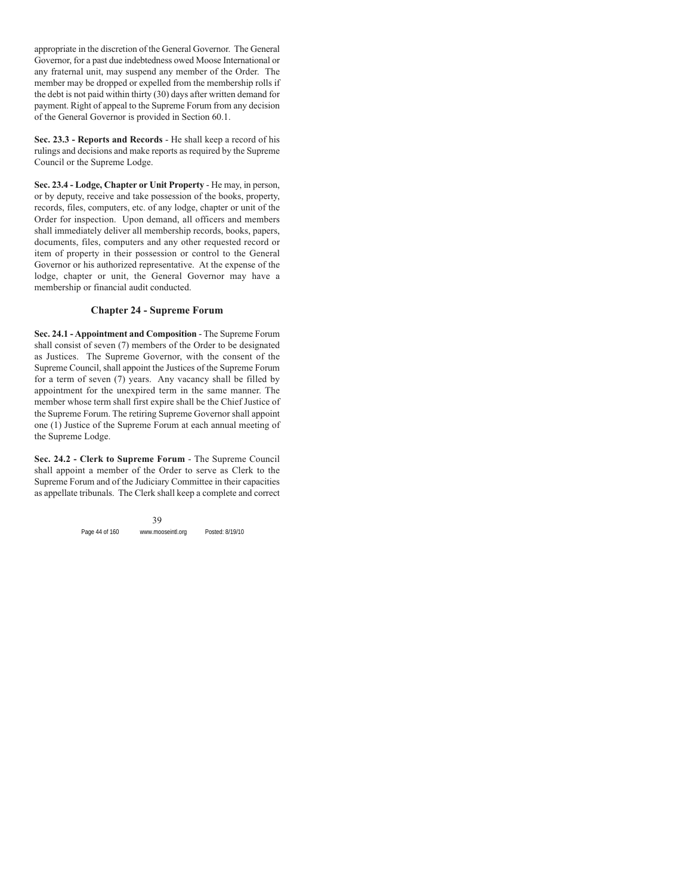appropriate in the discretion of the General Governor. The General Governor, for a past due indebtedness owed Moose International or any fraternal unit, may suspend any member of the Order. The member may be dropped or expelled from the membership rolls if the debt is not paid within thirty (30) days after written demand for payment. Right of appeal to the Supreme Forum from any decision of the General Governor is provided in Section 60.1.

**Sec. 23.3 - Reports and Records** - He shall keep a record of his rulings and decisions and make reports as required by the Supreme Council or the Supreme Lodge.

**Sec. 23.4 - Lodge, Chapter or Unit Property** - He may, in person, or by deputy, receive and take possession of the books, property, records, files, computers, etc. of any lodge, chapter or unit of the Order for inspection. Upon demand, all officers and members shall immediately deliver all membership records, books, papers, documents, files, computers and any other requested record or item of property in their possession or control to the General Governor or his authorized representative. At the expense of the lodge, chapter or unit, the General Governor may have a membership or financial audit conducted.

## Chapter 24 - Supreme Forum

**Sec. 24.1 - Appointment and Composition** - The Supreme Forum shall consist of seven (7) members of the Order to be designated as Justices. The Supreme Governor, with the consent of the Supreme Council, shall appoint the Justices of the Supreme Forum for a term of seven (7) years. Any vacancy shall be filled by appointment for the unexpired term in the same manner. The member whose term shall first expire shall be the Chief Justice of the Supreme Forum. The retiring Supreme Governor shall appoint one (1) Justice of the Supreme Forum at each annual meeting of the Supreme Lodge.

**Sec. 24.2 - Clerk to Supreme Forum** - The Supreme Council shall appoint a member of the Order to serve as Clerk to the Supreme Forum and of the Judiciary Committee in their capacities as appellate tribunals. The Clerk shall keep a complete and correct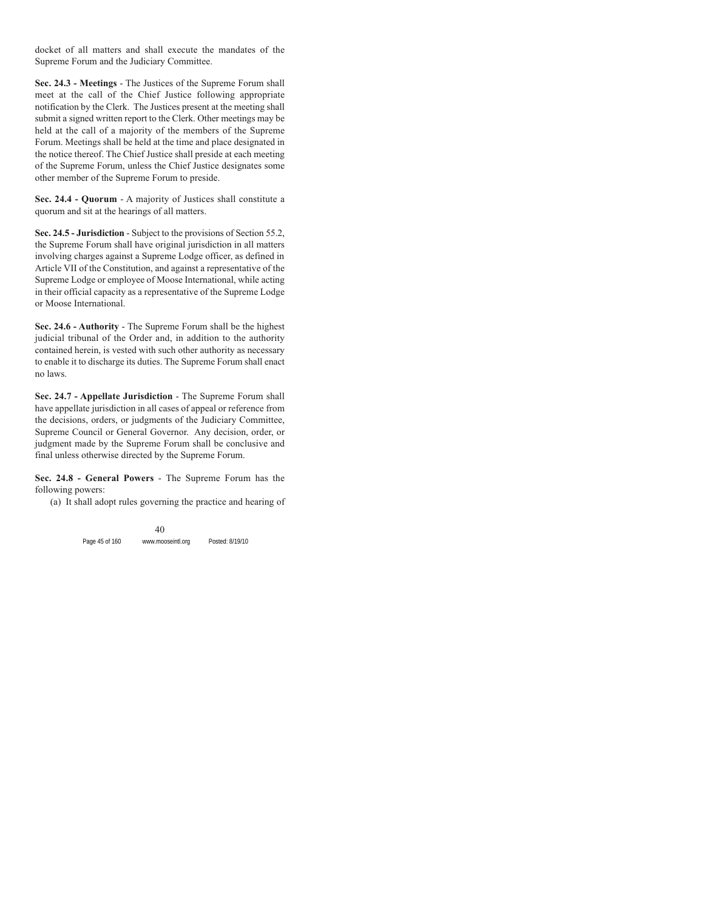docket of all matters and shall execute the mandates of the Supreme Forum and the Judiciary Committee.

**Sec. 24.3 - Meetings** - The Justices of the Supreme Forum shall meet at the call of the Chief Justice following appropriate notification by the Clerk. The Justices present at the meeting shall submit a signed written report to the Clerk. Other meetings may be held at the call of a majority of the members of the Supreme Forum. Meetings shall be held at the time and place designated in the notice thereof. The Chief Justice shall preside at each meeting of the Supreme Forum, unless the Chief Justice designates some other member of the Supreme Forum to preside.

**Sec. 24.4 - Quorum** - A majority of Justices shall constitute a quorum and sit at the hearings of all matters.

**Sec. 24.5 - Jurisdiction** - Subject to the provisions of Section 55.2, the Supreme Forum shall have original jurisdiction in all matters involving charges against a Supreme Lodge officer, as defined in Article VII of the Constitution, and against a representative of the Supreme Lodge or employee of Moose International, while acting in their official capacity as a representative of the Supreme Lodge or Moose International.

**Sec. 24.6 - Authority** - The Supreme Forum shall be the highest judicial tribunal of the Order and, in addition to the authority contained herein, is vested with such other authority as necessary to enable it to discharge its duties. The Supreme Forum shall enact no laws.

**Sec. 24.7 - Appellate Jurisdiction** - The Supreme Forum shall have appellate jurisdiction in all cases of appeal or reference from the decisions, orders, or judgments of the Judiciary Committee, Supreme Council or General Governor. Any decision, order, or judgment made by the Supreme Forum shall be conclusive and final unless otherwise directed by the Supreme Forum.

**Sec. 24.8 - General Powers** - The Supreme Forum has the following powers:

(a) It shall adopt rules governing the practice and hearing of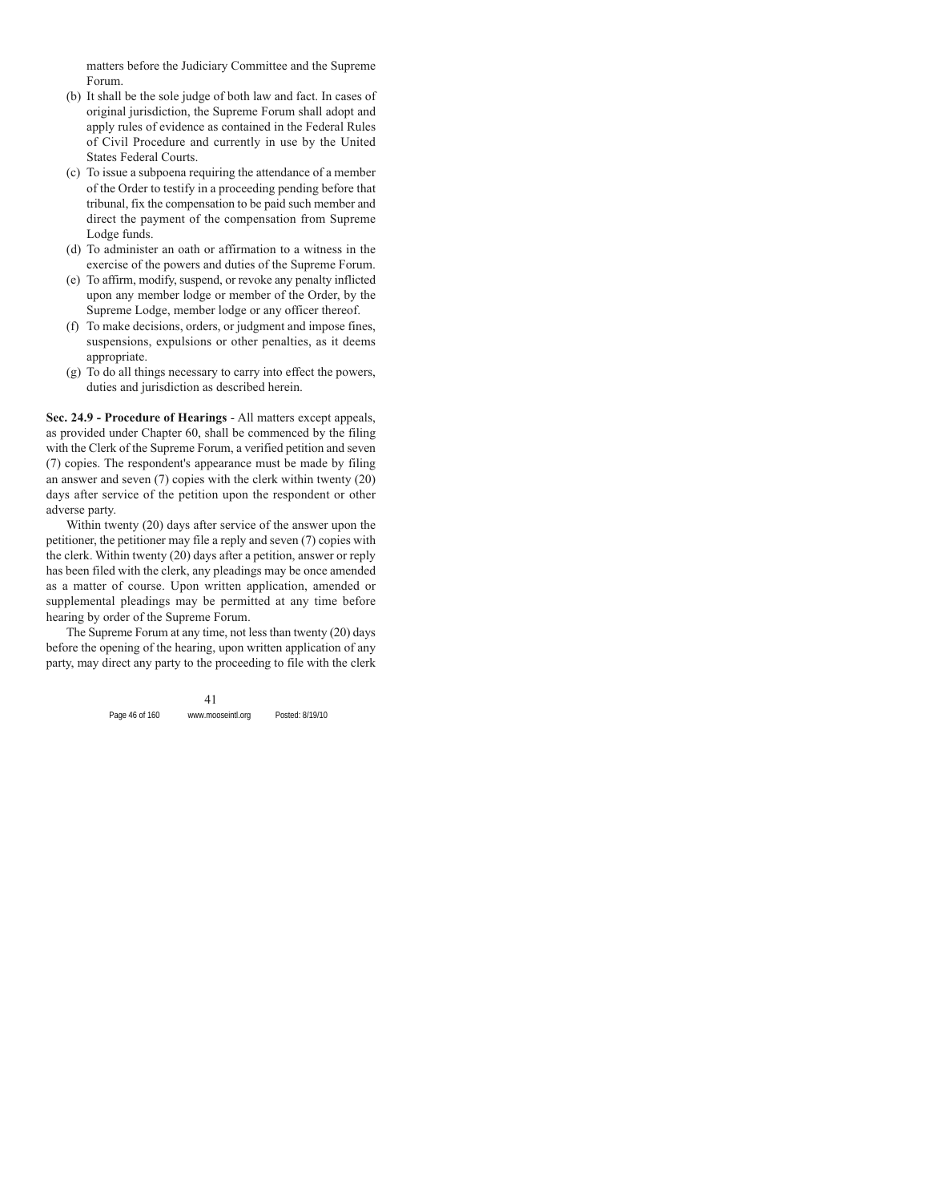matters before the Judiciary Committee and the Supreme Forum.

(b) It shall be the sole judge of both law and fact. In cases of original jurisdiction, the Supreme Forum shall adopt and apply rules of evidence as contained in the Federal Rules of Civil Procedure and currently in use by the United States Federal Courts.

(c) To issue a subpoena requiring the attendance of a member of the Order to testify in a proceeding pending before that tribunal, fix the compensation to be paid such member and direct the payment of the compensation from Supreme Lodge funds.

(d) To administer an oath or affirmation to a witness in the exercise of the powers and duties of the Supreme Forum.

(e) To affirm, modify, suspend, or revoke any penalty inflicted upon any member lodge or member of the Order, by the Supreme Lodge, member lodge or any officer thereof.

(f) To make decisions, orders, or judgment and impose fines, suspensions, expulsions or other penalties, as it deems appropriate.

(g) To do all things necessary to carry into effect the powers, duties and jurisdiction as described herein.

**Sec. 24.9 - Procedure of Hearings** - All matters except appeals, as provided under Chapter 60, shall be commenced by the filing with the Clerk of the Supreme Forum, a verified petition and seven (7) copies. The respondent's appearance must be made by filing an answer and seven (7) copies with the clerk within twenty (20) days after service of the petition upon the respondent or other adverse party.

Within twenty (20) days after service of the answer upon the petitioner, the petitioner may file a reply and seven (7) copies with the clerk. Within twenty (20) days after a petition, answer or reply has been filed with the clerk, any pleadings may be once amended as a matter of course. Upon written application, amended or supplemental pleadings may be permitted at any time before hearing by order of the Supreme Forum.

The Supreme Forum at any time, not less than twenty (20) days before the opening of the hearing, upon written application of any party, may direct any party to the proceeding to file with the clerk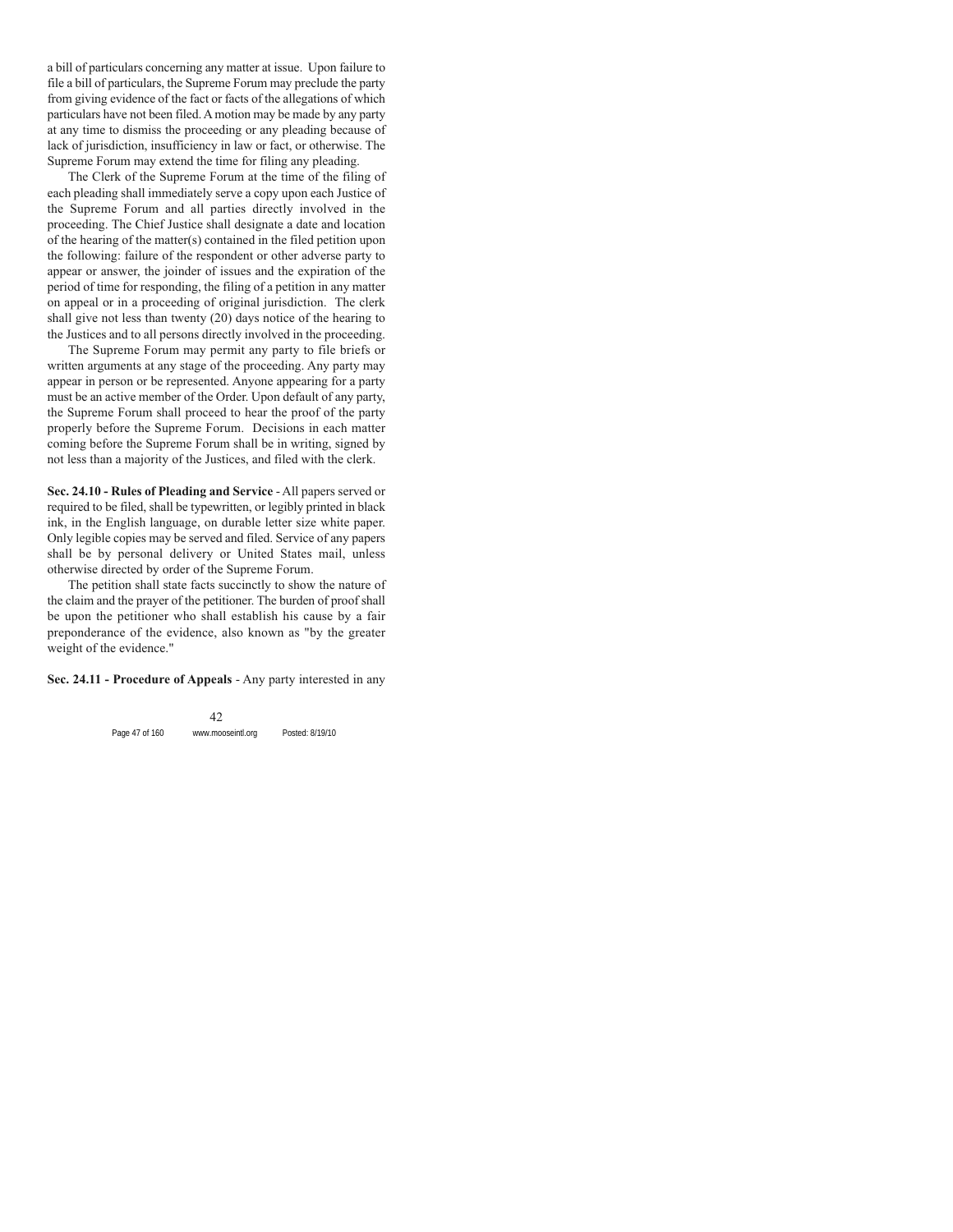a bill of particulars concerning any matter at issue. Upon failure to file a bill of particulars, the Supreme Forum may preclude the party from giving evidence of the fact or facts of the allegations of which particulars have not been filed. A motion may be made by any party at any time to dismiss the proceeding or any pleading because of lack of jurisdiction, insufficiency in law or fact, or otherwise. The Supreme Forum may extend the time for filing any pleading.

The Clerk of the Supreme Forum at the time of the filing of each pleading shall immediately serve a copy upon each Justice of the Supreme Forum and all parties directly involved in the proceeding. The Chief Justice shall designate a date and location of the hearing of the matter(s) contained in the filed petition upon the following: failure of the respondent or other adverse party to appear or answer, the joinder of issues and the expiration of the period of time for responding, the filing of a petition in any matter on appeal or in a proceeding of original jurisdiction. The clerk shall give not less than twenty (20) days notice of the hearing to the Justices and to all persons directly involved in the proceeding.

The Supreme Forum may permit any party to file briefs or written arguments at any stage of the proceeding. Any party may appear in person or be represented. Anyone appearing for a party must be an active member of the Order. Upon default of any party, the Supreme Forum shall proceed to hear the proof of the party properly before the Supreme Forum. Decisions in each matter coming before the Supreme Forum shall be in writing, signed by not less than a majority of the Justices, and filed with the clerk.

**Sec. 24.10 - Rules of Pleading and Service** - All papers served or required to be filed, shall be typewritten, or legibly printed in black ink, in the English language, on durable letter size white paper. Only legible copies may be served and filed. Service of any papers shall be by personal delivery or United States mail, unless otherwise directed by order of the Supreme Forum.

The petition shall state facts succinctly to show the nature of the claim and the prayer of the petitioner. The burden of proof shall be upon the petitioner who shall establish his cause by a fair preponderance of the evidence, also known as "by the greater weight of the evidence."

**Sec. 24.11 - Procedure of Appeals** - Any party interested in any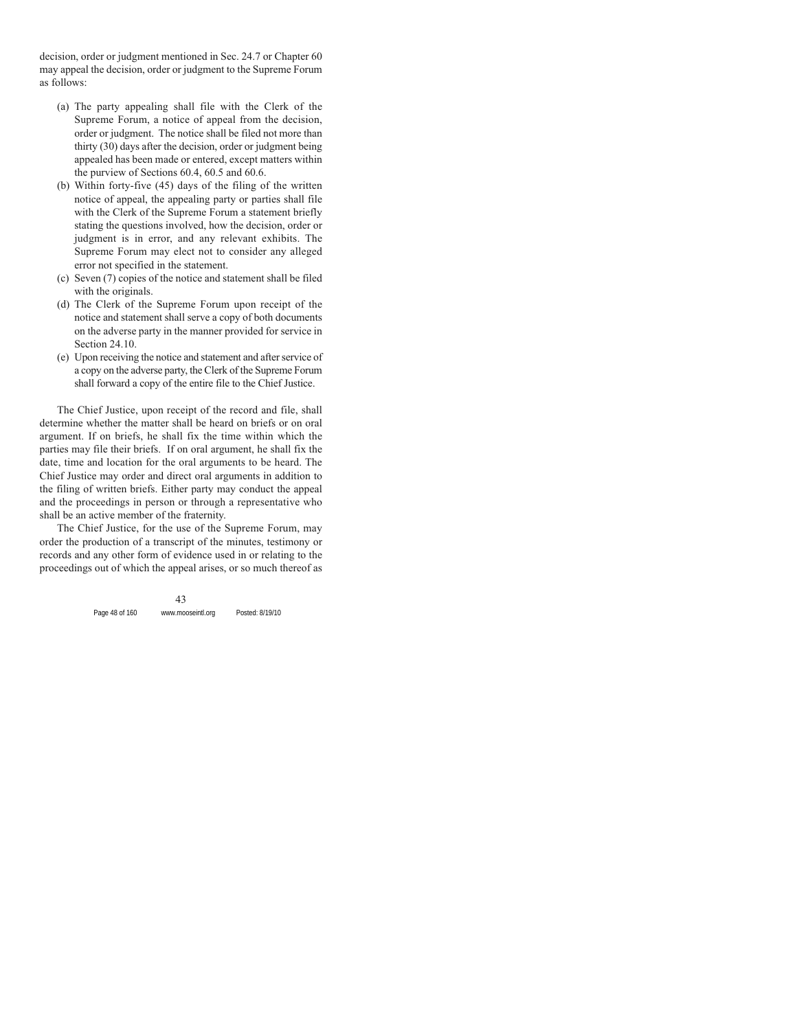decision, order or judgment mentioned in Sec. 24.7 or Chapter 60 may appeal the decision, order or judgment to the Supreme Forum as follows:

(a) The party appealing shall file with the Clerk of the Supreme Forum, a notice of appeal from the decision, order or judgment. The notice shall be filed not more than thirty (30) days after the decision, order or judgment being appealed has been made or entered, except matters within the purview of Sections 60.4, 60.5 and 60.6.
(b) Within forty-five (45) days of the filing of the written notice of appeal, the appealing party or parties shall file with the Clerk of the Supreme Forum a statement briefly stating the questions involved, how the decision, order or judgment is in error, and any relevant exhibits. The Supreme Forum may elect not to consider any alleged error not specified in the statement.
(c) Seven (7) copies of the notice and statement shall be filed with the originals.
(d) The Clerk of the Supreme Forum upon receipt of the notice and statement shall serve a copy of both documents on the adverse party in the manner provided for service in Section 24.10.
(e) Upon receiving the notice and statement and after service of a copy on the adverse party, the Clerk of the Supreme Forum shall forward a copy of the entire file to the Chief Justice.

The Chief Justice, upon receipt of the record and file, shall determine whether the matter shall be heard on briefs or on oral argument. If on briefs, he shall fix the time within which the parties may file their briefs. If on oral argument, he shall fix the date, time and location for the oral arguments to be heard. The Chief Justice may order and direct oral arguments in addition to the filing of written briefs. Either party may conduct the appeal and the proceedings in person or through a representative who shall be an active member of the fraternity.

The Chief Justice, for the use of the Supreme Forum, may order the production of a transcript of the minutes, testimony or records and any other form of evidence used in or relating to the proceedings out of which the appeal arises, or so much thereof as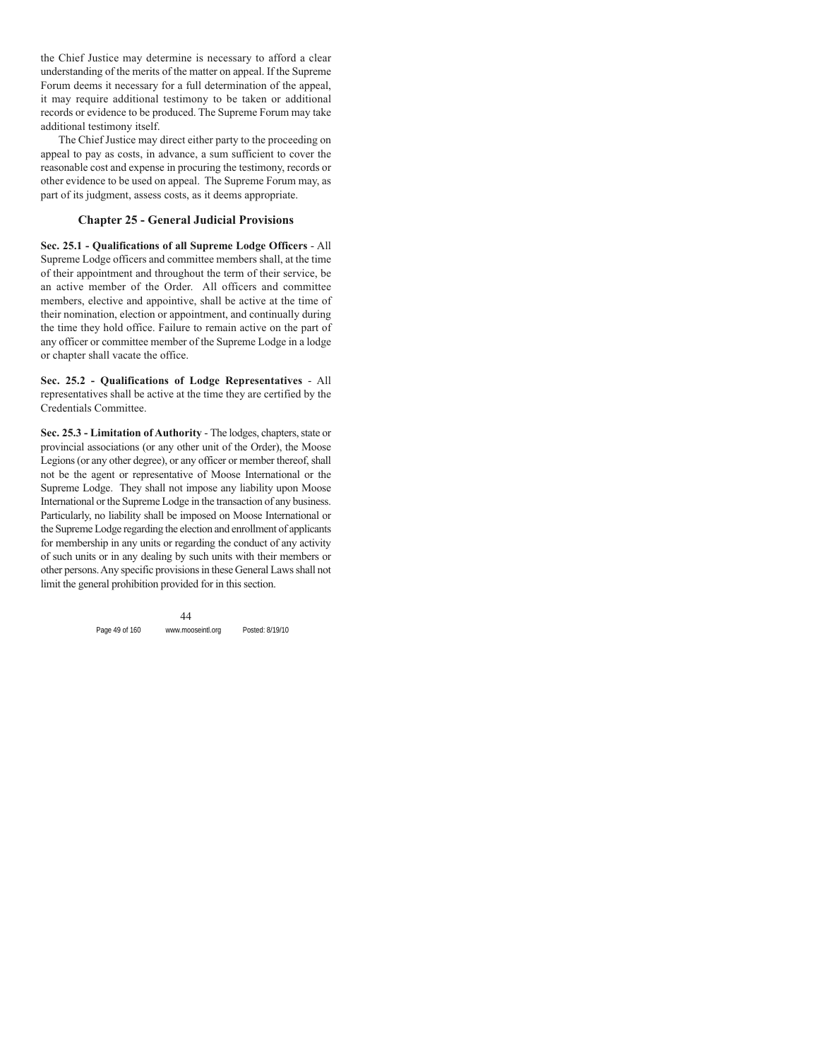the Chief Justice may determine is necessary to afford a clear understanding of the merits of the matter on appeal. If the Supreme Forum deems it necessary for a full determination of the appeal, it may require additional testimony to be taken or additional records or evidence to be produced. The Supreme Forum may take additional testimony itself.

The Chief Justice may direct either party to the proceeding on appeal to pay as costs, in advance, a sum sufficient to cover the reasonable cost and expense in procuring the testimony, records or other evidence to be used on appeal. The Supreme Forum may, as part of its judgment, assess costs, as it deems appropriate.

## Chapter 25 - General Judicial Provisions

**Sec. 25.1 - Qualifications of all Supreme Lodge Officers** - All Supreme Lodge officers and committee members shall, at the time of their appointment and throughout the term of their service, be an active member of the Order. All officers and committee members, elective and appointive, shall be active at the time of their nomination, election or appointment, and continually during the time they hold office. Failure to remain active on the part of any officer or committee member of the Supreme Lodge in a lodge or chapter shall vacate the office.

**Sec. 25.2 - Qualifications of Lodge Representatives** - All representatives shall be active at the time they are certified by the Credentials Committee.

**Sec. 25.3 - Limitation of Authority** - The lodges, chapters, state or provincial associations (or any other unit of the Order), the Moose Legions (or any other degree), or any officer or member thereof, shall not be the agent or representative of Moose International or the Supreme Lodge. They shall not impose any liability upon Moose International or the Supreme Lodge in the transaction of any business. Particularly, no liability shall be imposed on Moose International or the Supreme Lodge regarding the election and enrollment of applicants for membership in any units or regarding the conduct of any activity of such units or in any dealing by such units with their members or other persons. Any specific provisions in these General Laws shall not limit the general prohibition provided for in this section.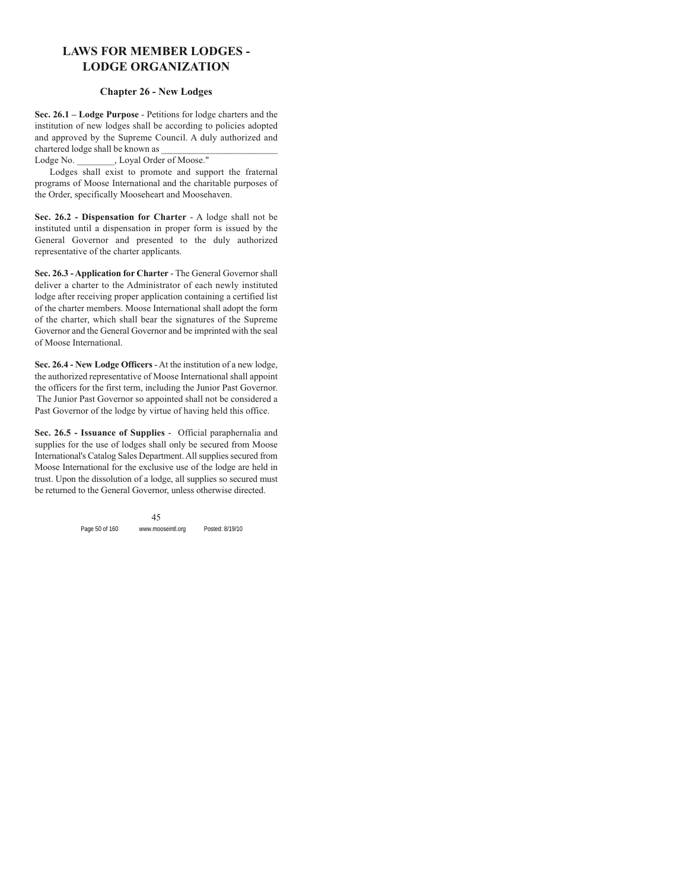# LAWS FOR MEMBER LODGES - LODGE ORGANIZATION

## Chapter 26 - New Lodges

**Sec. 26.1 – Lodge Purpose** - Petitions for lodge charters and the institution of new lodges shall be according to policies adopted and approved by the Supreme Council. A duly authorized and chartered lodge shall be known as ________________________ Lodge No. ________, Loyal Order of Moose."

Lodges shall exist to promote and support the fraternal programs of Moose International and the charitable purposes of the Order, specifically Mooseheart and Moosehaven.

**Sec. 26.2 - Dispensation for Charter** - A lodge shall not be instituted until a dispensation in proper form is issued by the General Governor and presented to the duly authorized representative of the charter applicants.

**Sec. 26.3 - Application for Charter** - The General Governor shall deliver a charter to the Administrator of each newly instituted lodge after receiving proper application containing a certified list of the charter members. Moose International shall adopt the form of the charter, which shall bear the signatures of the Supreme Governor and the General Governor and be imprinted with the seal of Moose International.

**Sec. 26.4 - New Lodge Officers** - At the institution of a new lodge, the authorized representative of Moose International shall appoint the officers for the first term, including the Junior Past Governor. The Junior Past Governor so appointed shall not be considered a Past Governor of the lodge by virtue of having held this office.

**Sec. 26.5 - Issuance of Supplies** - Official paraphernalia and supplies for the use of lodges shall only be secured from Moose International's Catalog Sales Department. All supplies secured from Moose International for the exclusive use of the lodge are held in trust. Upon the dissolution of a lodge, all supplies so secured must be returned to the General Governor, unless otherwise directed.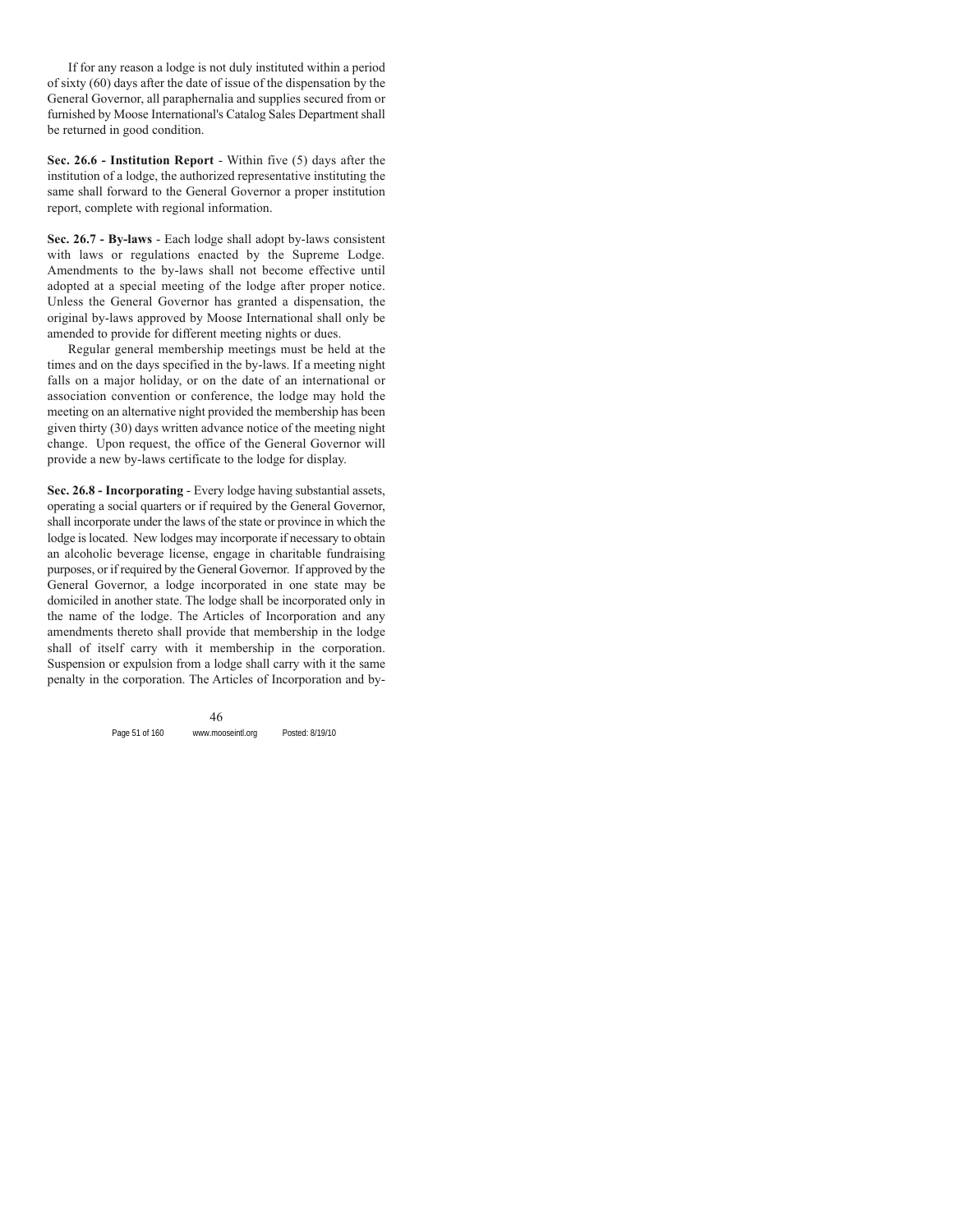If for any reason a lodge is not duly instituted within a period of sixty (60) days after the date of issue of the dispensation by the General Governor, all paraphernalia and supplies secured from or furnished by Moose International's Catalog Sales Department shall be returned in good condition.

**Sec. 26.6 - Institution Report** - Within five (5) days after the institution of a lodge, the authorized representative instituting the same shall forward to the General Governor a proper institution report, complete with regional information.

**Sec. 26.7 - By-laws** - Each lodge shall adopt by-laws consistent with laws or regulations enacted by the Supreme Lodge. Amendments to the by-laws shall not become effective until adopted at a special meeting of the lodge after proper notice. Unless the General Governor has granted a dispensation, the original by-laws approved by Moose International shall only be amended to provide for different meeting nights or dues.

Regular general membership meetings must be held at the times and on the days specified in the by-laws. If a meeting night falls on a major holiday, or on the date of an international or association convention or conference, the lodge may hold the meeting on an alternative night provided the membership has been given thirty (30) days written advance notice of the meeting night change. Upon request, the office of the General Governor will provide a new by-laws certificate to the lodge for display.

**Sec. 26.8 - Incorporating** - Every lodge having substantial assets, operating a social quarters or if required by the General Governor, shall incorporate under the laws of the state or province in which the lodge is located. New lodges may incorporate if necessary to obtain an alcoholic beverage license, engage in charitable fundraising purposes, or if required by the General Governor. If approved by the General Governor, a lodge incorporated in one state may be domiciled in another state. The lodge shall be incorporated only in the name of the lodge. The Articles of Incorporation and any amendments thereto shall provide that membership in the lodge shall of itself carry with it membership in the corporation. Suspension or expulsion from a lodge shall carry with it the same penalty in the corporation. The Articles of Incorporation and by-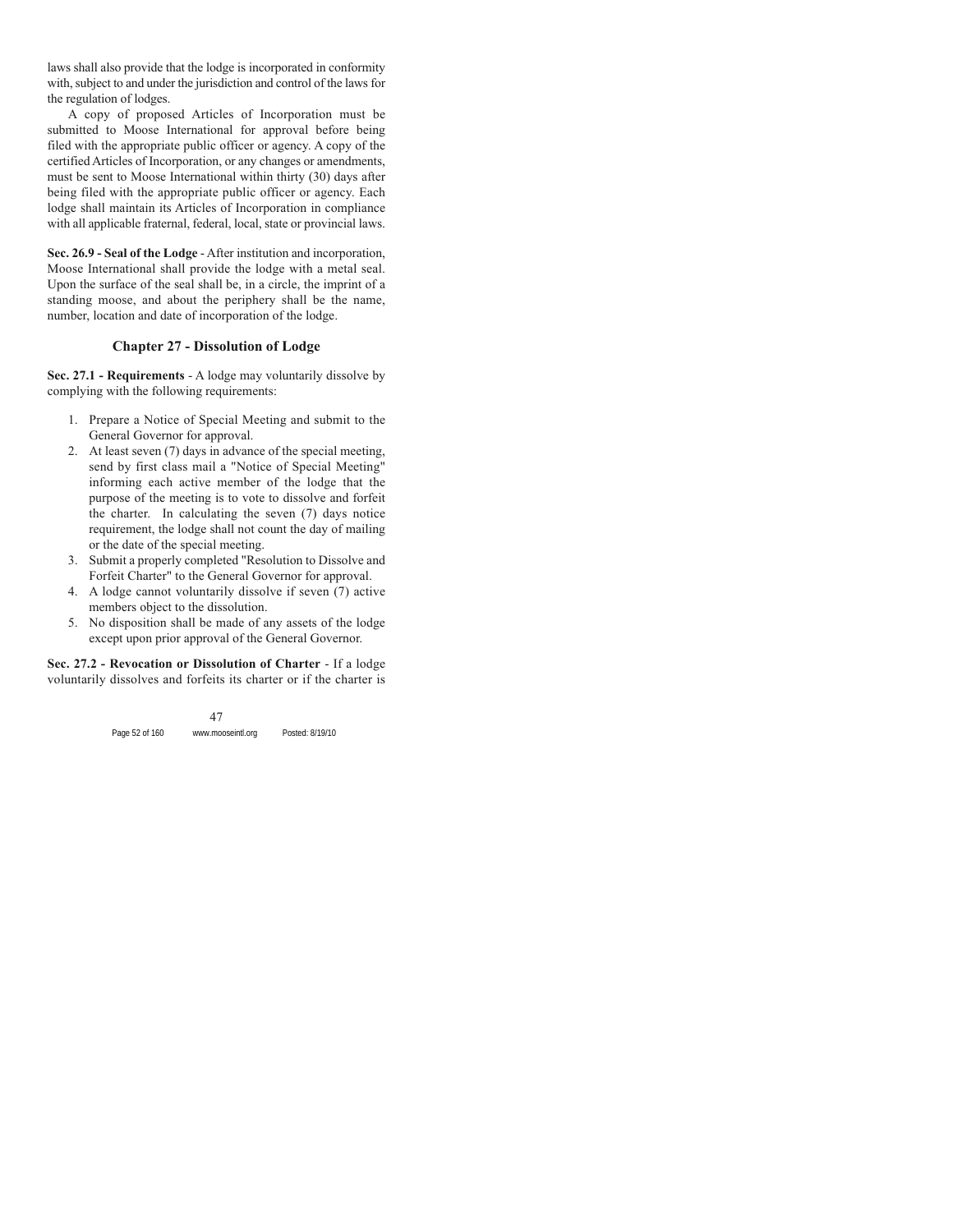laws shall also provide that the lodge is incorporated in conformity with, subject to and under the jurisdiction and control of the laws for the regulation of lodges.

A copy of proposed Articles of Incorporation must be submitted to Moose International for approval before being filed with the appropriate public officer or agency. A copy of the certified Articles of Incorporation, or any changes or amendments, must be sent to Moose International within thirty (30) days after being filed with the appropriate public officer or agency. Each lodge shall maintain its Articles of Incorporation in compliance with all applicable fraternal, federal, local, state or provincial laws.

**Sec. 26.9 - Seal of the Lodge** - After institution and incorporation, Moose International shall provide the lodge with a metal seal. Upon the surface of the seal shall be, in a circle, the imprint of a standing moose, and about the periphery shall be the name, number, location and date of incorporation of the lodge.

## Chapter 27 - Dissolution of Lodge

**Sec. 27.1 - Requirements** - A lodge may voluntarily dissolve by complying with the following requirements:

1. Prepare a Notice of Special Meeting and submit to the General Governor for approval.
2. At least seven (7) days in advance of the special meeting, send by first class mail a "Notice of Special Meeting" informing each active member of the lodge that the purpose of the meeting is to vote to dissolve and forfeit the charter. In calculating the seven (7) days notice requirement, the lodge shall not count the day of mailing or the date of the special meeting.
3. Submit a properly completed "Resolution to Dissolve and Forfeit Charter" to the General Governor for approval.
4. A lodge cannot voluntarily dissolve if seven (7) active members object to the dissolution.
5. No disposition shall be made of any assets of the lodge except upon prior approval of the General Governor.

**Sec. 27.2 - Revocation or Dissolution of Charter** - If a lodge voluntarily dissolves and forfeits its charter or if the charter is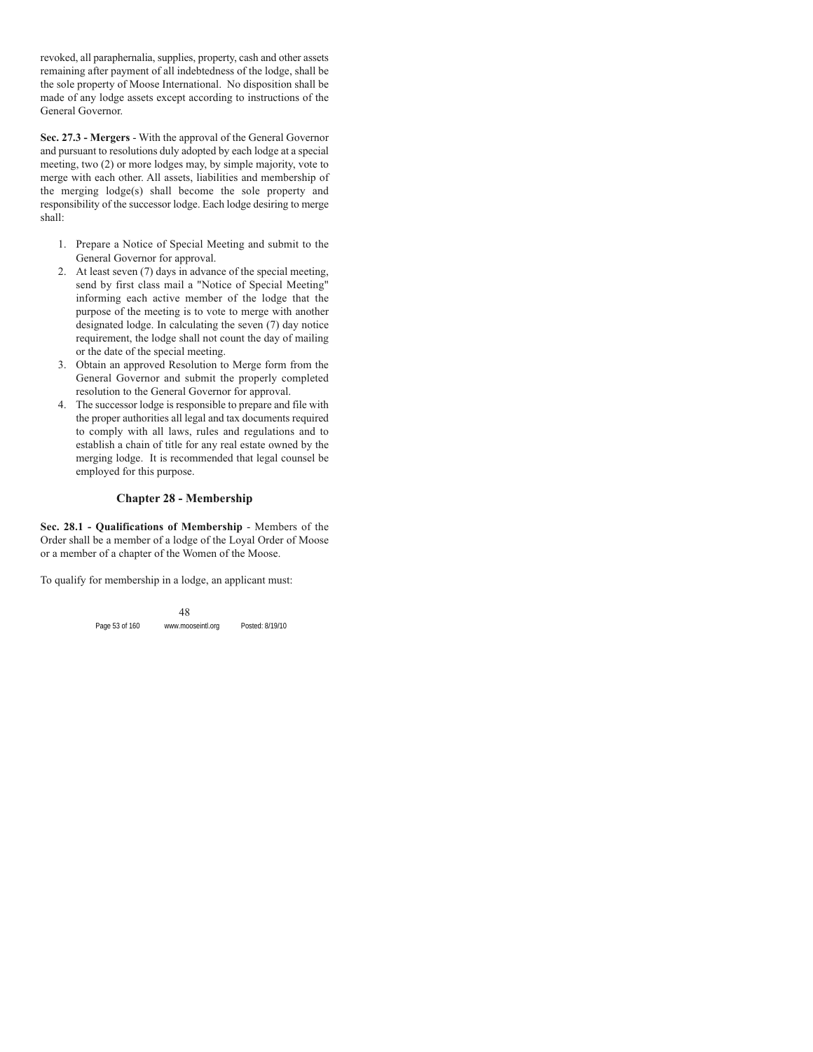revoked, all paraphernalia, supplies, property, cash and other assets remaining after payment of all indebtedness of the lodge, shall be the sole property of Moose International. No disposition shall be made of any lodge assets except according to instructions of the General Governor.

**Sec. 27.3 - Mergers** - With the approval of the General Governor and pursuant to resolutions duly adopted by each lodge at a special meeting, two (2) or more lodges may, by simple majority, vote to merge with each other. All assets, liabilities and membership of the merging lodge(s) shall become the sole property and responsibility of the successor lodge. Each lodge desiring to merge shall:

1. Prepare a Notice of Special Meeting and submit to the General Governor for approval.
2. At least seven (7) days in advance of the special meeting, send by first class mail a "Notice of Special Meeting" informing each active member of the lodge that the purpose of the meeting is to vote to merge with another designated lodge. In calculating the seven (7) day notice requirement, the lodge shall not count the day of mailing or the date of the special meeting.
3. Obtain an approved Resolution to Merge form from the General Governor and submit the properly completed resolution to the General Governor for approval.
4. The successor lodge is responsible to prepare and file with the proper authorities all legal and tax documents required to comply with all laws, rules and regulations and to establish a chain of title for any real estate owned by the merging lodge. It is recommended that legal counsel be employed for this purpose.

## Chapter 28 - Membership

**Sec. 28.1 - Qualifications of Membership** - Members of the Order shall be a member of a lodge of the Loyal Order of Moose or a member of a chapter of the Women of the Moose.

To qualify for membership in a lodge, an applicant must: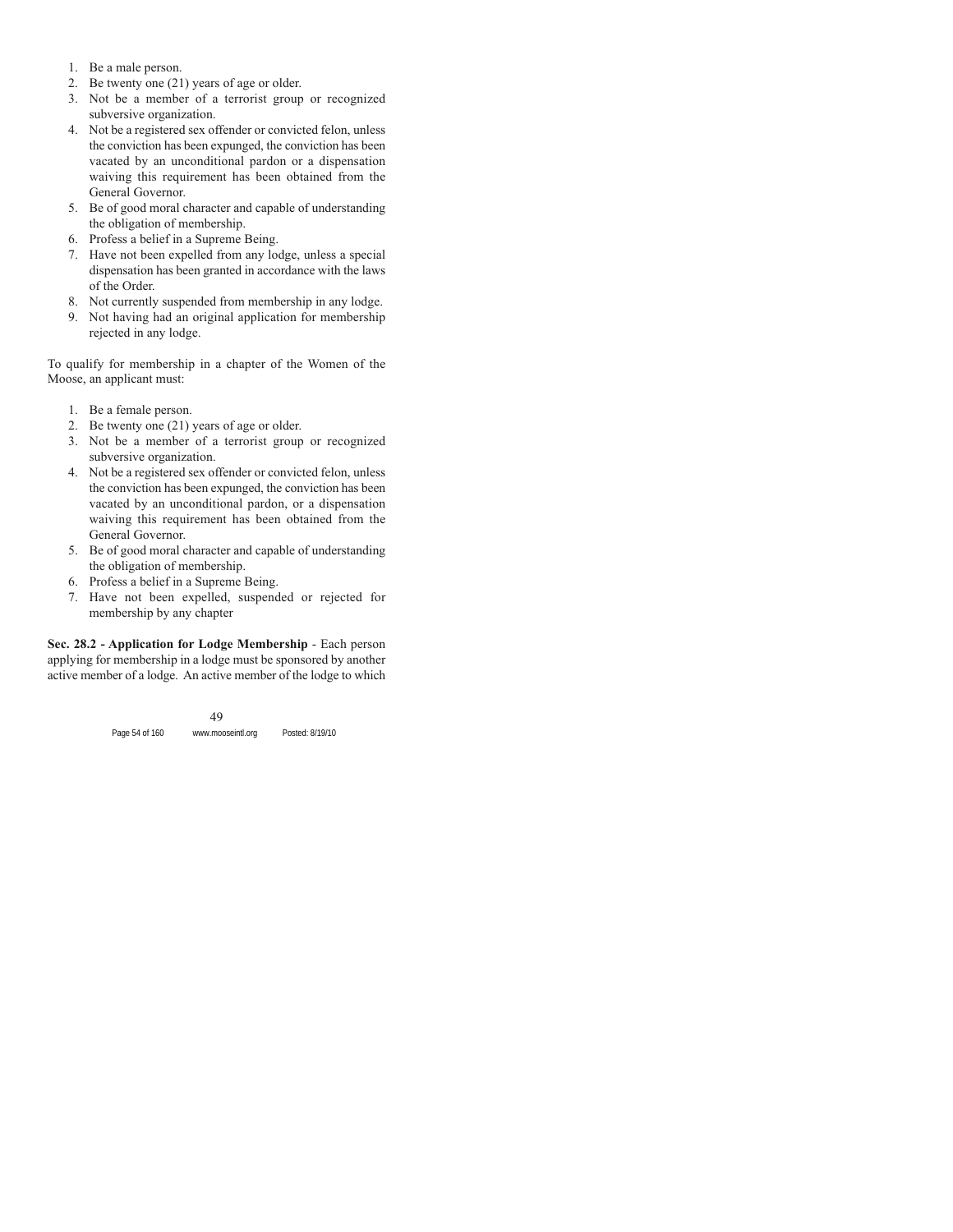1. Be a male person.
2. Be twenty one (21) years of age or older.
3. Not be a member of a terrorist group or recognized subversive organization.
4. Not be a registered sex offender or convicted felon, unless the conviction has been expunged, the conviction has been vacated by an unconditional pardon or a dispensation waiving this requirement has been obtained from the General Governor.
5. Be of good moral character and capable of understanding the obligation of membership.
6. Profess a belief in a Supreme Being.
7. Have not been expelled from any lodge, unless a special dispensation has been granted in accordance with the laws of the Order.
8. Not currently suspended from membership in any lodge.
9. Not having had an original application for membership rejected in any lodge.

To qualify for membership in a chapter of the Women of the Moose, an applicant must:

1. Be a female person.
2. Be twenty one (21) years of age or older.
3. Not be a member of a terrorist group or recognized subversive organization.
4. Not be a registered sex offender or convicted felon, unless the conviction has been expunged, the conviction has been vacated by an unconditional pardon, or a dispensation waiving this requirement has been obtained from the General Governor.
5. Be of good moral character and capable of understanding the obligation of membership.
6. Profess a belief in a Supreme Being.
7. Have not been expelled, suspended or rejected for membership by any chapter

**Sec. 28.2 - Application for Lodge Membership** - Each person applying for membership in a lodge must be sponsored by another active member of a lodge. An active member of the lodge to which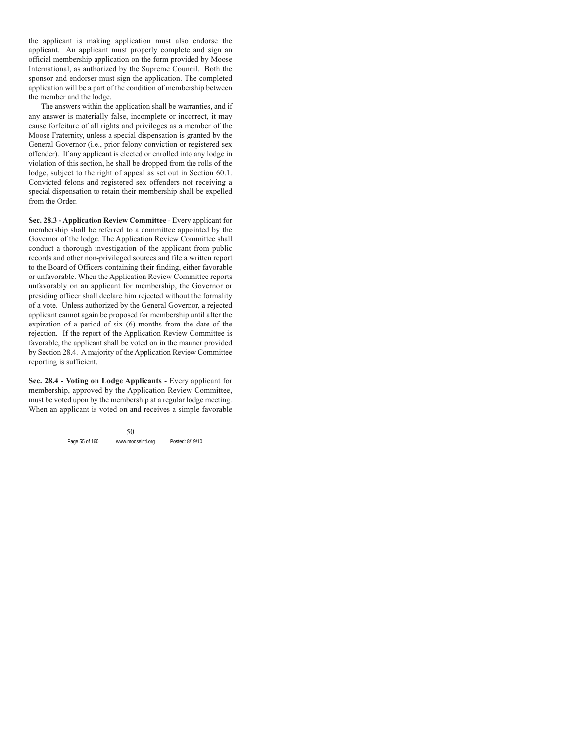the applicant is making application must also endorse the applicant. An applicant must properly complete and sign an official membership application on the form provided by Moose International, as authorized by the Supreme Council. Both the sponsor and endorser must sign the application. The completed application will be a part of the condition of membership between the member and the lodge.

The answers within the application shall be warranties, and if any answer is materially false, incomplete or incorrect, it may cause forfeiture of all rights and privileges as a member of the Moose Fraternity, unless a special dispensation is granted by the General Governor (i.e., prior felony conviction or registered sex offender). If any applicant is elected or enrolled into any lodge in violation of this section, he shall be dropped from the rolls of the lodge, subject to the right of appeal as set out in Section 60.1. Convicted felons and registered sex offenders not receiving a special dispensation to retain their membership shall be expelled from the Order.

**Sec. 28.3 - Application Review Committee** - Every applicant for membership shall be referred to a committee appointed by the Governor of the lodge. The Application Review Committee shall conduct a thorough investigation of the applicant from public records and other non-privileged sources and file a written report to the Board of Officers containing their finding, either favorable or unfavorable. When the Application Review Committee reports unfavorably on an applicant for membership, the Governor or presiding officer shall declare him rejected without the formality of a vote. Unless authorized by the General Governor, a rejected applicant cannot again be proposed for membership until after the expiration of a period of six (6) months from the date of the rejection. If the report of the Application Review Committee is favorable, the applicant shall be voted on in the manner provided by Section 28.4. A majority of the Application Review Committee reporting is sufficient.

**Sec. 28.4 - Voting on Lodge Applicants** - Every applicant for membership, approved by the Application Review Committee, must be voted upon by the membership at a regular lodge meeting. When an applicant is voted on and receives a simple favorable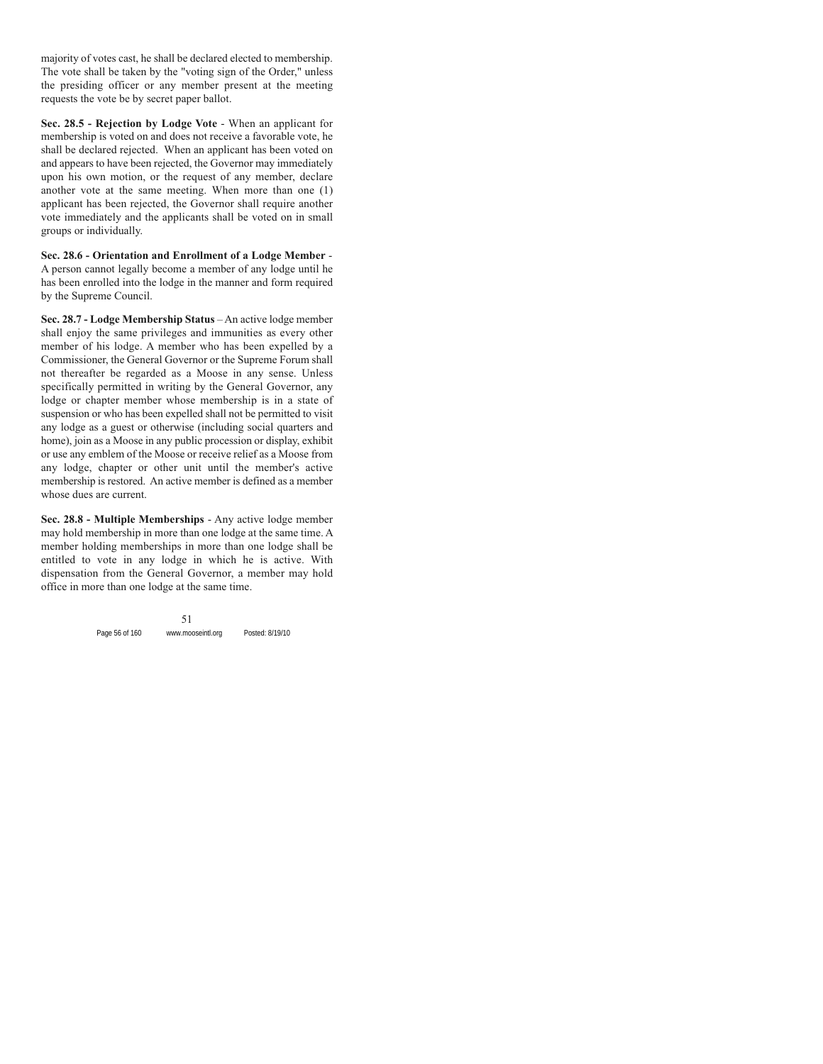majority of votes cast, he shall be declared elected to membership. The vote shall be taken by the "voting sign of the Order," unless the presiding officer or any member present at the meeting requests the vote be by secret paper ballot.

**Sec. 28.5 - Rejection by Lodge Vote** - When an applicant for membership is voted on and does not receive a favorable vote, he shall be declared rejected. When an applicant has been voted on and appears to have been rejected, the Governor may immediately upon his own motion, or the request of any member, declare another vote at the same meeting. When more than one (1) applicant has been rejected, the Governor shall require another vote immediately and the applicants shall be voted on in small groups or individually.

**Sec. 28.6 - Orientation and Enrollment of a Lodge Member** - A person cannot legally become a member of any lodge until he has been enrolled into the lodge in the manner and form required by the Supreme Council.

**Sec. 28.7 - Lodge Membership Status** – An active lodge member shall enjoy the same privileges and immunities as every other member of his lodge. A member who has been expelled by a Commissioner, the General Governor or the Supreme Forum shall not thereafter be regarded as a Moose in any sense. Unless specifically permitted in writing by the General Governor, any lodge or chapter member whose membership is in a state of suspension or who has been expelled shall not be permitted to visit any lodge as a guest or otherwise (including social quarters and home), join as a Moose in any public procession or display, exhibit or use any emblem of the Moose or receive relief as a Moose from any lodge, chapter or other unit until the member's active membership is restored. An active member is defined as a member whose dues are current.

**Sec. 28.8 - Multiple Memberships** - Any active lodge member may hold membership in more than one lodge at the same time. A member holding memberships in more than one lodge shall be entitled to vote in any lodge in which he is active. With dispensation from the General Governor, a member may hold office in more than one lodge at the same time.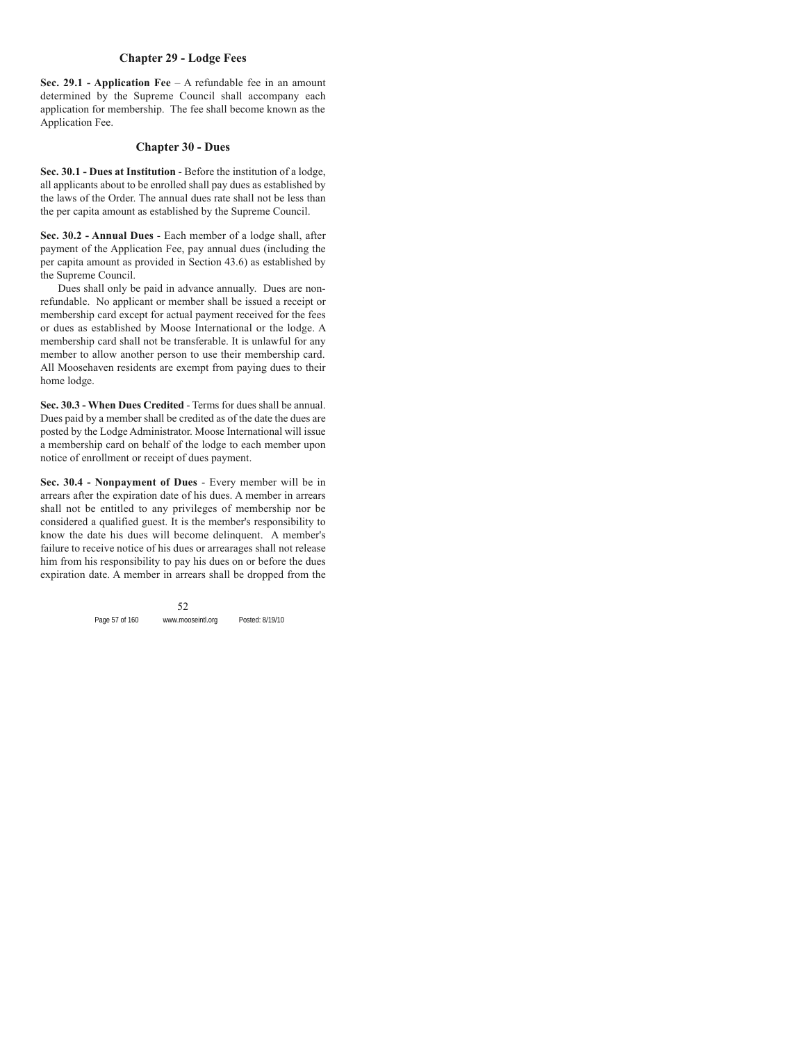## Chapter 29 - Lodge Fees

**Sec. 29.1 - Application Fee** – A refundable fee in an amount determined by the Supreme Council shall accompany each application for membership. The fee shall become known as the Application Fee.

## Chapter 30 - Dues

**Sec. 30.1 - Dues at Institution** - Before the institution of a lodge, all applicants about to be enrolled shall pay dues as established by the laws of the Order. The annual dues rate shall not be less than the per capita amount as established by the Supreme Council.

**Sec. 30.2 - Annual Dues** - Each member of a lodge shall, after payment of the Application Fee, pay annual dues (including the per capita amount as provided in Section 43.6) as established by the Supreme Council.

Dues shall only be paid in advance annually. Dues are non-refundable. No applicant or member shall be issued a receipt or membership card except for actual payment received for the fees or dues as established by Moose International or the lodge. A membership card shall not be transferable. It is unlawful for any member to allow another person to use their membership card. All Moosehaven residents are exempt from paying dues to their home lodge.

**Sec. 30.3 - When Dues Credited** - Terms for dues shall be annual. Dues paid by a member shall be credited as of the date the dues are posted by the Lodge Administrator. Moose International will issue a membership card on behalf of the lodge to each member upon notice of enrollment or receipt of dues payment.

**Sec. 30.4 - Nonpayment of Dues** - Every member will be in arrears after the expiration date of his dues. A member in arrears shall not be entitled to any privileges of membership nor be considered a qualified guest. It is the member's responsibility to know the date his dues will become delinquent. A member's failure to receive notice of his dues or arrearages shall not release him from his responsibility to pay his dues on or before the dues expiration date. A member in arrears shall be dropped from the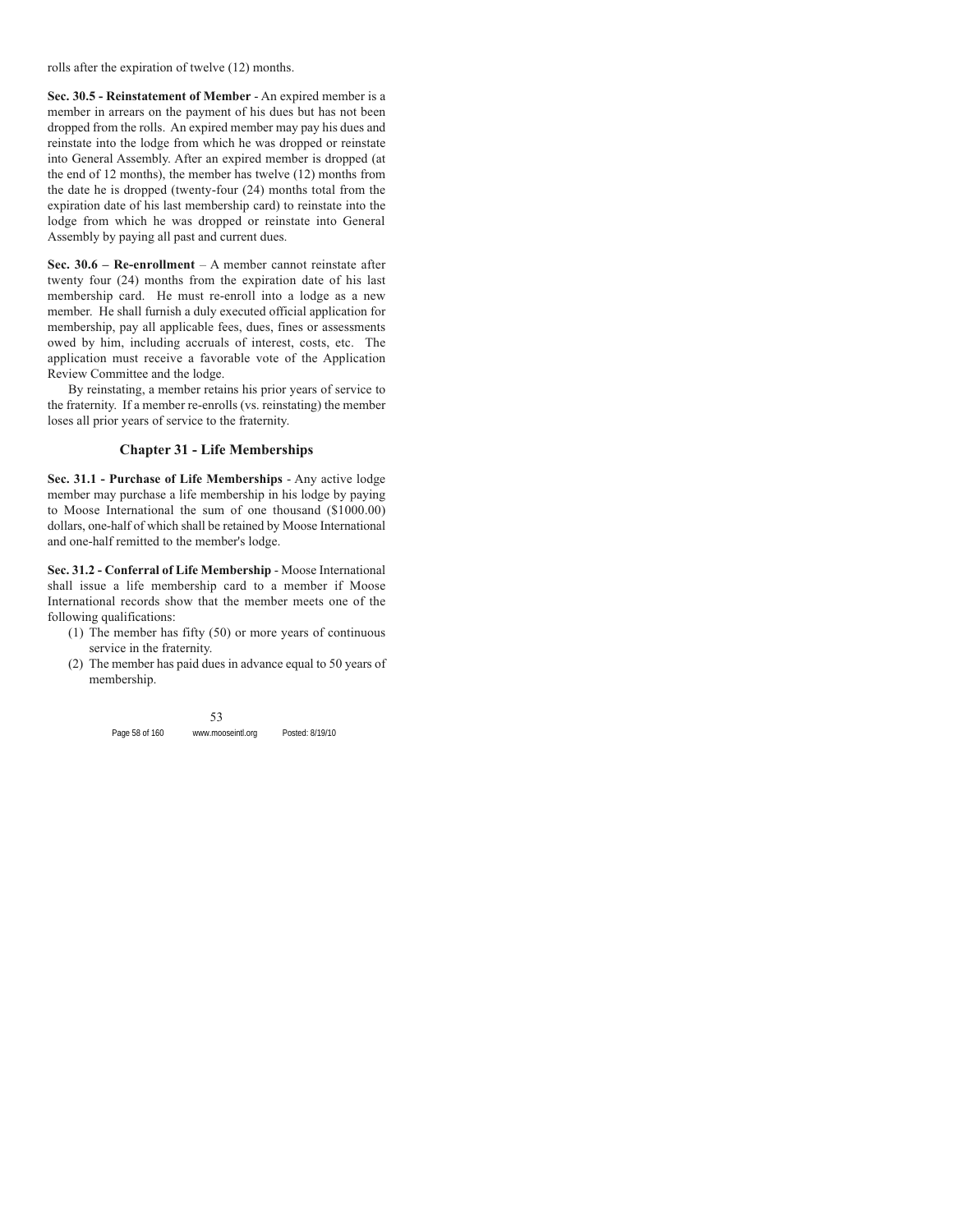rolls after the expiration of twelve (12) months.

**Sec. 30.5 - Reinstatement of Member** - An expired member is a member in arrears on the payment of his dues but has not been dropped from the rolls. An expired member may pay his dues and reinstate into the lodge from which he was dropped or reinstate into General Assembly. After an expired member is dropped (at the end of 12 months), the member has twelve (12) months from the date he is dropped (twenty-four (24) months total from the expiration date of his last membership card) to reinstate into the lodge from which he was dropped or reinstate into General Assembly by paying all past and current dues.

**Sec. 30.6 – Re-enrollment** – A member cannot reinstate after twenty four (24) months from the expiration date of his last membership card. He must re-enroll into a lodge as a new member. He shall furnish a duly executed official application for membership, pay all applicable fees, dues, fines or assessments owed by him, including accruals of interest, costs, etc. The application must receive a favorable vote of the Application Review Committee and the lodge.

By reinstating, a member retains his prior years of service to the fraternity. If a member re-enrolls (vs. reinstating) the member loses all prior years of service to the fraternity.

## Chapter 31 - Life Memberships

**Sec. 31.1 - Purchase of Life Memberships** - Any active lodge member may purchase a life membership in his lodge by paying to Moose International the sum of one thousand ($1000.00) dollars, one-half of which shall be retained by Moose International and one-half remitted to the member's lodge.

**Sec. 31.2 - Conferral of Life Membership** - Moose International shall issue a life membership card to a member if Moose International records show that the member meets one of the following qualifications:

(1) The member has fifty (50) or more years of continuous service in the fraternity.

(2) The member has paid dues in advance equal to 50 years of membership.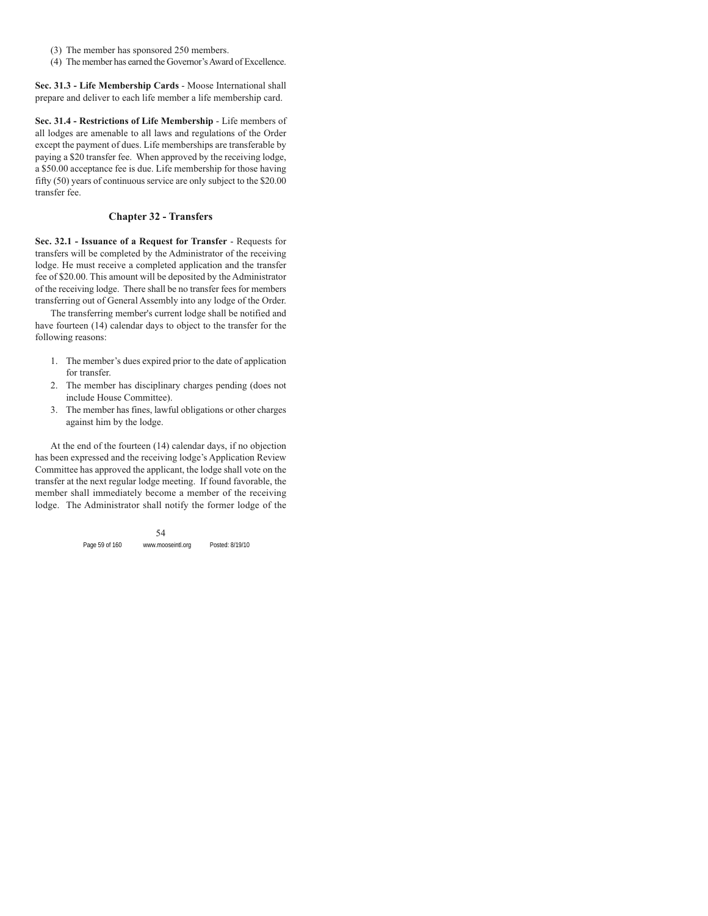(3) The member has sponsored 250 members.

(4) The member has earned the Governor's Award of Excellence.

**Sec. 31.3 - Life Membership Cards** - Moose International shall prepare and deliver to each life member a life membership card.

**Sec. 31.4 - Restrictions of Life Membership** - Life members of all lodges are amenable to all laws and regulations of the Order except the payment of dues. Life memberships are transferable by paying a $20 transfer fee. When approved by the receiving lodge, a $50.00 acceptance fee is due. Life membership for those having fifty (50) years of continuous service are only subject to the $20.00 transfer fee.

## Chapter 32 - Transfers

**Sec. 32.1 - Issuance of a Request for Transfer** - Requests for transfers will be completed by the Administrator of the receiving lodge. He must receive a completed application and the transfer fee of $20.00. This amount will be deposited by the Administrator of the receiving lodge. There shall be no transfer fees for members transferring out of General Assembly into any lodge of the Order.

The transferring member's current lodge shall be notified and have fourteen (14) calendar days to object to the transfer for the following reasons:

1. The member's dues expired prior to the date of application for transfer.
2. The member has disciplinary charges pending (does not include House Committee).
3. The member has fines, lawful obligations or other charges against him by the lodge.

At the end of the fourteen (14) calendar days, if no objection has been expressed and the receiving lodge's Application Review Committee has approved the applicant, the lodge shall vote on the transfer at the next regular lodge meeting. If found favorable, the member shall immediately become a member of the receiving lodge. The Administrator shall notify the former lodge of the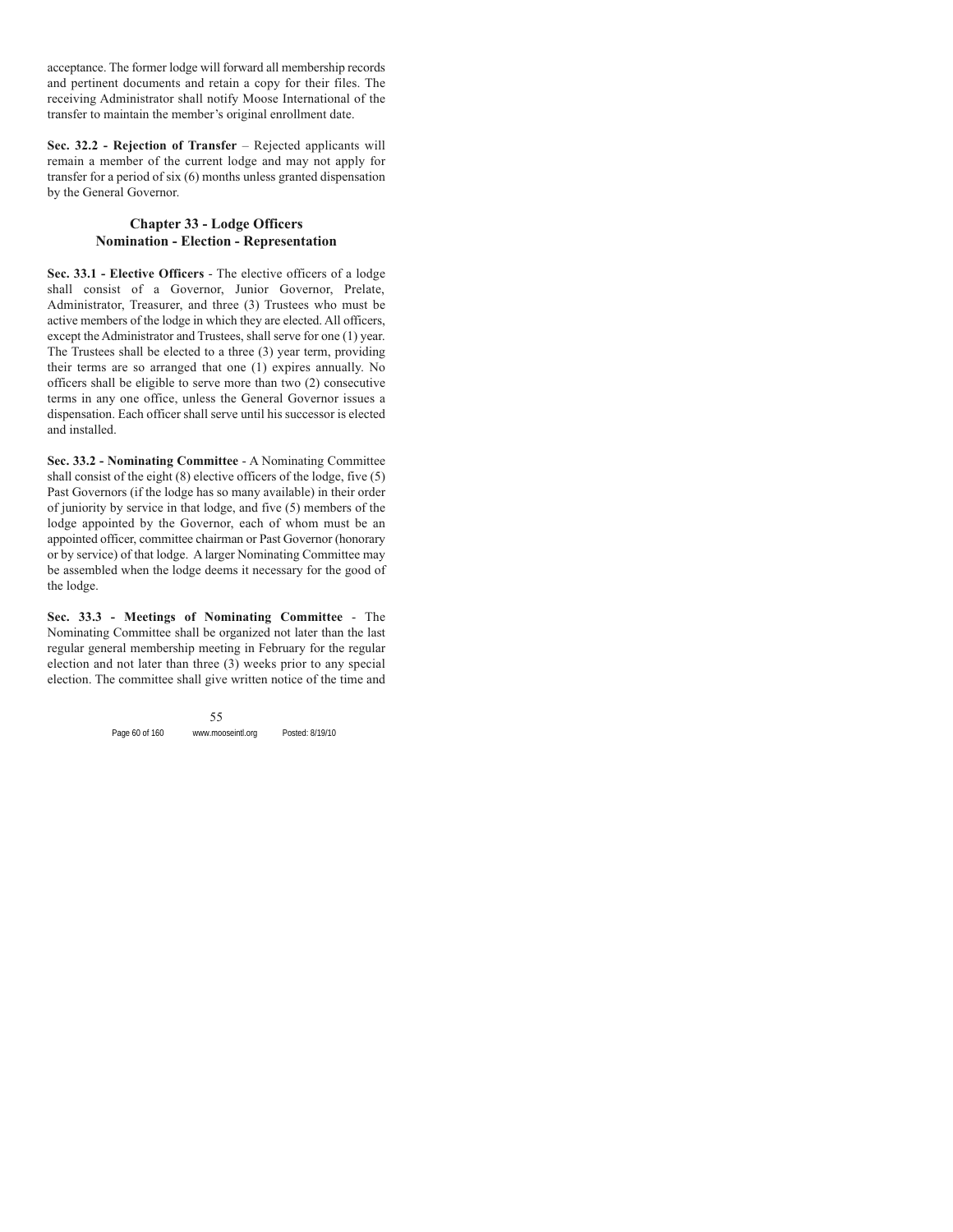acceptance. The former lodge will forward all membership records and pertinent documents and retain a copy for their files. The receiving Administrator shall notify Moose International of the transfer to maintain the member's original enrollment date.

**Sec. 32.2 - Rejection of Transfer** – Rejected applicants will remain a member of the current lodge and may not apply for transfer for a period of six (6) months unless granted dispensation by the General Governor.

## Chapter 33 - Lodge Officers
## Nomination - Election - Representation

**Sec. 33.1 - Elective Officers** - The elective officers of a lodge shall consist of a Governor, Junior Governor, Prelate, Administrator, Treasurer, and three (3) Trustees who must be active members of the lodge in which they are elected. All officers, except the Administrator and Trustees, shall serve for one (1) year. The Trustees shall be elected to a three (3) year term, providing their terms are so arranged that one (1) expires annually. No officers shall be eligible to serve more than two (2) consecutive terms in any one office, unless the General Governor issues a dispensation. Each officer shall serve until his successor is elected and installed.

**Sec. 33.2 - Nominating Committee** - A Nominating Committee shall consist of the eight (8) elective officers of the lodge, five (5) Past Governors (if the lodge has so many available) in their order of juniority by service in that lodge, and five (5) members of the lodge appointed by the Governor, each of whom must be an appointed officer, committee chairman or Past Governor (honorary or by service) of that lodge. A larger Nominating Committee may be assembled when the lodge deems it necessary for the good of the lodge.

**Sec. 33.3 - Meetings of Nominating Committee** - The Nominating Committee shall be organized not later than the last regular general membership meeting in February for the regular election and not later than three (3) weeks prior to any special election. The committee shall give written notice of the time and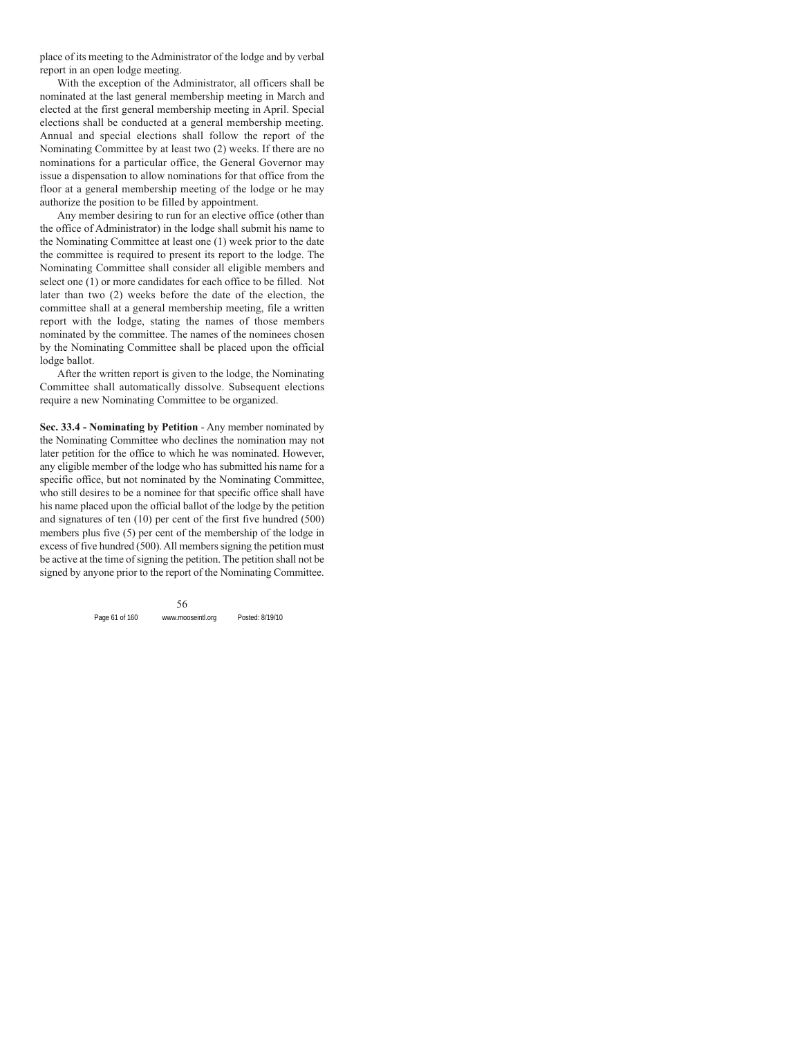place of its meeting to the Administrator of the lodge and by verbal report in an open lodge meeting.

With the exception of the Administrator, all officers shall be nominated at the last general membership meeting in March and elected at the first general membership meeting in April. Special elections shall be conducted at a general membership meeting. Annual and special elections shall follow the report of the Nominating Committee by at least two (2) weeks. If there are no nominations for a particular office, the General Governor may issue a dispensation to allow nominations for that office from the floor at a general membership meeting of the lodge or he may authorize the position to be filled by appointment.

Any member desiring to run for an elective office (other than the office of Administrator) in the lodge shall submit his name to the Nominating Committee at least one (1) week prior to the date the committee is required to present its report to the lodge. The Nominating Committee shall consider all eligible members and select one (1) or more candidates for each office to be filled. Not later than two (2) weeks before the date of the election, the committee shall at a general membership meeting, file a written report with the lodge, stating the names of those members nominated by the committee. The names of the nominees chosen by the Nominating Committee shall be placed upon the official lodge ballot.

After the written report is given to the lodge, the Nominating Committee shall automatically dissolve. Subsequent elections require a new Nominating Committee to be organized.

**Sec. 33.4 - Nominating by Petition** - Any member nominated by the Nominating Committee who declines the nomination may not later petition for the office to which he was nominated. However, any eligible member of the lodge who has submitted his name for a specific office, but not nominated by the Nominating Committee, who still desires to be a nominee for that specific office shall have his name placed upon the official ballot of the lodge by the petition and signatures of ten (10) per cent of the first five hundred (500) members plus five (5) per cent of the membership of the lodge in excess of five hundred (500). All members signing the petition must be active at the time of signing the petition. The petition shall not be signed by anyone prior to the report of the Nominating Committee.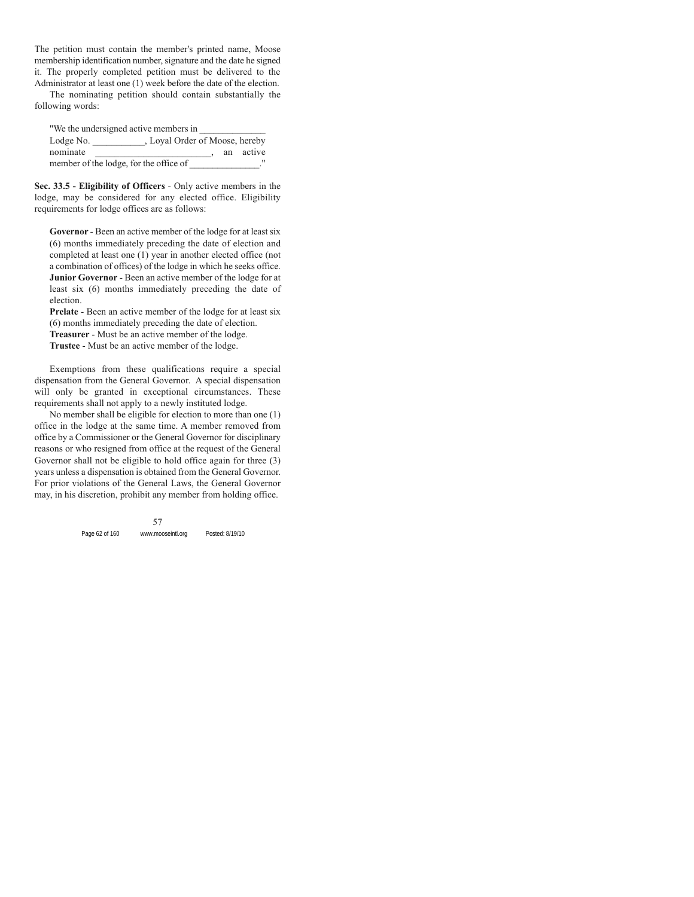The petition must contain the member's printed name, Moose membership identification number, signature and the date he signed it. The properly completed petition must be delivered to the Administrator at least one (1) week before the date of the election.

The nominating petition should contain substantially the following words:

> "We the undersigned active members in _____________ Lodge No. ___________, Loyal Order of Moose, hereby nominate ________________________, an active member of the lodge, for the office of ______________."

**Sec. 33.5 - Eligibility of Officers** - Only active members in the lodge, may be considered for any elected office. Eligibility requirements for lodge offices are as follows:

**Governor** - Been an active member of the lodge for at least six (6) months immediately preceding the date of election and completed at least one (1) year in another elected office (not a combination of offices) of the lodge in which he seeks office.
**Junior Governor** - Been an active member of the lodge for at least six (6) months immediately preceding the date of election.
**Prelate** - Been an active member of the lodge for at least six (6) months immediately preceding the date of election.
**Treasurer** - Must be an active member of the lodge.
**Trustee** - Must be an active member of the lodge.

Exemptions from these qualifications require a special dispensation from the General Governor. A special dispensation will only be granted in exceptional circumstances. These requirements shall not apply to a newly instituted lodge.

No member shall be eligible for election to more than one (1) office in the lodge at the same time. A member removed from office by a Commissioner or the General Governor for disciplinary reasons or who resigned from office at the request of the General Governor shall not be eligible to hold office again for three (3) years unless a dispensation is obtained from the General Governor. For prior violations of the General Laws, the General Governor may, in his discretion, prohibit any member from holding office.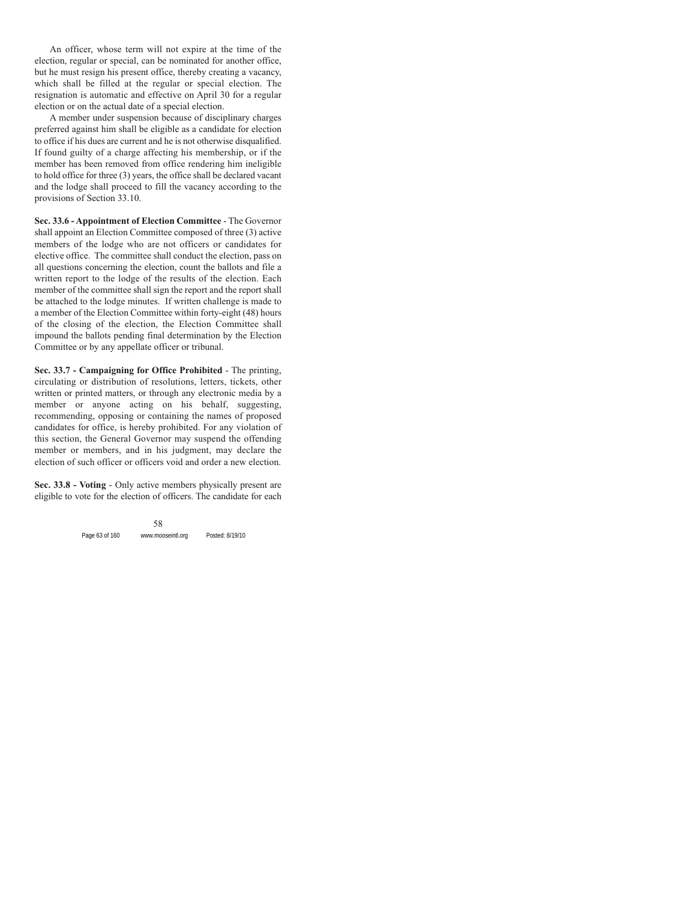An officer, whose term will not expire at the time of the election, regular or special, can be nominated for another office, but he must resign his present office, thereby creating a vacancy, which shall be filled at the regular or special election. The resignation is automatic and effective on April 30 for a regular election or on the actual date of a special election.

A member under suspension because of disciplinary charges preferred against him shall be eligible as a candidate for election to office if his dues are current and he is not otherwise disqualified. If found guilty of a charge affecting his membership, or if the member has been removed from office rendering him ineligible to hold office for three (3) years, the office shall be declared vacant and the lodge shall proceed to fill the vacancy according to the provisions of Section 33.10.

**Sec. 33.6 - Appointment of Election Committee** - The Governor shall appoint an Election Committee composed of three (3) active members of the lodge who are not officers or candidates for elective office. The committee shall conduct the election, pass on all questions concerning the election, count the ballots and file a written report to the lodge of the results of the election. Each member of the committee shall sign the report and the report shall be attached to the lodge minutes. If written challenge is made to a member of the Election Committee within forty-eight (48) hours of the closing of the election, the Election Committee shall impound the ballots pending final determination by the Election Committee or by any appellate officer or tribunal.

**Sec. 33.7 - Campaigning for Office Prohibited** - The printing, circulating or distribution of resolutions, letters, tickets, other written or printed matters, or through any electronic media by a member or anyone acting on his behalf, suggesting, recommending, opposing or containing the names of proposed candidates for office, is hereby prohibited. For any violation of this section, the General Governor may suspend the offending member or members, and in his judgment, may declare the election of such officer or officers void and order a new election.

**Sec. 33.8 - Voting** - Only active members physically present are eligible to vote for the election of officers. The candidate for each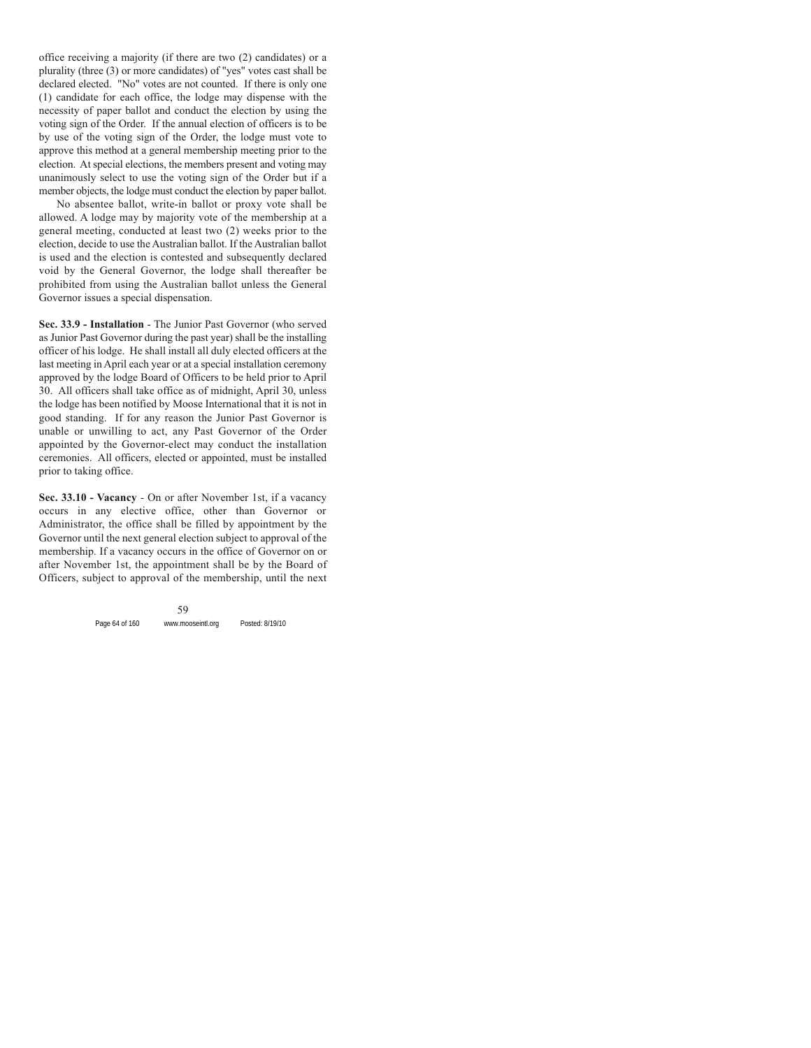office receiving a majority (if there are two (2) candidates) or a plurality (three (3) or more candidates) of "yes" votes cast shall be declared elected. "No" votes are not counted. If there is only one (1) candidate for each office, the lodge may dispense with the necessity of paper ballot and conduct the election by using the voting sign of the Order. If the annual election of officers is to be by use of the voting sign of the Order, the lodge must vote to approve this method at a general membership meeting prior to the election. At special elections, the members present and voting may unanimously select to use the voting sign of the Order but if a member objects, the lodge must conduct the election by paper ballot.

No absentee ballot, write-in ballot or proxy vote shall be allowed. A lodge may by majority vote of the membership at a general meeting, conducted at least two (2) weeks prior to the election, decide to use the Australian ballot. If the Australian ballot is used and the election is contested and subsequently declared void by the General Governor, the lodge shall thereafter be prohibited from using the Australian ballot unless the General Governor issues a special dispensation.

**Sec. 33.9 - Installation** - The Junior Past Governor (who served as Junior Past Governor during the past year) shall be the installing officer of his lodge. He shall install all duly elected officers at the last meeting in April each year or at a special installation ceremony approved by the lodge Board of Officers to be held prior to April 30. All officers shall take office as of midnight, April 30, unless the lodge has been notified by Moose International that it is not in good standing. If for any reason the Junior Past Governor is unable or unwilling to act, any Past Governor of the Order appointed by the Governor-elect may conduct the installation ceremonies. All officers, elected or appointed, must be installed prior to taking office.

**Sec. 33.10 - Vacancy** - On or after November 1st, if a vacancy occurs in any elective office, other than Governor or Administrator, the office shall be filled by appointment by the Governor until the next general election subject to approval of the membership. If a vacancy occurs in the office of Governor on or after November 1st, the appointment shall be by the Board of Officers, subject to approval of the membership, until the next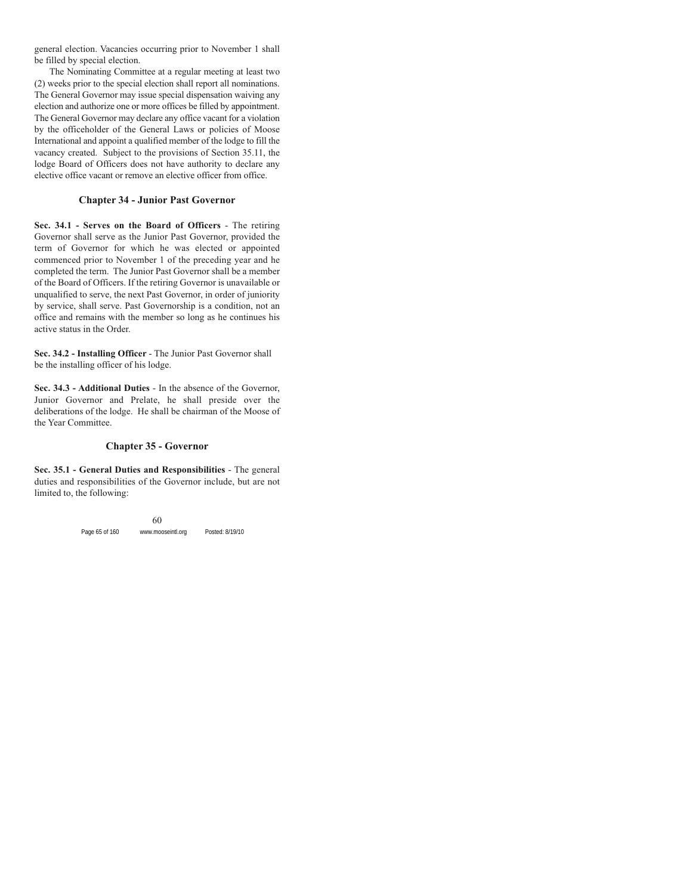general election. Vacancies occurring prior to November 1 shall be filled by special election.

The Nominating Committee at a regular meeting at least two (2) weeks prior to the special election shall report all nominations. The General Governor may issue special dispensation waiving any election and authorize one or more offices be filled by appointment. The General Governor may declare any office vacant for a violation by the officeholder of the General Laws or policies of Moose International and appoint a qualified member of the lodge to fill the vacancy created. Subject to the provisions of Section 35.11, the lodge Board of Officers does not have authority to declare any elective office vacant or remove an elective officer from office.

## Chapter 34 - Junior Past Governor

**Sec. 34.1 - Serves on the Board of Officers** - The retiring Governor shall serve as the Junior Past Governor, provided the term of Governor for which he was elected or appointed commenced prior to November 1 of the preceding year and he completed the term. The Junior Past Governor shall be a member of the Board of Officers. If the retiring Governor is unavailable or unqualified to serve, the next Past Governor, in order of juniority by service, shall serve. Past Governorship is a condition, not an office and remains with the member so long as he continues his active status in the Order.

**Sec. 34.2 - Installing Officer** - The Junior Past Governor shall be the installing officer of his lodge.

**Sec. 34.3 - Additional Duties** - In the absence of the Governor, Junior Governor and Prelate, he shall preside over the deliberations of the lodge. He shall be chairman of the Moose of the Year Committee.

## Chapter 35 - Governor

**Sec. 35.1 - General Duties and Responsibilities** - The general duties and responsibilities of the Governor include, but are not limited to, the following: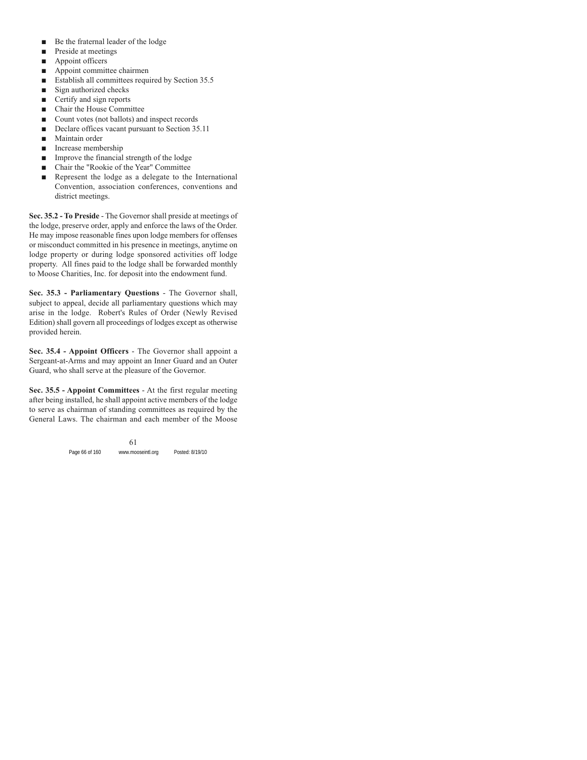- Be the fraternal leader of the lodge
- Preside at meetings
- Appoint officers
- Appoint committee chairmen
- Establish all committees required by Section 35.5
- Sign authorized checks
- Certify and sign reports
- Chair the House Committee
- Count votes (not ballots) and inspect records
- Declare offices vacant pursuant to Section 35.11
- Maintain order
- Increase membership
- Improve the financial strength of the lodge
- Chair the "Rookie of the Year" Committee
- Represent the lodge as a delegate to the International Convention, association conferences, conventions and district meetings.

**Sec. 35.2 - To Preside** - The Governor shall preside at meetings of the lodge, preserve order, apply and enforce the laws of the Order. He may impose reasonable fines upon lodge members for offenses or misconduct committed in his presence in meetings, anytime on lodge property or during lodge sponsored activities off lodge property. All fines paid to the lodge shall be forwarded monthly to Moose Charities, Inc. for deposit into the endowment fund.

**Sec. 35.3 - Parliamentary Questions** - The Governor shall, subject to appeal, decide all parliamentary questions which may arise in the lodge. Robert's Rules of Order (Newly Revised Edition) shall govern all proceedings of lodges except as otherwise provided herein.

**Sec. 35.4 - Appoint Officers** - The Governor shall appoint a Sergeant-at-Arms and may appoint an Inner Guard and an Outer Guard, who shall serve at the pleasure of the Governor.

**Sec. 35.5 - Appoint Committees** - At the first regular meeting after being installed, he shall appoint active members of the lodge to serve as chairman of standing committees as required by the General Laws. The chairman and each member of the Moose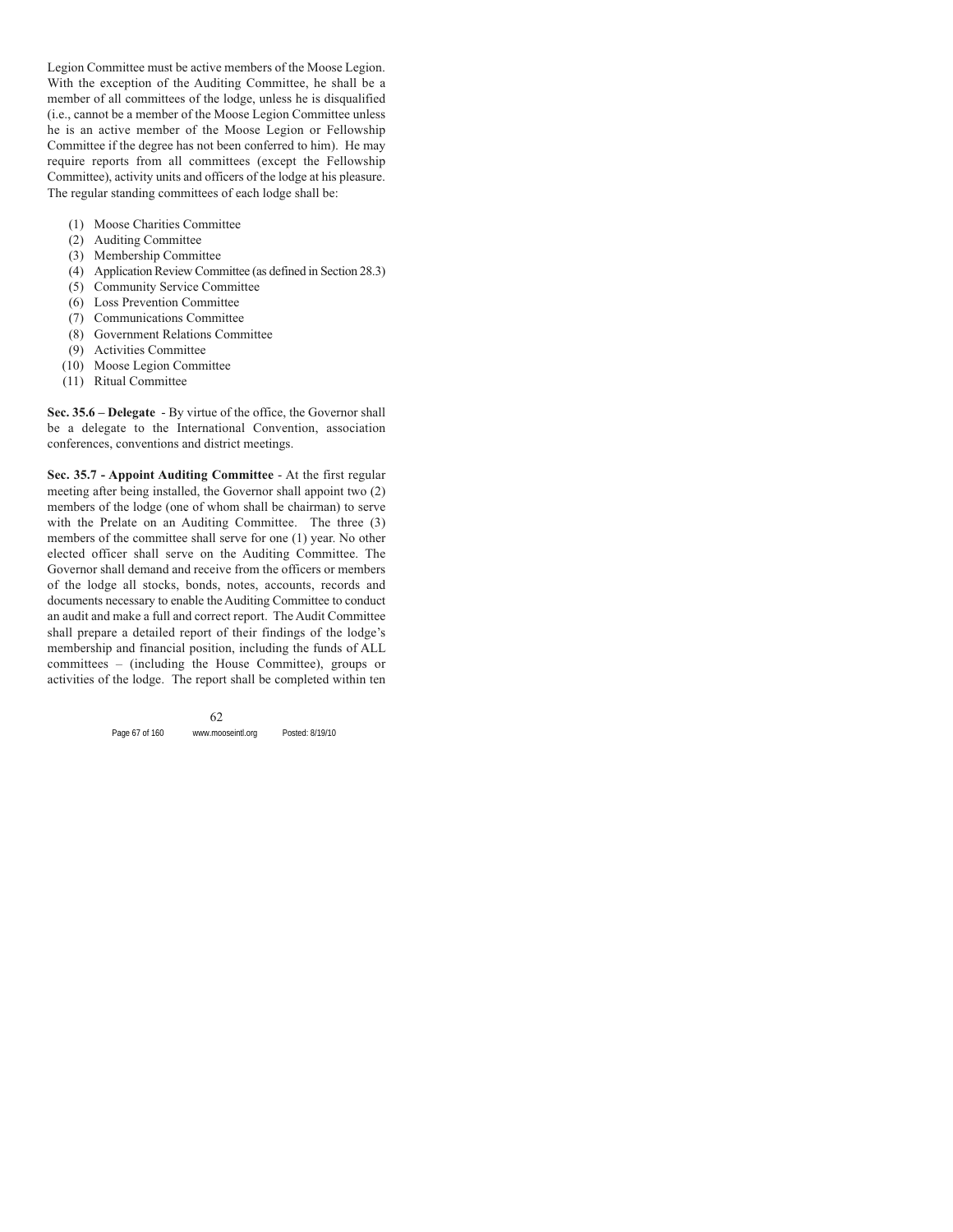Legion Committee must be active members of the Moose Legion. With the exception of the Auditing Committee, he shall be a member of all committees of the lodge, unless he is disqualified (i.e., cannot be a member of the Moose Legion Committee unless he is an active member of the Moose Legion or Fellowship Committee if the degree has not been conferred to him). He may require reports from all committees (except the Fellowship Committee), activity units and officers of the lodge at his pleasure. The regular standing committees of each lodge shall be:

(1) Moose Charities Committee
(2) Auditing Committee
(3) Membership Committee
(4) Application Review Committee (as defined in Section 28.3)
(5) Community Service Committee
(6) Loss Prevention Committee
(7) Communications Committee
(8) Government Relations Committee
(9) Activities Committee
(10) Moose Legion Committee
(11) Ritual Committee

**Sec. 35.6 – Delegate** - By virtue of the office, the Governor shall be a delegate to the International Convention, association conferences, conventions and district meetings.

**Sec. 35.7 - Appoint Auditing Committee** - At the first regular meeting after being installed, the Governor shall appoint two (2) members of the lodge (one of whom shall be chairman) to serve with the Prelate on an Auditing Committee. The three (3) members of the committee shall serve for one (1) year. No other elected officer shall serve on the Auditing Committee. The Governor shall demand and receive from the officers or members of the lodge all stocks, bonds, notes, accounts, records and documents necessary to enable the Auditing Committee to conduct an audit and make a full and correct report. The Audit Committee shall prepare a detailed report of their findings of the lodge's membership and financial position, including the funds of ALL committees – (including the House Committee), groups or activities of the lodge. The report shall be completed within ten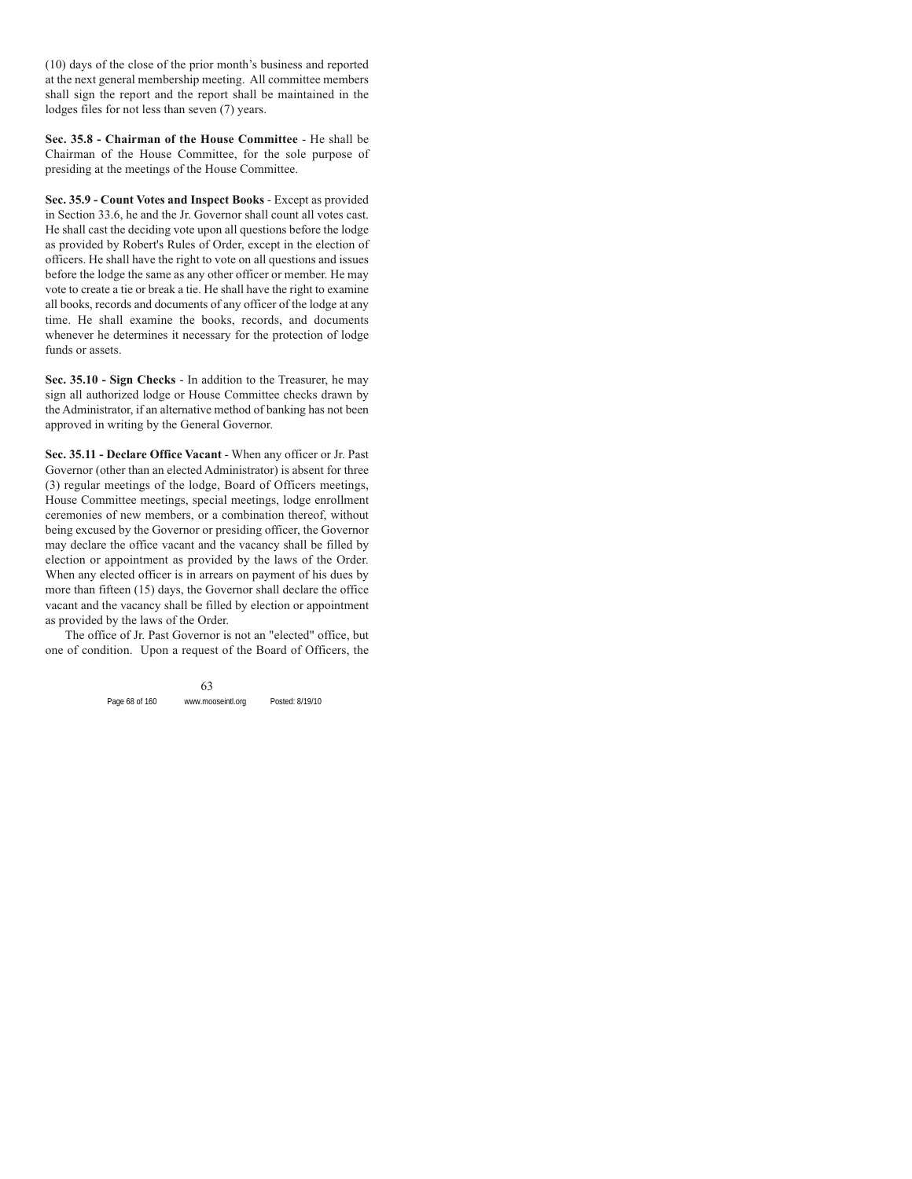(10) days of the close of the prior month's business and reported at the next general membership meeting. All committee members shall sign the report and the report shall be maintained in the lodges files for not less than seven (7) years.

**Sec. 35.8 - Chairman of the House Committee** - He shall be Chairman of the House Committee, for the sole purpose of presiding at the meetings of the House Committee.

**Sec. 35.9 - Count Votes and Inspect Books** - Except as provided in Section 33.6, he and the Jr. Governor shall count all votes cast. He shall cast the deciding vote upon all questions before the lodge as provided by Robert's Rules of Order, except in the election of officers. He shall have the right to vote on all questions and issues before the lodge the same as any other officer or member. He may vote to create a tie or break a tie. He shall have the right to examine all books, records and documents of any officer of the lodge at any time. He shall examine the books, records, and documents whenever he determines it necessary for the protection of lodge funds or assets.

**Sec. 35.10 - Sign Checks** - In addition to the Treasurer, he may sign all authorized lodge or House Committee checks drawn by the Administrator, if an alternative method of banking has not been approved in writing by the General Governor.

**Sec. 35.11 - Declare Office Vacant** - When any officer or Jr. Past Governor (other than an elected Administrator) is absent for three (3) regular meetings of the lodge, Board of Officers meetings, House Committee meetings, special meetings, lodge enrollment ceremonies of new members, or a combination thereof, without being excused by the Governor or presiding officer, the Governor may declare the office vacant and the vacancy shall be filled by election or appointment as provided by the laws of the Order. When any elected officer is in arrears on payment of his dues by more than fifteen (15) days, the Governor shall declare the office vacant and the vacancy shall be filled by election or appointment as provided by the laws of the Order.

The office of Jr. Past Governor is not an "elected" office, but one of condition. Upon a request of the Board of Officers, the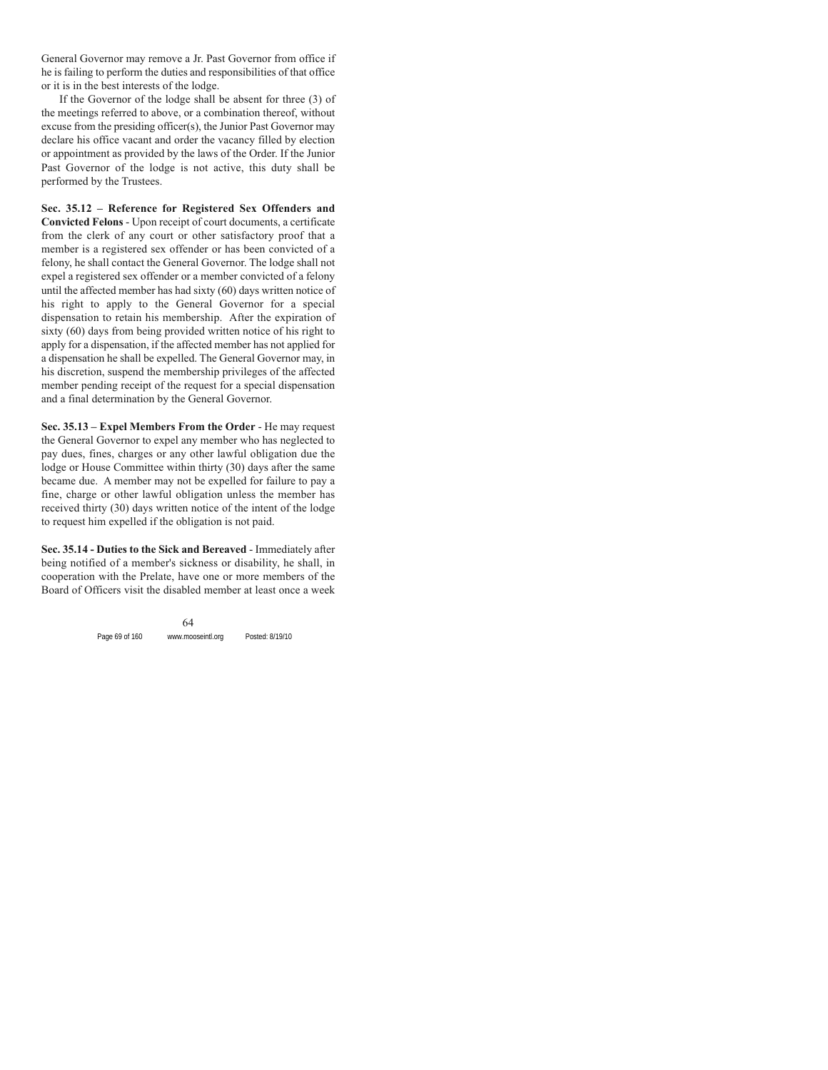General Governor may remove a Jr. Past Governor from office if he is failing to perform the duties and responsibilities of that office or it is in the best interests of the lodge.

If the Governor of the lodge shall be absent for three (3) of the meetings referred to above, or a combination thereof, without excuse from the presiding officer(s), the Junior Past Governor may declare his office vacant and order the vacancy filled by election or appointment as provided by the laws of the Order. If the Junior Past Governor of the lodge is not active, this duty shall be performed by the Trustees.

**Sec. 35.12 – Reference for Registered Sex Offenders and Convicted Felons** - Upon receipt of court documents, a certificate from the clerk of any court or other satisfactory proof that a member is a registered sex offender or has been convicted of a felony, he shall contact the General Governor. The lodge shall not expel a registered sex offender or a member convicted of a felony until the affected member has had sixty (60) days written notice of his right to apply to the General Governor for a special dispensation to retain his membership. After the expiration of sixty (60) days from being provided written notice of his right to apply for a dispensation, if the affected member has not applied for a dispensation he shall be expelled. The General Governor may, in his discretion, suspend the membership privileges of the affected member pending receipt of the request for a special dispensation and a final determination by the General Governor.

**Sec. 35.13 – Expel Members From the Order** - He may request the General Governor to expel any member who has neglected to pay dues, fines, charges or any other lawful obligation due the lodge or House Committee within thirty (30) days after the same became due. A member may not be expelled for failure to pay a fine, charge or other lawful obligation unless the member has received thirty (30) days written notice of the intent of the lodge to request him expelled if the obligation is not paid.

**Sec. 35.14 - Duties to the Sick and Bereaved** - Immediately after being notified of a member's sickness or disability, he shall, in cooperation with the Prelate, have one or more members of the Board of Officers visit the disabled member at least once a week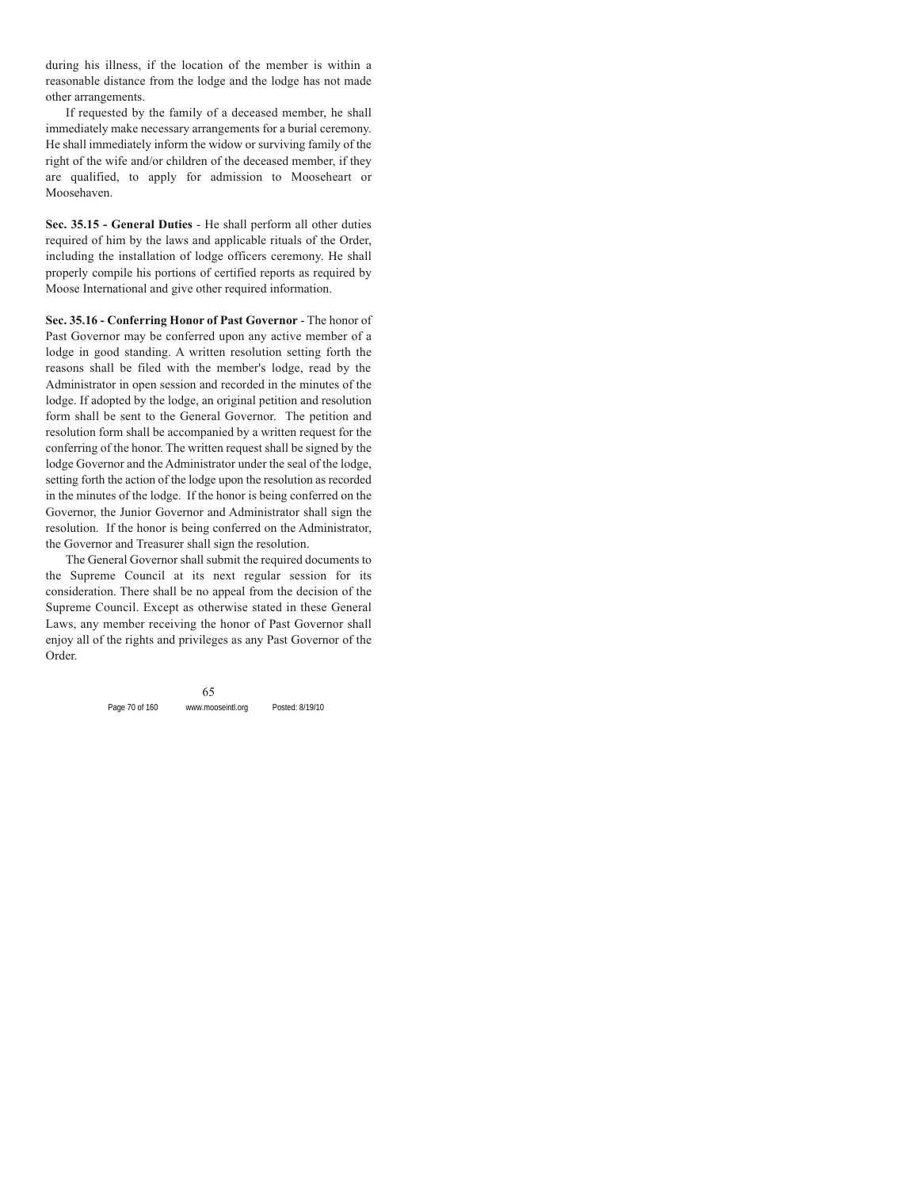during his illness, if the location of the member is within a reasonable distance from the lodge and the lodge has not made other arrangements.

If requested by the family of a deceased member, he shall immediately make necessary arrangements for a burial ceremony. He shall immediately inform the widow or surviving family of the right of the wife and/or children of the deceased member, if they are qualified, to apply for admission to Mooseheart or Moosehaven.

**Sec. 35.15 - General Duties** - He shall perform all other duties required of him by the laws and applicable rituals of the Order, including the installation of lodge officers ceremony. He shall properly compile his portions of certified reports as required by Moose International and give other required information.

**Sec. 35.16 - Conferring Honor of Past Governor** - The honor of Past Governor may be conferred upon any active member of a lodge in good standing. A written resolution setting forth the reasons shall be filed with the member's lodge, read by the Administrator in open session and recorded in the minutes of the lodge. If adopted by the lodge, an original petition and resolution form shall be sent to the General Governor. The petition and resolution form shall be accompanied by a written request for the conferring of the honor. The written request shall be signed by the lodge Governor and the Administrator under the seal of the lodge, setting forth the action of the lodge upon the resolution as recorded in the minutes of the lodge. If the honor is being conferred on the Governor, the Junior Governor and Administrator shall sign the resolution. If the honor is being conferred on the Administrator, the Governor and Treasurer shall sign the resolution.

The General Governor shall submit the required documents to the Supreme Council at its next regular session for its consideration. There shall be no appeal from the decision of the Supreme Council. Except as otherwise stated in these General Laws, any member receiving the honor of Past Governor shall enjoy all of the rights and privileges as any Past Governor of the Order.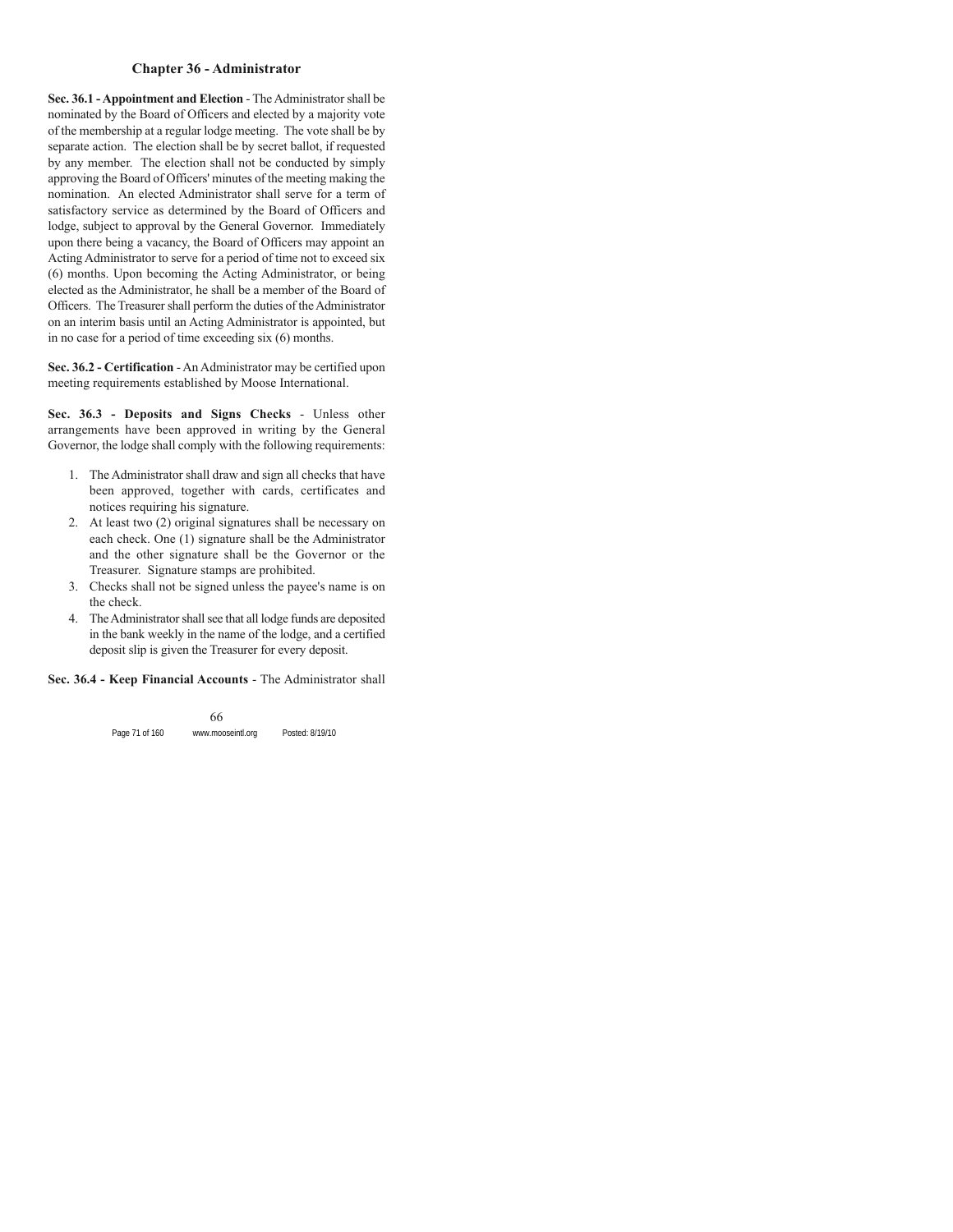## Chapter 36 - Administrator

**Sec. 36.1 - Appointment and Election** - The Administrator shall be nominated by the Board of Officers and elected by a majority vote of the membership at a regular lodge meeting. The vote shall be by separate action. The election shall be by secret ballot, if requested by any member. The election shall not be conducted by simply approving the Board of Officers' minutes of the meeting making the nomination. An elected Administrator shall serve for a term of satisfactory service as determined by the Board of Officers and lodge, subject to approval by the General Governor. Immediately upon there being a vacancy, the Board of Officers may appoint an Acting Administrator to serve for a period of time not to exceed six (6) months. Upon becoming the Acting Administrator, or being elected as the Administrator, he shall be a member of the Board of Officers. The Treasurer shall perform the duties of the Administrator on an interim basis until an Acting Administrator is appointed, but in no case for a period of time exceeding six (6) months.

**Sec. 36.2 - Certification** - An Administrator may be certified upon meeting requirements established by Moose International.

**Sec. 36.3 - Deposits and Signs Checks** - Unless other arrangements have been approved in writing by the General Governor, the lodge shall comply with the following requirements:

1. The Administrator shall draw and sign all checks that have been approved, together with cards, certificates and notices requiring his signature.
2. At least two (2) original signatures shall be necessary on each check. One (1) signature shall be the Administrator and the other signature shall be the Governor or the Treasurer. Signature stamps are prohibited.
3. Checks shall not be signed unless the payee's name is on the check.
4. The Administrator shall see that all lodge funds are deposited in the bank weekly in the name of the lodge, and a certified deposit slip is given the Treasurer for every deposit.

**Sec. 36.4 - Keep Financial Accounts** - The Administrator shall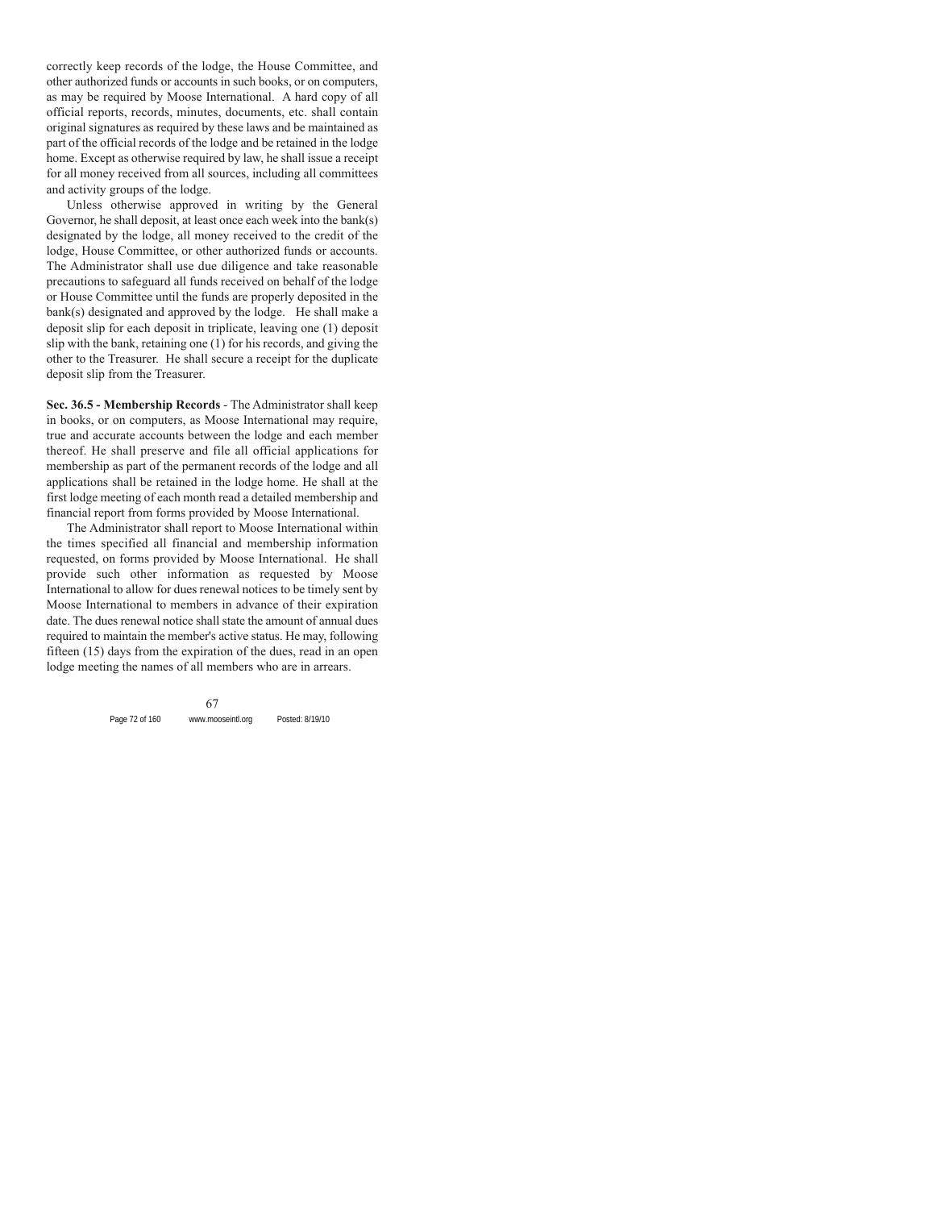correctly keep records of the lodge, the House Committee, and other authorized funds or accounts in such books, or on computers, as may be required by Moose International. A hard copy of all official reports, records, minutes, documents, etc. shall contain original signatures as required by these laws and be maintained as part of the official records of the lodge and be retained in the lodge home. Except as otherwise required by law, he shall issue a receipt for all money received from all sources, including all committees and activity groups of the lodge.

Unless otherwise approved in writing by the General Governor, he shall deposit, at least once each week into the bank(s) designated by the lodge, all money received to the credit of the lodge, House Committee, or other authorized funds or accounts. The Administrator shall use due diligence and take reasonable precautions to safeguard all funds received on behalf of the lodge or House Committee until the funds are properly deposited in the bank(s) designated and approved by the lodge. He shall make a deposit slip for each deposit in triplicate, leaving one (1) deposit slip with the bank, retaining one (1) for his records, and giving the other to the Treasurer. He shall secure a receipt for the duplicate deposit slip from the Treasurer.

**Sec. 36.5 - Membership Records** - The Administrator shall keep in books, or on computers, as Moose International may require, true and accurate accounts between the lodge and each member thereof. He shall preserve and file all official applications for membership as part of the permanent records of the lodge and all applications shall be retained in the lodge home. He shall at the first lodge meeting of each month read a detailed membership and financial report from forms provided by Moose International.

The Administrator shall report to Moose International within the times specified all financial and membership information requested, on forms provided by Moose International. He shall provide such other information as requested by Moose International to allow for dues renewal notices to be timely sent by Moose International to members in advance of their expiration date. The dues renewal notice shall state the amount of annual dues required to maintain the member's active status. He may, following fifteen (15) days from the expiration of the dues, read in an open lodge meeting the names of all members who are in arrears.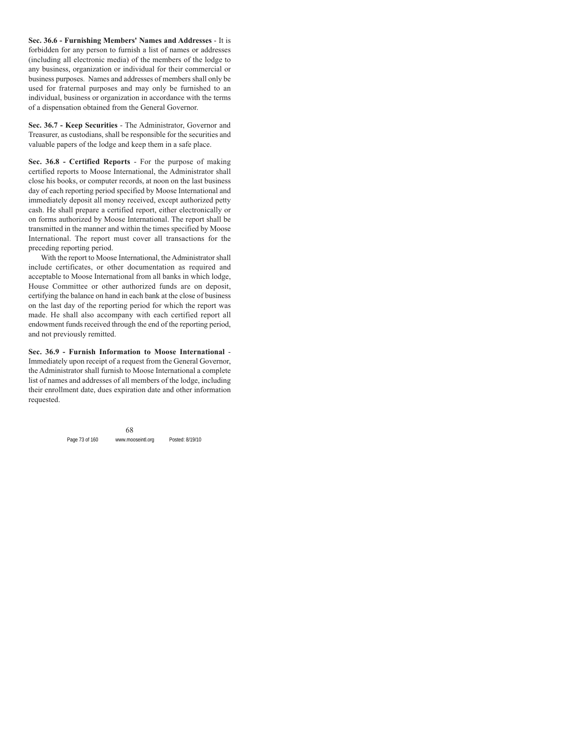**Sec. 36.6 - Furnishing Members' Names and Addresses** - It is forbidden for any person to furnish a list of names or addresses (including all electronic media) of the members of the lodge to any business, organization or individual for their commercial or business purposes. Names and addresses of members shall only be used for fraternal purposes and may only be furnished to an individual, business or organization in accordance with the terms of a dispensation obtained from the General Governor.

**Sec. 36.7 - Keep Securities** - The Administrator, Governor and Treasurer, as custodians, shall be responsible for the securities and valuable papers of the lodge and keep them in a safe place.

**Sec. 36.8 - Certified Reports** - For the purpose of making certified reports to Moose International, the Administrator shall close his books, or computer records, at noon on the last business day of each reporting period specified by Moose International and immediately deposit all money received, except authorized petty cash. He shall prepare a certified report, either electronically or on forms authorized by Moose International. The report shall be transmitted in the manner and within the times specified by Moose International. The report must cover all transactions for the preceding reporting period.

With the report to Moose International, the Administrator shall include certificates, or other documentation as required and acceptable to Moose International from all banks in which lodge, House Committee or other authorized funds are on deposit, certifying the balance on hand in each bank at the close of business on the last day of the reporting period for which the report was made. He shall also accompany with each certified report all endowment funds received through the end of the reporting period, and not previously remitted.

**Sec. 36.9 - Furnish Information to Moose International** - Immediately upon receipt of a request from the General Governor, the Administrator shall furnish to Moose International a complete list of names and addresses of all members of the lodge, including their enrollment date, dues expiration date and other information requested.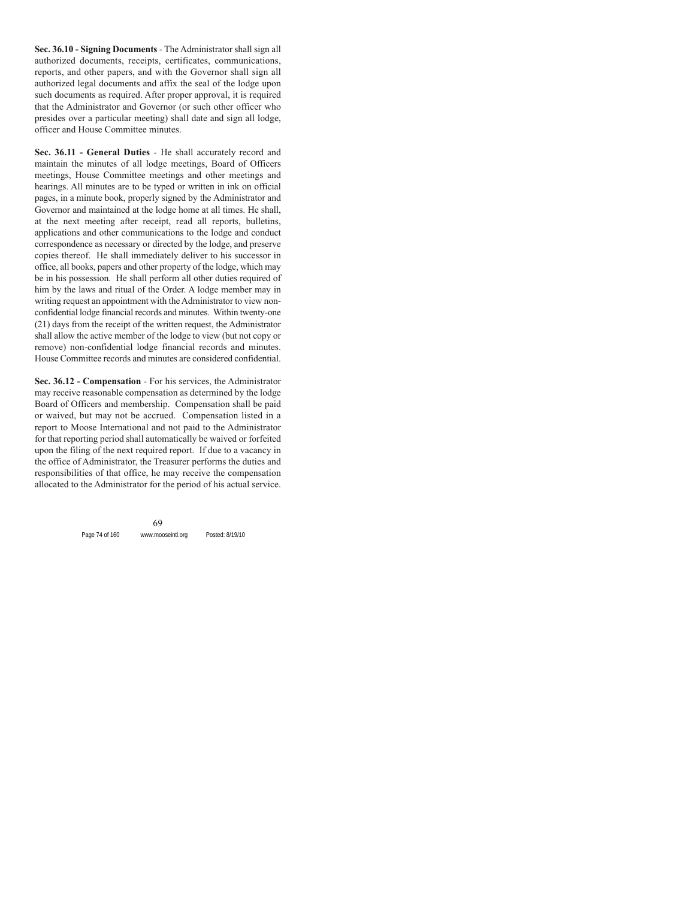**Sec. 36.10 - Signing Documents** - The Administrator shall sign all authorized documents, receipts, certificates, communications, reports, and other papers, and with the Governor shall sign all authorized legal documents and affix the seal of the lodge upon such documents as required. After proper approval, it is required that the Administrator and Governor (or such other officer who presides over a particular meeting) shall date and sign all lodge, officer and House Committee minutes.

**Sec. 36.11 - General Duties** - He shall accurately record and maintain the minutes of all lodge meetings, Board of Officers meetings, House Committee meetings and other meetings and hearings. All minutes are to be typed or written in ink on official pages, in a minute book, properly signed by the Administrator and Governor and maintained at the lodge home at all times. He shall, at the next meeting after receipt, read all reports, bulletins, applications and other communications to the lodge and conduct correspondence as necessary or directed by the lodge, and preserve copies thereof. He shall immediately deliver to his successor in office, all books, papers and other property of the lodge, which may be in his possession. He shall perform all other duties required of him by the laws and ritual of the Order. A lodge member may in writing request an appointment with the Administrator to view non-confidential lodge financial records and minutes. Within twenty-one (21) days from the receipt of the written request, the Administrator shall allow the active member of the lodge to view (but not copy or remove) non-confidential lodge financial records and minutes. House Committee records and minutes are considered confidential.

**Sec. 36.12 - Compensation** - For his services, the Administrator may receive reasonable compensation as determined by the lodge Board of Officers and membership. Compensation shall be paid or waived, but may not be accrued. Compensation listed in a report to Moose International and not paid to the Administrator for that reporting period shall automatically be waived or forfeited upon the filing of the next required report. If due to a vacancy in the office of Administrator, the Treasurer performs the duties and responsibilities of that office, he may receive the compensation allocated to the Administrator for the period of his actual service.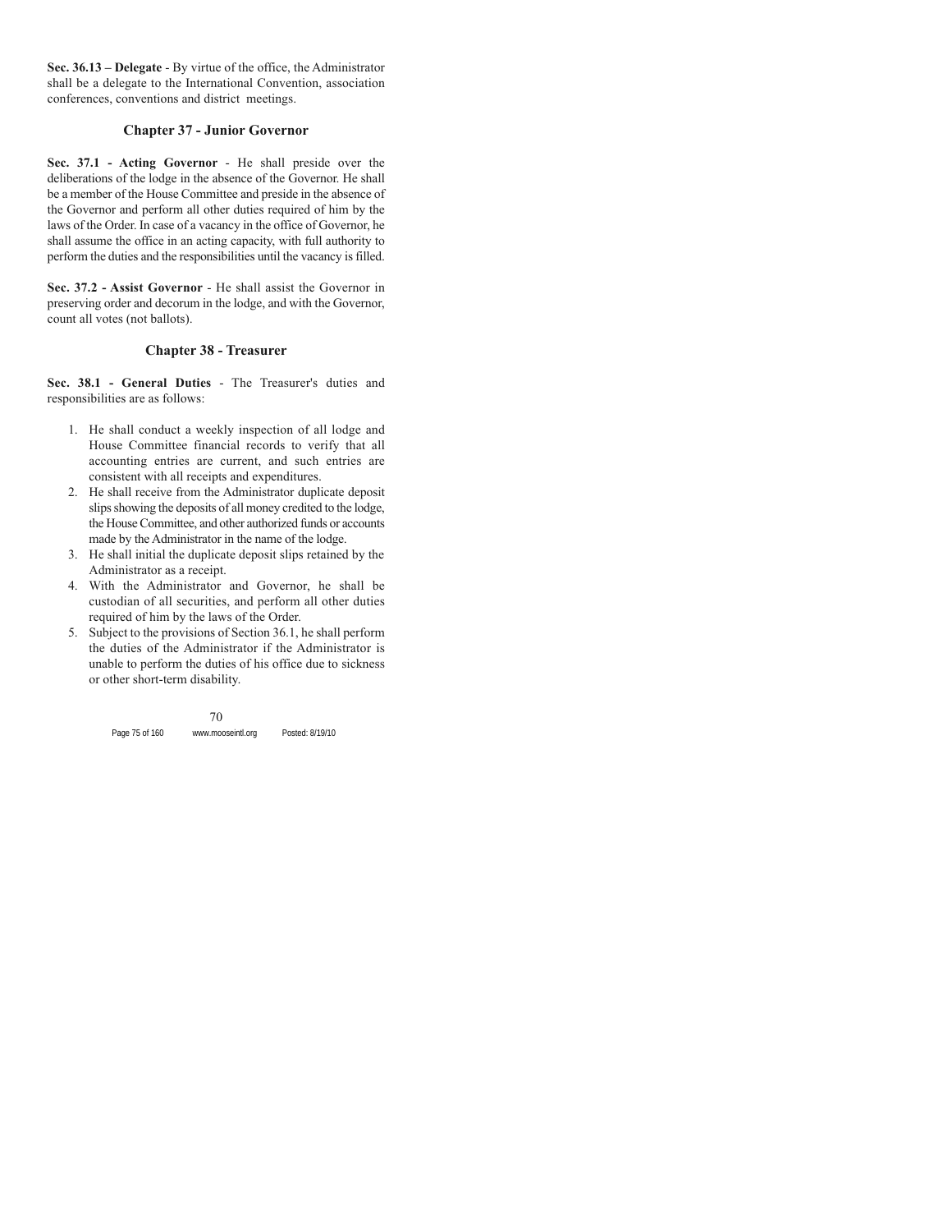**Sec. 36.13 – Delegate** - By virtue of the office, the Administrator shall be a delegate to the International Convention, association conferences, conventions and district meetings.

## Chapter 37 - Junior Governor

**Sec. 37.1 - Acting Governor** - He shall preside over the deliberations of the lodge in the absence of the Governor. He shall be a member of the House Committee and preside in the absence of the Governor and perform all other duties required of him by the laws of the Order. In case of a vacancy in the office of Governor, he shall assume the office in an acting capacity, with full authority to perform the duties and the responsibilities until the vacancy is filled.

**Sec. 37.2 - Assist Governor** - He shall assist the Governor in preserving order and decorum in the lodge, and with the Governor, count all votes (not ballots).

## Chapter 38 - Treasurer

**Sec. 38.1 - General Duties** - The Treasurer's duties and responsibilities are as follows:

1. He shall conduct a weekly inspection of all lodge and House Committee financial records to verify that all accounting entries are current, and such entries are consistent with all receipts and expenditures.
2. He shall receive from the Administrator duplicate deposit slips showing the deposits of all money credited to the lodge, the House Committee, and other authorized funds or accounts made by the Administrator in the name of the lodge.
3. He shall initial the duplicate deposit slips retained by the Administrator as a receipt.
4. With the Administrator and Governor, he shall be custodian of all securities, and perform all other duties required of him by the laws of the Order.
5. Subject to the provisions of Section 36.1, he shall perform the duties of the Administrator if the Administrator is unable to perform the duties of his office due to sickness or other short-term disability.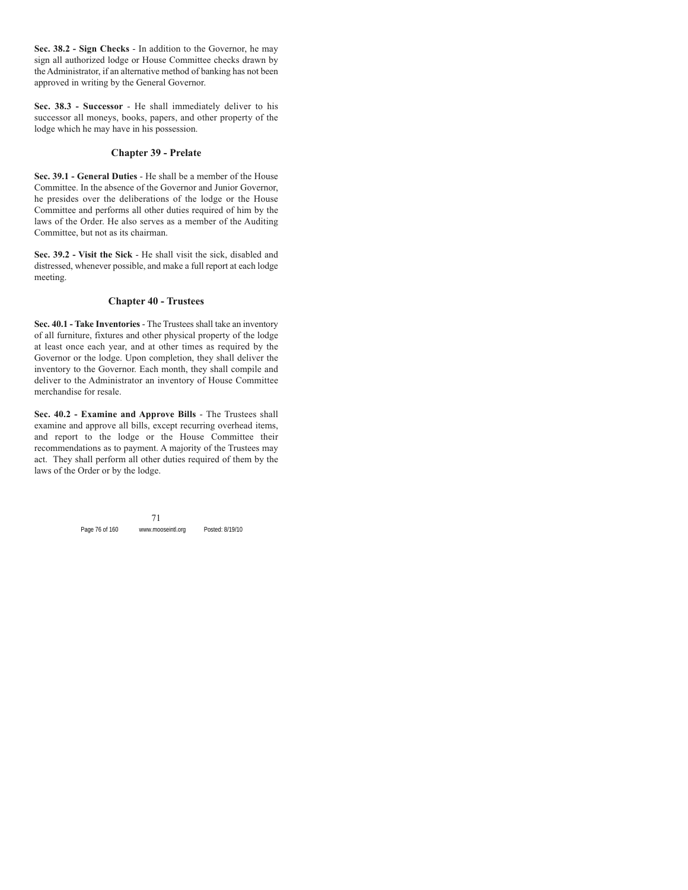**Sec. 38.2 - Sign Checks** - In addition to the Governor, he may sign all authorized lodge or House Committee checks drawn by the Administrator, if an alternative method of banking has not been approved in writing by the General Governor.

**Sec. 38.3 - Successor** - He shall immediately deliver to his successor all moneys, books, papers, and other property of the lodge which he may have in his possession.

## Chapter 39 - Prelate

**Sec. 39.1 - General Duties** - He shall be a member of the House Committee. In the absence of the Governor and Junior Governor, he presides over the deliberations of the lodge or the House Committee and performs all other duties required of him by the laws of the Order. He also serves as a member of the Auditing Committee, but not as its chairman.

**Sec. 39.2 - Visit the Sick** - He shall visit the sick, disabled and distressed, whenever possible, and make a full report at each lodge meeting.

## Chapter 40 - Trustees

**Sec. 40.1 - Take Inventories** - The Trustees shall take an inventory of all furniture, fixtures and other physical property of the lodge at least once each year, and at other times as required by the Governor or the lodge. Upon completion, they shall deliver the inventory to the Governor. Each month, they shall compile and deliver to the Administrator an inventory of House Committee merchandise for resale.

**Sec. 40.2 - Examine and Approve Bills** - The Trustees shall examine and approve all bills, except recurring overhead items, and report to the lodge or the House Committee their recommendations as to payment. A majority of the Trustees may act. They shall perform all other duties required of them by the laws of the Order or by the lodge.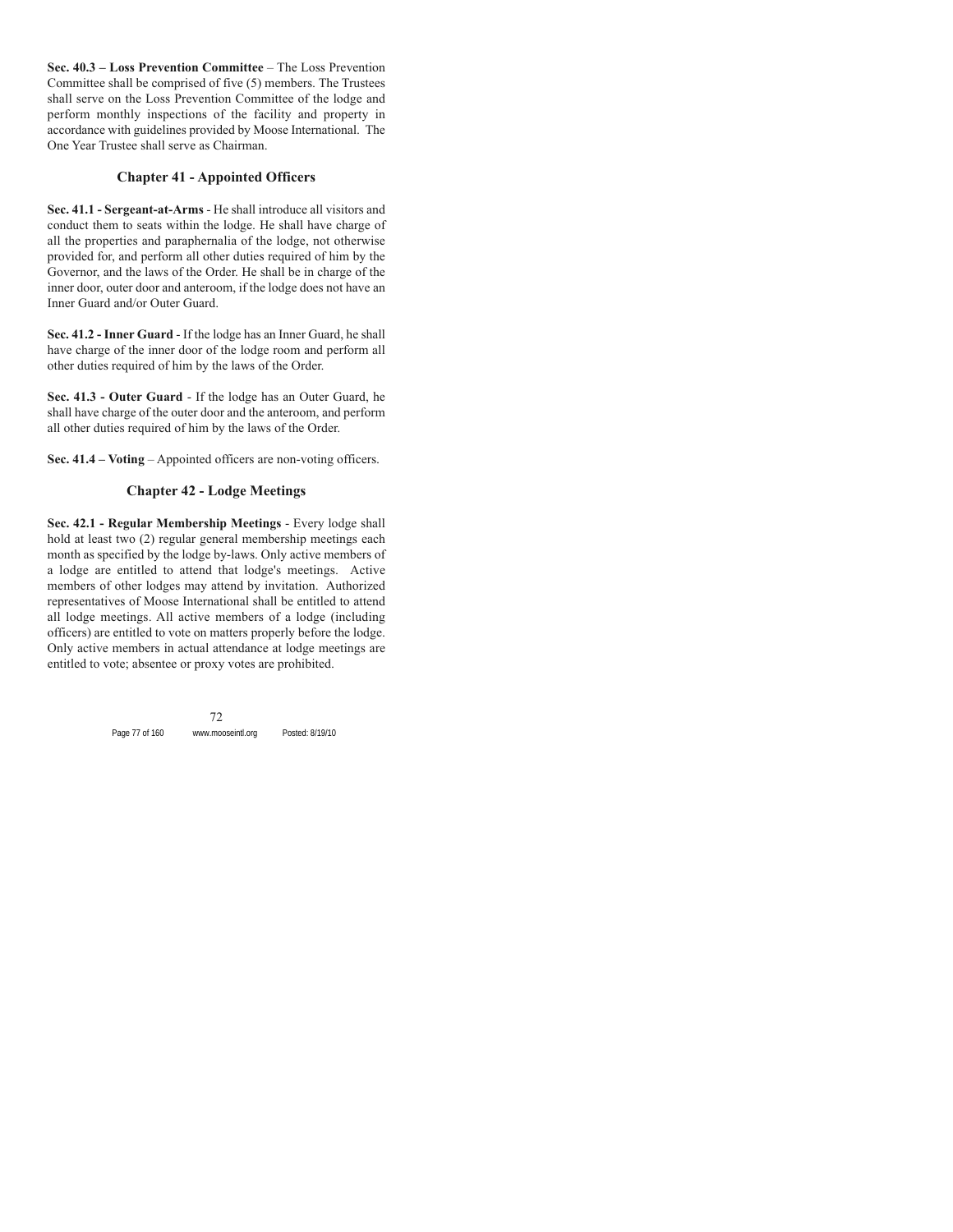**Sec. 40.3 – Loss Prevention Committee** – The Loss Prevention Committee shall be comprised of five (5) members. The Trustees shall serve on the Loss Prevention Committee of the lodge and perform monthly inspections of the facility and property in accordance with guidelines provided by Moose International. The One Year Trustee shall serve as Chairman.

## Chapter 41 - Appointed Officers

**Sec. 41.1 - Sergeant-at-Arms** - He shall introduce all visitors and conduct them to seats within the lodge. He shall have charge of all the properties and paraphernalia of the lodge, not otherwise provided for, and perform all other duties required of him by the Governor, and the laws of the Order. He shall be in charge of the inner door, outer door and anteroom, if the lodge does not have an Inner Guard and/or Outer Guard.

**Sec. 41.2 - Inner Guard** - If the lodge has an Inner Guard, he shall have charge of the inner door of the lodge room and perform all other duties required of him by the laws of the Order.

**Sec. 41.3 - Outer Guard** - If the lodge has an Outer Guard, he shall have charge of the outer door and the anteroom, and perform all other duties required of him by the laws of the Order.

**Sec. 41.4 – Voting** – Appointed officers are non-voting officers.

## Chapter 42 - Lodge Meetings

**Sec. 42.1 - Regular Membership Meetings** - Every lodge shall hold at least two (2) regular general membership meetings each month as specified by the lodge by-laws. Only active members of a lodge are entitled to attend that lodge's meetings. Active members of other lodges may attend by invitation. Authorized representatives of Moose International shall be entitled to attend all lodge meetings. All active members of a lodge (including officers) are entitled to vote on matters properly before the lodge. Only active members in actual attendance at lodge meetings are entitled to vote; absentee or proxy votes are prohibited.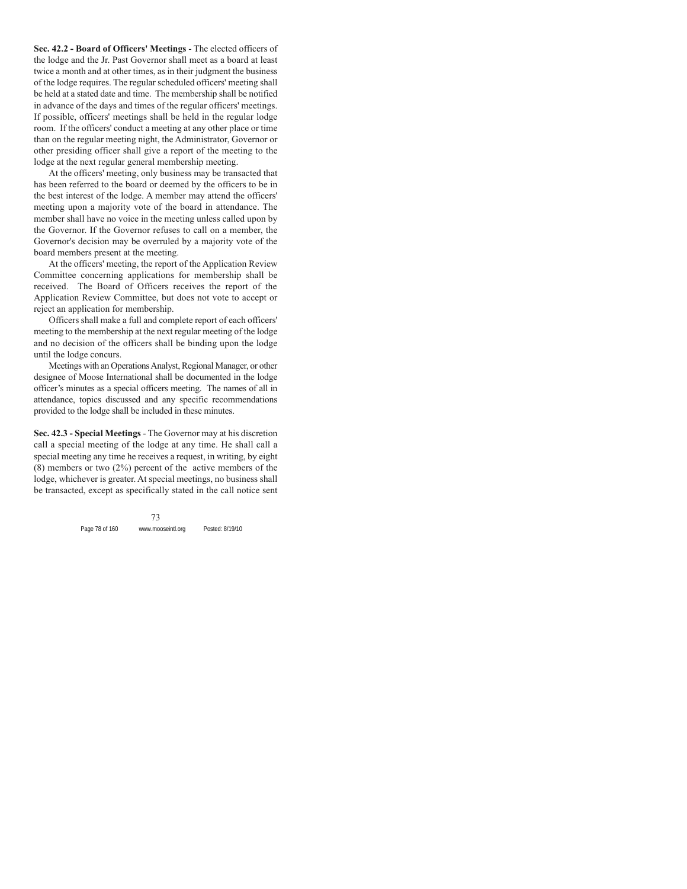**Sec. 42.2 - Board of Officers' Meetings** - The elected officers of the lodge and the Jr. Past Governor shall meet as a board at least twice a month and at other times, as in their judgment the business of the lodge requires. The regular scheduled officers' meeting shall be held at a stated date and time. The membership shall be notified in advance of the days and times of the regular officers' meetings. If possible, officers' meetings shall be held in the regular lodge room. If the officers' conduct a meeting at any other place or time than on the regular meeting night, the Administrator, Governor or other presiding officer shall give a report of the meeting to the lodge at the next regular general membership meeting.

At the officers' meeting, only business may be transacted that has been referred to the board or deemed by the officers to be in the best interest of the lodge. A member may attend the officers' meeting upon a majority vote of the board in attendance. The member shall have no voice in the meeting unless called upon by the Governor. If the Governor refuses to call on a member, the Governor's decision may be overruled by a majority vote of the board members present at the meeting.

At the officers' meeting, the report of the Application Review Committee concerning applications for membership shall be received. The Board of Officers receives the report of the Application Review Committee, but does not vote to accept or reject an application for membership.

Officers shall make a full and complete report of each officers' meeting to the membership at the next regular meeting of the lodge and no decision of the officers shall be binding upon the lodge until the lodge concurs.

Meetings with an Operations Analyst, Regional Manager, or other designee of Moose International shall be documented in the lodge officer's minutes as a special officers meeting. The names of all in attendance, topics discussed and any specific recommendations provided to the lodge shall be included in these minutes.

**Sec. 42.3 - Special Meetings** - The Governor may at his discretion call a special meeting of the lodge at any time. He shall call a special meeting any time he receives a request, in writing, by eight (8) members or two (2%) percent of the active members of the lodge, whichever is greater. At special meetings, no business shall be transacted, except as specifically stated in the call notice sent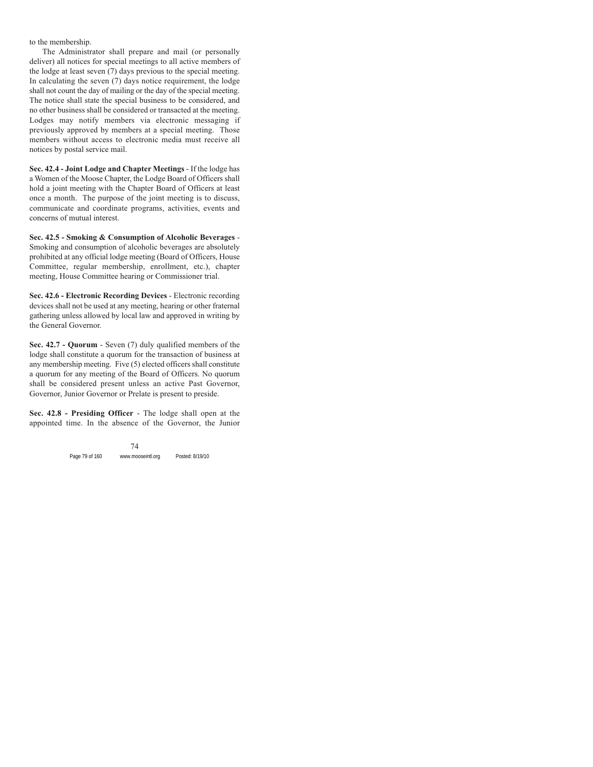to the membership.

The Administrator shall prepare and mail (or personally deliver) all notices for special meetings to all active members of the lodge at least seven (7) days previous to the special meeting. In calculating the seven (7) days notice requirement, the lodge shall not count the day of mailing or the day of the special meeting. The notice shall state the special business to be considered, and no other business shall be considered or transacted at the meeting. Lodges may notify members via electronic messaging if previously approved by members at a special meeting. Those members without access to electronic media must receive all notices by postal service mail.

**Sec. 42.4 - Joint Lodge and Chapter Meetings** - If the lodge has a Women of the Moose Chapter, the Lodge Board of Officers shall hold a joint meeting with the Chapter Board of Officers at least once a month. The purpose of the joint meeting is to discuss, communicate and coordinate programs, activities, events and concerns of mutual interest.

**Sec. 42.5 - Smoking & Consumption of Alcoholic Beverages** - Smoking and consumption of alcoholic beverages are absolutely prohibited at any official lodge meeting (Board of Officers, House Committee, regular membership, enrollment, etc.), chapter meeting, House Committee hearing or Commissioner trial.

**Sec. 42.6 - Electronic Recording Devices** - Electronic recording devices shall not be used at any meeting, hearing or other fraternal gathering unless allowed by local law and approved in writing by the General Governor.

**Sec. 42.7 - Quorum** - Seven (7) duly qualified members of the lodge shall constitute a quorum for the transaction of business at any membership meeting. Five (5) elected officers shall constitute a quorum for any meeting of the Board of Officers. No quorum shall be considered present unless an active Past Governor, Governor, Junior Governor or Prelate is present to preside.

**Sec. 42.8 - Presiding Officer** - The lodge shall open at the appointed time. In the absence of the Governor, the Junior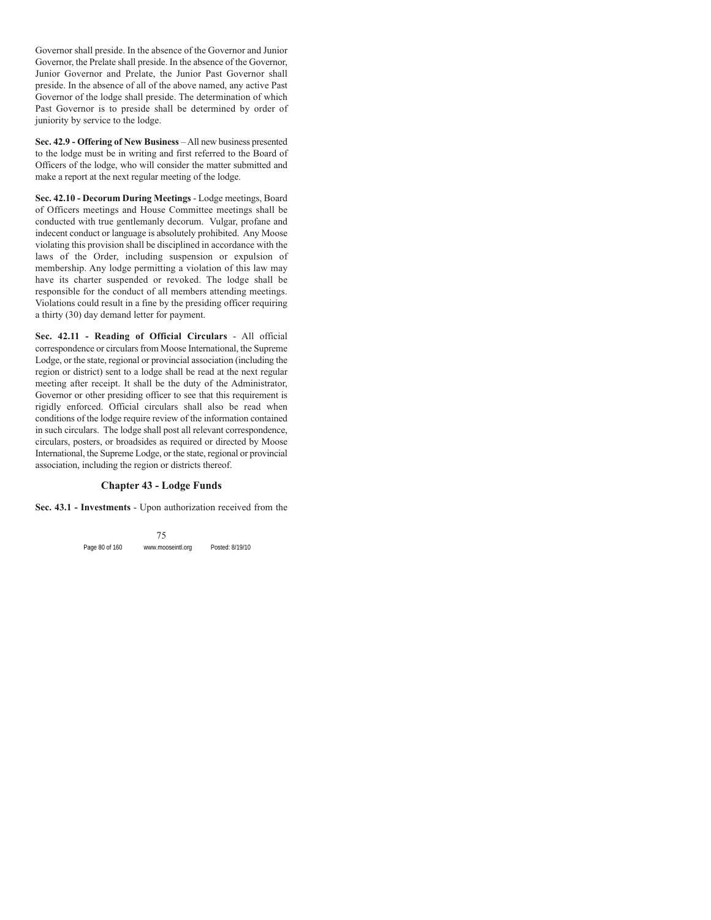Governor shall preside. In the absence of the Governor and Junior Governor, the Prelate shall preside. In the absence of the Governor, Junior Governor and Prelate, the Junior Past Governor shall preside. In the absence of all of the above named, any active Past Governor of the lodge shall preside. The determination of which Past Governor is to preside shall be determined by order of juniority by service to the lodge.

**Sec. 42.9 - Offering of New Business** – All new business presented to the lodge must be in writing and first referred to the Board of Officers of the lodge, who will consider the matter submitted and make a report at the next regular meeting of the lodge.

**Sec. 42.10 - Decorum During Meetings** - Lodge meetings, Board of Officers meetings and House Committee meetings shall be conducted with true gentlemanly decorum. Vulgar, profane and indecent conduct or language is absolutely prohibited. Any Moose violating this provision shall be disciplined in accordance with the laws of the Order, including suspension or expulsion of membership. Any lodge permitting a violation of this law may have its charter suspended or revoked. The lodge shall be responsible for the conduct of all members attending meetings. Violations could result in a fine by the presiding officer requiring a thirty (30) day demand letter for payment.

**Sec. 42.11 - Reading of Official Circulars** - All official correspondence or circulars from Moose International, the Supreme Lodge, or the state, regional or provincial association (including the region or district) sent to a lodge shall be read at the next regular meeting after receipt. It shall be the duty of the Administrator, Governor or other presiding officer to see that this requirement is rigidly enforced. Official circulars shall also be read when conditions of the lodge require review of the information contained in such circulars. The lodge shall post all relevant correspondence, circulars, posters, or broadsides as required or directed by Moose International, the Supreme Lodge, or the state, regional or provincial association, including the region or districts thereof.

## Chapter 43 - Lodge Funds

**Sec. 43.1 - Investments** - Upon authorization received from the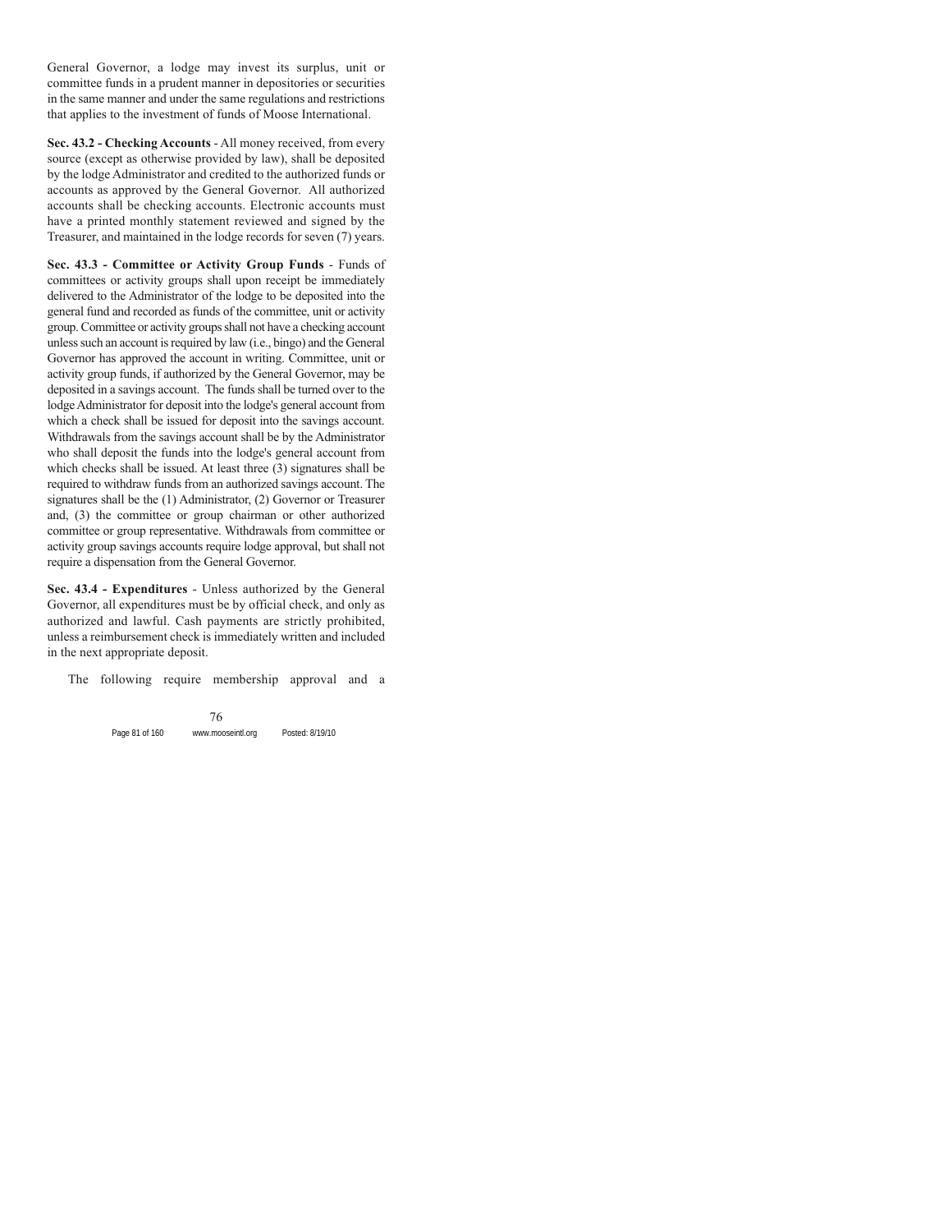General Governor, a lodge may invest its surplus, unit or committee funds in a prudent manner in depositories or securities in the same manner and under the same regulations and restrictions that applies to the investment of funds of Moose International.

**Sec. 43.2 - Checking Accounts** - All money received, from every source (except as otherwise provided by law), shall be deposited by the lodge Administrator and credited to the authorized funds or accounts as approved by the General Governor. All authorized accounts shall be checking accounts. Electronic accounts must have a printed monthly statement reviewed and signed by the Treasurer, and maintained in the lodge records for seven (7) years.

**Sec. 43.3 - Committee or Activity Group Funds** - Funds of committees or activity groups shall upon receipt be immediately delivered to the Administrator of the lodge to be deposited into the general fund and recorded as funds of the committee, unit or activity group. Committee or activity groups shall not have a checking account unless such an account is required by law (i.e., bingo) and the General Governor has approved the account in writing. Committee, unit or activity group funds, if authorized by the General Governor, may be deposited in a savings account. The funds shall be turned over to the lodge Administrator for deposit into the lodge's general account from which a check shall be issued for deposit into the savings account. Withdrawals from the savings account shall be by the Administrator who shall deposit the funds into the lodge's general account from which checks shall be issued. At least three (3) signatures shall be required to withdraw funds from an authorized savings account. The signatures shall be the (1) Administrator, (2) Governor or Treasurer and, (3) the committee or group chairman or other authorized committee or group representative. Withdrawals from committee or activity group savings accounts require lodge approval, but shall not require a dispensation from the General Governor.

**Sec. 43.4 - Expenditures** - Unless authorized by the General Governor, all expenditures must be by official check, and only as authorized and lawful. Cash payments are strictly prohibited, unless a reimbursement check is immediately written and included in the next appropriate deposit.

The following require membership approval and a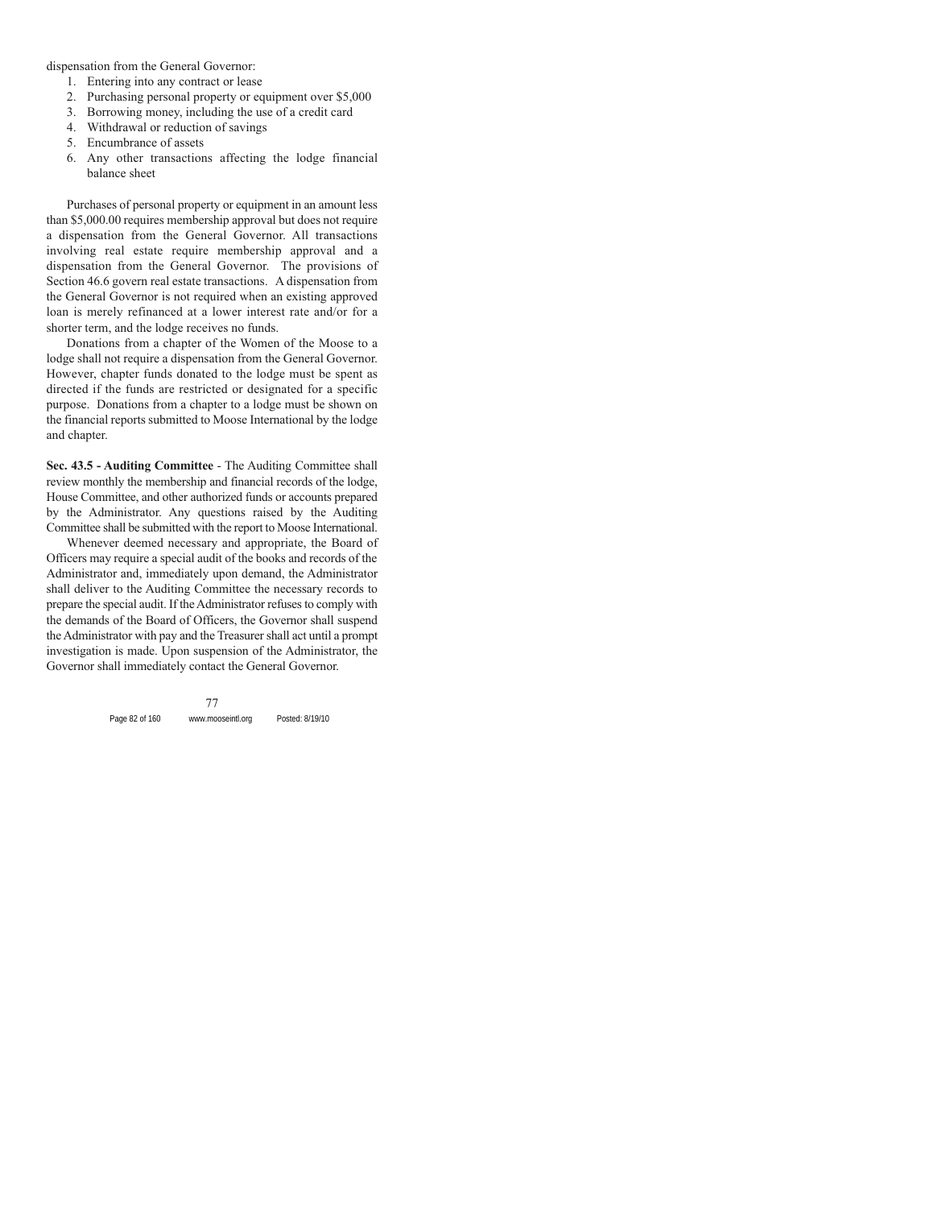dispensation from the General Governor:

1. Entering into any contract or lease
2. Purchasing personal property or equipment over $5,000
3. Borrowing money, including the use of a credit card
4. Withdrawal or reduction of savings
5. Encumbrance of assets
6. Any other transactions affecting the lodge financial balance sheet

Purchases of personal property or equipment in an amount less than $5,000.00 requires membership approval but does not require a dispensation from the General Governor. All transactions involving real estate require membership approval and a dispensation from the General Governor. The provisions of Section 46.6 govern real estate transactions. A dispensation from the General Governor is not required when an existing approved loan is merely refinanced at a lower interest rate and/or for a shorter term, and the lodge receives no funds.

Donations from a chapter of the Women of the Moose to a lodge shall not require a dispensation from the General Governor. However, chapter funds donated to the lodge must be spent as directed if the funds are restricted or designated for a specific purpose. Donations from a chapter to a lodge must be shown on the financial reports submitted to Moose International by the lodge and chapter.

**Sec. 43.5 - Auditing Committee** - The Auditing Committee shall review monthly the membership and financial records of the lodge, House Committee, and other authorized funds or accounts prepared by the Administrator. Any questions raised by the Auditing Committee shall be submitted with the report to Moose International.

Whenever deemed necessary and appropriate, the Board of Officers may require a special audit of the books and records of the Administrator and, immediately upon demand, the Administrator shall deliver to the Auditing Committee the necessary records to prepare the special audit. If the Administrator refuses to comply with the demands of the Board of Officers, the Governor shall suspend the Administrator with pay and the Treasurer shall act until a prompt investigation is made. Upon suspension of the Administrator, the Governor shall immediately contact the General Governor.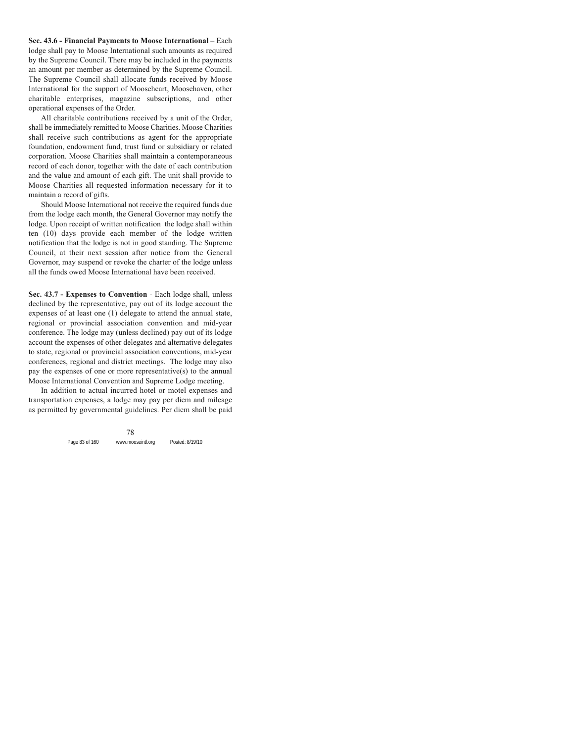**Sec. 43.6 - Financial Payments to Moose International** – Each lodge shall pay to Moose International such amounts as required by the Supreme Council. There may be included in the payments an amount per member as determined by the Supreme Council. The Supreme Council shall allocate funds received by Moose International for the support of Mooseheart, Moosehaven, other charitable enterprises, magazine subscriptions, and other operational expenses of the Order.

All charitable contributions received by a unit of the Order, shall be immediately remitted to Moose Charities. Moose Charities shall receive such contributions as agent for the appropriate foundation, endowment fund, trust fund or subsidiary or related corporation. Moose Charities shall maintain a contemporaneous record of each donor, together with the date of each contribution and the value and amount of each gift. The unit shall provide to Moose Charities all requested information necessary for it to maintain a record of gifts.

Should Moose International not receive the required funds due from the lodge each month, the General Governor may notify the lodge. Upon receipt of written notification the lodge shall within ten (10) days provide each member of the lodge written notification that the lodge is not in good standing. The Supreme Council, at their next session after notice from the General Governor, may suspend or revoke the charter of the lodge unless all the funds owed Moose International have been received.

**Sec. 43.7 - Expenses to Convention** - Each lodge shall, unless declined by the representative, pay out of its lodge account the expenses of at least one (1) delegate to attend the annual state, regional or provincial association convention and mid-year conference. The lodge may (unless declined) pay out of its lodge account the expenses of other delegates and alternative delegates to state, regional or provincial association conventions, mid-year conferences, regional and district meetings. The lodge may also pay the expenses of one or more representative(s) to the annual Moose International Convention and Supreme Lodge meeting.

In addition to actual incurred hotel or motel expenses and transportation expenses, a lodge may pay per diem and mileage as permitted by governmental guidelines. Per diem shall be paid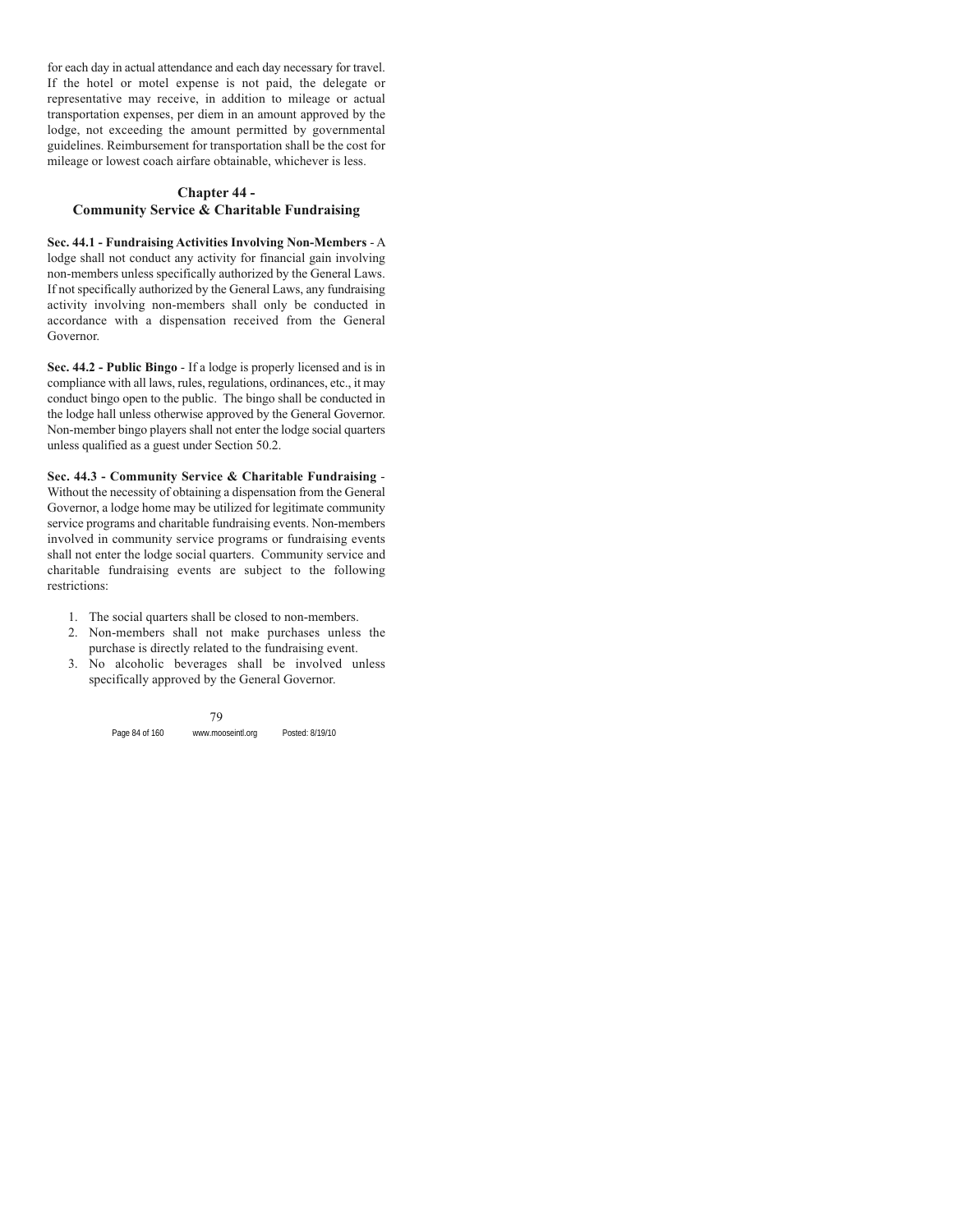for each day in actual attendance and each day necessary for travel. If the hotel or motel expense is not paid, the delegate or representative may receive, in addition to mileage or actual transportation expenses, per diem in an amount approved by the lodge, not exceeding the amount permitted by governmental guidelines. Reimbursement for transportation shall be the cost for mileage or lowest coach airfare obtainable, whichever is less.

## Chapter 44 - Community Service & Charitable Fundraising

**Sec. 44.1 - Fundraising Activities Involving Non-Members** - A lodge shall not conduct any activity for financial gain involving non-members unless specifically authorized by the General Laws. If not specifically authorized by the General Laws, any fundraising activity involving non-members shall only be conducted in accordance with a dispensation received from the General Governor.

**Sec. 44.2 - Public Bingo** - If a lodge is properly licensed and is in compliance with all laws, rules, regulations, ordinances, etc., it may conduct bingo open to the public. The bingo shall be conducted in the lodge hall unless otherwise approved by the General Governor. Non-member bingo players shall not enter the lodge social quarters unless qualified as a guest under Section 50.2.

**Sec. 44.3 - Community Service & Charitable Fundraising** - Without the necessity of obtaining a dispensation from the General Governor, a lodge home may be utilized for legitimate community service programs and charitable fundraising events. Non-members involved in community service programs or fundraising events shall not enter the lodge social quarters. Community service and charitable fundraising events are subject to the following restrictions:

1. The social quarters shall be closed to non-members.
2. Non-members shall not make purchases unless the purchase is directly related to the fundraising event.
3. No alcoholic beverages shall be involved unless specifically approved by the General Governor.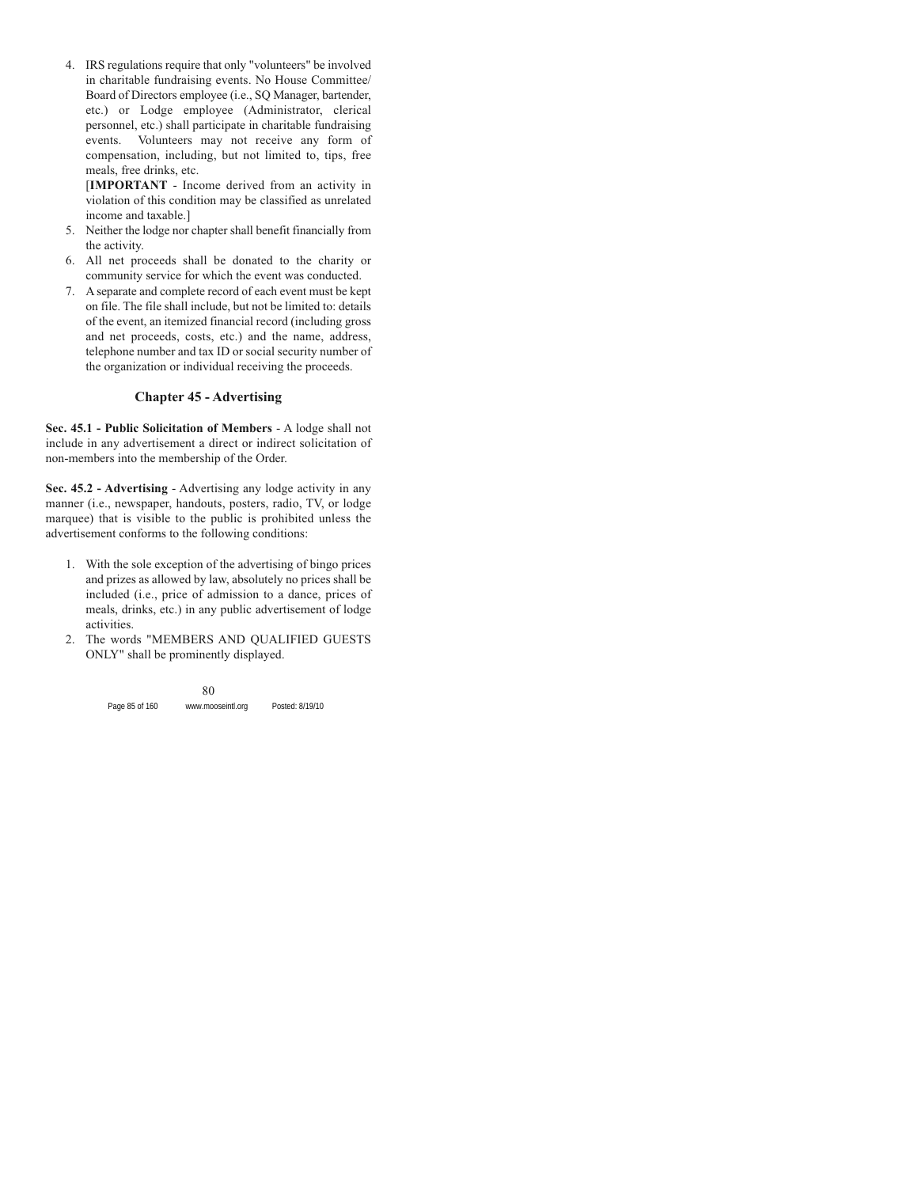4. IRS regulations require that only "volunteers" be involved in charitable fundraising events. No House Committee/ Board of Directors employee (i.e., SQ Manager, bartender, etc.) or Lodge employee (Administrator, clerical personnel, etc.) shall participate in charitable fundraising events. Volunteers may not receive any form of compensation, including, but not limited to, tips, free meals, free drinks, etc.

   [**IMPORTANT** - Income derived from an activity in violation of this condition may be classified as unrelated income and taxable.]
5. Neither the lodge nor chapter shall benefit financially from the activity.
6. All net proceeds shall be donated to the charity or community service for which the event was conducted.
7. A separate and complete record of each event must be kept on file. The file shall include, but not be limited to: details of the event, an itemized financial record (including gross and net proceeds, costs, etc.) and the name, address, telephone number and tax ID or social security number of the organization or individual receiving the proceeds.

## Chapter 45 - Advertising

**Sec. 45.1 - Public Solicitation of Members** - A lodge shall not include in any advertisement a direct or indirect solicitation of non-members into the membership of the Order.

**Sec. 45.2 - Advertising** - Advertising any lodge activity in any manner (i.e., newspaper, handouts, posters, radio, TV, or lodge marquee) that is visible to the public is prohibited unless the advertisement conforms to the following conditions:

1. With the sole exception of the advertising of bingo prices and prizes as allowed by law, absolutely no prices shall be included (i.e., price of admission to a dance, prices of meals, drinks, etc.) in any public advertisement of lodge activities.
2. The words "MEMBERS AND QUALIFIED GUESTS ONLY" shall be prominently displayed.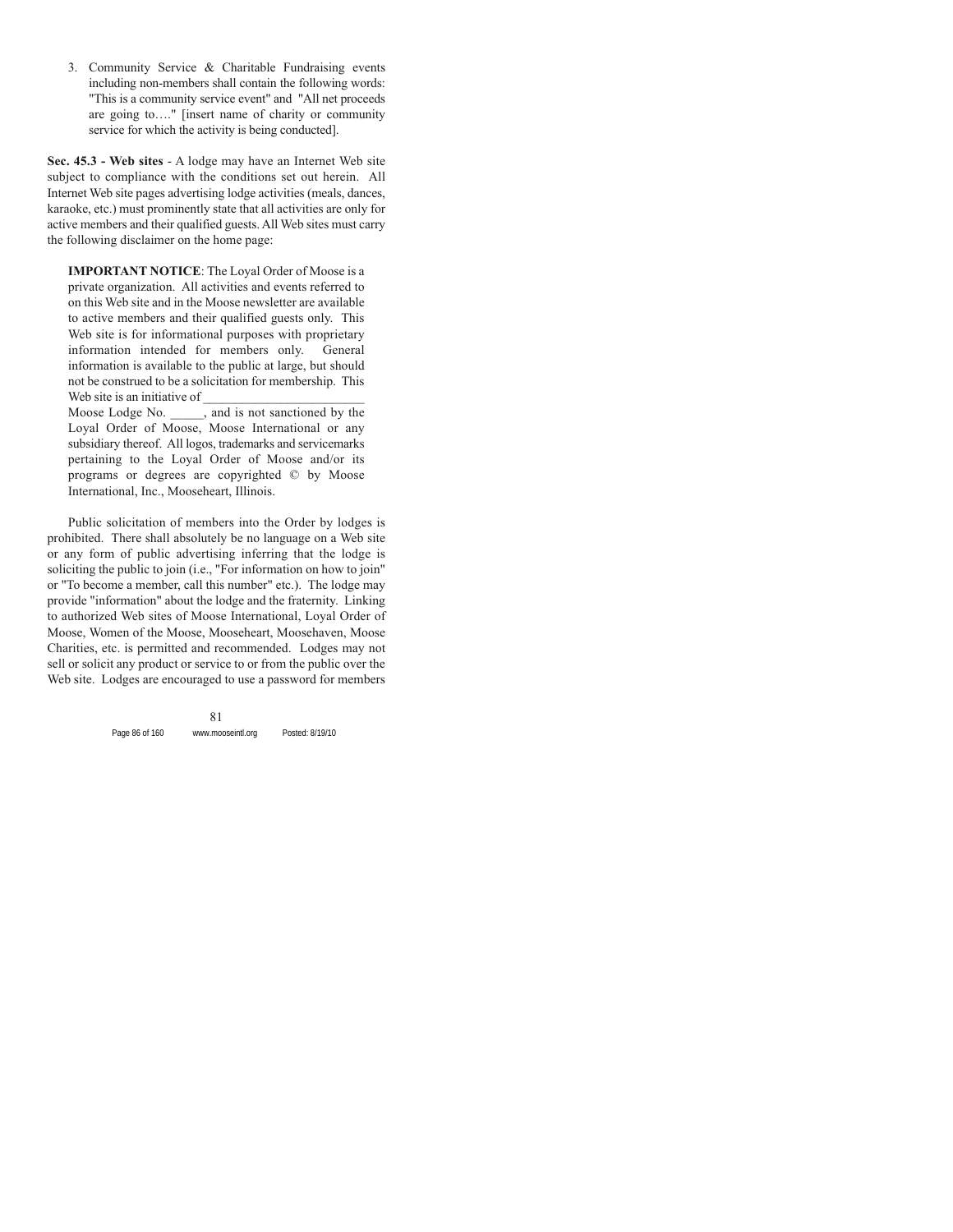3. Community Service & Charitable Fundraising events including non-members shall contain the following words: "This is a community service event" and "All net proceeds are going to…." [insert name of charity or community service for which the activity is being conducted].

**Sec. 45.3 - Web sites** - A lodge may have an Internet Web site subject to compliance with the conditions set out herein. All Internet Web site pages advertising lodge activities (meals, dances, karaoke, etc.) must prominently state that all activities are only for active members and their qualified guests. All Web sites must carry the following disclaimer on the home page:

> **IMPORTANT NOTICE**: The Loyal Order of Moose is a private organization. All activities and events referred to on this Web site and in the Moose newsletter are available to active members and their qualified guests only. This Web site is for informational purposes with proprietary information intended for members only. General information is available to the public at large, but should not be construed to be a solicitation for membership. This Web site is an initiative of ________________________ Moose Lodge No. _____, and is not sanctioned by the Loyal Order of Moose, Moose International or any subsidiary thereof. All logos, trademarks and servicemarks pertaining to the Loyal Order of Moose and/or its programs or degrees are copyrighted © by Moose International, Inc., Mooseheart, Illinois.

Public solicitation of members into the Order by lodges is prohibited. There shall absolutely be no language on a Web site or any form of public advertising inferring that the lodge is soliciting the public to join (i.e., "For information on how to join" or "To become a member, call this number" etc.). The lodge may provide "information" about the lodge and the fraternity. Linking to authorized Web sites of Moose International, Loyal Order of Moose, Women of the Moose, Mooseheart, Moosehaven, Moose Charities, etc. is permitted and recommended. Lodges may not sell or solicit any product or service to or from the public over the Web site. Lodges are encouraged to use a password for members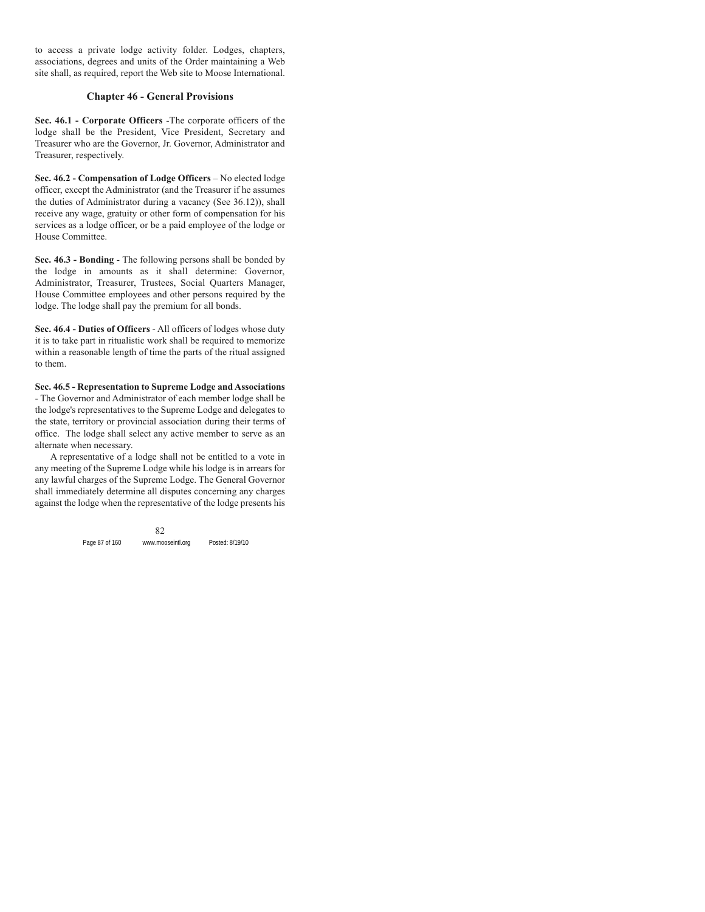to access a private lodge activity folder. Lodges, chapters, associations, degrees and units of the Order maintaining a Web site shall, as required, report the Web site to Moose International.

## Chapter 46 - General Provisions

**Sec. 46.1 - Corporate Officers** -The corporate officers of the lodge shall be the President, Vice President, Secretary and Treasurer who are the Governor, Jr. Governor, Administrator and Treasurer, respectively.

**Sec. 46.2 - Compensation of Lodge Officers** – No elected lodge officer, except the Administrator (and the Treasurer if he assumes the duties of Administrator during a vacancy (See 36.12)), shall receive any wage, gratuity or other form of compensation for his services as a lodge officer, or be a paid employee of the lodge or House Committee.

**Sec. 46.3 - Bonding** - The following persons shall be bonded by the lodge in amounts as it shall determine: Governor, Administrator, Treasurer, Trustees, Social Quarters Manager, House Committee employees and other persons required by the lodge. The lodge shall pay the premium for all bonds.

**Sec. 46.4 - Duties of Officers** - All officers of lodges whose duty it is to take part in ritualistic work shall be required to memorize within a reasonable length of time the parts of the ritual assigned to them.

**Sec. 46.5 - Representation to Supreme Lodge and Associations** - The Governor and Administrator of each member lodge shall be the lodge's representatives to the Supreme Lodge and delegates to the state, territory or provincial association during their terms of office. The lodge shall select any active member to serve as an alternate when necessary.

A representative of a lodge shall not be entitled to a vote in any meeting of the Supreme Lodge while his lodge is in arrears for any lawful charges of the Supreme Lodge. The General Governor shall immediately determine all disputes concerning any charges against the lodge when the representative of the lodge presents his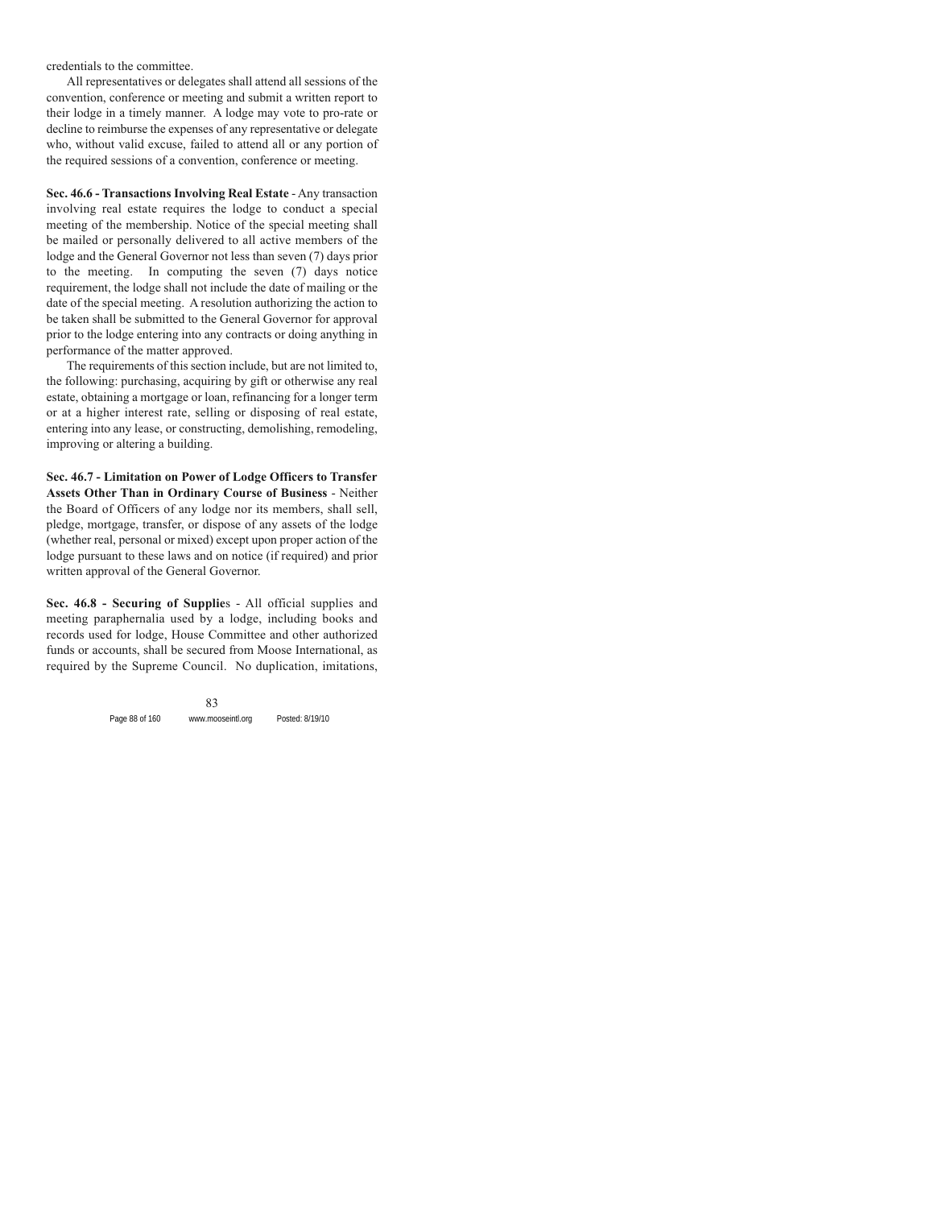credentials to the committee.

All representatives or delegates shall attend all sessions of the convention, conference or meeting and submit a written report to their lodge in a timely manner. A lodge may vote to pro-rate or decline to reimburse the expenses of any representative or delegate who, without valid excuse, failed to attend all or any portion of the required sessions of a convention, conference or meeting.

**Sec. 46.6 - Transactions Involving Real Estate** - Any transaction involving real estate requires the lodge to conduct a special meeting of the membership. Notice of the special meeting shall be mailed or personally delivered to all active members of the lodge and the General Governor not less than seven (7) days prior to the meeting. In computing the seven (7) days notice requirement, the lodge shall not include the date of mailing or the date of the special meeting. A resolution authorizing the action to be taken shall be submitted to the General Governor for approval prior to the lodge entering into any contracts or doing anything in performance of the matter approved.

The requirements of this section include, but are not limited to, the following: purchasing, acquiring by gift or otherwise any real estate, obtaining a mortgage or loan, refinancing for a longer term or at a higher interest rate, selling or disposing of real estate, entering into any lease, or constructing, demolishing, remodeling, improving or altering a building.

**Sec. 46.7 - Limitation on Power of Lodge Officers to Transfer Assets Other Than in Ordinary Course of Business** - Neither the Board of Officers of any lodge nor its members, shall sell, pledge, mortgage, transfer, or dispose of any assets of the lodge (whether real, personal or mixed) except upon proper action of the lodge pursuant to these laws and on notice (if required) and prior written approval of the General Governor.

**Sec. 46.8 - Securing of Supplies** - All official supplies and meeting paraphernalia used by a lodge, including books and records used for lodge, House Committee and other authorized funds or accounts, shall be secured from Moose International, as required by the Supreme Council. No duplication, imitations,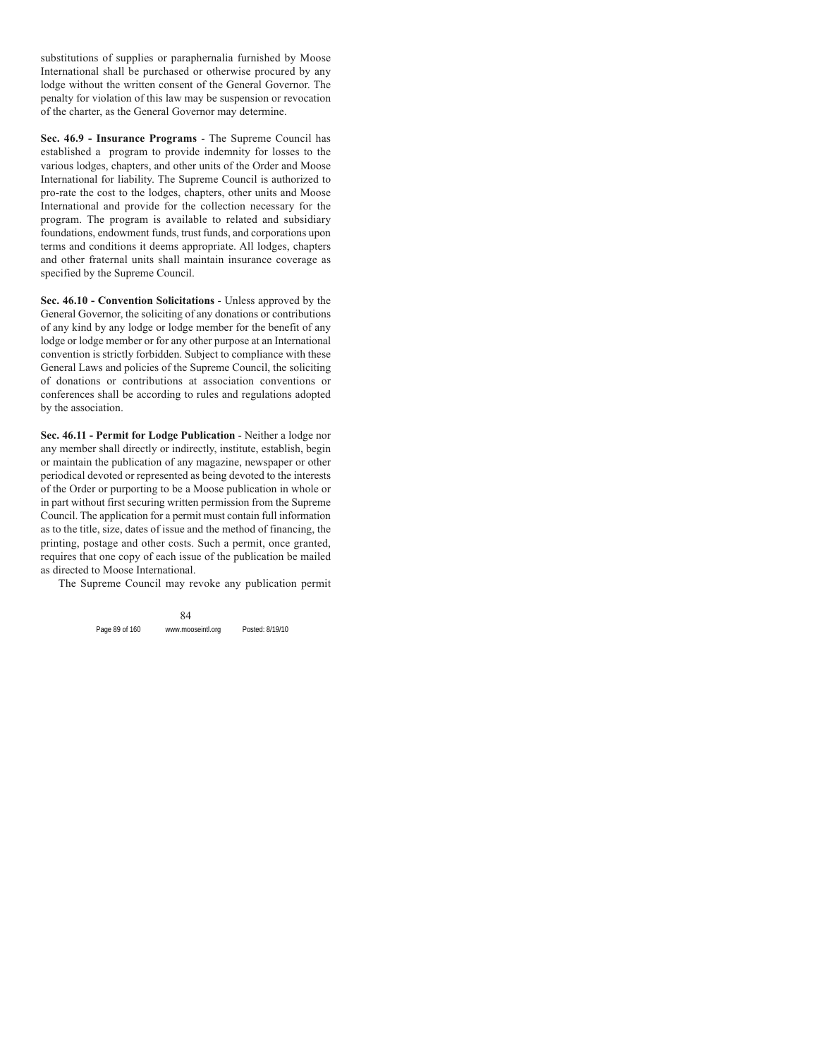substitutions of supplies or paraphernalia furnished by Moose International shall be purchased or otherwise procured by any lodge without the written consent of the General Governor. The penalty for violation of this law may be suspension or revocation of the charter, as the General Governor may determine.

**Sec. 46.9 - Insurance Programs** - The Supreme Council has established a program to provide indemnity for losses to the various lodges, chapters, and other units of the Order and Moose International for liability. The Supreme Council is authorized to pro-rate the cost to the lodges, chapters, other units and Moose International and provide for the collection necessary for the program. The program is available to related and subsidiary foundations, endowment funds, trust funds, and corporations upon terms and conditions it deems appropriate. All lodges, chapters and other fraternal units shall maintain insurance coverage as specified by the Supreme Council.

**Sec. 46.10 - Convention Solicitations** - Unless approved by the General Governor, the soliciting of any donations or contributions of any kind by any lodge or lodge member for the benefit of any lodge or lodge member or for any other purpose at an International convention is strictly forbidden. Subject to compliance with these General Laws and policies of the Supreme Council, the soliciting of donations or contributions at association conventions or conferences shall be according to rules and regulations adopted by the association.

**Sec. 46.11 - Permit for Lodge Publication** - Neither a lodge nor any member shall directly or indirectly, institute, establish, begin or maintain the publication of any magazine, newspaper or other periodical devoted or represented as being devoted to the interests of the Order or purporting to be a Moose publication in whole or in part without first securing written permission from the Supreme Council. The application for a permit must contain full information as to the title, size, dates of issue and the method of financing, the printing, postage and other costs. Such a permit, once granted, requires that one copy of each issue of the publication be mailed as directed to Moose International.

The Supreme Council may revoke any publication permit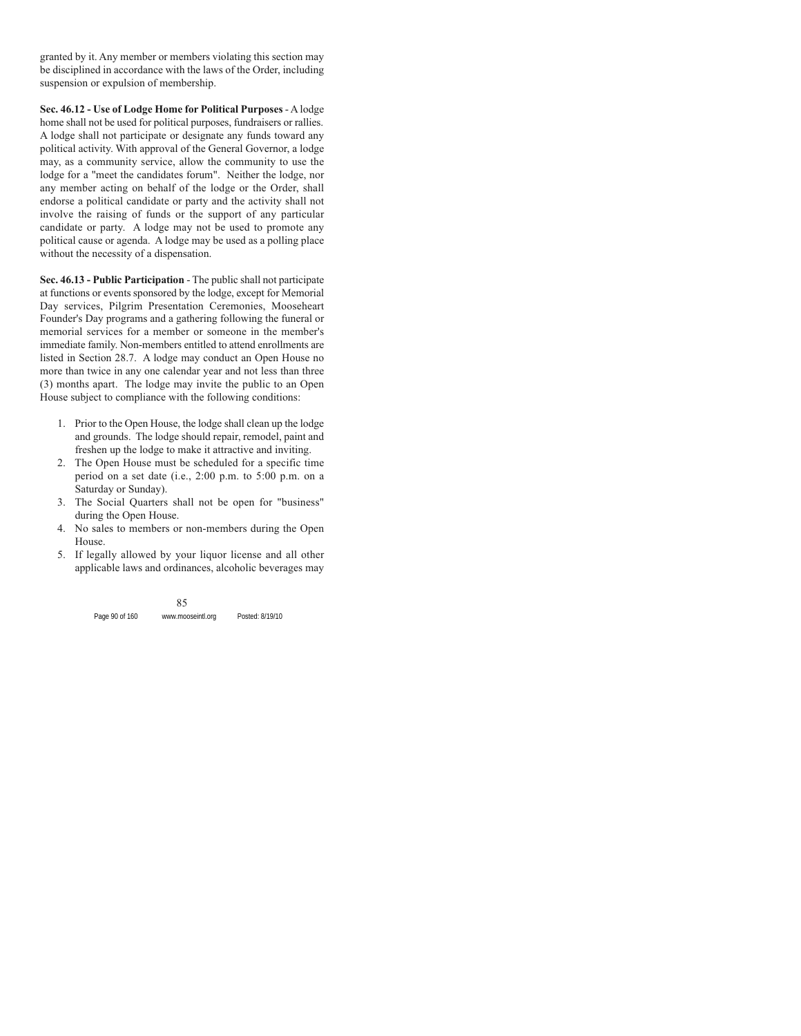granted by it. Any member or members violating this section may be disciplined in accordance with the laws of the Order, including suspension or expulsion of membership.

**Sec. 46.12 - Use of Lodge Home for Political Purposes** - A lodge home shall not be used for political purposes, fundraisers or rallies. A lodge shall not participate or designate any funds toward any political activity. With approval of the General Governor, a lodge may, as a community service, allow the community to use the lodge for a "meet the candidates forum". Neither the lodge, nor any member acting on behalf of the lodge or the Order, shall endorse a political candidate or party and the activity shall not involve the raising of funds or the support of any particular candidate or party. A lodge may not be used to promote any political cause or agenda. A lodge may be used as a polling place without the necessity of a dispensation.

**Sec. 46.13 - Public Participation** - The public shall not participate at functions or events sponsored by the lodge, except for Memorial Day services, Pilgrim Presentation Ceremonies, Mooseheart Founder's Day programs and a gathering following the funeral or memorial services for a member or someone in the member's immediate family. Non-members entitled to attend enrollments are listed in Section 28.7. A lodge may conduct an Open House no more than twice in any one calendar year and not less than three (3) months apart. The lodge may invite the public to an Open House subject to compliance with the following conditions:

1. Prior to the Open House, the lodge shall clean up the lodge and grounds. The lodge should repair, remodel, paint and freshen up the lodge to make it attractive and inviting.
2. The Open House must be scheduled for a specific time period on a set date (i.e., 2:00 p.m. to 5:00 p.m. on a Saturday or Sunday).
3. The Social Quarters shall not be open for "business" during the Open House.
4. No sales to members or non-members during the Open House.
5. If legally allowed by your liquor license and all other applicable laws and ordinances, alcoholic beverages may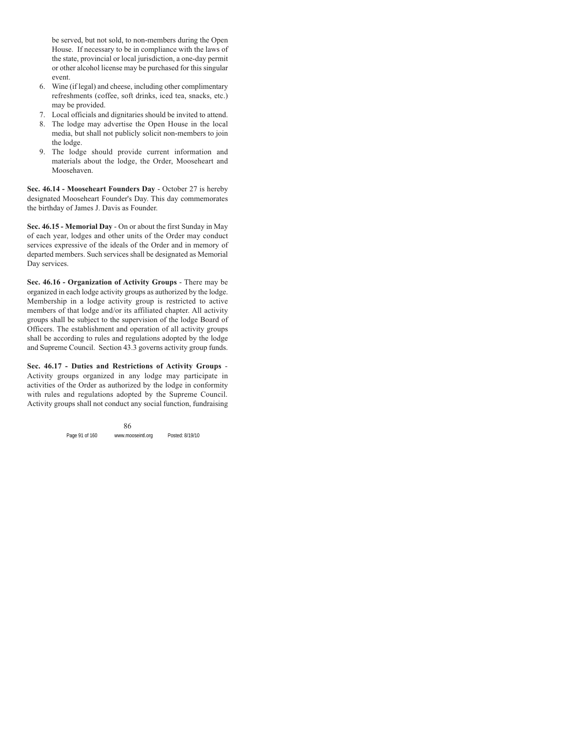be served, but not sold, to non-members during the Open House. If necessary to be in compliance with the laws of the state, provincial or local jurisdiction, a one-day permit or other alcohol license may be purchased for this singular event.

6. Wine (if legal) and cheese, including other complimentary refreshments (coffee, soft drinks, iced tea, snacks, etc.) may be provided.
7. Local officials and dignitaries should be invited to attend.
8. The lodge may advertise the Open House in the local media, but shall not publicly solicit non-members to join the lodge.
9. The lodge should provide current information and materials about the lodge, the Order, Mooseheart and Moosehaven.

**Sec. 46.14 - Mooseheart Founders Day** - October 27 is hereby designated Mooseheart Founder's Day. This day commemorates the birthday of James J. Davis as Founder.

**Sec. 46.15 - Memorial Day** - On or about the first Sunday in May of each year, lodges and other units of the Order may conduct services expressive of the ideals of the Order and in memory of departed members. Such services shall be designated as Memorial Day services.

**Sec. 46.16 - Organization of Activity Groups** - There may be organized in each lodge activity groups as authorized by the lodge. Membership in a lodge activity group is restricted to active members of that lodge and/or its affiliated chapter. All activity groups shall be subject to the supervision of the lodge Board of Officers. The establishment and operation of all activity groups shall be according to rules and regulations adopted by the lodge and Supreme Council. Section 43.3 governs activity group funds.

**Sec. 46.17 - Duties and Restrictions of Activity Groups** - Activity groups organized in any lodge may participate in activities of the Order as authorized by the lodge in conformity with rules and regulations adopted by the Supreme Council. Activity groups shall not conduct any social function, fundraising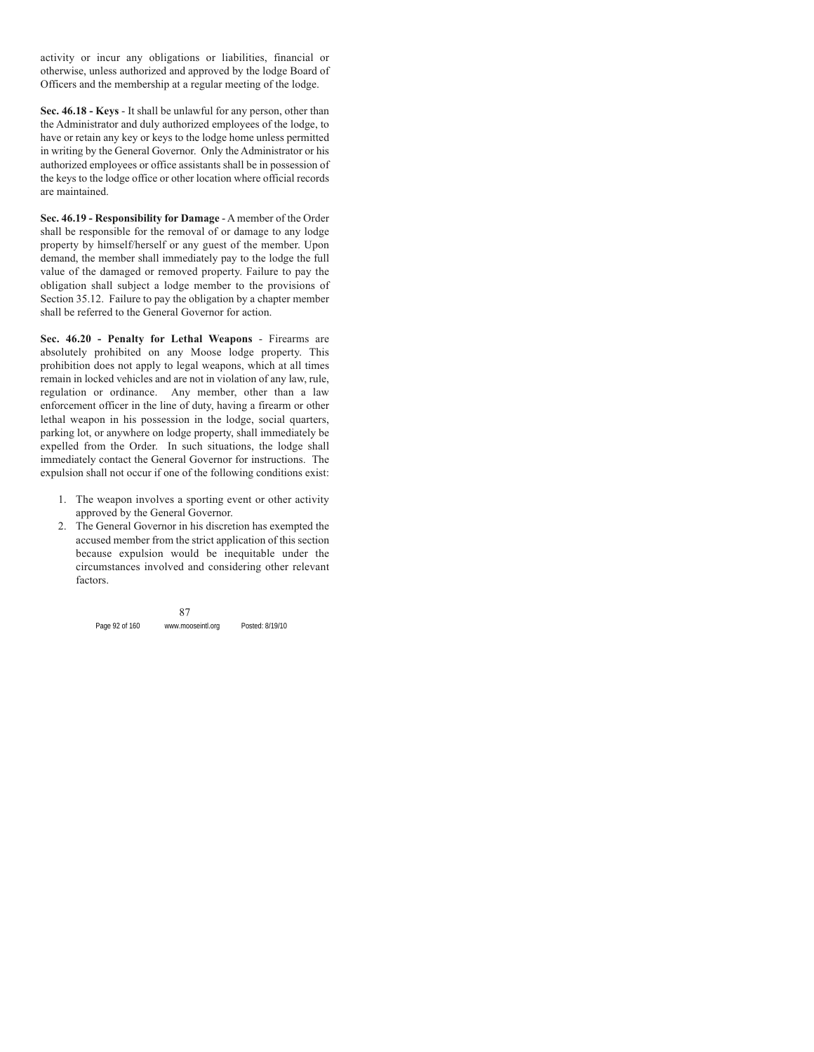activity or incur any obligations or liabilities, financial or otherwise, unless authorized and approved by the lodge Board of Officers and the membership at a regular meeting of the lodge.

**Sec. 46.18 - Keys** - It shall be unlawful for any person, other than the Administrator and duly authorized employees of the lodge, to have or retain any key or keys to the lodge home unless permitted in writing by the General Governor. Only the Administrator or his authorized employees or office assistants shall be in possession of the keys to the lodge office or other location where official records are maintained.

**Sec. 46.19 - Responsibility for Damage** - A member of the Order shall be responsible for the removal of or damage to any lodge property by himself/herself or any guest of the member. Upon demand, the member shall immediately pay to the lodge the full value of the damaged or removed property. Failure to pay the obligation shall subject a lodge member to the provisions of Section 35.12. Failure to pay the obligation by a chapter member shall be referred to the General Governor for action.

**Sec. 46.20 - Penalty for Lethal Weapons** - Firearms are absolutely prohibited on any Moose lodge property. This prohibition does not apply to legal weapons, which at all times remain in locked vehicles and are not in violation of any law, rule, regulation or ordinance. Any member, other than a law enforcement officer in the line of duty, having a firearm or other lethal weapon in his possession in the lodge, social quarters, parking lot, or anywhere on lodge property, shall immediately be expelled from the Order. In such situations, the lodge shall immediately contact the General Governor for instructions. The expulsion shall not occur if one of the following conditions exist:

1. The weapon involves a sporting event or other activity approved by the General Governor.
2. The General Governor in his discretion has exempted the accused member from the strict application of this section because expulsion would be inequitable under the circumstances involved and considering other relevant factors.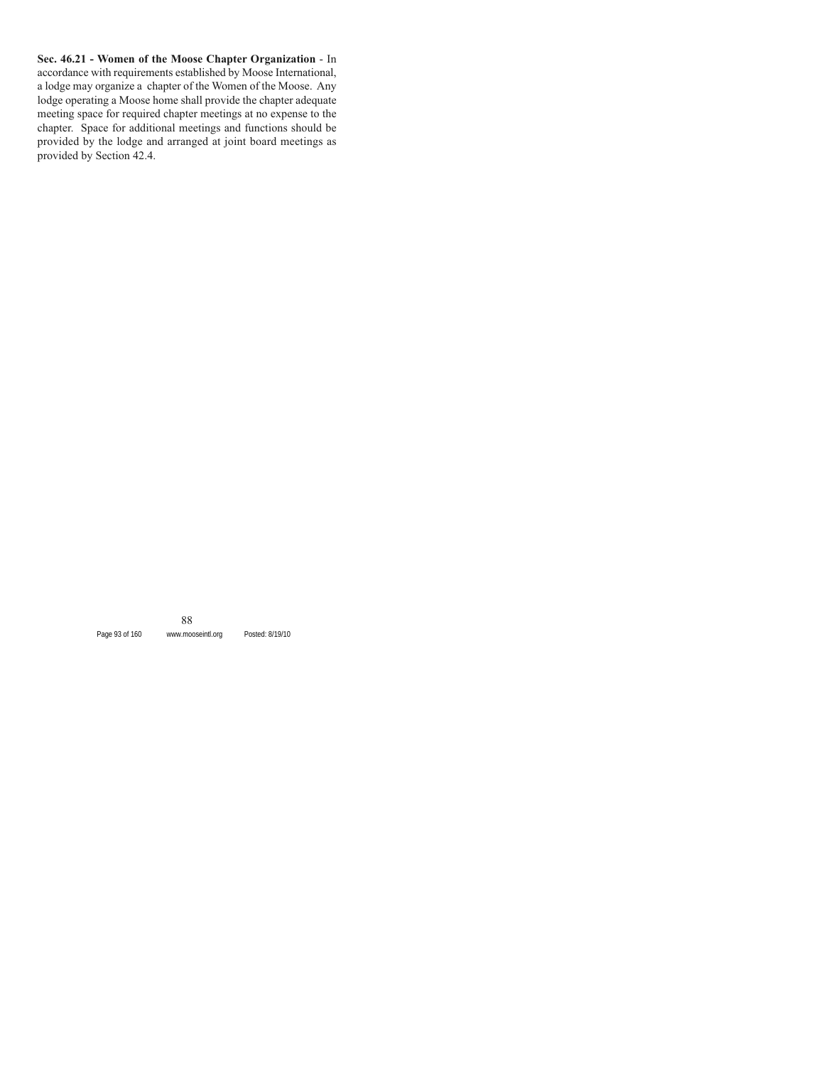**Sec. 46.21 - Women of the Moose Chapter Organization** - In accordance with requirements established by Moose International, a lodge may organize a chapter of the Women of the Moose. Any lodge operating a Moose home shall provide the chapter adequate meeting space for required chapter meetings at no expense to the chapter. Space for additional meetings and functions should be provided by the lodge and arranged at joint board meetings as provided by Section 42.4.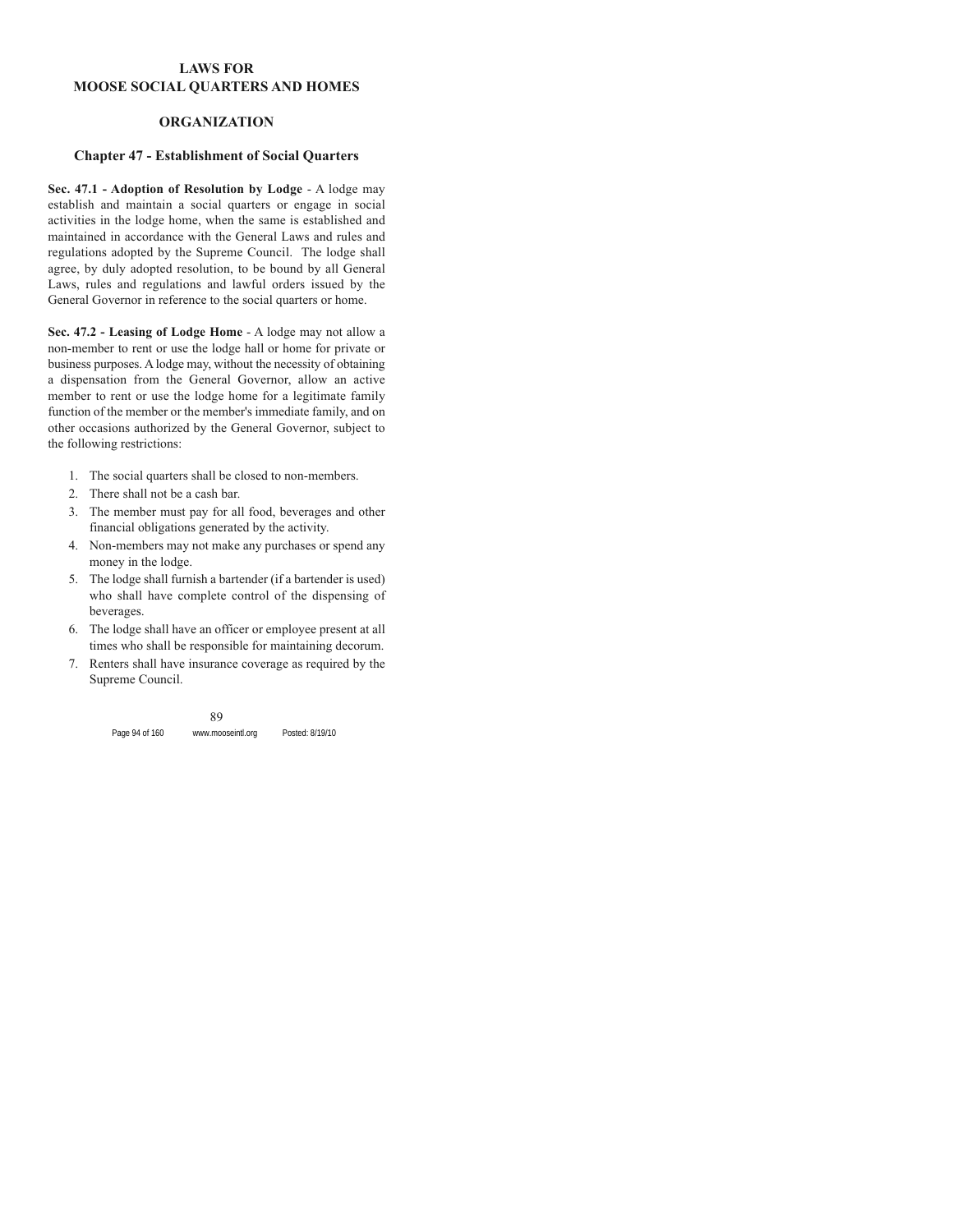# LAWS FOR MOOSE SOCIAL QUARTERS AND HOMES

## ORGANIZATION

### Chapter 47 - Establishment of Social Quarters

**Sec. 47.1 - Adoption of Resolution by Lodge** - A lodge may establish and maintain a social quarters or engage in social activities in the lodge home, when the same is established and maintained in accordance with the General Laws and rules and regulations adopted by the Supreme Council. The lodge shall agree, by duly adopted resolution, to be bound by all General Laws, rules and regulations and lawful orders issued by the General Governor in reference to the social quarters or home.

**Sec. 47.2 - Leasing of Lodge Home** - A lodge may not allow a non-member to rent or use the lodge hall or home for private or business purposes. A lodge may, without the necessity of obtaining a dispensation from the General Governor, allow an active member to rent or use the lodge home for a legitimate family function of the member or the member's immediate family, and on other occasions authorized by the General Governor, subject to the following restrictions:

1. The social quarters shall be closed to non-members.
2. There shall not be a cash bar.
3. The member must pay for all food, beverages and other financial obligations generated by the activity.
4. Non-members may not make any purchases or spend any money in the lodge.
5. The lodge shall furnish a bartender (if a bartender is used) who shall have complete control of the dispensing of beverages.
6. The lodge shall have an officer or employee present at all times who shall be responsible for maintaining decorum.
7. Renters shall have insurance coverage as required by the Supreme Council.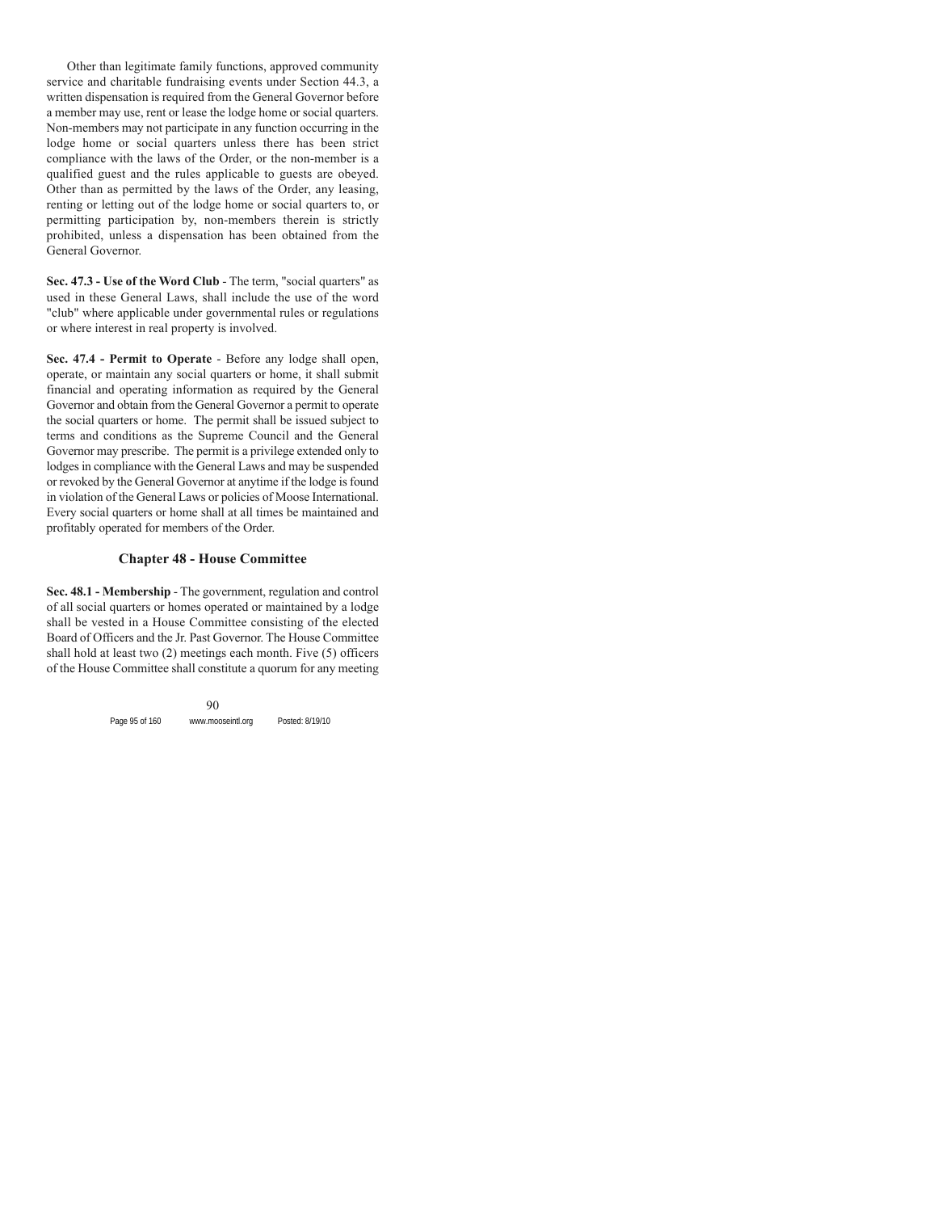Other than legitimate family functions, approved community service and charitable fundraising events under Section 44.3, a written dispensation is required from the General Governor before a member may use, rent or lease the lodge home or social quarters. Non-members may not participate in any function occurring in the lodge home or social quarters unless there has been strict compliance with the laws of the Order, or the non-member is a qualified guest and the rules applicable to guests are obeyed. Other than as permitted by the laws of the Order, any leasing, renting or letting out of the lodge home or social quarters to, or permitting participation by, non-members therein is strictly prohibited, unless a dispensation has been obtained from the General Governor.

**Sec. 47.3 - Use of the Word Club** - The term, "social quarters" as used in these General Laws, shall include the use of the word "club" where applicable under governmental rules or regulations or where interest in real property is involved.

**Sec. 47.4 - Permit to Operate** - Before any lodge shall open, operate, or maintain any social quarters or home, it shall submit financial and operating information as required by the General Governor and obtain from the General Governor a permit to operate the social quarters or home. The permit shall be issued subject to terms and conditions as the Supreme Council and the General Governor may prescribe. The permit is a privilege extended only to lodges in compliance with the General Laws and may be suspended or revoked by the General Governor at anytime if the lodge is found in violation of the General Laws or policies of Moose International. Every social quarters or home shall at all times be maintained and profitably operated for members of the Order.

## Chapter 48 - House Committee

**Sec. 48.1 - Membership** - The government, regulation and control of all social quarters or homes operated or maintained by a lodge shall be vested in a House Committee consisting of the elected Board of Officers and the Jr. Past Governor. The House Committee shall hold at least two (2) meetings each month. Five (5) officers of the House Committee shall constitute a quorum for any meeting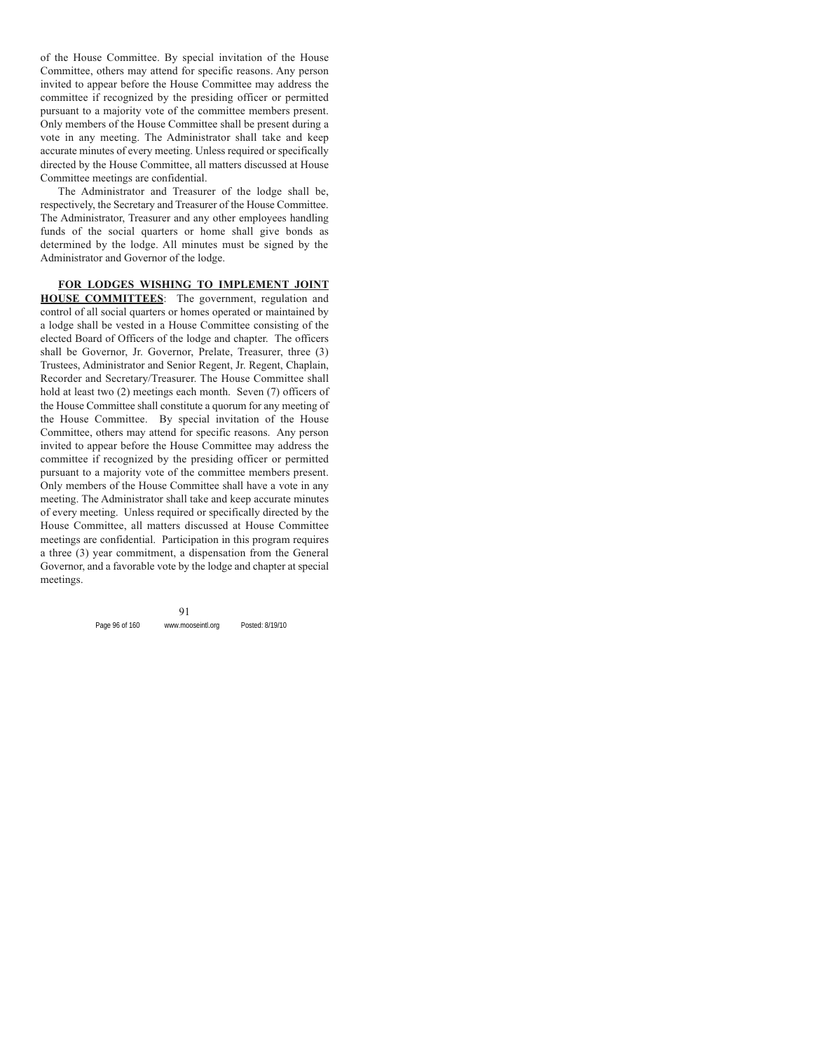of the House Committee. By special invitation of the House Committee, others may attend for specific reasons. Any person invited to appear before the House Committee may address the committee if recognized by the presiding officer or permitted pursuant to a majority vote of the committee members present. Only members of the House Committee shall be present during a vote in any meeting. The Administrator shall take and keep accurate minutes of every meeting. Unless required or specifically directed by the House Committee, all matters discussed at House Committee meetings are confidential.

The Administrator and Treasurer of the lodge shall be, respectively, the Secretary and Treasurer of the House Committee. The Administrator, Treasurer and any other employees handling funds of the social quarters or home shall give bonds as determined by the lodge. All minutes must be signed by the Administrator and Governor of the lodge.

**FOR LODGES WISHING TO IMPLEMENT JOINT HOUSE COMMITTEES**: The government, regulation and control of all social quarters or homes operated or maintained by a lodge shall be vested in a House Committee consisting of the elected Board of Officers of the lodge and chapter. The officers shall be Governor, Jr. Governor, Prelate, Treasurer, three (3) Trustees, Administrator and Senior Regent, Jr. Regent, Chaplain, Recorder and Secretary/Treasurer. The House Committee shall hold at least two (2) meetings each month. Seven (7) officers of the House Committee shall constitute a quorum for any meeting of the House Committee. By special invitation of the House Committee, others may attend for specific reasons. Any person invited to appear before the House Committee may address the committee if recognized by the presiding officer or permitted pursuant to a majority vote of the committee members present. Only members of the House Committee shall have a vote in any meeting. The Administrator shall take and keep accurate minutes of every meeting. Unless required or specifically directed by the House Committee, all matters discussed at House Committee meetings are confidential. Participation in this program requires a three (3) year commitment, a dispensation from the General Governor, and a favorable vote by the lodge and chapter at special meetings.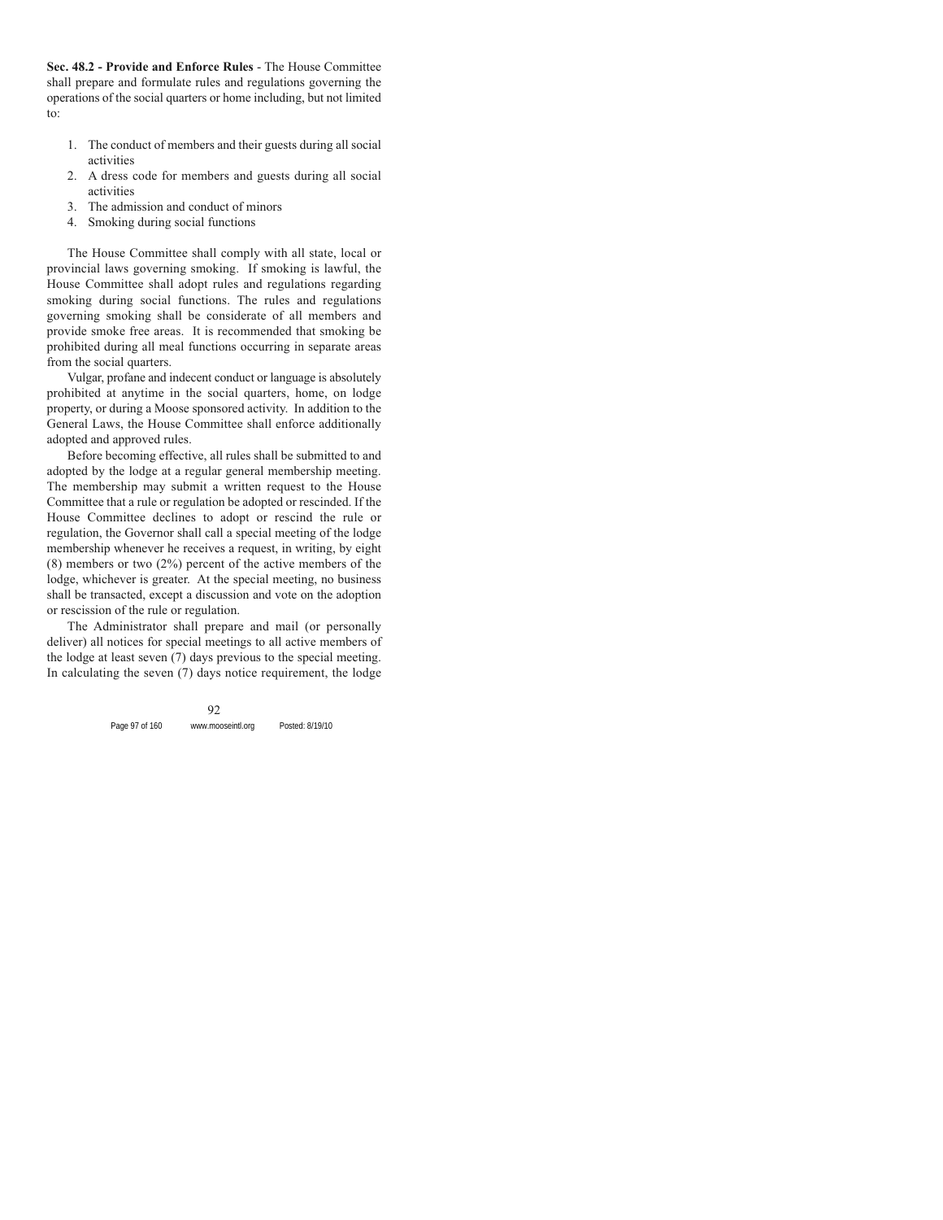**Sec. 48.2 - Provide and Enforce Rules** - The House Committee shall prepare and formulate rules and regulations governing the operations of the social quarters or home including, but not limited to:

1. The conduct of members and their guests during all social activities
2. A dress code for members and guests during all social activities
3. The admission and conduct of minors
4. Smoking during social functions

The House Committee shall comply with all state, local or provincial laws governing smoking. If smoking is lawful, the House Committee shall adopt rules and regulations regarding smoking during social functions. The rules and regulations governing smoking shall be considerate of all members and provide smoke free areas. It is recommended that smoking be prohibited during all meal functions occurring in separate areas from the social quarters.

Vulgar, profane and indecent conduct or language is absolutely prohibited at anytime in the social quarters, home, on lodge property, or during a Moose sponsored activity. In addition to the General Laws, the House Committee shall enforce additionally adopted and approved rules.

Before becoming effective, all rules shall be submitted to and adopted by the lodge at a regular general membership meeting. The membership may submit a written request to the House Committee that a rule or regulation be adopted or rescinded. If the House Committee declines to adopt or rescind the rule or regulation, the Governor shall call a special meeting of the lodge membership whenever he receives a request, in writing, by eight (8) members or two (2%) percent of the active members of the lodge, whichever is greater. At the special meeting, no business shall be transacted, except a discussion and vote on the adoption or rescission of the rule or regulation.

The Administrator shall prepare and mail (or personally deliver) all notices for special meetings to all active members of the lodge at least seven (7) days previous to the special meeting. In calculating the seven (7) days notice requirement, the lodge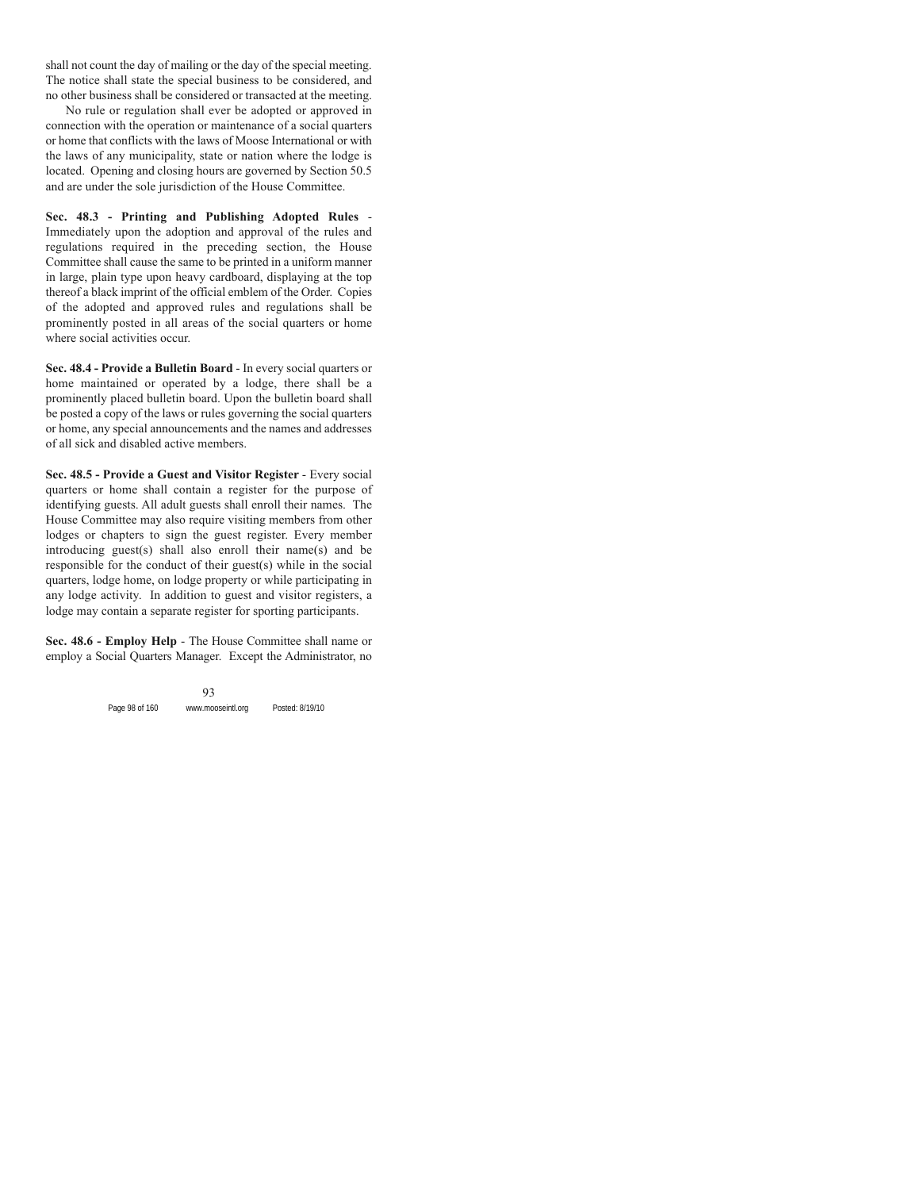shall not count the day of mailing or the day of the special meeting. The notice shall state the special business to be considered, and no other business shall be considered or transacted at the meeting.

No rule or regulation shall ever be adopted or approved in connection with the operation or maintenance of a social quarters or home that conflicts with the laws of Moose International or with the laws of any municipality, state or nation where the lodge is located. Opening and closing hours are governed by Section 50.5 and are under the sole jurisdiction of the House Committee.

**Sec. 48.3 - Printing and Publishing Adopted Rules** - Immediately upon the adoption and approval of the rules and regulations required in the preceding section, the House Committee shall cause the same to be printed in a uniform manner in large, plain type upon heavy cardboard, displaying at the top thereof a black imprint of the official emblem of the Order. Copies of the adopted and approved rules and regulations shall be prominently posted in all areas of the social quarters or home where social activities occur.

**Sec. 48.4 - Provide a Bulletin Board** - In every social quarters or home maintained or operated by a lodge, there shall be a prominently placed bulletin board. Upon the bulletin board shall be posted a copy of the laws or rules governing the social quarters or home, any special announcements and the names and addresses of all sick and disabled active members.

**Sec. 48.5 - Provide a Guest and Visitor Register** - Every social quarters or home shall contain a register for the purpose of identifying guests. All adult guests shall enroll their names. The House Committee may also require visiting members from other lodges or chapters to sign the guest register. Every member introducing guest(s) shall also enroll their name(s) and be responsible for the conduct of their guest(s) while in the social quarters, lodge home, on lodge property or while participating in any lodge activity. In addition to guest and visitor registers, a lodge may contain a separate register for sporting participants.

**Sec. 48.6 - Employ Help** - The House Committee shall name or employ a Social Quarters Manager. Except the Administrator, no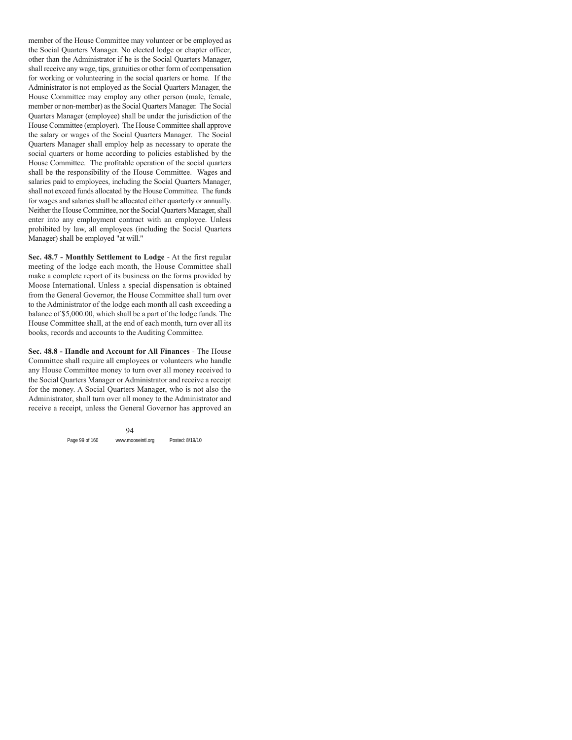member of the House Committee may volunteer or be employed as the Social Quarters Manager. No elected lodge or chapter officer, other than the Administrator if he is the Social Quarters Manager, shall receive any wage, tips, gratuities or other form of compensation for working or volunteering in the social quarters or home. If the Administrator is not employed as the Social Quarters Manager, the House Committee may employ any other person (male, female, member or non-member) as the Social Quarters Manager. The Social Quarters Manager (employee) shall be under the jurisdiction of the House Committee (employer). The House Committee shall approve the salary or wages of the Social Quarters Manager. The Social Quarters Manager shall employ help as necessary to operate the social quarters or home according to policies established by the House Committee. The profitable operation of the social quarters shall be the responsibility of the House Committee. Wages and salaries paid to employees, including the Social Quarters Manager, shall not exceed funds allocated by the House Committee. The funds for wages and salaries shall be allocated either quarterly or annually. Neither the House Committee, nor the Social Quarters Manager, shall enter into any employment contract with an employee. Unless prohibited by law, all employees (including the Social Quarters Manager) shall be employed "at will."

**Sec. 48.7 - Monthly Settlement to Lodge** - At the first regular meeting of the lodge each month, the House Committee shall make a complete report of its business on the forms provided by Moose International. Unless a special dispensation is obtained from the General Governor, the House Committee shall turn over to the Administrator of the lodge each month all cash exceeding a balance of $5,000.00, which shall be a part of the lodge funds. The House Committee shall, at the end of each month, turn over all its books, records and accounts to the Auditing Committee.

**Sec. 48.8 - Handle and Account for All Finances** - The House Committee shall require all employees or volunteers who handle any House Committee money to turn over all money received to the Social Quarters Manager or Administrator and receive a receipt for the money. A Social Quarters Manager, who is not also the Administrator, shall turn over all money to the Administrator and receive a receipt, unless the General Governor has approved an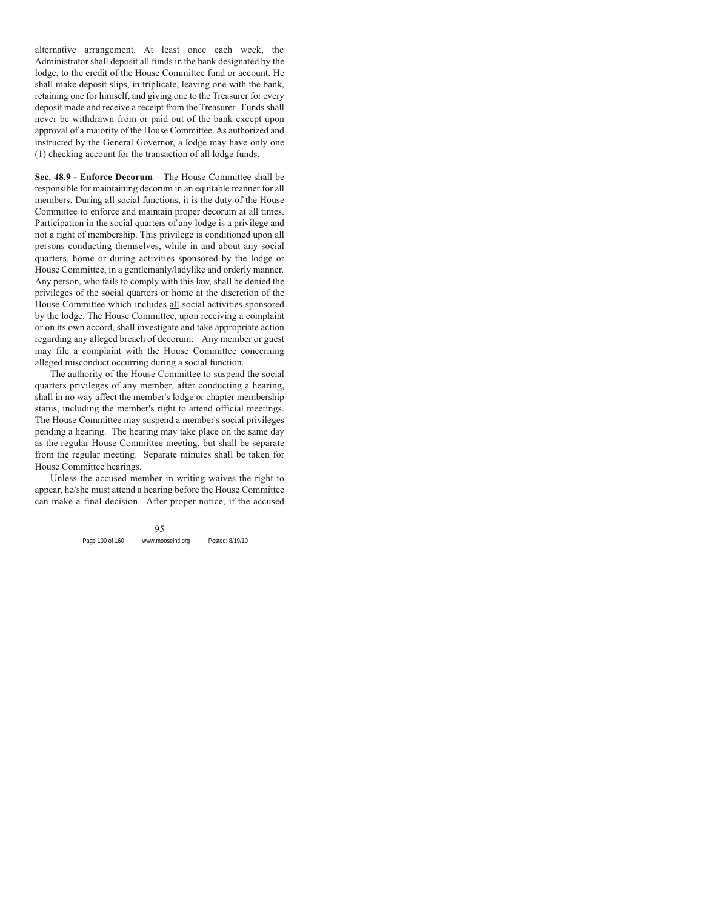alternative arrangement. At least once each week, the Administrator shall deposit all funds in the bank designated by the lodge, to the credit of the House Committee fund or account. He shall make deposit slips, in triplicate, leaving one with the bank, retaining one for himself, and giving one to the Treasurer for every deposit made and receive a receipt from the Treasurer. Funds shall never be withdrawn from or paid out of the bank except upon approval of a majority of the House Committee. As authorized and instructed by the General Governor, a lodge may have only one (1) checking account for the transaction of all lodge funds.

**Sec. 48.9 - Enforce Decorum** – The House Committee shall be responsible for maintaining decorum in an equitable manner for all members. During all social functions, it is the duty of the House Committee to enforce and maintain proper decorum at all times. Participation in the social quarters of any lodge is a privilege and not a right of membership. This privilege is conditioned upon all persons conducting themselves, while in and about any social quarters, home or during activities sponsored by the lodge or House Committee, in a gentlemanly/ladylike and orderly manner. Any person, who fails to comply with this law, shall be denied the privileges of the social quarters or home at the discretion of the House Committee which includes <u>all</u> social activities sponsored by the lodge. The House Committee, upon receiving a complaint or on its own accord, shall investigate and take appropriate action regarding any alleged breach of decorum. Any member or guest may file a complaint with the House Committee concerning alleged misconduct occurring during a social function.

The authority of the House Committee to suspend the social quarters privileges of any member, after conducting a hearing, shall in no way affect the member's lodge or chapter membership status, including the member's right to attend official meetings. The House Committee may suspend a member's social privileges pending a hearing. The hearing may take place on the same day as the regular House Committee meeting, but shall be separate from the regular meeting. Separate minutes shall be taken for House Committee hearings.

Unless the accused member in writing waives the right to appear, he/she must attend a hearing before the House Committee can make a final decision. After proper notice, if the accused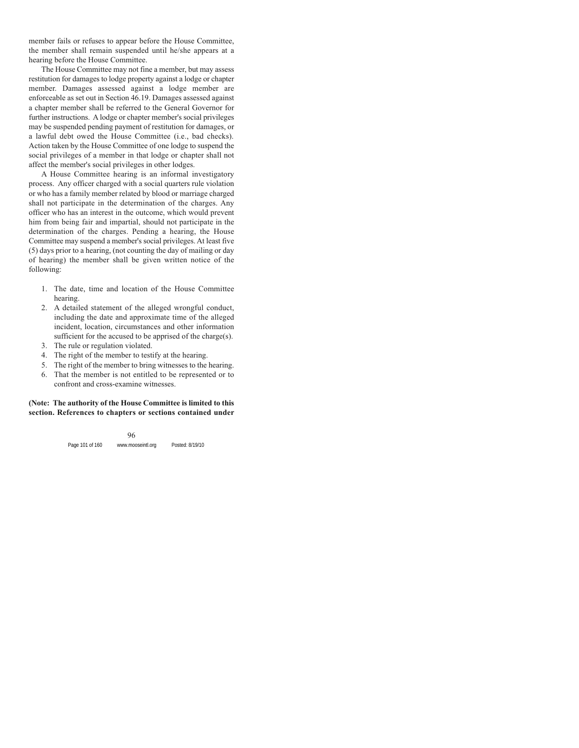member fails or refuses to appear before the House Committee, the member shall remain suspended until he/she appears at a hearing before the House Committee.

The House Committee may not fine a member, but may assess restitution for damages to lodge property against a lodge or chapter member. Damages assessed against a lodge member are enforceable as set out in Section 46.19. Damages assessed against a chapter member shall be referred to the General Governor for further instructions. A lodge or chapter member's social privileges may be suspended pending payment of restitution for damages, or a lawful debt owed the House Committee (i.e., bad checks). Action taken by the House Committee of one lodge to suspend the social privileges of a member in that lodge or chapter shall not affect the member's social privileges in other lodges.

A House Committee hearing is an informal investigatory process. Any officer charged with a social quarters rule violation or who has a family member related by blood or marriage charged shall not participate in the determination of the charges. Any officer who has an interest in the outcome, which would prevent him from being fair and impartial, should not participate in the determination of the charges. Pending a hearing, the House Committee may suspend a member's social privileges. At least five (5) days prior to a hearing, (not counting the day of mailing or day of hearing) the member shall be given written notice of the following:

1. The date, time and location of the House Committee hearing.
2. A detailed statement of the alleged wrongful conduct, including the date and approximate time of the alleged incident, location, circumstances and other information sufficient for the accused to be apprised of the charge(s).
3. The rule or regulation violated.
4. The right of the member to testify at the hearing.
5. The right of the member to bring witnesses to the hearing.
6. That the member is not entitled to be represented or to confront and cross-examine witnesses.

**(Note: The authority of the House Committee is limited to this section. References to chapters or sections contained under**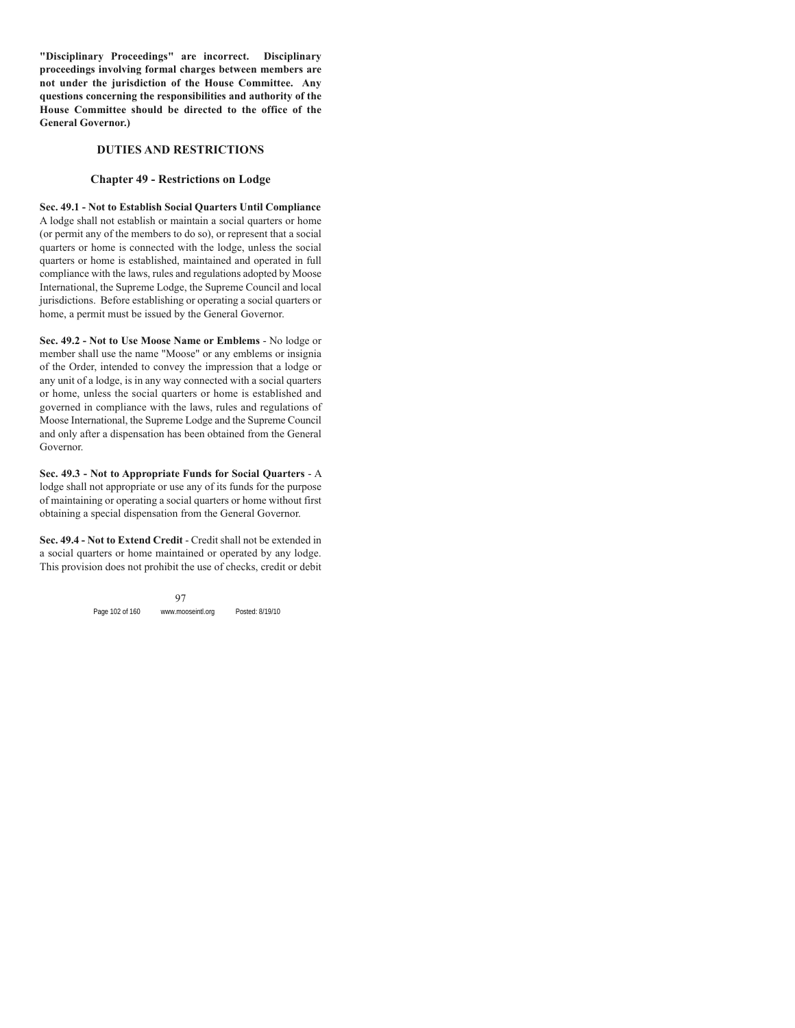**"Disciplinary Proceedings" are incorrect. Disciplinary proceedings involving formal charges between members are not under the jurisdiction of the House Committee. Any questions concerning the responsibilities and authority of the House Committee should be directed to the office of the General Governor.)**

## DUTIES AND RESTRICTIONS

### Chapter 49 - Restrictions on Lodge

**Sec. 49.1 - Not to Establish Social Quarters Until Compliance** A lodge shall not establish or maintain a social quarters or home (or permit any of the members to do so), or represent that a social quarters or home is connected with the lodge, unless the social quarters or home is established, maintained and operated in full compliance with the laws, rules and regulations adopted by Moose International, the Supreme Lodge, the Supreme Council and local jurisdictions. Before establishing or operating a social quarters or home, a permit must be issued by the General Governor.

**Sec. 49.2 - Not to Use Moose Name or Emblems** - No lodge or member shall use the name "Moose" or any emblems or insignia of the Order, intended to convey the impression that a lodge or any unit of a lodge, is in any way connected with a social quarters or home, unless the social quarters or home is established and governed in compliance with the laws, rules and regulations of Moose International, the Supreme Lodge and the Supreme Council and only after a dispensation has been obtained from the General Governor.

**Sec. 49.3 - Not to Appropriate Funds for Social Quarters** - A lodge shall not appropriate or use any of its funds for the purpose of maintaining or operating a social quarters or home without first obtaining a special dispensation from the General Governor.

**Sec. 49.4 - Not to Extend Credit** - Credit shall not be extended in a social quarters or home maintained or operated by any lodge. This provision does not prohibit the use of checks, credit or debit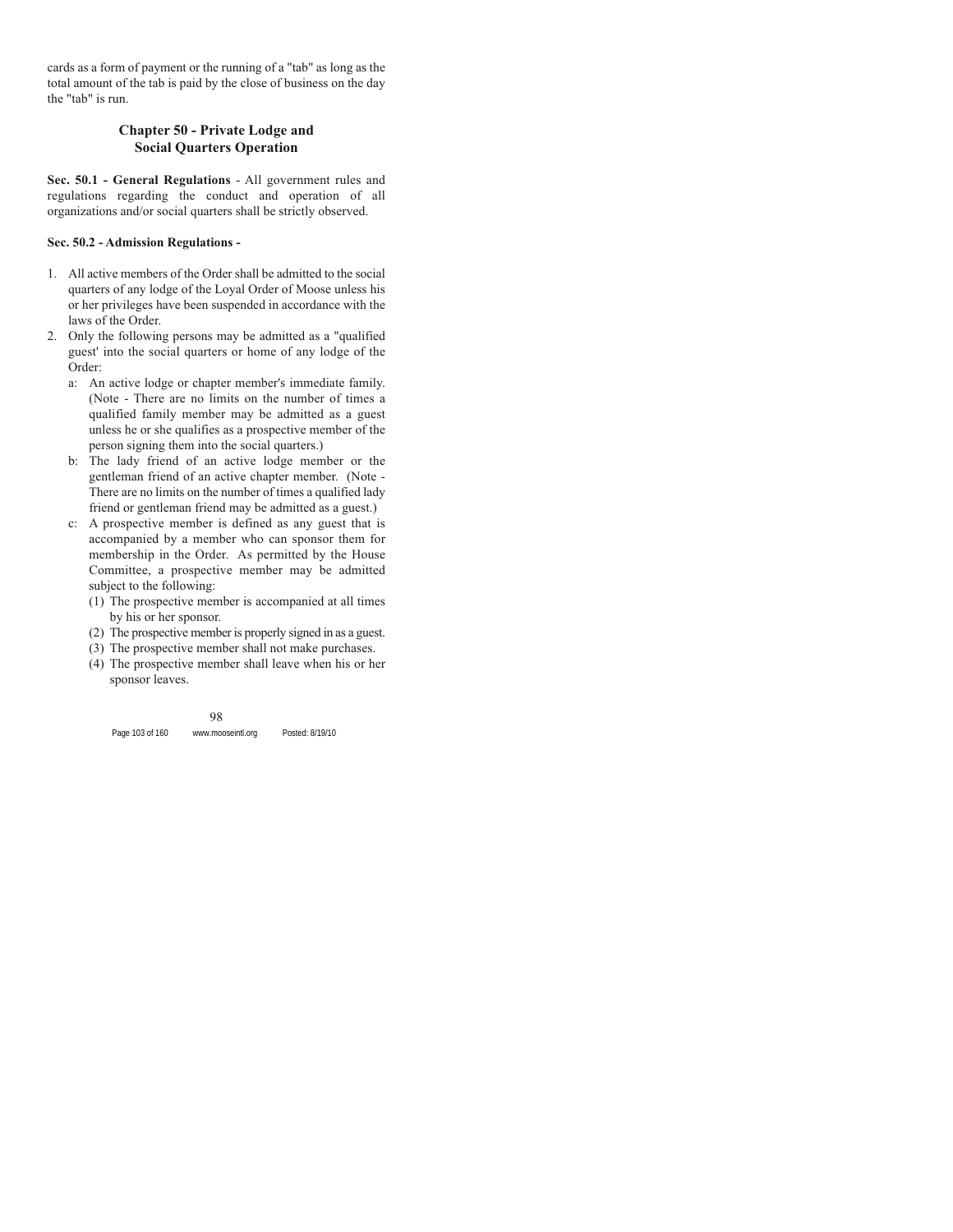cards as a form of payment or the running of a "tab" as long as the total amount of the tab is paid by the close of business on the day the "tab" is run.

## Chapter 50 - Private Lodge and Social Quarters Operation

**Sec. 50.1 - General Regulations** - All government rules and regulations regarding the conduct and operation of all organizations and/or social quarters shall be strictly observed.

**Sec. 50.2 - Admission Regulations -**

1. All active members of the Order shall be admitted to the social quarters of any lodge of the Loyal Order of Moose unless his or her privileges have been suspended in accordance with the laws of the Order.
2. Only the following persons may be admitted as a "qualified guest' into the social quarters or home of any lodge of the Order:
   a: An active lodge or chapter member's immediate family. (Note - There are no limits on the number of times a qualified family member may be admitted as a guest unless he or she qualifies as a prospective member of the person signing them into the social quarters.)
   b: The lady friend of an active lodge member or the gentleman friend of an active chapter member. (Note - There are no limits on the number of times a qualified lady friend or gentleman friend may be admitted as a guest.)
   c: A prospective member is defined as any guest that is accompanied by a member who can sponsor them for membership in the Order. As permitted by the House Committee, a prospective member may be admitted subject to the following:
      (1) The prospective member is accompanied at all times by his or her sponsor.
      (2) The prospective member is properly signed in as a guest.
      (3) The prospective member shall not make purchases.
      (4) The prospective member shall leave when his or her sponsor leaves.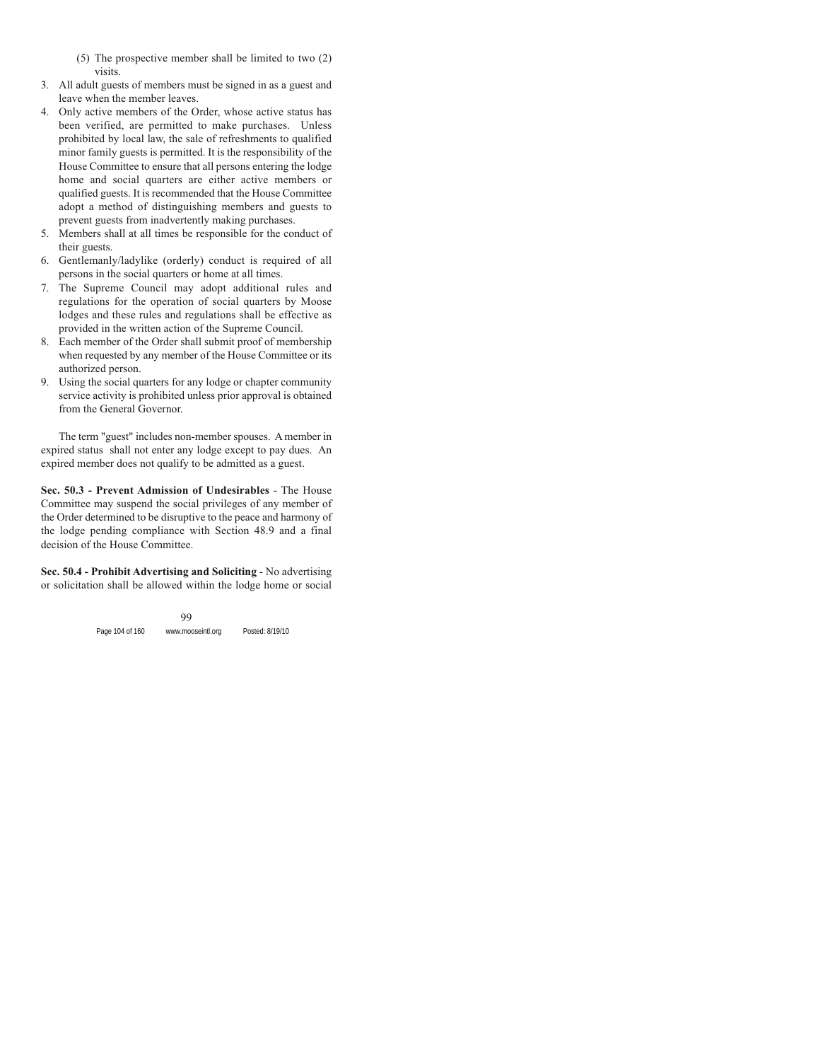(5) The prospective member shall be limited to two (2) visits.

3. All adult guests of members must be signed in as a guest and leave when the member leaves.
4. Only active members of the Order, whose active status has been verified, are permitted to make purchases. Unless prohibited by local law, the sale of refreshments to qualified minor family guests is permitted. It is the responsibility of the House Committee to ensure that all persons entering the lodge home and social quarters are either active members or qualified guests. It is recommended that the House Committee adopt a method of distinguishing members and guests to prevent guests from inadvertently making purchases.
5. Members shall at all times be responsible for the conduct of their guests.
6. Gentlemanly/ladylike (orderly) conduct is required of all persons in the social quarters or home at all times.
7. The Supreme Council may adopt additional rules and regulations for the operation of social quarters by Moose lodges and these rules and regulations shall be effective as provided in the written action of the Supreme Council.
8. Each member of the Order shall submit proof of membership when requested by any member of the House Committee or its authorized person.
9. Using the social quarters for any lodge or chapter community service activity is prohibited unless prior approval is obtained from the General Governor.

The term "guest" includes non-member spouses. A member in expired status shall not enter any lodge except to pay dues. An expired member does not qualify to be admitted as a guest.

**Sec. 50.3 - Prevent Admission of Undesirables** - The House Committee may suspend the social privileges of any member of the Order determined to be disruptive to the peace and harmony of the lodge pending compliance with Section 48.9 and a final decision of the House Committee.

**Sec. 50.4 - Prohibit Advertising and Soliciting** - No advertising or solicitation shall be allowed within the lodge home or social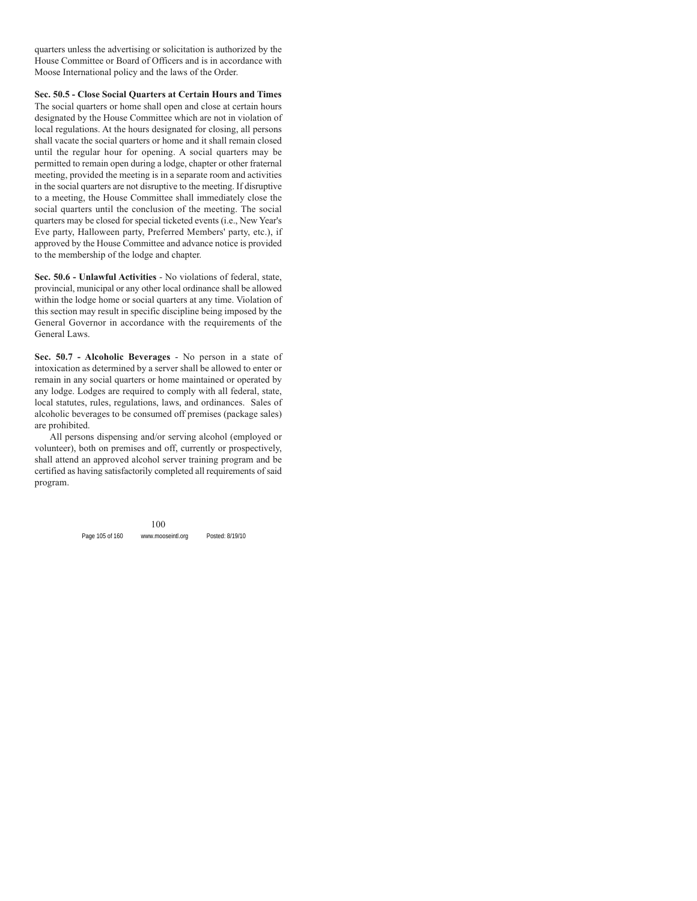quarters unless the advertising or solicitation is authorized by the House Committee or Board of Officers and is in accordance with Moose International policy and the laws of the Order.

**Sec. 50.5 - Close Social Quarters at Certain Hours and Times** The social quarters or home shall open and close at certain hours designated by the House Committee which are not in violation of local regulations. At the hours designated for closing, all persons shall vacate the social quarters or home and it shall remain closed until the regular hour for opening. A social quarters may be permitted to remain open during a lodge, chapter or other fraternal meeting, provided the meeting is in a separate room and activities in the social quarters are not disruptive to the meeting. If disruptive to a meeting, the House Committee shall immediately close the social quarters until the conclusion of the meeting. The social quarters may be closed for special ticketed events (i.e., New Year's Eve party, Halloween party, Preferred Members' party, etc.), if approved by the House Committee and advance notice is provided to the membership of the lodge and chapter.

**Sec. 50.6 - Unlawful Activities** - No violations of federal, state, provincial, municipal or any other local ordinance shall be allowed within the lodge home or social quarters at any time. Violation of this section may result in specific discipline being imposed by the General Governor in accordance with the requirements of the General Laws.

**Sec. 50.7 - Alcoholic Beverages** - No person in a state of intoxication as determined by a server shall be allowed to enter or remain in any social quarters or home maintained or operated by any lodge. Lodges are required to comply with all federal, state, local statutes, rules, regulations, laws, and ordinances. Sales of alcoholic beverages to be consumed off premises (package sales) are prohibited.

All persons dispensing and/or serving alcohol (employed or volunteer), both on premises and off, currently or prospectively, shall attend an approved alcohol server training program and be certified as having satisfactorily completed all requirements of said program.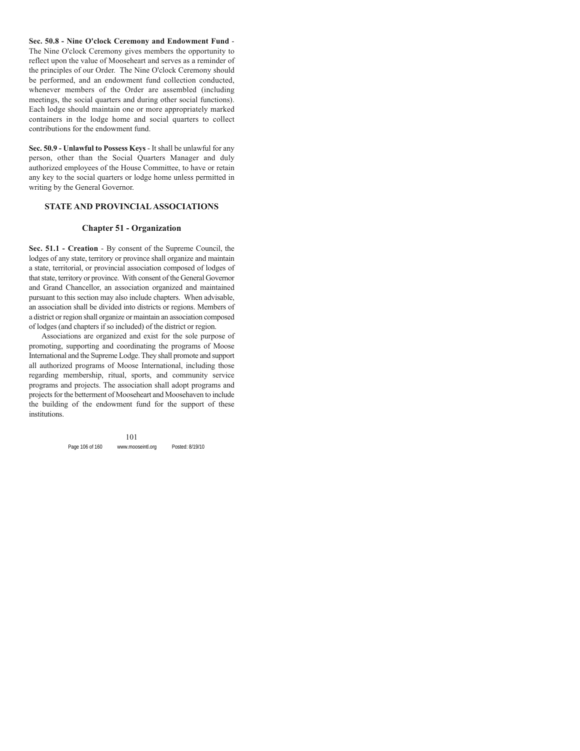**Sec. 50.8 - Nine O'clock Ceremony and Endowment Fund** - The Nine O'clock Ceremony gives members the opportunity to reflect upon the value of Mooseheart and serves as a reminder of the principles of our Order. The Nine O'clock Ceremony should be performed, and an endowment fund collection conducted, whenever members of the Order are assembled (including meetings, the social quarters and during other social functions). Each lodge should maintain one or more appropriately marked containers in the lodge home and social quarters to collect contributions for the endowment fund.

**Sec. 50.9 - Unlawful to Possess Keys** - It shall be unlawful for any person, other than the Social Quarters Manager and duly authorized employees of the House Committee, to have or retain any key to the social quarters or lodge home unless permitted in writing by the General Governor.

## STATE AND PROVINCIAL ASSOCIATIONS

### Chapter 51 - Organization

**Sec. 51.1 - Creation** - By consent of the Supreme Council, the lodges of any state, territory or province shall organize and maintain a state, territorial, or provincial association composed of lodges of that state, territory or province. With consent of the General Governor and Grand Chancellor, an association organized and maintained pursuant to this section may also include chapters. When advisable, an association shall be divided into districts or regions. Members of a district or region shall organize or maintain an association composed of lodges (and chapters if so included) of the district or region.

Associations are organized and exist for the sole purpose of promoting, supporting and coordinating the programs of Moose International and the Supreme Lodge. They shall promote and support all authorized programs of Moose International, including those regarding membership, ritual, sports, and community service programs and projects. The association shall adopt programs and projects for the betterment of Mooseheart and Moosehaven to include the building of the endowment fund for the support of these institutions.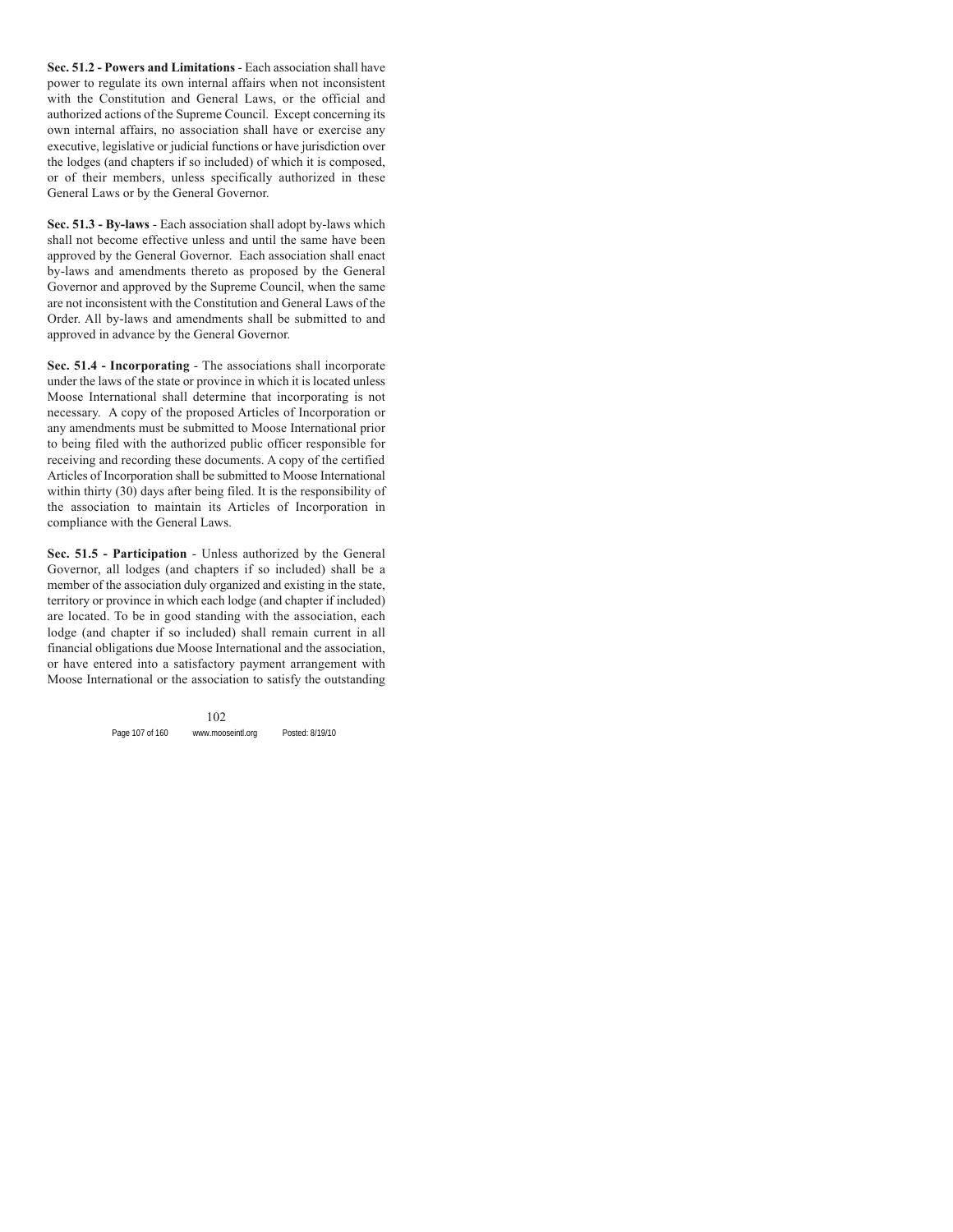**Sec. 51.2 - Powers and Limitations** - Each association shall have power to regulate its own internal affairs when not inconsistent with the Constitution and General Laws, or the official and authorized actions of the Supreme Council. Except concerning its own internal affairs, no association shall have or exercise any executive, legislative or judicial functions or have jurisdiction over the lodges (and chapters if so included) of which it is composed, or of their members, unless specifically authorized in these General Laws or by the General Governor.

**Sec. 51.3 - By-laws** - Each association shall adopt by-laws which shall not become effective unless and until the same have been approved by the General Governor. Each association shall enact by-laws and amendments thereto as proposed by the General Governor and approved by the Supreme Council, when the same are not inconsistent with the Constitution and General Laws of the Order. All by-laws and amendments shall be submitted to and approved in advance by the General Governor.

**Sec. 51.4 - Incorporating** - The associations shall incorporate under the laws of the state or province in which it is located unless Moose International shall determine that incorporating is not necessary. A copy of the proposed Articles of Incorporation or any amendments must be submitted to Moose International prior to being filed with the authorized public officer responsible for receiving and recording these documents. A copy of the certified Articles of Incorporation shall be submitted to Moose International within thirty (30) days after being filed. It is the responsibility of the association to maintain its Articles of Incorporation in compliance with the General Laws.

**Sec. 51.5 - Participation** - Unless authorized by the General Governor, all lodges (and chapters if so included) shall be a member of the association duly organized and existing in the state, territory or province in which each lodge (and chapter if included) are located. To be in good standing with the association, each lodge (and chapter if so included) shall remain current in all financial obligations due Moose International and the association, or have entered into a satisfactory payment arrangement with Moose International or the association to satisfy the outstanding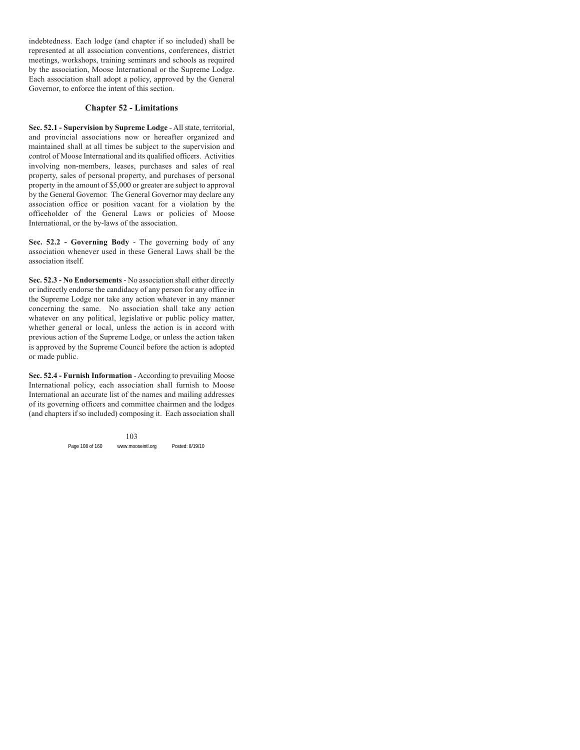indebtedness. Each lodge (and chapter if so included) shall be represented at all association conventions, conferences, district meetings, workshops, training seminars and schools as required by the association, Moose International or the Supreme Lodge. Each association shall adopt a policy, approved by the General Governor, to enforce the intent of this section.

## Chapter 52 - Limitations

**Sec. 52.1 - Supervision by Supreme Lodge** - All state, territorial, and provincial associations now or hereafter organized and maintained shall at all times be subject to the supervision and control of Moose International and its qualified officers. Activities involving non-members, leases, purchases and sales of real property, sales of personal property, and purchases of personal property in the amount of $5,000 or greater are subject to approval by the General Governor. The General Governor may declare any association office or position vacant for a violation by the officeholder of the General Laws or policies of Moose International, or the by-laws of the association.

**Sec. 52.2 - Governing Body** - The governing body of any association whenever used in these General Laws shall be the association itself.

**Sec. 52.3 - No Endorsements** - No association shall either directly or indirectly endorse the candidacy of any person for any office in the Supreme Lodge nor take any action whatever in any manner concerning the same. No association shall take any action whatever on any political, legislative or public policy matter, whether general or local, unless the action is in accord with previous action of the Supreme Lodge, or unless the action taken is approved by the Supreme Council before the action is adopted or made public.

**Sec. 52.4 - Furnish Information** - According to prevailing Moose International policy, each association shall furnish to Moose International an accurate list of the names and mailing addresses of its governing officers and committee chairmen and the lodges (and chapters if so included) composing it. Each association shall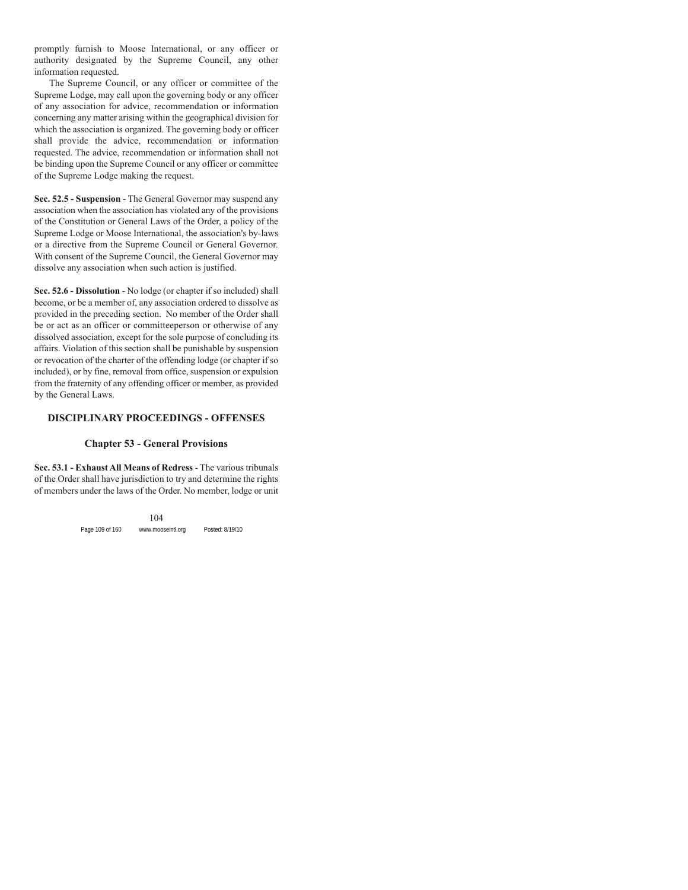promptly furnish to Moose International, or any officer or authority designated by the Supreme Council, any other information requested.

The Supreme Council, or any officer or committee of the Supreme Lodge, may call upon the governing body or any officer of any association for advice, recommendation or information concerning any matter arising within the geographical division for which the association is organized. The governing body or officer shall provide the advice, recommendation or information requested. The advice, recommendation or information shall not be binding upon the Supreme Council or any officer or committee of the Supreme Lodge making the request.

**Sec. 52.5 - Suspension** - The General Governor may suspend any association when the association has violated any of the provisions of the Constitution or General Laws of the Order, a policy of the Supreme Lodge or Moose International, the association's by-laws or a directive from the Supreme Council or General Governor. With consent of the Supreme Council, the General Governor may dissolve any association when such action is justified.

**Sec. 52.6 - Dissolution** - No lodge (or chapter if so included) shall become, or be a member of, any association ordered to dissolve as provided in the preceding section. No member of the Order shall be or act as an officer or committeeperson or otherwise of any dissolved association, except for the sole purpose of concluding its affairs. Violation of this section shall be punishable by suspension or revocation of the charter of the offending lodge (or chapter if so included), or by fine, removal from office, suspension or expulsion from the fraternity of any offending officer or member, as provided by the General Laws.

## DISCIPLINARY PROCEEDINGS - OFFENSES

### Chapter 53 - General Provisions

**Sec. 53.1 - Exhaust All Means of Redress** - The various tribunals of the Order shall have jurisdiction to try and determine the rights of members under the laws of the Order. No member, lodge or unit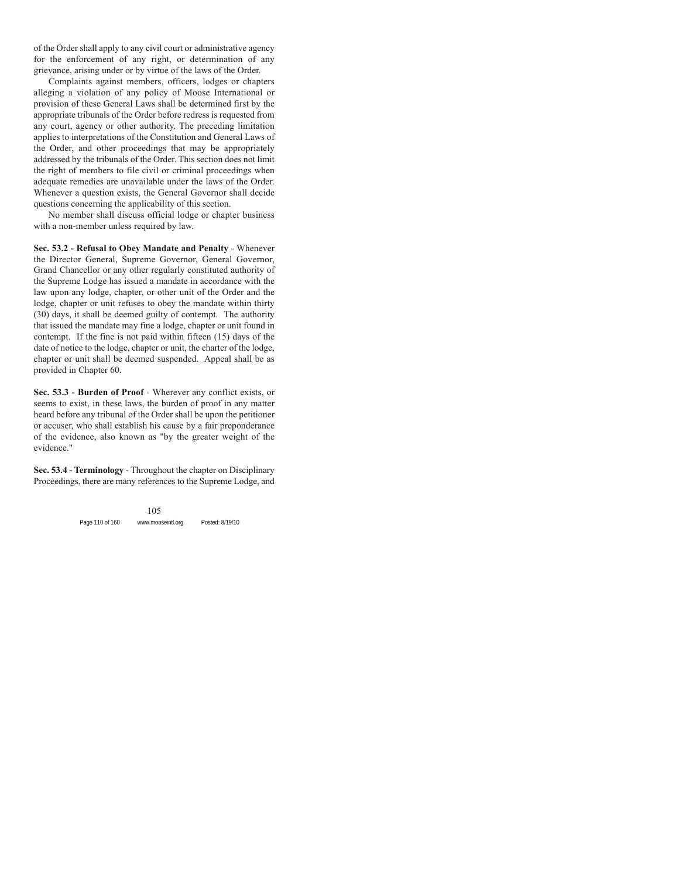of the Order shall apply to any civil court or administrative agency for the enforcement of any right, or determination of any grievance, arising under or by virtue of the laws of the Order.

Complaints against members, officers, lodges or chapters alleging a violation of any policy of Moose International or provision of these General Laws shall be determined first by the appropriate tribunals of the Order before redress is requested from any court, agency or other authority. The preceding limitation applies to interpretations of the Constitution and General Laws of the Order, and other proceedings that may be appropriately addressed by the tribunals of the Order. This section does not limit the right of members to file civil or criminal proceedings when adequate remedies are unavailable under the laws of the Order. Whenever a question exists, the General Governor shall decide questions concerning the applicability of this section.

No member shall discuss official lodge or chapter business with a non-member unless required by law.

**Sec. 53.2 - Refusal to Obey Mandate and Penalty** - Whenever the Director General, Supreme Governor, General Governor, Grand Chancellor or any other regularly constituted authority of the Supreme Lodge has issued a mandate in accordance with the law upon any lodge, chapter, or other unit of the Order and the lodge, chapter or unit refuses to obey the mandate within thirty (30) days, it shall be deemed guilty of contempt. The authority that issued the mandate may fine a lodge, chapter or unit found in contempt. If the fine is not paid within fifteen (15) days of the date of notice to the lodge, chapter or unit, the charter of the lodge, chapter or unit shall be deemed suspended. Appeal shall be as provided in Chapter 60.

**Sec. 53.3 - Burden of Proof** - Wherever any conflict exists, or seems to exist, in these laws, the burden of proof in any matter heard before any tribunal of the Order shall be upon the petitioner or accuser, who shall establish his cause by a fair preponderance of the evidence, also known as "by the greater weight of the evidence."

**Sec. 53.4 - Terminology** - Throughout the chapter on Disciplinary Proceedings, there are many references to the Supreme Lodge, and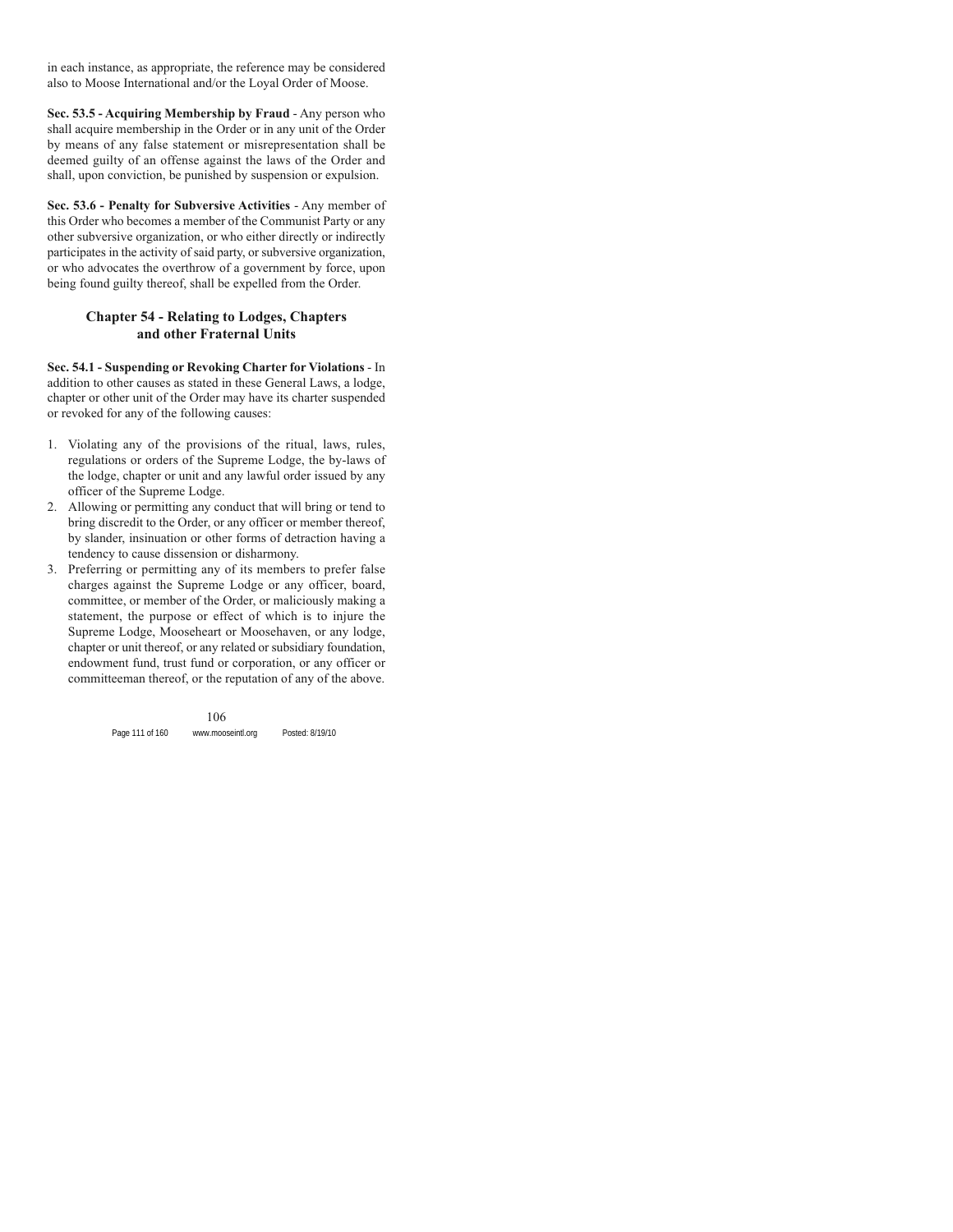in each instance, as appropriate, the reference may be considered also to Moose International and/or the Loyal Order of Moose.

**Sec. 53.5 - Acquiring Membership by Fraud** - Any person who shall acquire membership in the Order or in any unit of the Order by means of any false statement or misrepresentation shall be deemed guilty of an offense against the laws of the Order and shall, upon conviction, be punished by suspension or expulsion.

**Sec. 53.6 - Penalty for Subversive Activities** - Any member of this Order who becomes a member of the Communist Party or any other subversive organization, or who either directly or indirectly participates in the activity of said party, or subversive organization, or who advocates the overthrow of a government by force, upon being found guilty thereof, shall be expelled from the Order.

## Chapter 54 - Relating to Lodges, Chapters and other Fraternal Units

**Sec. 54.1 - Suspending or Revoking Charter for Violations** - In addition to other causes as stated in these General Laws, a lodge, chapter or other unit of the Order may have its charter suspended or revoked for any of the following causes:

1. Violating any of the provisions of the ritual, laws, rules, regulations or orders of the Supreme Lodge, the by-laws of the lodge, chapter or unit and any lawful order issued by any officer of the Supreme Lodge.
2. Allowing or permitting any conduct that will bring or tend to bring discredit to the Order, or any officer or member thereof, by slander, insinuation or other forms of detraction having a tendency to cause dissension or disharmony.
3. Preferring or permitting any of its members to prefer false charges against the Supreme Lodge or any officer, board, committee, or member of the Order, or maliciously making a statement, the purpose or effect of which is to injure the Supreme Lodge, Mooseheart or Moosehaven, or any lodge, chapter or unit thereof, or any related or subsidiary foundation, endowment fund, trust fund or corporation, or any officer or committeeman thereof, or the reputation of any of the above.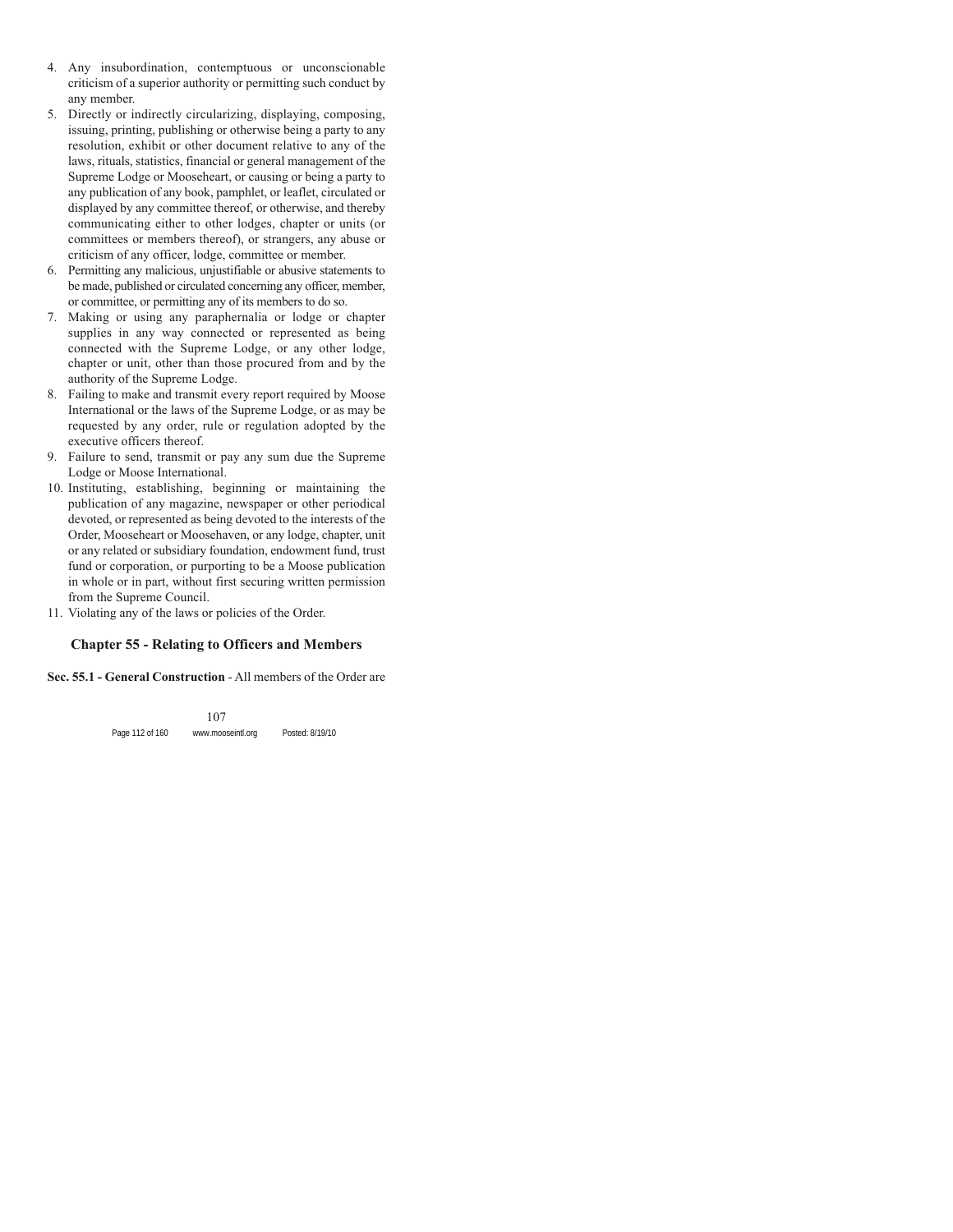4. Any insubordination, contemptuous or unconscionable criticism of a superior authority or permitting such conduct by any member.
5. Directly or indirectly circularizing, displaying, composing, issuing, printing, publishing or otherwise being a party to any resolution, exhibit or other document relative to any of the laws, rituals, statistics, financial or general management of the Supreme Lodge or Mooseheart, or causing or being a party to any publication of any book, pamphlet, or leaflet, circulated or displayed by any committee thereof, or otherwise, and thereby communicating either to other lodges, chapter or units (or committees or members thereof), or strangers, any abuse or criticism of any officer, lodge, committee or member.
6. Permitting any malicious, unjustifiable or abusive statements to be made, published or circulated concerning any officer, member, or committee, or permitting any of its members to do so.
7. Making or using any paraphernalia or lodge or chapter supplies in any way connected or represented as being connected with the Supreme Lodge, or any other lodge, chapter or unit, other than those procured from and by the authority of the Supreme Lodge.
8. Failing to make and transmit every report required by Moose International or the laws of the Supreme Lodge, or as may be requested by any order, rule or regulation adopted by the executive officers thereof.
9. Failure to send, transmit or pay any sum due the Supreme Lodge or Moose International.
10. Instituting, establishing, beginning or maintaining the publication of any magazine, newspaper or other periodical devoted, or represented as being devoted to the interests of the Order, Mooseheart or Moosehaven, or any lodge, chapter, unit or any related or subsidiary foundation, endowment fund, trust fund or corporation, or purporting to be a Moose publication in whole or in part, without first securing written permission from the Supreme Council.
11. Violating any of the laws or policies of the Order.

## Chapter 55 - Relating to Officers and Members

**Sec. 55.1 - General Construction** - All members of the Order are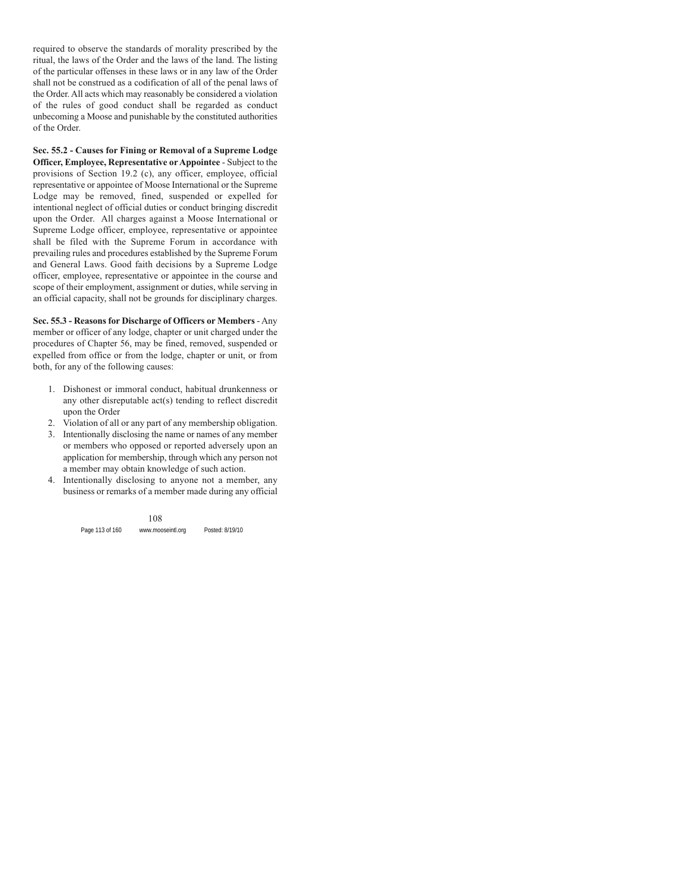required to observe the standards of morality prescribed by the ritual, the laws of the Order and the laws of the land. The listing of the particular offenses in these laws or in any law of the Order shall not be construed as a codification of all of the penal laws of the Order. All acts which may reasonably be considered a violation of the rules of good conduct shall be regarded as conduct unbecoming a Moose and punishable by the constituted authorities of the Order.

**Sec. 55.2 - Causes for Fining or Removal of a Supreme Lodge Officer, Employee, Representative or Appointee** - Subject to the provisions of Section 19.2 (c), any officer, employee, official representative or appointee of Moose International or the Supreme Lodge may be removed, fined, suspended or expelled for intentional neglect of official duties or conduct bringing discredit upon the Order. All charges against a Moose International or Supreme Lodge officer, employee, representative or appointee shall be filed with the Supreme Forum in accordance with prevailing rules and procedures established by the Supreme Forum and General Laws. Good faith decisions by a Supreme Lodge officer, employee, representative or appointee in the course and scope of their employment, assignment or duties, while serving in an official capacity, shall not be grounds for disciplinary charges.

**Sec. 55.3 - Reasons for Discharge of Officers or Members** - Any member or officer of any lodge, chapter or unit charged under the procedures of Chapter 56, may be fined, removed, suspended or expelled from office or from the lodge, chapter or unit, or from both, for any of the following causes:

1. Dishonest or immoral conduct, habitual drunkenness or any other disreputable act(s) tending to reflect discredit upon the Order
2. Violation of all or any part of any membership obligation.
3. Intentionally disclosing the name or names of any member or members who opposed or reported adversely upon an application for membership, through which any person not a member may obtain knowledge of such action.
4. Intentionally disclosing to anyone not a member, any business or remarks of a member made during any official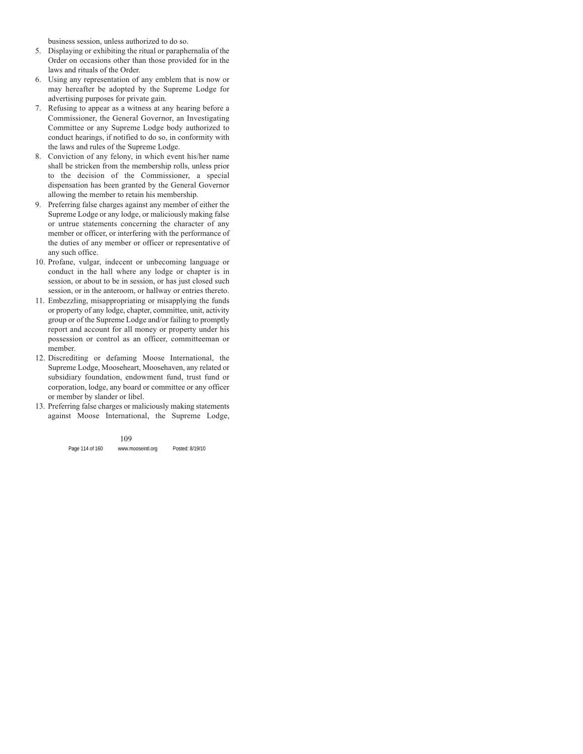business session, unless authorized to do so.

5. Displaying or exhibiting the ritual or paraphernalia of the Order on occasions other than those provided for in the laws and rituals of the Order.
6. Using any representation of any emblem that is now or may hereafter be adopted by the Supreme Lodge for advertising purposes for private gain.
7. Refusing to appear as a witness at any hearing before a Commissioner, the General Governor, an Investigating Committee or any Supreme Lodge body authorized to conduct hearings, if notified to do so, in conformity with the laws and rules of the Supreme Lodge.
8. Conviction of any felony, in which event his/her name shall be stricken from the membership rolls, unless prior to the decision of the Commissioner, a special dispensation has been granted by the General Governor allowing the member to retain his membership.
9. Preferring false charges against any member of either the Supreme Lodge or any lodge, or maliciously making false or untrue statements concerning the character of any member or officer, or interfering with the performance of the duties of any member or officer or representative of any such office.
10. Profane, vulgar, indecent or unbecoming language or conduct in the hall where any lodge or chapter is in session, or about to be in session, or has just closed such session, or in the anteroom, or hallway or entries thereto.
11. Embezzling, misappropriating or misapplying the funds or property of any lodge, chapter, committee, unit, activity group or of the Supreme Lodge and/or failing to promptly report and account for all money or property under his possession or control as an officer, committeeman or member.
12. Discrediting or defaming Moose International, the Supreme Lodge, Mooseheart, Moosehaven, any related or subsidiary foundation, endowment fund, trust fund or corporation, lodge, any board or committee or any officer or member by slander or libel.
13. Preferring false charges or maliciously making statements against Moose International, the Supreme Lodge,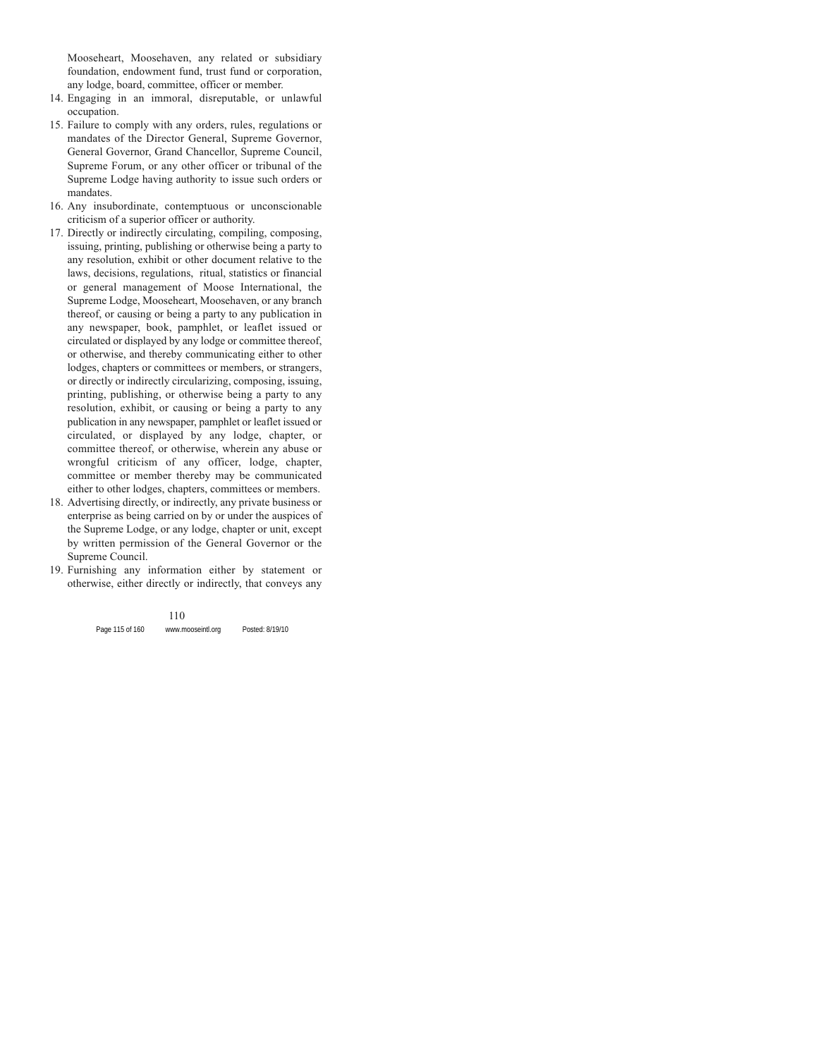Mooseheart, Moosehaven, any related or subsidiary foundation, endowment fund, trust fund or corporation, any lodge, board, committee, officer or member.

14. Engaging in an immoral, disreputable, or unlawful occupation.
15. Failure to comply with any orders, rules, regulations or mandates of the Director General, Supreme Governor, General Governor, Grand Chancellor, Supreme Council, Supreme Forum, or any other officer or tribunal of the Supreme Lodge having authority to issue such orders or mandates.
16. Any insubordinate, contemptuous or unconscionable criticism of a superior officer or authority.
17. Directly or indirectly circulating, compiling, composing, issuing, printing, publishing or otherwise being a party to any resolution, exhibit or other document relative to the laws, decisions, regulations, ritual, statistics or financial or general management of Moose International, the Supreme Lodge, Mooseheart, Moosehaven, or any branch thereof, or causing or being a party to any publication in any newspaper, book, pamphlet, or leaflet issued or circulated or displayed by any lodge or committee thereof, or otherwise, and thereby communicating either to other lodges, chapters or committees or members, or strangers, or directly or indirectly circularizing, composing, issuing, printing, publishing, or otherwise being a party to any resolution, exhibit, or causing or being a party to any publication in any newspaper, pamphlet or leaflet issued or circulated, or displayed by any lodge, chapter, or committee thereof, or otherwise, wherein any abuse or wrongful criticism of any officer, lodge, chapter, committee or member thereby may be communicated either to other lodges, chapters, committees or members.
18. Advertising directly, or indirectly, any private business or enterprise as being carried on by or under the auspices of the Supreme Lodge, or any lodge, chapter or unit, except by written permission of the General Governor or the Supreme Council.
19. Furnishing any information either by statement or otherwise, either directly or indirectly, that conveys any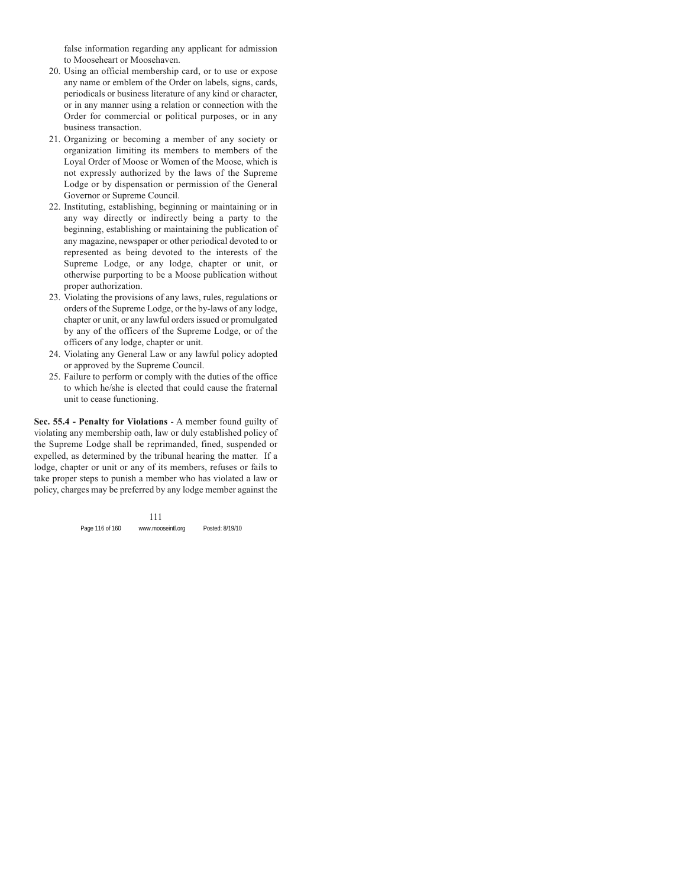false information regarding any applicant for admission to Mooseheart or Moosehaven.

20. Using an official membership card, or to use or expose any name or emblem of the Order on labels, signs, cards, periodicals or business literature of any kind or character, or in any manner using a relation or connection with the Order for commercial or political purposes, or in any business transaction.
21. Organizing or becoming a member of any society or organization limiting its members to members of the Loyal Order of Moose or Women of the Moose, which is not expressly authorized by the laws of the Supreme Lodge or by dispensation or permission of the General Governor or Supreme Council.
22. Instituting, establishing, beginning or maintaining or in any way directly or indirectly being a party to the beginning, establishing or maintaining the publication of any magazine, newspaper or other periodical devoted to or represented as being devoted to the interests of the Supreme Lodge, or any lodge, chapter or unit, or otherwise purporting to be a Moose publication without proper authorization.
23. Violating the provisions of any laws, rules, regulations or orders of the Supreme Lodge, or the by-laws of any lodge, chapter or unit, or any lawful orders issued or promulgated by any of the officers of the Supreme Lodge, or of the officers of any lodge, chapter or unit.
24. Violating any General Law or any lawful policy adopted or approved by the Supreme Council.
25. Failure to perform or comply with the duties of the office to which he/she is elected that could cause the fraternal unit to cease functioning.

**Sec. 55.4 - Penalty for Violations** - A member found guilty of violating any membership oath, law or duly established policy of the Supreme Lodge shall be reprimanded, fined, suspended or expelled, as determined by the tribunal hearing the matter. If a lodge, chapter or unit or any of its members, refuses or fails to take proper steps to punish a member who has violated a law or policy, charges may be preferred by any lodge member against the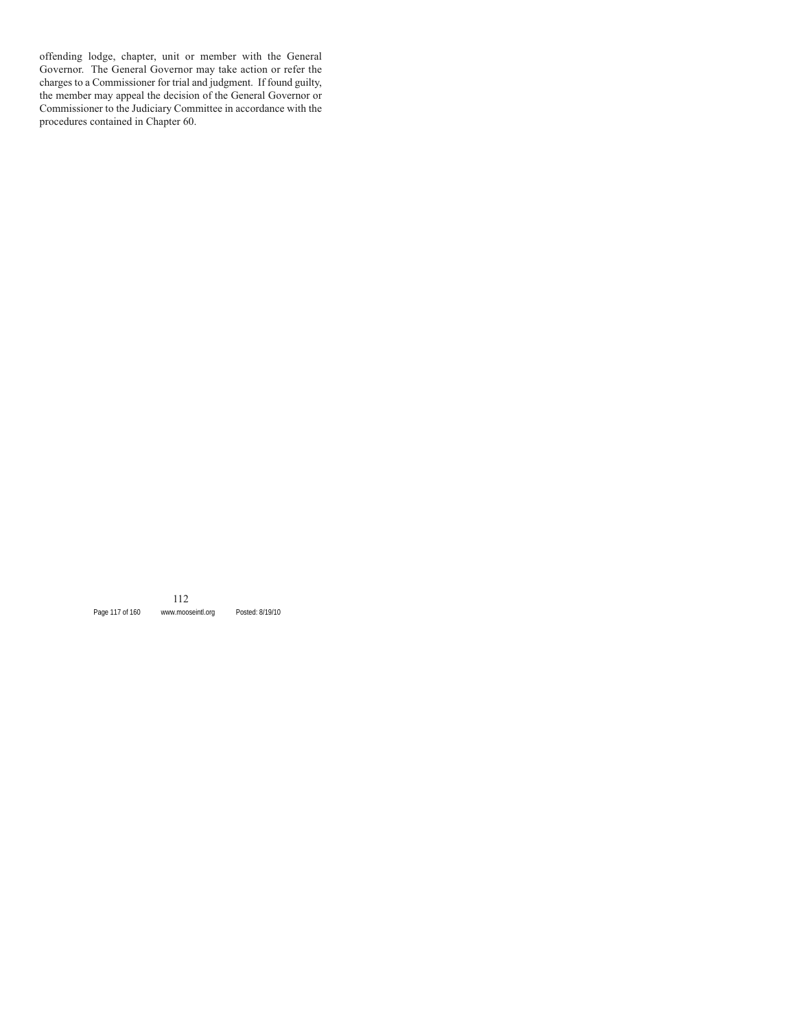offending lodge, chapter, unit or member with the General Governor. The General Governor may take action or refer the charges to a Commissioner for trial and judgment. If found guilty, the member may appeal the decision of the General Governor or Commissioner to the Judiciary Committee in accordance with the procedures contained in Chapter 60.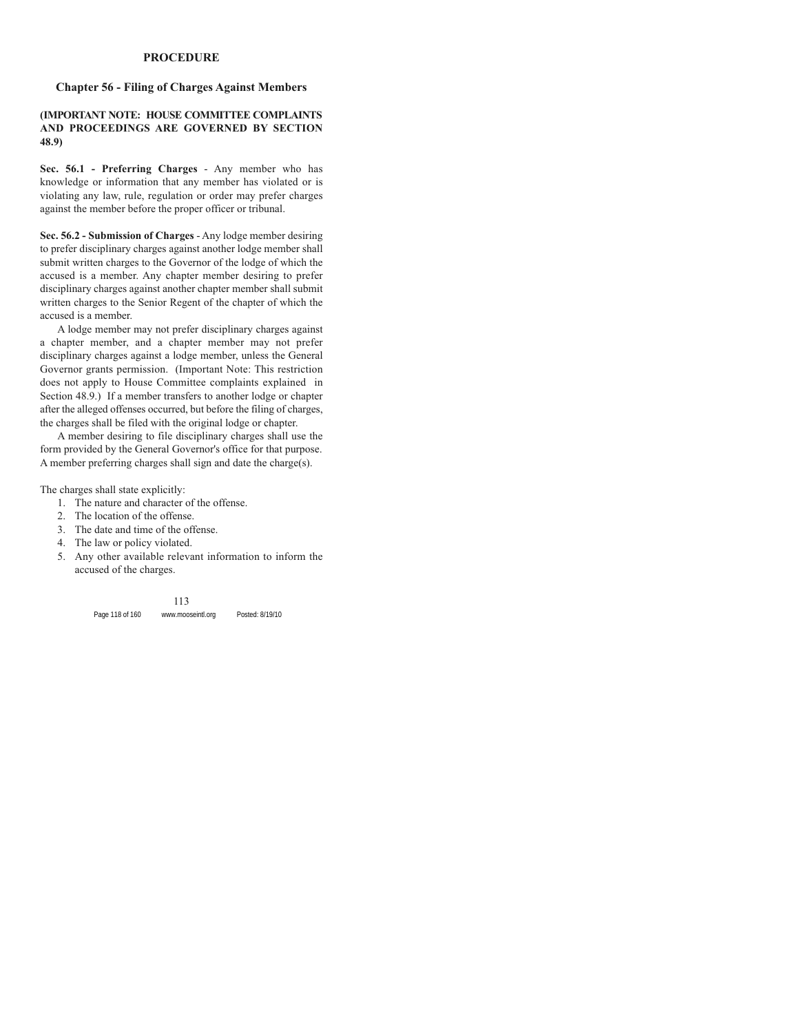# PROCEDURE

## Chapter 56 - Filing of Charges Against Members

**(IMPORTANT NOTE: HOUSE COMMITTEE COMPLAINTS AND PROCEEDINGS ARE GOVERNED BY SECTION 48.9)**

**Sec. 56.1 - Preferring Charges** - Any member who has knowledge or information that any member has violated or is violating any law, rule, regulation or order may prefer charges against the member before the proper officer or tribunal.

**Sec. 56.2 - Submission of Charges** - Any lodge member desiring to prefer disciplinary charges against another lodge member shall submit written charges to the Governor of the lodge of which the accused is a member. Any chapter member desiring to prefer disciplinary charges against another chapter member shall submit written charges to the Senior Regent of the chapter of which the accused is a member.

A lodge member may not prefer disciplinary charges against a chapter member, and a chapter member may not prefer disciplinary charges against a lodge member, unless the General Governor grants permission. (Important Note: This restriction does not apply to House Committee complaints explained in Section 48.9.) If a member transfers to another lodge or chapter after the alleged offenses occurred, but before the filing of charges, the charges shall be filed with the original lodge or chapter.

A member desiring to file disciplinary charges shall use the form provided by the General Governor's office for that purpose. A member preferring charges shall sign and date the charge(s).

The charges shall state explicitly:

1. The nature and character of the offense.
2. The location of the offense.
3. The date and time of the offense.
4. The law or policy violated.
5. Any other available relevant information to inform the accused of the charges.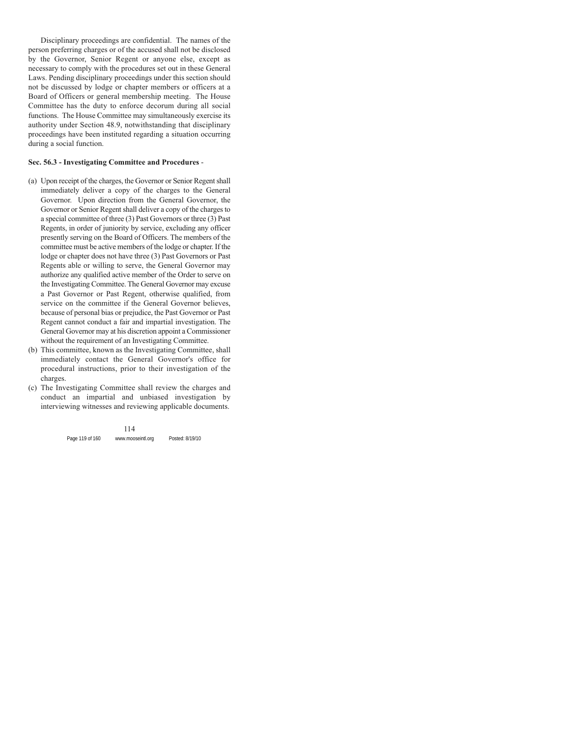Disciplinary proceedings are confidential. The names of the person preferring charges or of the accused shall not be disclosed by the Governor, Senior Regent or anyone else, except as necessary to comply with the procedures set out in these General Laws. Pending disciplinary proceedings under this section should not be discussed by lodge or chapter members or officers at a Board of Officers or general membership meeting. The House Committee has the duty to enforce decorum during all social functions. The House Committee may simultaneously exercise its authority under Section 48.9, notwithstanding that disciplinary proceedings have been instituted regarding a situation occurring during a social function.

**Sec. 56.3 - Investigating Committee and Procedures** -

(a) Upon receipt of the charges, the Governor or Senior Regent shall immediately deliver a copy of the charges to the General Governor. Upon direction from the General Governor, the Governor or Senior Regent shall deliver a copy of the charges to a special committee of three (3) Past Governors or three (3) Past Regents, in order of juniority by service, excluding any officer presently serving on the Board of Officers. The members of the committee must be active members of the lodge or chapter. If the lodge or chapter does not have three (3) Past Governors or Past Regents able or willing to serve, the General Governor may authorize any qualified active member of the Order to serve on the Investigating Committee. The General Governor may excuse a Past Governor or Past Regent, otherwise qualified, from service on the committee if the General Governor believes, because of personal bias or prejudice, the Past Governor or Past Regent cannot conduct a fair and impartial investigation. The General Governor may at his discretion appoint a Commissioner without the requirement of an Investigating Committee.

(b) This committee, known as the Investigating Committee, shall immediately contact the General Governor's office for procedural instructions, prior to their investigation of the charges.

(c) The Investigating Committee shall review the charges and conduct an impartial and unbiased investigation by interviewing witnesses and reviewing applicable documents.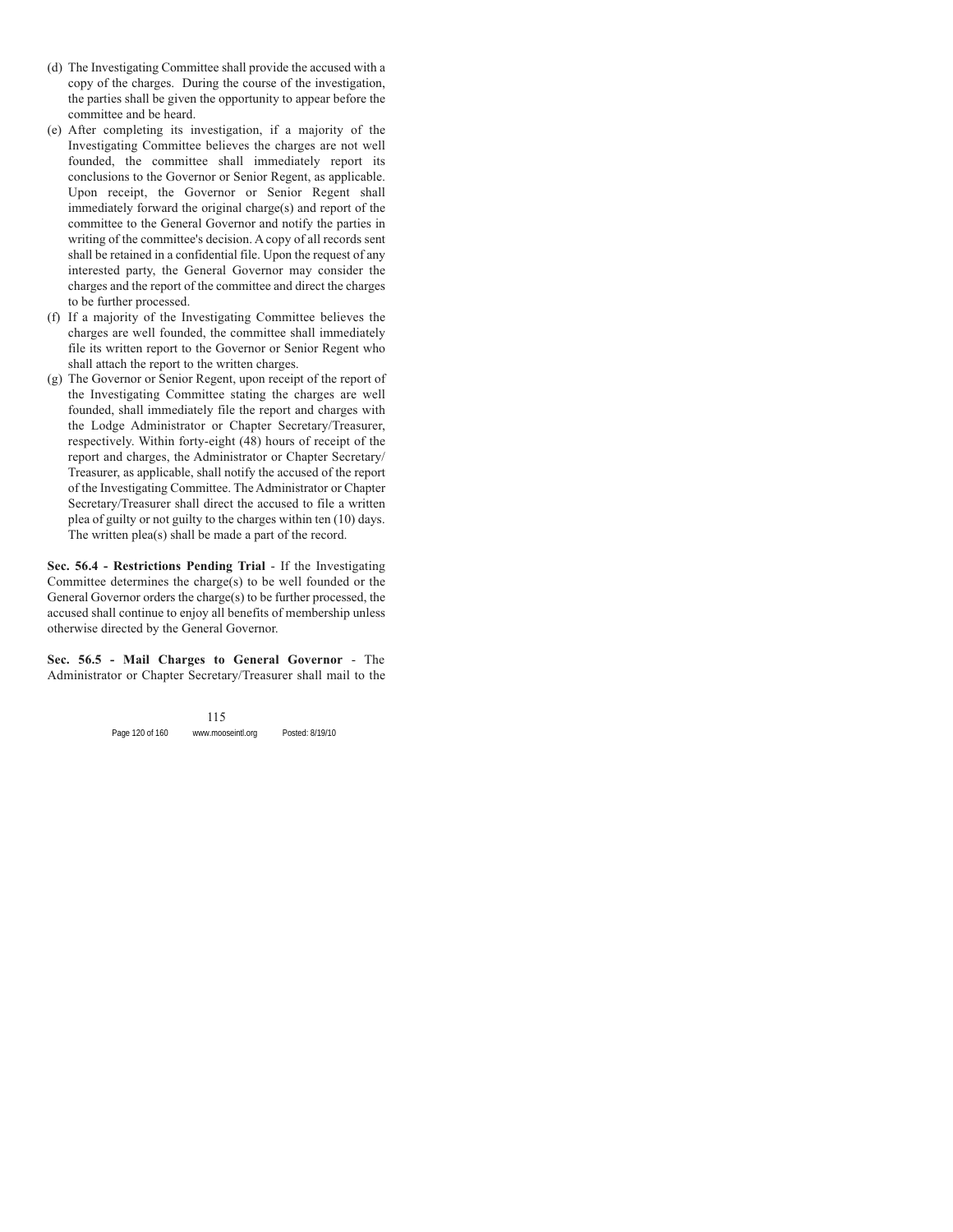(d) The Investigating Committee shall provide the accused with a copy of the charges. During the course of the investigation, the parties shall be given the opportunity to appear before the committee and be heard.

(e) After completing its investigation, if a majority of the Investigating Committee believes the charges are not well founded, the committee shall immediately report its conclusions to the Governor or Senior Regent, as applicable. Upon receipt, the Governor or Senior Regent shall immediately forward the original charge(s) and report of the committee to the General Governor and notify the parties in writing of the committee's decision. A copy of all records sent shall be retained in a confidential file. Upon the request of any interested party, the General Governor may consider the charges and the report of the committee and direct the charges to be further processed.

(f) If a majority of the Investigating Committee believes the charges are well founded, the committee shall immediately file its written report to the Governor or Senior Regent who shall attach the report to the written charges.

(g) The Governor or Senior Regent, upon receipt of the report of the Investigating Committee stating the charges are well founded, shall immediately file the report and charges with the Lodge Administrator or Chapter Secretary/Treasurer, respectively. Within forty-eight (48) hours of receipt of the report and charges, the Administrator or Chapter Secretary/Treasurer, as applicable, shall notify the accused of the report of the Investigating Committee. The Administrator or Chapter Secretary/Treasurer shall direct the accused to file a written plea of guilty or not guilty to the charges within ten (10) days. The written plea(s) shall be made a part of the record.

**Sec. 56.4 - Restrictions Pending Trial** - If the Investigating Committee determines the charge(s) to be well founded or the General Governor orders the charge(s) to be further processed, the accused shall continue to enjoy all benefits of membership unless otherwise directed by the General Governor.

**Sec. 56.5 - Mail Charges to General Governor** - The Administrator or Chapter Secretary/Treasurer shall mail to the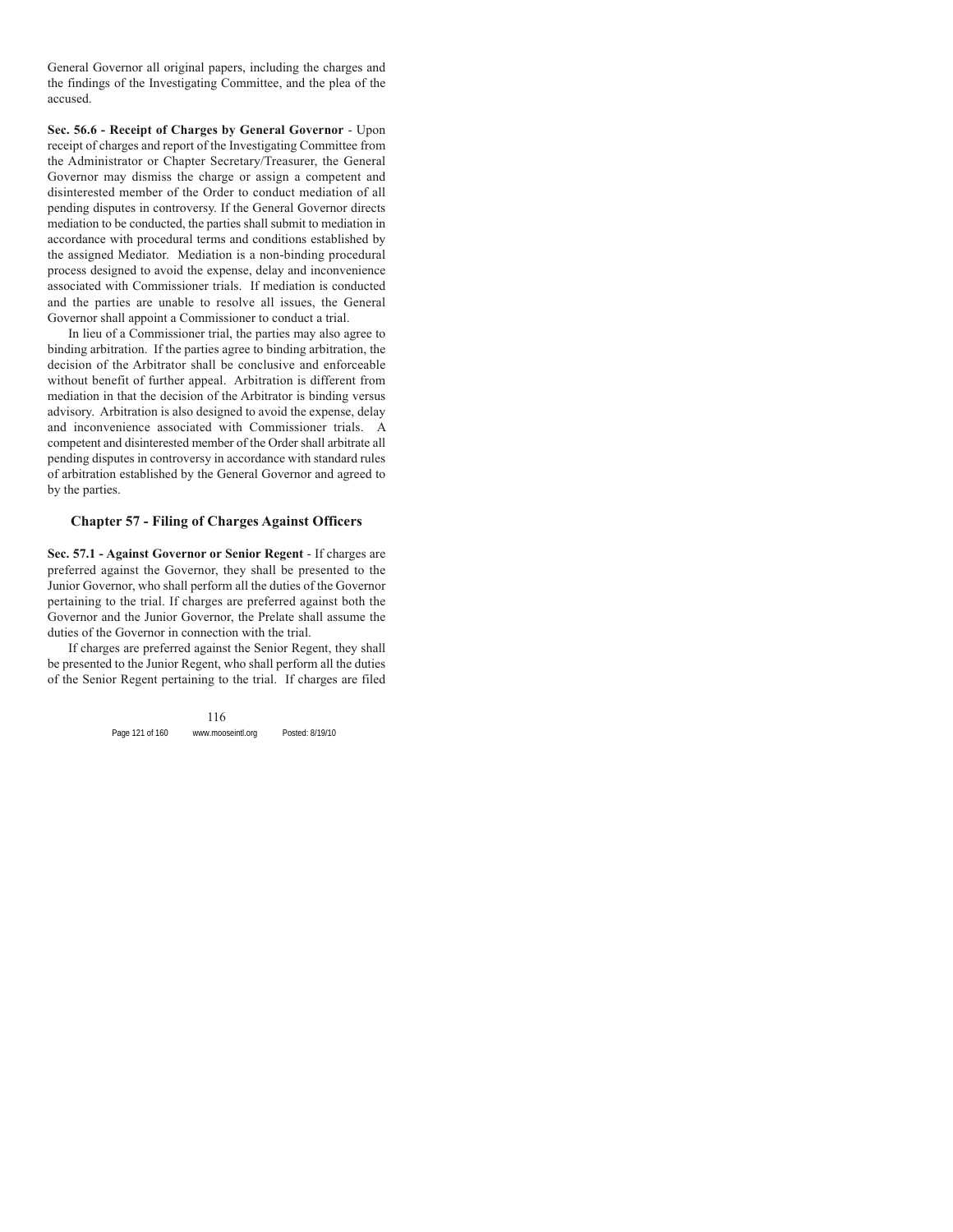General Governor all original papers, including the charges and the findings of the Investigating Committee, and the plea of the accused.

**Sec. 56.6 - Receipt of Charges by General Governor** - Upon receipt of charges and report of the Investigating Committee from the Administrator or Chapter Secretary/Treasurer, the General Governor may dismiss the charge or assign a competent and disinterested member of the Order to conduct mediation of all pending disputes in controversy. If the General Governor directs mediation to be conducted, the parties shall submit to mediation in accordance with procedural terms and conditions established by the assigned Mediator. Mediation is a non-binding procedural process designed to avoid the expense, delay and inconvenience associated with Commissioner trials. If mediation is conducted and the parties are unable to resolve all issues, the General Governor shall appoint a Commissioner to conduct a trial.

In lieu of a Commissioner trial, the parties may also agree to binding arbitration. If the parties agree to binding arbitration, the decision of the Arbitrator shall be conclusive and enforceable without benefit of further appeal. Arbitration is different from mediation in that the decision of the Arbitrator is binding versus advisory. Arbitration is also designed to avoid the expense, delay and inconvenience associated with Commissioner trials. A competent and disinterested member of the Order shall arbitrate all pending disputes in controversy in accordance with standard rules of arbitration established by the General Governor and agreed to by the parties.

## Chapter 57 - Filing of Charges Against Officers

**Sec. 57.1 - Against Governor or Senior Regent** - If charges are preferred against the Governor, they shall be presented to the Junior Governor, who shall perform all the duties of the Governor pertaining to the trial. If charges are preferred against both the Governor and the Junior Governor, the Prelate shall assume the duties of the Governor in connection with the trial.

If charges are preferred against the Senior Regent, they shall be presented to the Junior Regent, who shall perform all the duties of the Senior Regent pertaining to the trial. If charges are filed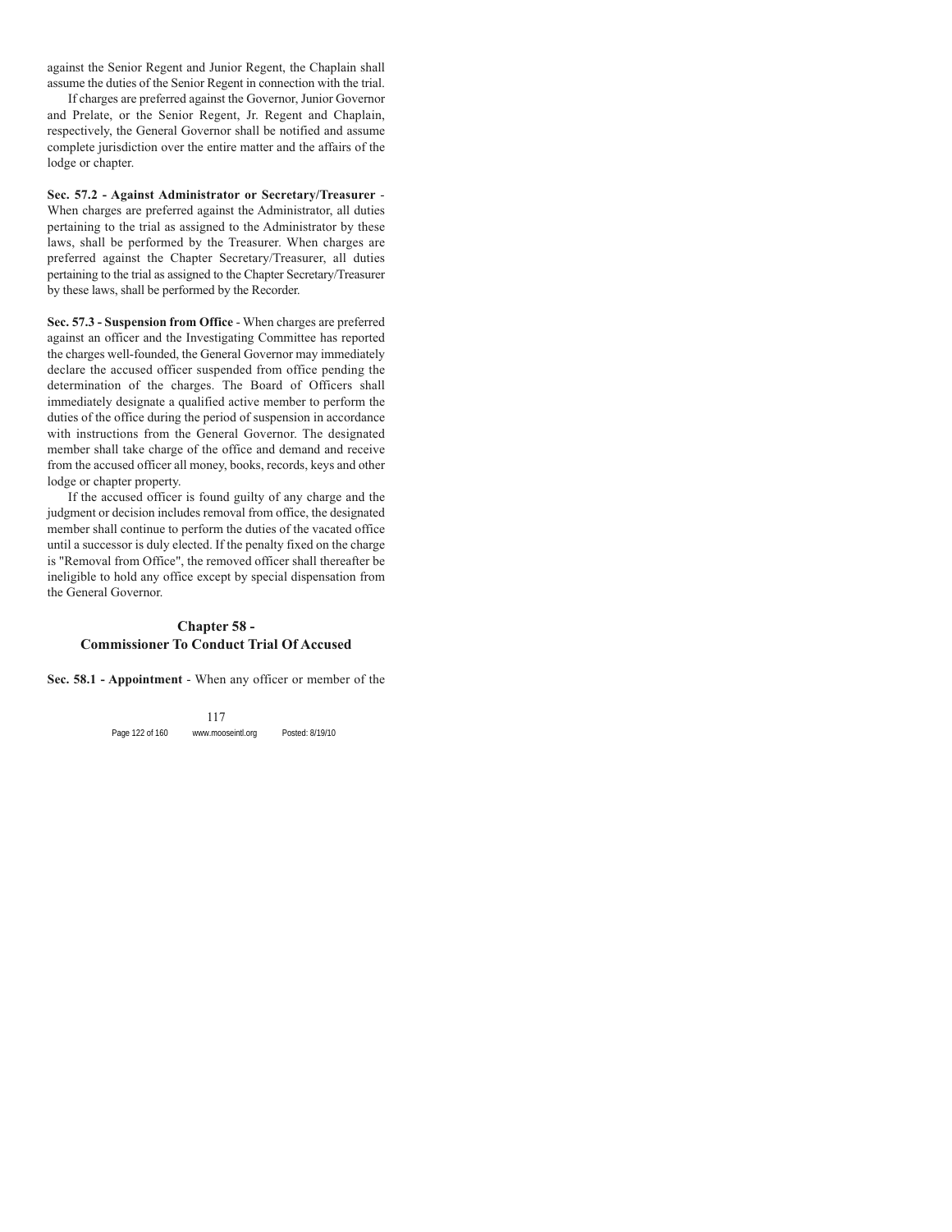against the Senior Regent and Junior Regent, the Chaplain shall assume the duties of the Senior Regent in connection with the trial.

If charges are preferred against the Governor, Junior Governor and Prelate, or the Senior Regent, Jr. Regent and Chaplain, respectively, the General Governor shall be notified and assume complete jurisdiction over the entire matter and the affairs of the lodge or chapter.

**Sec. 57.2 - Against Administrator or Secretary/Treasurer** - When charges are preferred against the Administrator, all duties pertaining to the trial as assigned to the Administrator by these laws, shall be performed by the Treasurer. When charges are preferred against the Chapter Secretary/Treasurer, all duties pertaining to the trial as assigned to the Chapter Secretary/Treasurer by these laws, shall be performed by the Recorder.

**Sec. 57.3 - Suspension from Office** - When charges are preferred against an officer and the Investigating Committee has reported the charges well-founded, the General Governor may immediately declare the accused officer suspended from office pending the determination of the charges. The Board of Officers shall immediately designate a qualified active member to perform the duties of the office during the period of suspension in accordance with instructions from the General Governor. The designated member shall take charge of the office and demand and receive from the accused officer all money, books, records, keys and other lodge or chapter property.

If the accused officer is found guilty of any charge and the judgment or decision includes removal from office, the designated member shall continue to perform the duties of the vacated office until a successor is duly elected. If the penalty fixed on the charge is "Removal from Office", the removed officer shall thereafter be ineligible to hold any office except by special dispensation from the General Governor.

## Chapter 58 - Commissioner To Conduct Trial Of Accused

**Sec. 58.1 - Appointment** - When any officer or member of the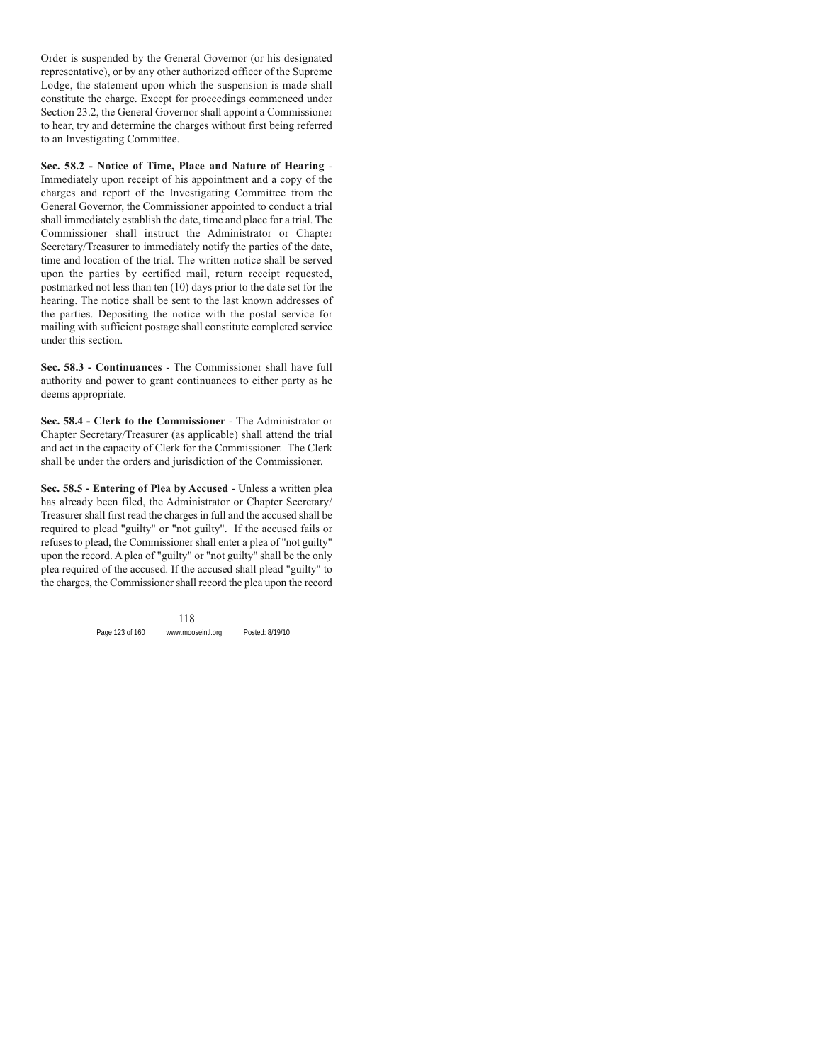Order is suspended by the General Governor (or his designated representative), or by any other authorized officer of the Supreme Lodge, the statement upon which the suspension is made shall constitute the charge. Except for proceedings commenced under Section 23.2, the General Governor shall appoint a Commissioner to hear, try and determine the charges without first being referred to an Investigating Committee.

**Sec. 58.2 - Notice of Time, Place and Nature of Hearing** - Immediately upon receipt of his appointment and a copy of the charges and report of the Investigating Committee from the General Governor, the Commissioner appointed to conduct a trial shall immediately establish the date, time and place for a trial. The Commissioner shall instruct the Administrator or Chapter Secretary/Treasurer to immediately notify the parties of the date, time and location of the trial. The written notice shall be served upon the parties by certified mail, return receipt requested, postmarked not less than ten (10) days prior to the date set for the hearing. The notice shall be sent to the last known addresses of the parties. Depositing the notice with the postal service for mailing with sufficient postage shall constitute completed service under this section.

**Sec. 58.3 - Continuances** - The Commissioner shall have full authority and power to grant continuances to either party as he deems appropriate.

**Sec. 58.4 - Clerk to the Commissioner** - The Administrator or Chapter Secretary/Treasurer (as applicable) shall attend the trial and act in the capacity of Clerk for the Commissioner. The Clerk shall be under the orders and jurisdiction of the Commissioner.

**Sec. 58.5 - Entering of Plea by Accused** - Unless a written plea has already been filed, the Administrator or Chapter Secretary/Treasurer shall first read the charges in full and the accused shall be required to plead "guilty" or "not guilty". If the accused fails or refuses to plead, the Commissioner shall enter a plea of "not guilty" upon the record. A plea of "guilty" or "not guilty" shall be the only plea required of the accused. If the accused shall plead "guilty" to the charges, the Commissioner shall record the plea upon the record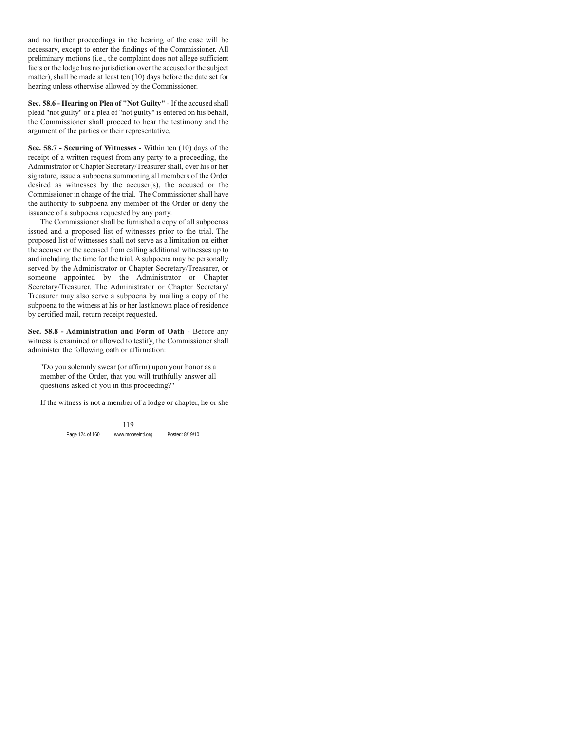and no further proceedings in the hearing of the case will be necessary, except to enter the findings of the Commissioner. All preliminary motions (i.e., the complaint does not allege sufficient facts or the lodge has no jurisdiction over the accused or the subject matter), shall be made at least ten (10) days before the date set for hearing unless otherwise allowed by the Commissioner.

**Sec. 58.6 - Hearing on Plea of "Not Guilty"** - If the accused shall plead "not guilty" or a plea of "not guilty" is entered on his behalf, the Commissioner shall proceed to hear the testimony and the argument of the parties or their representative.

**Sec. 58.7 - Securing of Witnesses** - Within ten (10) days of the receipt of a written request from any party to a proceeding, the Administrator or Chapter Secretary/Treasurer shall, over his or her signature, issue a subpoena summoning all members of the Order desired as witnesses by the accuser(s), the accused or the Commissioner in charge of the trial. The Commissioner shall have the authority to subpoena any member of the Order or deny the issuance of a subpoena requested by any party.

The Commissioner shall be furnished a copy of all subpoenas issued and a proposed list of witnesses prior to the trial. The proposed list of witnesses shall not serve as a limitation on either the accuser or the accused from calling additional witnesses up to and including the time for the trial. A subpoena may be personally served by the Administrator or Chapter Secretary/Treasurer, or someone appointed by the Administrator or Chapter Secretary/Treasurer. The Administrator or Chapter Secretary/Treasurer may also serve a subpoena by mailing a copy of the subpoena to the witness at his or her last known place of residence by certified mail, return receipt requested.

**Sec. 58.8 - Administration and Form of Oath** - Before any witness is examined or allowed to testify, the Commissioner shall administer the following oath or affirmation:

> "Do you solemnly swear (or affirm) upon your honor as a member of the Order, that you will truthfully answer all questions asked of you in this proceeding?"

If the witness is not a member of a lodge or chapter, he or she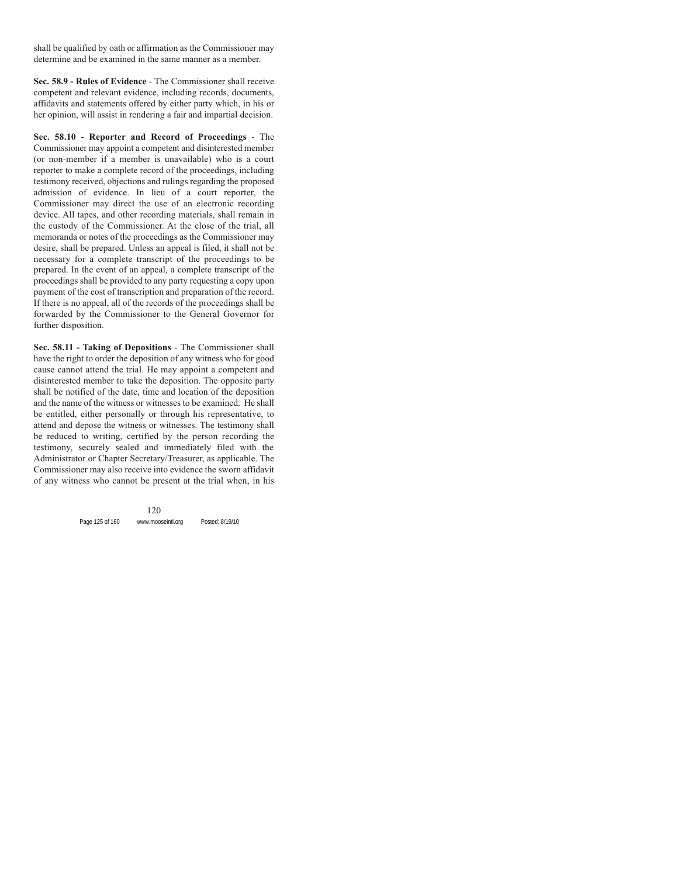shall be qualified by oath or affirmation as the Commissioner may determine and be examined in the same manner as a member.

**Sec. 58.9 - Rules of Evidence** - The Commissioner shall receive competent and relevant evidence, including records, documents, affidavits and statements offered by either party which, in his or her opinion, will assist in rendering a fair and impartial decision.

**Sec. 58.10 - Reporter and Record of Proceedings** - The Commissioner may appoint a competent and disinterested member (or non-member if a member is unavailable) who is a court reporter to make a complete record of the proceedings, including testimony received, objections and rulings regarding the proposed admission of evidence. In lieu of a court reporter, the Commissioner may direct the use of an electronic recording device. All tapes, and other recording materials, shall remain in the custody of the Commissioner. At the close of the trial, all memoranda or notes of the proceedings as the Commissioner may desire, shall be prepared. Unless an appeal is filed, it shall not be necessary for a complete transcript of the proceedings to be prepared. In the event of an appeal, a complete transcript of the proceedings shall be provided to any party requesting a copy upon payment of the cost of transcription and preparation of the record. If there is no appeal, all of the records of the proceedings shall be forwarded by the Commissioner to the General Governor for further disposition.

**Sec. 58.11 - Taking of Depositions** - The Commissioner shall have the right to order the deposition of any witness who for good cause cannot attend the trial. He may appoint a competent and disinterested member to take the deposition. The opposite party shall be notified of the date, time and location of the deposition and the name of the witness or witnesses to be examined. He shall be entitled, either personally or through his representative, to attend and depose the witness or witnesses. The testimony shall be reduced to writing, certified by the person recording the testimony, securely sealed and immediately filed with the Administrator or Chapter Secretary/Treasurer, as applicable. The Commissioner may also receive into evidence the sworn affidavit of any witness who cannot be present at the trial when, in his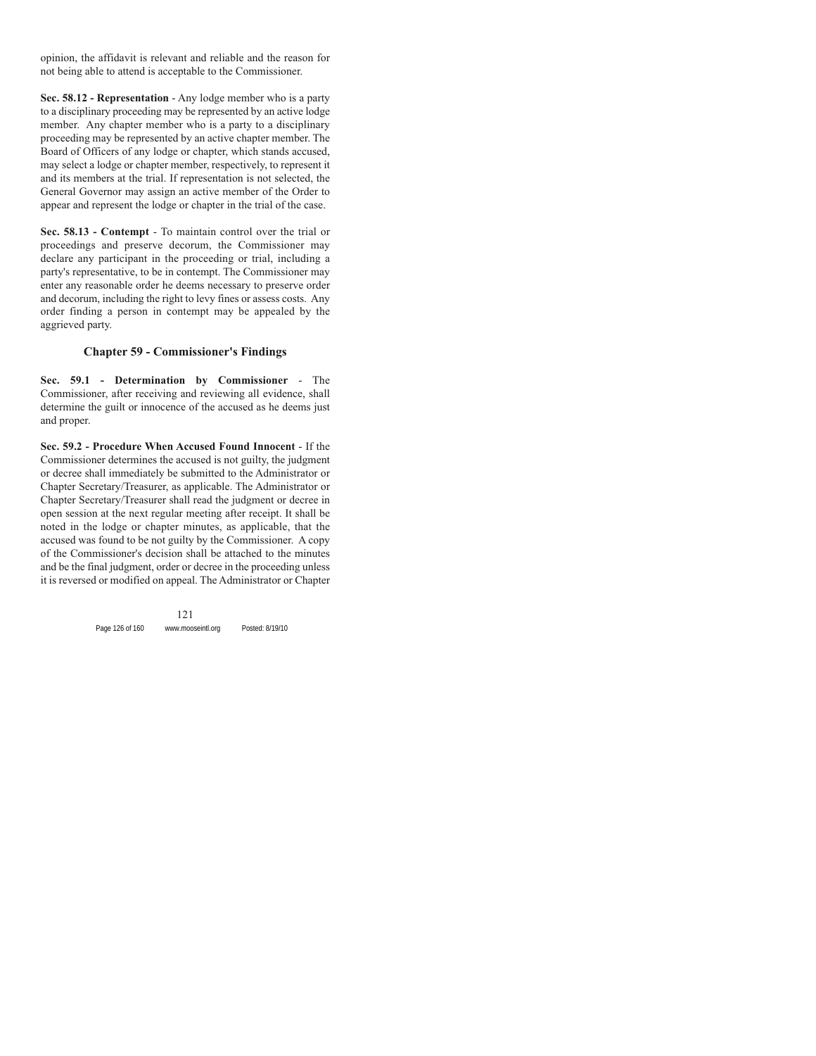opinion, the affidavit is relevant and reliable and the reason for not being able to attend is acceptable to the Commissioner.

**Sec. 58.12 - Representation** - Any lodge member who is a party to a disciplinary proceeding may be represented by an active lodge member. Any chapter member who is a party to a disciplinary proceeding may be represented by an active chapter member. The Board of Officers of any lodge or chapter, which stands accused, may select a lodge or chapter member, respectively, to represent it and its members at the trial. If representation is not selected, the General Governor may assign an active member of the Order to appear and represent the lodge or chapter in the trial of the case.

**Sec. 58.13 - Contempt** - To maintain control over the trial or proceedings and preserve decorum, the Commissioner may declare any participant in the proceeding or trial, including a party's representative, to be in contempt. The Commissioner may enter any reasonable order he deems necessary to preserve order and decorum, including the right to levy fines or assess costs. Any order finding a person in contempt may be appealed by the aggrieved party.

## Chapter 59 - Commissioner's Findings

**Sec. 59.1 - Determination by Commissioner** - The Commissioner, after receiving and reviewing all evidence, shall determine the guilt or innocence of the accused as he deems just and proper.

**Sec. 59.2 - Procedure When Accused Found Innocent** - If the Commissioner determines the accused is not guilty, the judgment or decree shall immediately be submitted to the Administrator or Chapter Secretary/Treasurer, as applicable. The Administrator or Chapter Secretary/Treasurer shall read the judgment or decree in open session at the next regular meeting after receipt. It shall be noted in the lodge or chapter minutes, as applicable, that the accused was found to be not guilty by the Commissioner. A copy of the Commissioner's decision shall be attached to the minutes and be the final judgment, order or decree in the proceeding unless it is reversed or modified on appeal. The Administrator or Chapter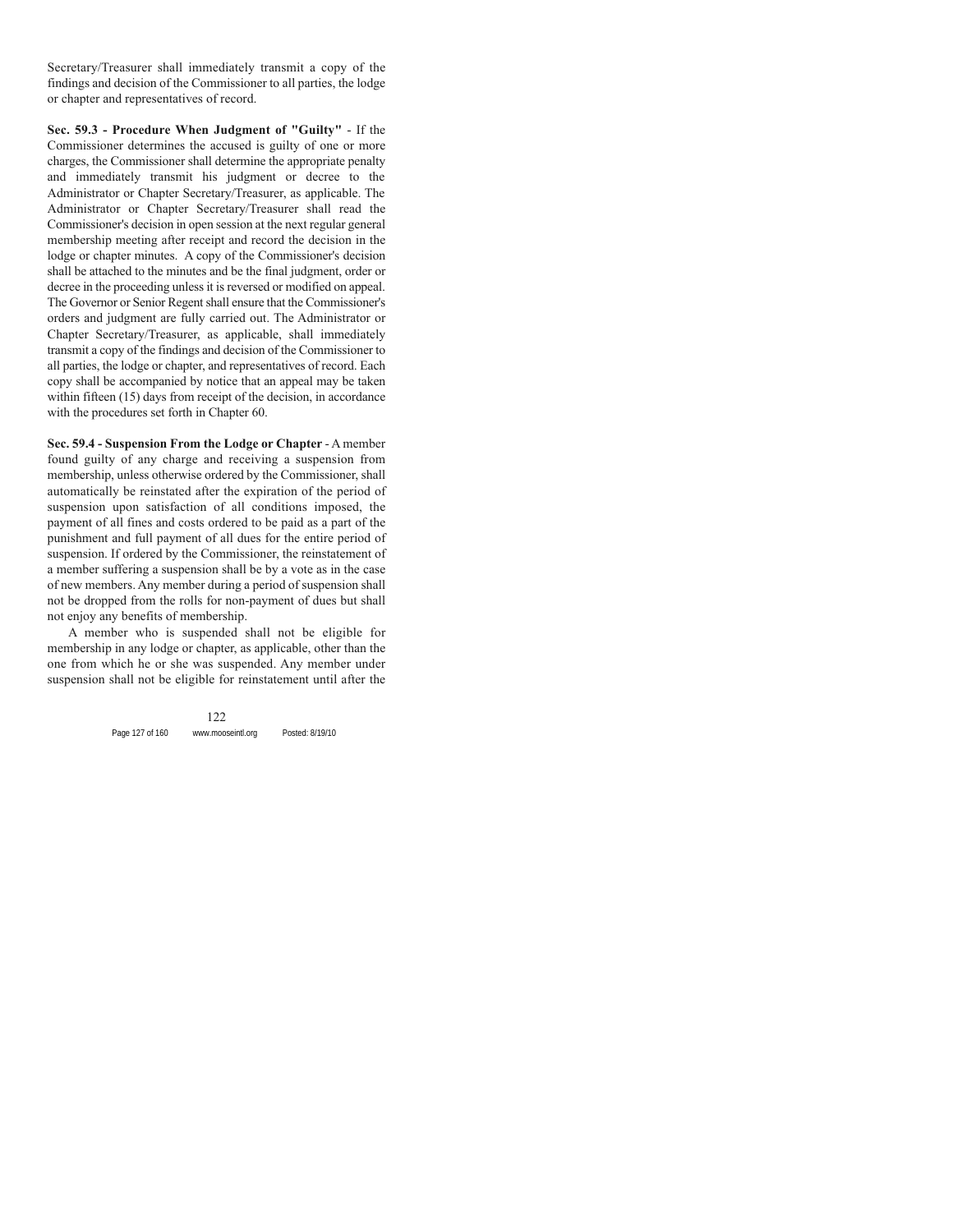Secretary/Treasurer shall immediately transmit a copy of the findings and decision of the Commissioner to all parties, the lodge or chapter and representatives of record.

**Sec. 59.3 - Procedure When Judgment of "Guilty"** - If the Commissioner determines the accused is guilty of one or more charges, the Commissioner shall determine the appropriate penalty and immediately transmit his judgment or decree to the Administrator or Chapter Secretary/Treasurer, as applicable. The Administrator or Chapter Secretary/Treasurer shall read the Commissioner's decision in open session at the next regular general membership meeting after receipt and record the decision in the lodge or chapter minutes. A copy of the Commissioner's decision shall be attached to the minutes and be the final judgment, order or decree in the proceeding unless it is reversed or modified on appeal. The Governor or Senior Regent shall ensure that the Commissioner's orders and judgment are fully carried out. The Administrator or Chapter Secretary/Treasurer, as applicable, shall immediately transmit a copy of the findings and decision of the Commissioner to all parties, the lodge or chapter, and representatives of record. Each copy shall be accompanied by notice that an appeal may be taken within fifteen (15) days from receipt of the decision, in accordance with the procedures set forth in Chapter 60.

**Sec. 59.4 - Suspension From the Lodge or Chapter** - A member found guilty of any charge and receiving a suspension from membership, unless otherwise ordered by the Commissioner, shall automatically be reinstated after the expiration of the period of suspension upon satisfaction of all conditions imposed, the payment of all fines and costs ordered to be paid as a part of the punishment and full payment of all dues for the entire period of suspension. If ordered by the Commissioner, the reinstatement of a member suffering a suspension shall be by a vote as in the case of new members. Any member during a period of suspension shall not be dropped from the rolls for non-payment of dues but shall not enjoy any benefits of membership.

A member who is suspended shall not be eligible for membership in any lodge or chapter, as applicable, other than the one from which he or she was suspended. Any member under suspension shall not be eligible for reinstatement until after the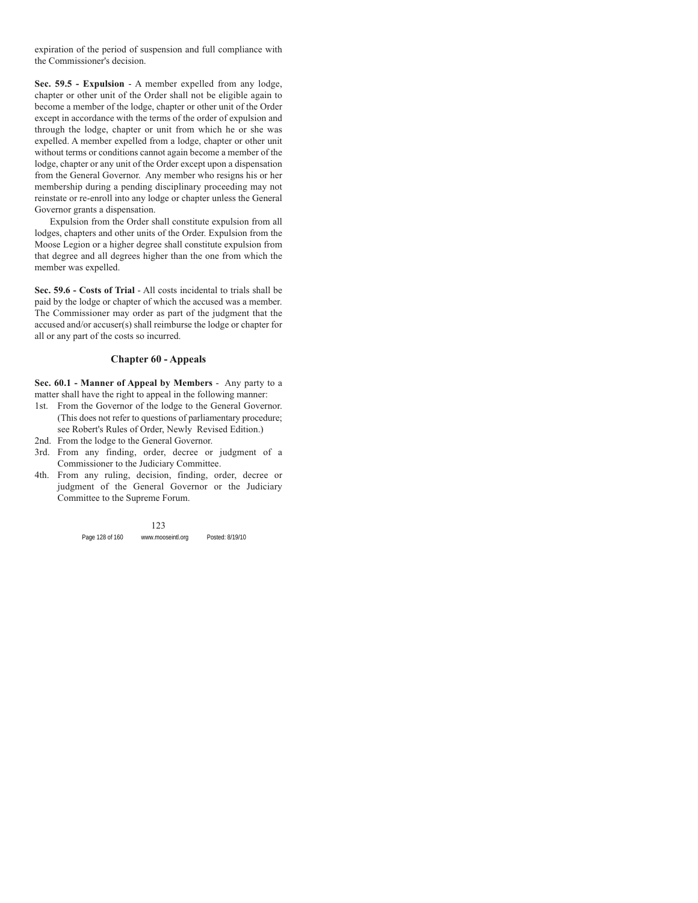expiration of the period of suspension and full compliance with the Commissioner's decision.

**Sec. 59.5 - Expulsion** - A member expelled from any lodge, chapter or other unit of the Order shall not be eligible again to become a member of the lodge, chapter or other unit of the Order except in accordance with the terms of the order of expulsion and through the lodge, chapter or unit from which he or she was expelled. A member expelled from a lodge, chapter or other unit without terms or conditions cannot again become a member of the lodge, chapter or any unit of the Order except upon a dispensation from the General Governor. Any member who resigns his or her membership during a pending disciplinary proceeding may not reinstate or re-enroll into any lodge or chapter unless the General Governor grants a dispensation.

Expulsion from the Order shall constitute expulsion from all lodges, chapters and other units of the Order. Expulsion from the Moose Legion or a higher degree shall constitute expulsion from that degree and all degrees higher than the one from which the member was expelled.

**Sec. 59.6 - Costs of Trial** - All costs incidental to trials shall be paid by the lodge or chapter of which the accused was a member. The Commissioner may order as part of the judgment that the accused and/or accuser(s) shall reimburse the lodge or chapter for all or any part of the costs so incurred.

## Chapter 60 - Appeals

**Sec. 60.1 - Manner of Appeal by Members** - Any party to a matter shall have the right to appeal in the following manner:

1st. From the Governor of the lodge to the General Governor. (This does not refer to questions of parliamentary procedure; see Robert's Rules of Order, Newly Revised Edition.)

2nd. From the lodge to the General Governor.

3rd. From any finding, order, decree or judgment of a Commissioner to the Judiciary Committee.

4th. From any ruling, decision, finding, order, decree or judgment of the General Governor or the Judiciary Committee to the Supreme Forum.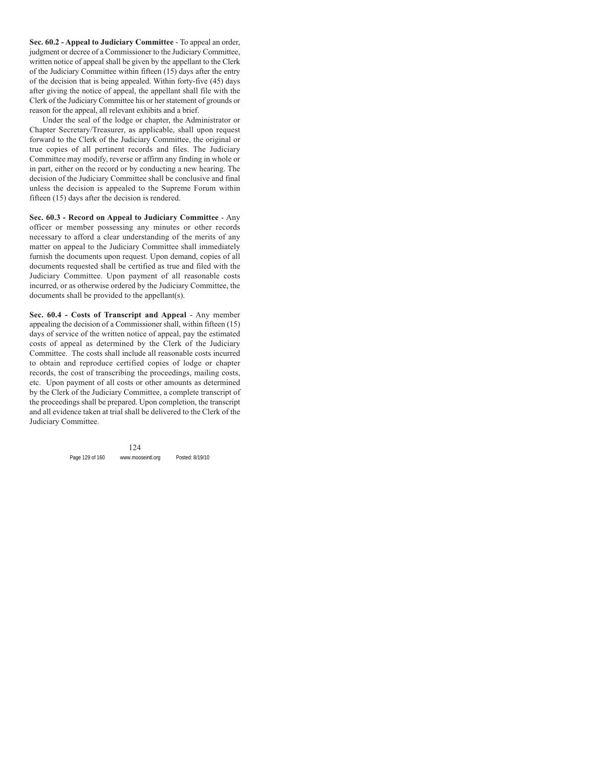**Sec. 60.2 - Appeal to Judiciary Committee** - To appeal an order, judgment or decree of a Commissioner to the Judiciary Committee, written notice of appeal shall be given by the appellant to the Clerk of the Judiciary Committee within fifteen (15) days after the entry of the decision that is being appealed. Within forty-five (45) days after giving the notice of appeal, the appellant shall file with the Clerk of the Judiciary Committee his or her statement of grounds or reason for the appeal, all relevant exhibits and a brief.

Under the seal of the lodge or chapter, the Administrator or Chapter Secretary/Treasurer, as applicable, shall upon request forward to the Clerk of the Judiciary Committee, the original or true copies of all pertinent records and files. The Judiciary Committee may modify, reverse or affirm any finding in whole or in part, either on the record or by conducting a new hearing. The decision of the Judiciary Committee shall be conclusive and final unless the decision is appealed to the Supreme Forum within fifteen (15) days after the decision is rendered.

**Sec. 60.3 - Record on Appeal to Judiciary Committee** - Any officer or member possessing any minutes or other records necessary to afford a clear understanding of the merits of any matter on appeal to the Judiciary Committee shall immediately furnish the documents upon request. Upon demand, copies of all documents requested shall be certified as true and filed with the Judiciary Committee. Upon payment of all reasonable costs incurred, or as otherwise ordered by the Judiciary Committee, the documents shall be provided to the appellant(s).

**Sec. 60.4 - Costs of Transcript and Appeal** - Any member appealing the decision of a Commissioner shall, within fifteen (15) days of service of the written notice of appeal, pay the estimated costs of appeal as determined by the Clerk of the Judiciary Committee. The costs shall include all reasonable costs incurred to obtain and reproduce certified copies of lodge or chapter records, the cost of transcribing the proceedings, mailing costs, etc. Upon payment of all costs or other amounts as determined by the Clerk of the Judiciary Committee, a complete transcript of the proceedings shall be prepared. Upon completion, the transcript and all evidence taken at trial shall be delivered to the Clerk of the Judiciary Committee.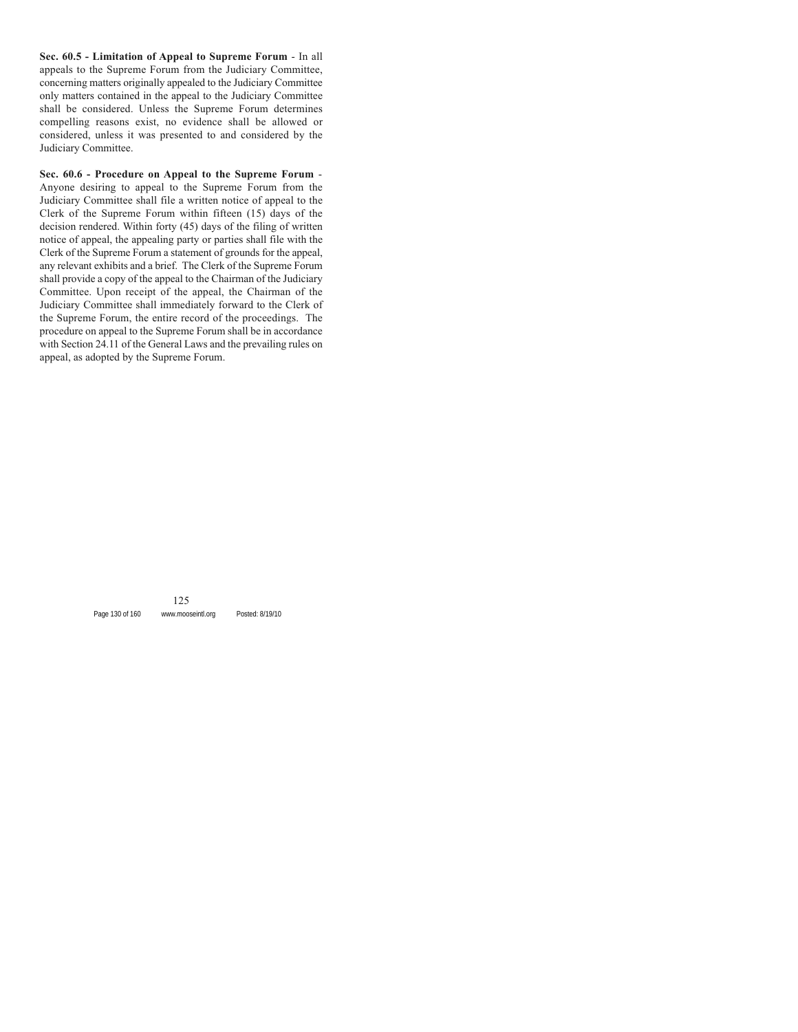**Sec. 60.5 - Limitation of Appeal to Supreme Forum** - In all appeals to the Supreme Forum from the Judiciary Committee, concerning matters originally appealed to the Judiciary Committee only matters contained in the appeal to the Judiciary Committee shall be considered. Unless the Supreme Forum determines compelling reasons exist, no evidence shall be allowed or considered, unless it was presented to and considered by the Judiciary Committee.

**Sec. 60.6 - Procedure on Appeal to the Supreme Forum** - Anyone desiring to appeal to the Supreme Forum from the Judiciary Committee shall file a written notice of appeal to the Clerk of the Supreme Forum within fifteen (15) days of the decision rendered. Within forty (45) days of the filing of written notice of appeal, the appealing party or parties shall file with the Clerk of the Supreme Forum a statement of grounds for the appeal, any relevant exhibits and a brief. The Clerk of the Supreme Forum shall provide a copy of the appeal to the Chairman of the Judiciary Committee. Upon receipt of the appeal, the Chairman of the Judiciary Committee shall immediately forward to the Clerk of the Supreme Forum, the entire record of the proceedings. The procedure on appeal to the Supreme Forum shall be in accordance with Section 24.11 of the General Laws and the prevailing rules on appeal, as adopted by the Supreme Forum.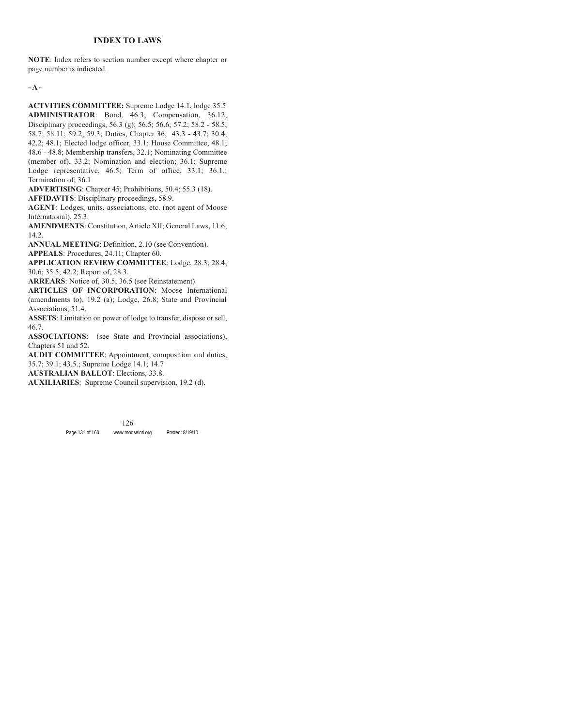# INDEX TO LAWS

**NOTE**: Index refers to section number except where chapter or page number is indicated.

**- A -**

**ACTVITIES COMMITTEE:** Supreme Lodge 14.1, lodge 35.5

**ADMINISTRATOR**: Bond, 46.3; Compensation, 36.12; Disciplinary proceedings, 56.3 (g); 56.5; 56.6; 57.2; 58.2 - 58.5; 58.7; 58.11; 59.2; 59.3; Duties, Chapter 36; 43.3 - 43.7; 30.4; 42.2; 48.1; Elected lodge officer, 33.1; House Committee, 48.1; 48.6 - 48.8; Membership transfers, 32.1; Nominating Committee (member of), 33.2; Nomination and election; 36.1; Supreme Lodge representative, 46.5; Term of office, 33.1; 36.1.; Termination of; 36.1

**ADVERTISING**: Chapter 45; Prohibitions, 50.4; 55.3 (18).

**AFFIDAVITS**: Disciplinary proceedings, 58.9.

**AGENT**: Lodges, units, associations, etc. (not agent of Moose International), 25.3.

**AMENDMENTS**: Constitution, Article XII; General Laws, 11.6; 14.2.

**ANNUAL MEETING**: Definition, 2.10 (see Convention).

**APPEALS**: Procedures, 24.11; Chapter 60.

**APPLICATION REVIEW COMMITTEE**: Lodge, 28.3; 28.4; 30.6; 35.5; 42.2; Report of, 28.3.

**ARREARS**: Notice of, 30.5; 36.5 (see Reinstatement)

**ARTICLES OF INCORPORATION**: Moose International (amendments to), 19.2 (a); Lodge, 26.8; State and Provincial Associations, 51.4.

**ASSETS**: Limitation on power of lodge to transfer, dispose or sell, 46.7.

**ASSOCIATIONS**: (see State and Provincial associations), Chapters 51 and 52.

**AUDIT COMMITTEE**: Appointment, composition and duties, 35.7; 39.1; 43.5.; Supreme Lodge 14.1; 14.7

**AUSTRALIAN BALLOT**: Elections, 33.8.

**AUXILIARIES**: Supreme Council supervision, 19.2 (d).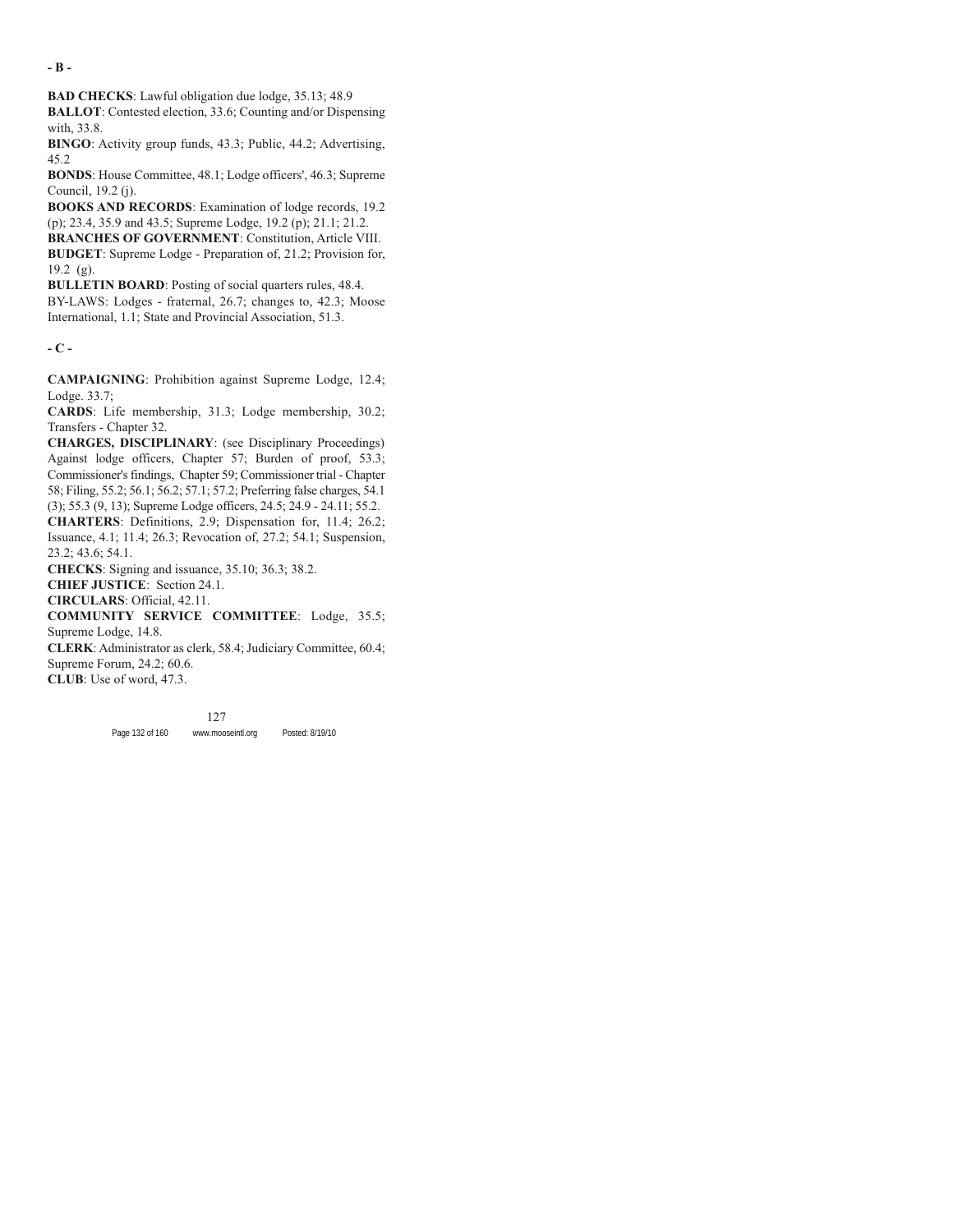## - B -

**BAD CHECKS**: Lawful obligation due lodge, 35.13; 48.9

**BALLOT**: Contested election, 33.6; Counting and/or Dispensing with, 33.8.

**BINGO**: Activity group funds, 43.3; Public, 44.2; Advertising, 45.2

**BONDS**: House Committee, 48.1; Lodge officers', 46.3; Supreme Council, 19.2 (j).

**BOOKS AND RECORDS**: Examination of lodge records, 19.2 (p); 23.4, 35.9 and 43.5; Supreme Lodge, 19.2 (p); 21.1; 21.2.

**BRANCHES OF GOVERNMENT**: Constitution, Article VIII.

**BUDGET**: Supreme Lodge - Preparation of, 21.2; Provision for, 19.2 (g).

**BULLETIN BOARD**: Posting of social quarters rules, 48.4.

BY-LAWS: Lodges - fraternal, 26.7; changes to, 42.3; Moose International, 1.1; State and Provincial Association, 51.3.

## - C -

**CAMPAIGNING**: Prohibition against Supreme Lodge, 12.4; Lodge. 33.7;

**CARDS**: Life membership, 31.3; Lodge membership, 30.2; Transfers - Chapter 32.

**CHARGES, DISCIPLINARY**: (see Disciplinary Proceedings) Against lodge officers, Chapter 57; Burden of proof, 53.3; Commissioner's findings, Chapter 59; Commissioner trial - Chapter 58; Filing, 55.2; 56.1; 56.2; 57.1; 57.2; Preferring false charges, 54.1 (3); 55.3 (9, 13); Supreme Lodge officers, 24.5; 24.9 - 24.11; 55.2.

**CHARTERS**: Definitions, 2.9; Dispensation for, 11.4; 26.2; Issuance, 4.1; 11.4; 26.3; Revocation of, 27.2; 54.1; Suspension, 23.2; 43.6; 54.1.

**CHECKS**: Signing and issuance, 35.10; 36.3; 38.2.

**CHIEF JUSTICE**: Section 24.1.

**CIRCULARS**: Official, 42.11.

**COMMUNITY SERVICE COMMITTEE**: Lodge, 35.5; Supreme Lodge, 14.8.

**CLERK**: Administrator as clerk, 58.4; Judiciary Committee, 60.4; Supreme Forum, 24.2; 60.6.

**CLUB**: Use of word, 47.3.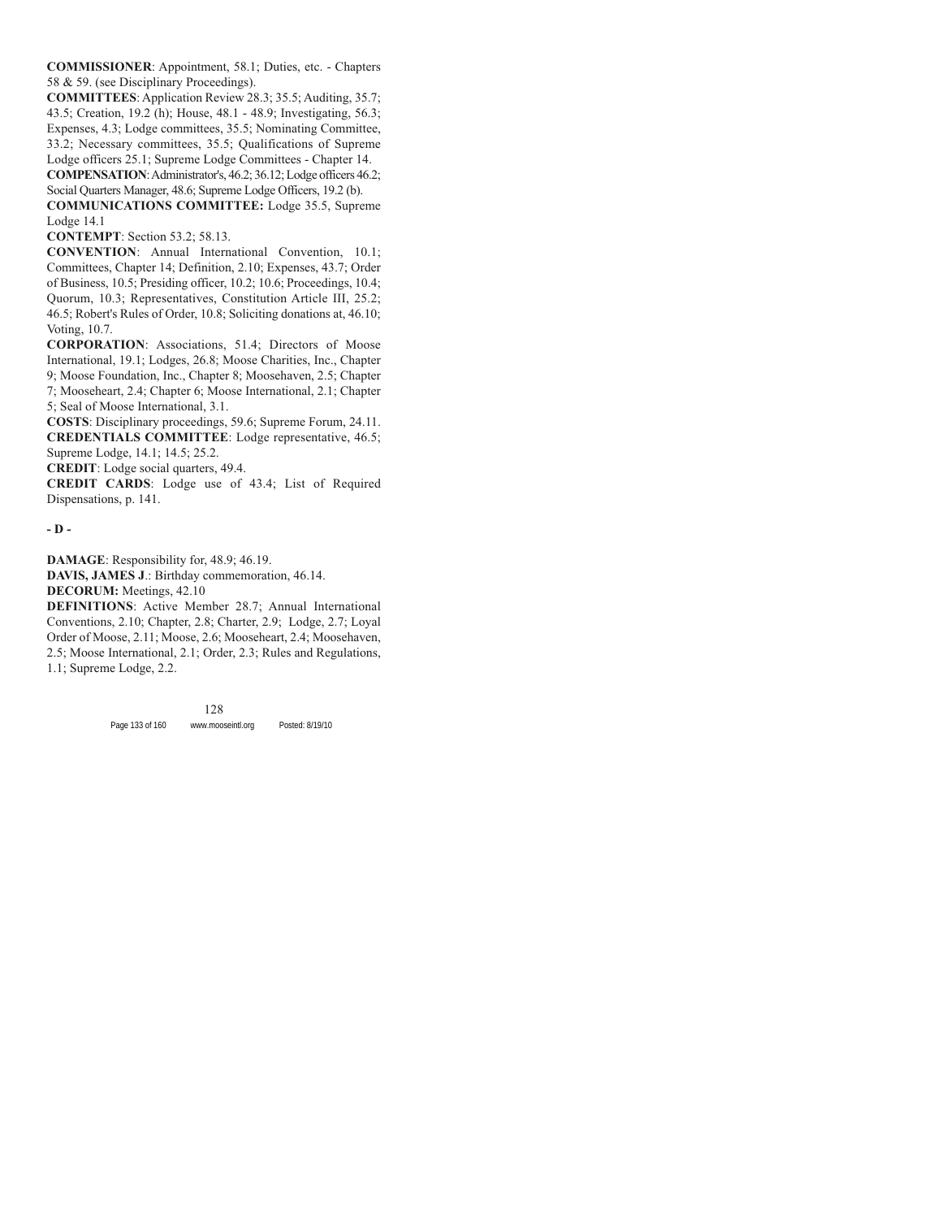**COMMISSIONER**: Appointment, 58.1; Duties, etc. - Chapters 58 & 59. (see Disciplinary Proceedings).

**COMMITTEES**: Application Review 28.3; 35.5; Auditing, 35.7; 43.5; Creation, 19.2 (h); House, 48.1 - 48.9; Investigating, 56.3; Expenses, 4.3; Lodge committees, 35.5; Nominating Committee, 33.2; Necessary committees, 35.5; Qualifications of Supreme Lodge officers 25.1; Supreme Lodge Committees - Chapter 14.

**COMPENSATION**: Administrator's, 46.2; 36.12; Lodge officers 46.2; Social Quarters Manager, 48.6; Supreme Lodge Officers, 19.2 (b).

**COMMUNICATIONS COMMITTEE:** Lodge 35.5, Supreme Lodge 14.1

**CONTEMPT**: Section 53.2; 58.13.

**CONVENTION**: Annual International Convention, 10.1; Committees, Chapter 14; Definition, 2.10; Expenses, 43.7; Order of Business, 10.5; Presiding officer, 10.2; 10.6; Proceedings, 10.4; Quorum, 10.3; Representatives, Constitution Article III, 25.2; 46.5; Robert's Rules of Order, 10.8; Soliciting donations at, 46.10; Voting, 10.7.

**CORPORATION**: Associations, 51.4; Directors of Moose International, 19.1; Lodges, 26.8; Moose Charities, Inc., Chapter 9; Moose Foundation, Inc., Chapter 8; Moosehaven, 2.5; Chapter 7; Mooseheart, 2.4; Chapter 6; Moose International, 2.1; Chapter 5; Seal of Moose International, 3.1.

**COSTS**: Disciplinary proceedings, 59.6; Supreme Forum, 24.11.

**CREDENTIALS COMMITTEE**: Lodge representative, 46.5; Supreme Lodge, 14.1; 14.5; 25.2.

**CREDIT**: Lodge social quarters, 49.4.

**CREDIT CARDS**: Lodge use of 43.4; List of Required Dispensations, p. 141.

## - D -

**DAMAGE**: Responsibility for, 48.9; 46.19.

**DAVIS, JAMES J**.: Birthday commemoration, 46.14.

**DECORUM:** Meetings, 42.10

**DEFINITIONS**: Active Member 28.7; Annual International Conventions, 2.10; Chapter, 2.8; Charter, 2.9; Lodge, 2.7; Loyal Order of Moose, 2.11; Moose, 2.6; Mooseheart, 2.4; Moosehaven, 2.5; Moose International, 2.1; Order, 2.3; Rules and Regulations, 1.1; Supreme Lodge, 2.2.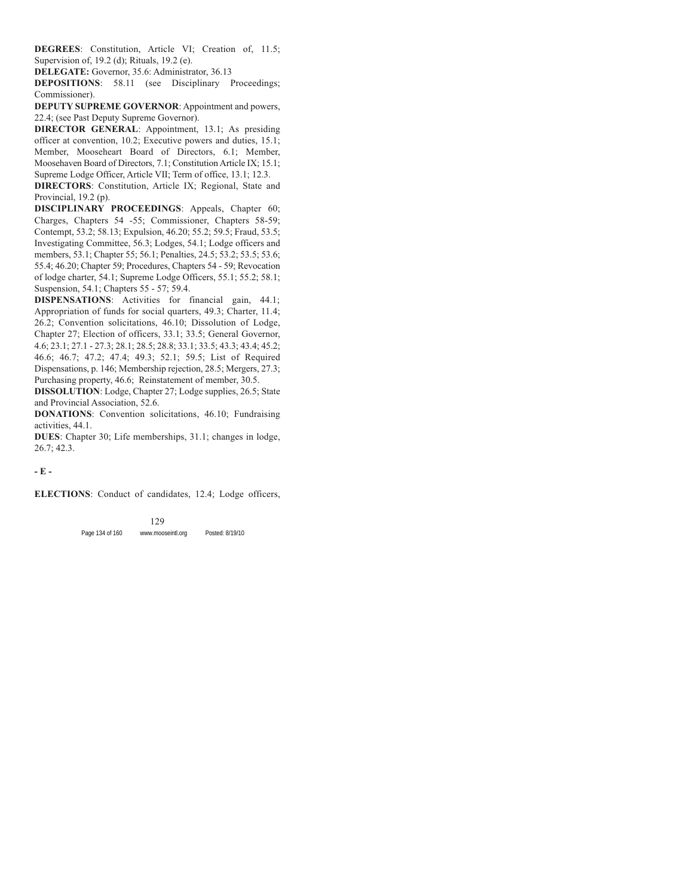**DEGREES**: Constitution, Article VI; Creation of, 11.5; Supervision of, 19.2 (d); Rituals, 19.2 (e).

**DELEGATE:** Governor, 35.6: Administrator, 36.13

**DEPOSITIONS**: 58.11 (see Disciplinary Proceedings; Commissioner).

**DEPUTY SUPREME GOVERNOR**: Appointment and powers, 22.4; (see Past Deputy Supreme Governor).

**DIRECTOR GENERAL**: Appointment, 13.1; As presiding officer at convention, 10.2; Executive powers and duties, 15.1; Member, Mooseheart Board of Directors, 6.1; Member, Moosehaven Board of Directors, 7.1; Constitution Article IX; 15.1; Supreme Lodge Officer, Article VII; Term of office, 13.1; 12.3.

**DIRECTORS**: Constitution, Article IX; Regional, State and Provincial, 19.2 (p).

**DISCIPLINARY PROCEEDINGS**: Appeals, Chapter 60; Charges, Chapters 54 -55; Commissioner, Chapters 58-59; Contempt, 53.2; 58.13; Expulsion, 46.20; 55.2; 59.5; Fraud, 53.5; Investigating Committee, 56.3; Lodges, 54.1; Lodge officers and members, 53.1; Chapter 55; 56.1; Penalties, 24.5; 53.2; 53.5; 53.6; 55.4; 46.20; Chapter 59; Procedures, Chapters 54 - 59; Revocation of lodge charter, 54.1; Supreme Lodge Officers, 55.1; 55.2; 58.1; Suspension, 54.1; Chapters 55 - 57; 59.4.

**DISPENSATIONS**: Activities for financial gain, 44.1; Appropriation of funds for social quarters, 49.3; Charter, 11.4; 26.2; Convention solicitations, 46.10; Dissolution of Lodge, Chapter 27; Election of officers, 33.1; 33.5; General Governor, 4.6; 23.1; 27.1 - 27.3; 28.1; 28.5; 28.8; 33.1; 33.5; 43.3; 43.4; 45.2; 46.6; 46.7; 47.2; 47.4; 49.3; 52.1; 59.5; List of Required Dispensations, p. 146; Membership rejection, 28.5; Mergers, 27.3; Purchasing property, 46.6; Reinstatement of member, 30.5.

**DISSOLUTION**: Lodge, Chapter 27; Lodge supplies, 26.5; State and Provincial Association, 52.6.

**DONATIONS**: Convention solicitations, 46.10; Fundraising activities, 44.1.

**DUES**: Chapter 30; Life memberships, 31.1; changes in lodge, 26.7; 42.3.

## - E -

**ELECTIONS**: Conduct of candidates, 12.4; Lodge officers,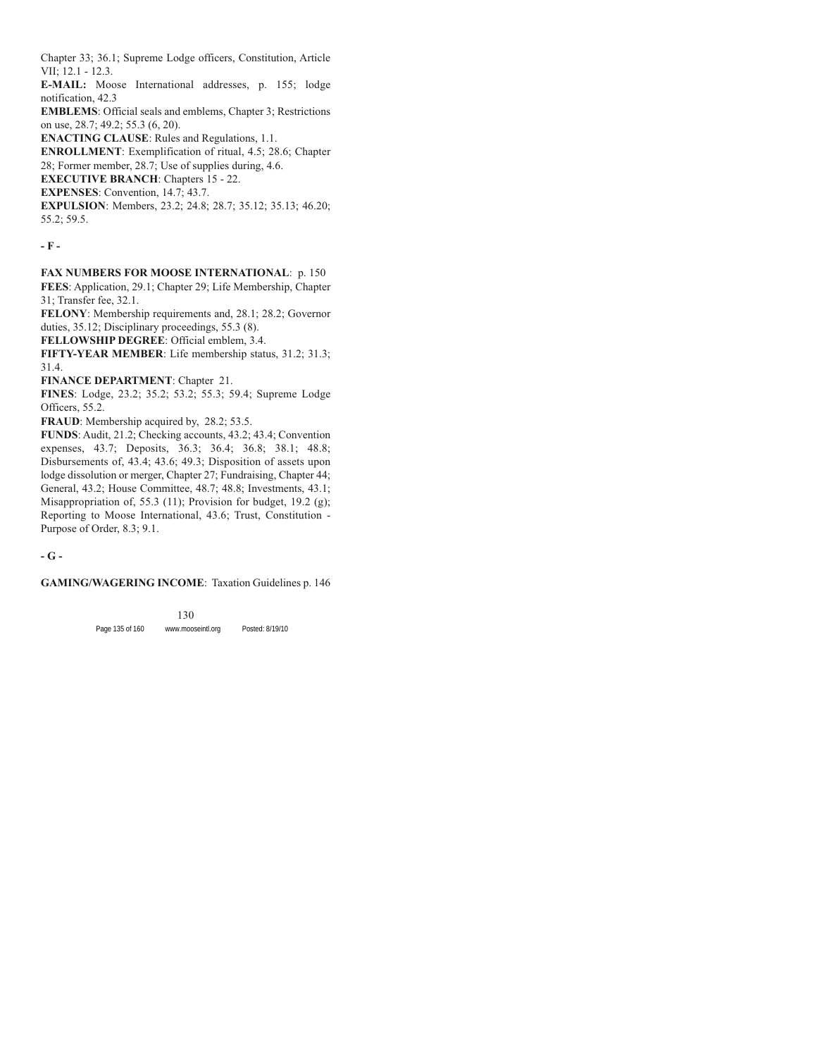Chapter 33; 36.1; Supreme Lodge officers, Constitution, Article VII; 12.1 - 12.3.

**E-MAIL:** Moose International addresses, p. 155; lodge notification, 42.3

**EMBLEMS**: Official seals and emblems, Chapter 3; Restrictions on use, 28.7; 49.2; 55.3 (6, 20).

**ENACTING CLAUSE**: Rules and Regulations, 1.1.

**ENROLLMENT**: Exemplification of ritual, 4.5; 28.6; Chapter 28; Former member, 28.7; Use of supplies during, 4.6.

**EXECUTIVE BRANCH**: Chapters 15 - 22.

**EXPENSES**: Convention, 14.7; 43.7.

**EXPULSION**: Members, 23.2; 24.8; 28.7; 35.12; 35.13; 46.20; 55.2; 59.5.

## - F -

**FAX NUMBERS FOR MOOSE INTERNATIONAL**: p. 150

**FEES**: Application, 29.1; Chapter 29; Life Membership, Chapter 31; Transfer fee, 32.1.

**FELONY**: Membership requirements and, 28.1; 28.2; Governor duties, 35.12; Disciplinary proceedings, 55.3 (8).

**FELLOWSHIP DEGREE**: Official emblem, 3.4.

**FIFTY-YEAR MEMBER**: Life membership status, 31.2; 31.3; 31.4.

**FINANCE DEPARTMENT**: Chapter 21.

**FINES**: Lodge, 23.2; 35.2; 53.2; 55.3; 59.4; Supreme Lodge Officers, 55.2.

**FRAUD**: Membership acquired by, 28.2; 53.5.

**FUNDS**: Audit, 21.2; Checking accounts, 43.2; 43.4; Convention expenses, 43.7; Deposits, 36.3; 36.4; 36.8; 38.1; 48.8; Disbursements of, 43.4; 43.6; 49.3; Disposition of assets upon lodge dissolution or merger, Chapter 27; Fundraising, Chapter 44; General, 43.2; House Committee, 48.7; 48.8; Investments, 43.1; Misappropriation of, 55.3 (11); Provision for budget, 19.2 (g); Reporting to Moose International, 43.6; Trust, Constitution - Purpose of Order, 8.3; 9.1.

## - G -

**GAMING/WAGERING INCOME**: Taxation Guidelines p. 146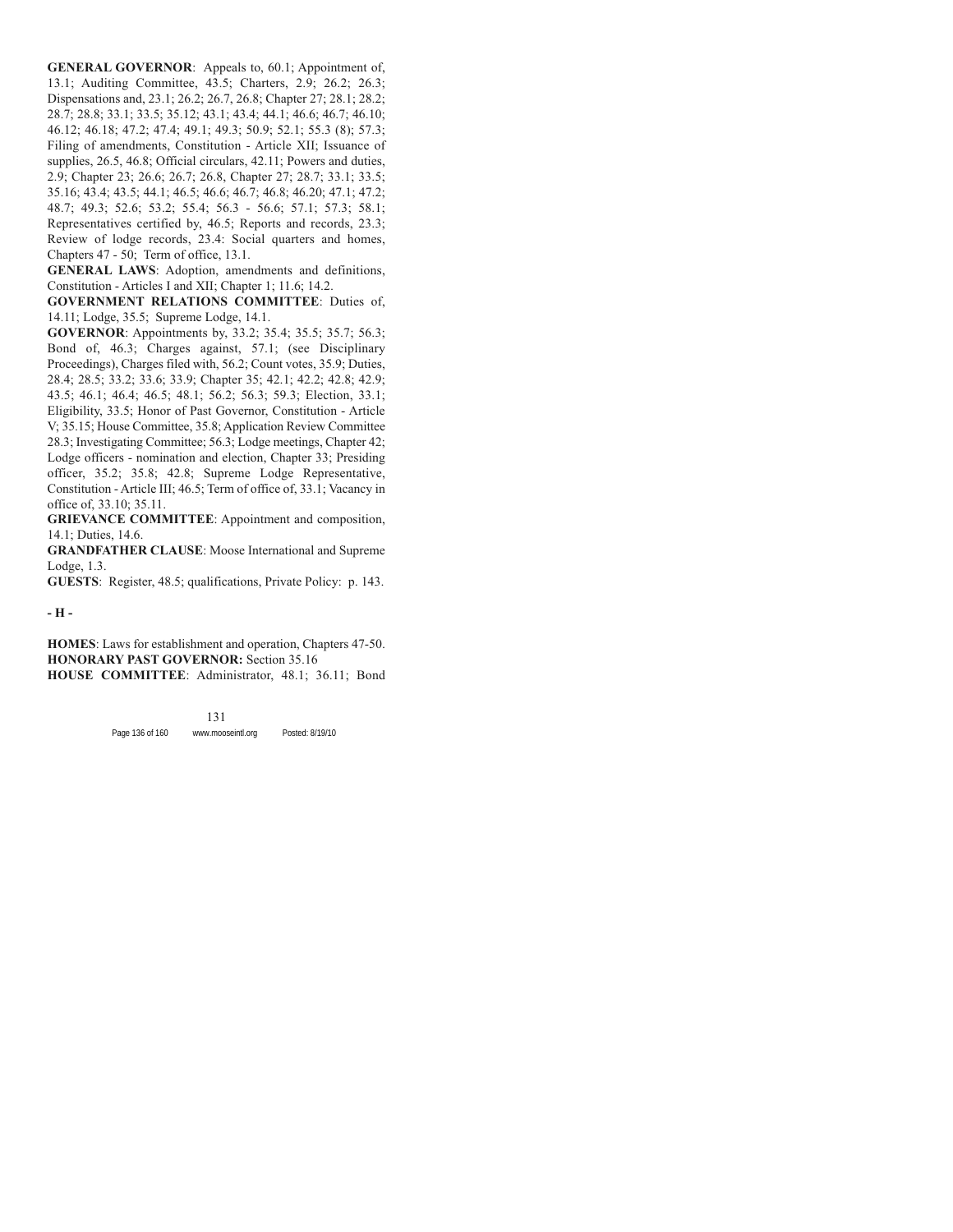**GENERAL GOVERNOR**: Appeals to, 60.1; Appointment of, 13.1; Auditing Committee, 43.5; Charters, 2.9; 26.2; 26.3; Dispensations and, 23.1; 26.2; 26.7, 26.8; Chapter 27; 28.1; 28.2; 28.7; 28.8; 33.1; 33.5; 35.12; 43.1; 43.4; 44.1; 46.6; 46.7; 46.10; 46.12; 46.18; 47.2; 47.4; 49.1; 49.3; 50.9; 52.1; 55.3 (8); 57.3; Filing of amendments, Constitution - Article XII; Issuance of supplies, 26.5, 46.8; Official circulars, 42.11; Powers and duties, 2.9; Chapter 23; 26.6; 26.7; 26.8, Chapter 27; 28.7; 33.1; 33.5; 35.16; 43.4; 43.5; 44.1; 46.5; 46.6; 46.7; 46.8; 46.20; 47.1; 47.2; 48.7; 49.3; 52.6; 53.2; 55.4; 56.3 - 56.6; 57.1; 57.3; 58.1; Representatives certified by, 46.5; Reports and records, 23.3; Review of lodge records, 23.4: Social quarters and homes, Chapters 47 - 50; Term of office, 13.1.

**GENERAL LAWS**: Adoption, amendments and definitions, Constitution - Articles I and XII; Chapter 1; 11.6; 14.2.

**GOVERNMENT RELATIONS COMMITTEE**: Duties of, 14.11; Lodge, 35.5; Supreme Lodge, 14.1.

**GOVERNOR**: Appointments by, 33.2; 35.4; 35.5; 35.7; 56.3; Bond of, 46.3; Charges against, 57.1; (see Disciplinary Proceedings), Charges filed with, 56.2; Count votes, 35.9; Duties, 28.4; 28.5; 33.2; 33.6; 33.9; Chapter 35; 42.1; 42.2; 42.8; 42.9; 43.5; 46.1; 46.4; 46.5; 48.1; 56.2; 56.3; 59.3; Election, 33.1; Eligibility, 33.5; Honor of Past Governor, Constitution - Article V; 35.15; House Committee, 35.8; Application Review Committee 28.3; Investigating Committee; 56.3; Lodge meetings, Chapter 42; Lodge officers - nomination and election, Chapter 33; Presiding officer, 35.2; 35.8; 42.8; Supreme Lodge Representative, Constitution - Article III; 46.5; Term of office of, 33.1; Vacancy in office of, 33.10; 35.11.

**GRIEVANCE COMMITTEE**: Appointment and composition, 14.1; Duties, 14.6.

**GRANDFATHER CLAUSE**: Moose International and Supreme Lodge, 1.3.

**GUESTS**: Register, 48.5; qualifications, Private Policy: p. 143.

## - H -

**HOMES**: Laws for establishment and operation, Chapters 47-50.

**HONORARY PAST GOVERNOR:** Section 35.16

**HOUSE COMMITTEE**: Administrator, 48.1; 36.11; Bond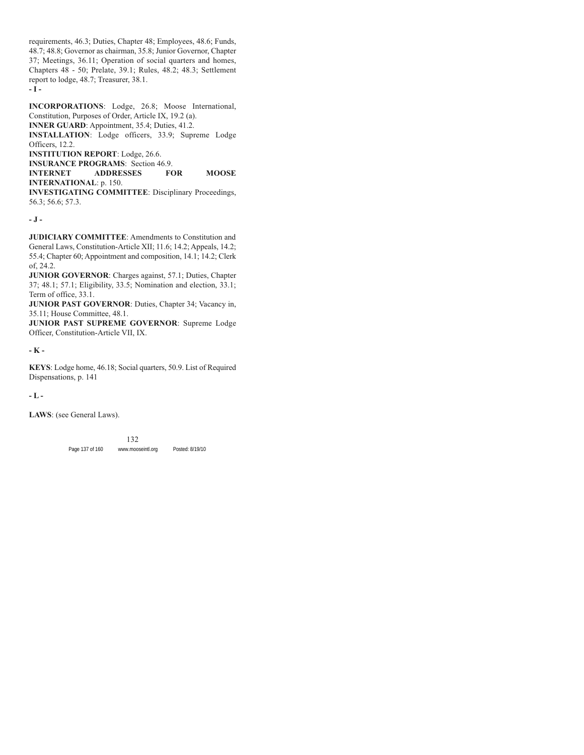requirements, 46.3; Duties, Chapter 48; Employees, 48.6; Funds, 48.7; 48.8; Governor as chairman, 35.8; Junior Governor, Chapter 37; Meetings, 36.11; Operation of social quarters and homes, Chapters 48 - 50; Prelate, 39.1; Rules, 48.2; 48.3; Settlement report to lodge, 48.7; Treasurer, 38.1.

**- I -**

**INCORPORATIONS**: Lodge, 26.8; Moose International, Constitution, Purposes of Order, Article IX, 19.2 (a).

**INNER GUARD**: Appointment, 35.4; Duties, 41.2.

**INSTALLATION**: Lodge officers, 33.9; Supreme Lodge Officers, 12.2.

**INSTITUTION REPORT**: Lodge, 26.6.

**INSURANCE PROGRAMS**: Section 46.9.

**INTERNET ADDRESSES FOR MOOSE INTERNATIONAL**: p. 150.

**INVESTIGATING COMMITTEE**: Disciplinary Proceedings, 56.3; 56.6; 57.3.

**- J -**

**JUDICIARY COMMITTEE**: Amendments to Constitution and General Laws, Constitution-Article XII; 11.6; 14.2; Appeals, 14.2; 55.4; Chapter 60; Appointment and composition, 14.1; 14.2; Clerk of, 24.2.

**JUNIOR GOVERNOR**: Charges against, 57.1; Duties, Chapter 37; 48.1; 57.1; Eligibility, 33.5; Nomination and election, 33.1; Term of office, 33.1.

**JUNIOR PAST GOVERNOR**: Duties, Chapter 34; Vacancy in, 35.11; House Committee, 48.1.

**JUNIOR PAST SUPREME GOVERNOR**: Supreme Lodge Officer, Constitution-Article VII, IX.

**- K -**

**KEYS**: Lodge home, 46.18; Social quarters, 50.9. List of Required Dispensations, p. 141

**- L -**

**LAWS**: (see General Laws).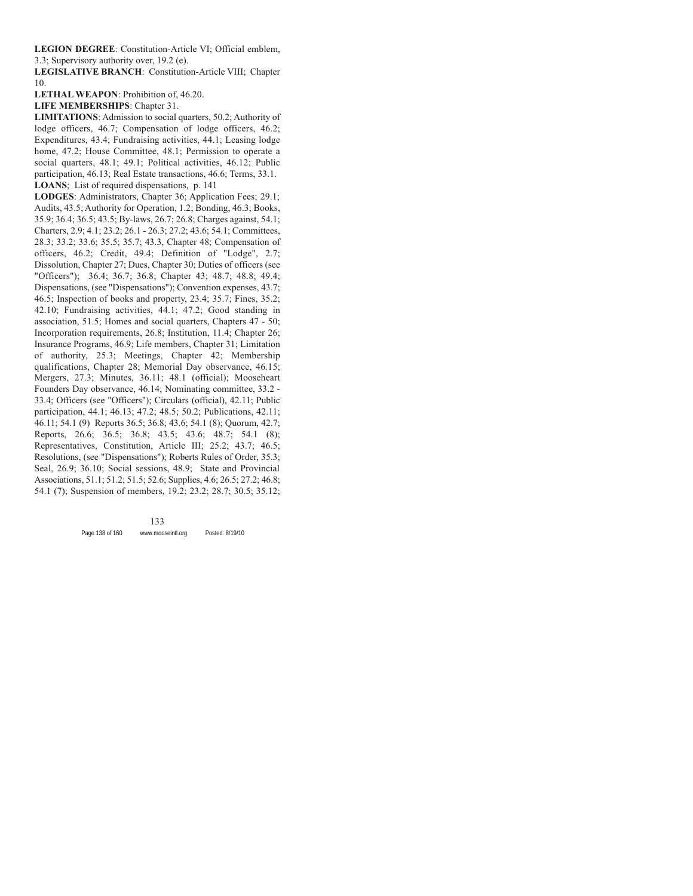**LEGION DEGREE**: Constitution-Article VI; Official emblem, 3.3; Supervisory authority over, 19.2 (e).

**LEGISLATIVE BRANCH**: Constitution-Article VIII; Chapter 10.

**LETHAL WEAPON**: Prohibition of, 46.20.

**LIFE MEMBERSHIPS**: Chapter 31.

**LIMITATIONS**: Admission to social quarters, 50.2; Authority of lodge officers, 46.7; Compensation of lodge officers, 46.2; Expenditures, 43.4; Fundraising activities, 44.1; Leasing lodge home, 47.2; House Committee, 48.1; Permission to operate a social quarters, 48.1; 49.1; Political activities, 46.12; Public participation, 46.13; Real Estate transactions, 46.6; Terms, 33.1.

**LOANS**; List of required dispensations, p. 141

**LODGES**: Administrators, Chapter 36; Application Fees; 29.1; Audits, 43.5; Authority for Operation, 1.2; Bonding, 46.3; Books, 35.9; 36.4; 36.5; 43.5; By-laws, 26.7; 26.8; Charges against, 54.1; Charters, 2.9; 4.1; 23.2; 26.1 - 26.3; 27.2; 43.6; 54.1; Committees, 28.3; 33.2; 33.6; 35.5; 35.7; 43.3, Chapter 48; Compensation of officers, 46.2; Credit, 49.4; Definition of "Lodge", 2.7; Dissolution, Chapter 27; Dues, Chapter 30; Duties of officers (see "Officers"); 36.4; 36.7; 36.8; Chapter 43; 48.7; 48.8; 49.4; Dispensations, (see "Dispensations"); Convention expenses, 43.7; 46.5; Inspection of books and property, 23.4; 35.7; Fines, 35.2; 42.10; Fundraising activities, 44.1; 47.2; Good standing in association, 51.5; Homes and social quarters, Chapters 47 - 50; Incorporation requirements, 26.8; Institution, 11.4; Chapter 26; Insurance Programs, 46.9; Life members, Chapter 31; Limitation of authority, 25.3; Meetings, Chapter 42; Membership qualifications, Chapter 28; Memorial Day observance, 46.15; Mergers, 27.3; Minutes, 36.11; 48.1 (official); Mooseheart Founders Day observance, 46.14; Nominating committee, 33.2 - 33.4; Officers (see "Officers"); Circulars (official), 42.11; Public participation, 44.1; 46.13; 47.2; 48.5; 50.2; Publications, 42.11; 46.11; 54.1 (9) Reports 36.5; 36.8; 43.6; 54.1 (8); Quorum, 42.7; Reports, 26.6; 36.5; 36.8; 43.5; 43.6; 48.7; 54.1 (8); Representatives, Constitution, Article III; 25.2; 43.7; 46.5; Resolutions, (see "Dispensations"); Roberts Rules of Order, 35.3; Seal, 26.9; 36.10; Social sessions, 48.9; State and Provincial Associations, 51.1; 51.2; 51.5; 52.6; Supplies, 4.6; 26.5; 27.2; 46.8; 54.1 (7); Suspension of members, 19.2; 23.2; 28.7; 30.5; 35.12;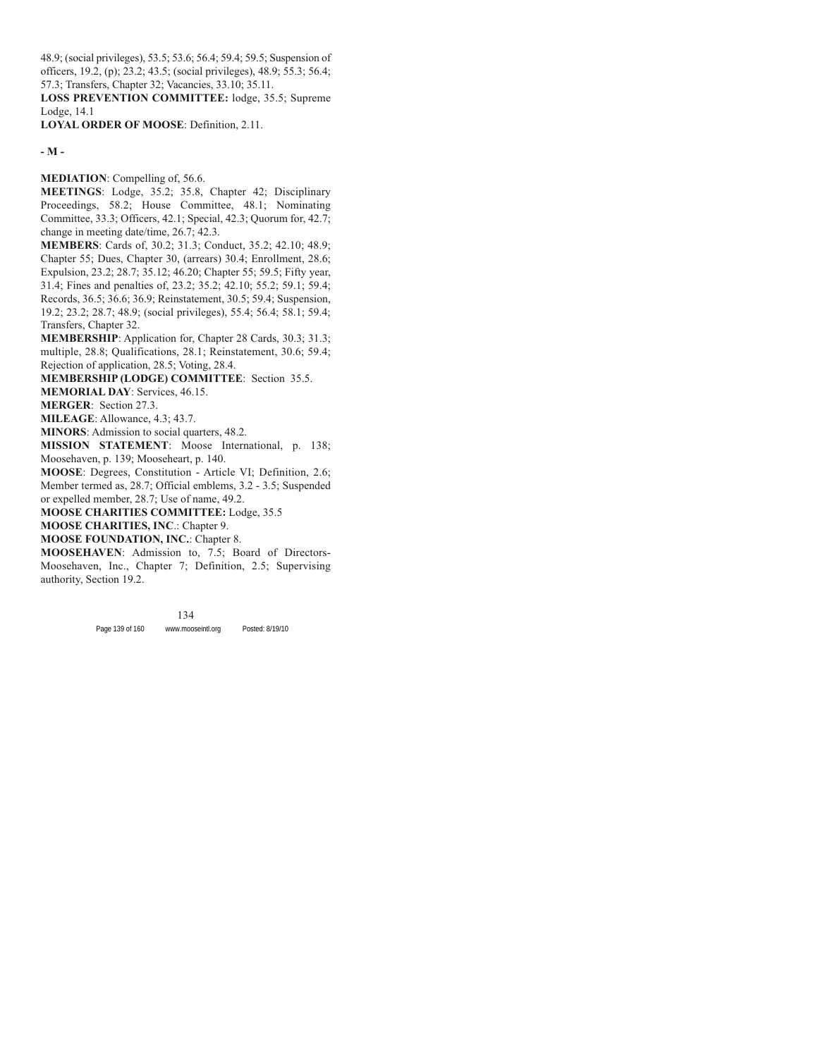48.9; (social privileges), 53.5; 53.6; 56.4; 59.4; 59.5; Suspension of officers, 19.2, (p); 23.2; 43.5; (social privileges), 48.9; 55.3; 56.4; 57.3; Transfers, Chapter 32; Vacancies, 33.10; 35.11.

**LOSS PREVENTION COMMITTEE:** lodge, 35.5; Supreme Lodge, 14.1

**LOYAL ORDER OF MOOSE**: Definition, 2.11.

**- M -**

**MEDIATION**: Compelling of, 56.6.

**MEETINGS**: Lodge, 35.2; 35.8, Chapter 42; Disciplinary Proceedings, 58.2; House Committee, 48.1; Nominating Committee, 33.3; Officers, 42.1; Special, 42.3; Quorum for, 42.7; change in meeting date/time, 26.7; 42.3.

**MEMBERS**: Cards of, 30.2; 31.3; Conduct, 35.2; 42.10; 48.9; Chapter 55; Dues, Chapter 30, (arrears) 30.4; Enrollment, 28.6; Expulsion, 23.2; 28.7; 35.12; 46.20; Chapter 55; 59.5; Fifty year, 31.4; Fines and penalties of, 23.2; 35.2; 42.10; 55.2; 59.1; 59.4; Records, 36.5; 36.6; 36.9; Reinstatement, 30.5; 59.4; Suspension, 19.2; 23.2; 28.7; 48.9; (social privileges), 55.4; 56.4; 58.1; 59.4; Transfers, Chapter 32.

**MEMBERSHIP**: Application for, Chapter 28 Cards, 30.3; 31.3; multiple, 28.8; Qualifications, 28.1; Reinstatement, 30.6; 59.4; Rejection of application, 28.5; Voting, 28.4.

**MEMBERSHIP (LODGE) COMMITTEE**: Section 35.5.

**MEMORIAL DAY**: Services, 46.15.

**MERGER**: Section 27.3.

**MILEAGE**: Allowance, 4.3; 43.7.

**MINORS**: Admission to social quarters, 48.2.

**MISSION STATEMENT**: Moose International, p. 138; Moosehaven, p. 139; Mooseheart, p. 140.

**MOOSE**: Degrees, Constitution - Article VI; Definition, 2.6; Member termed as, 28.7; Official emblems, 3.2 - 3.5; Suspended or expelled member, 28.7; Use of name, 49.2.

**MOOSE CHARITIES COMMITTEE:** Lodge, 35.5

**MOOSE CHARITIES, INC**.: Chapter 9.

**MOOSE FOUNDATION, INC.**: Chapter 8.

**MOOSEHAVEN**: Admission to, 7.5; Board of Directors-Moosehaven, Inc., Chapter 7; Definition, 2.5; Supervising authority, Section 19.2.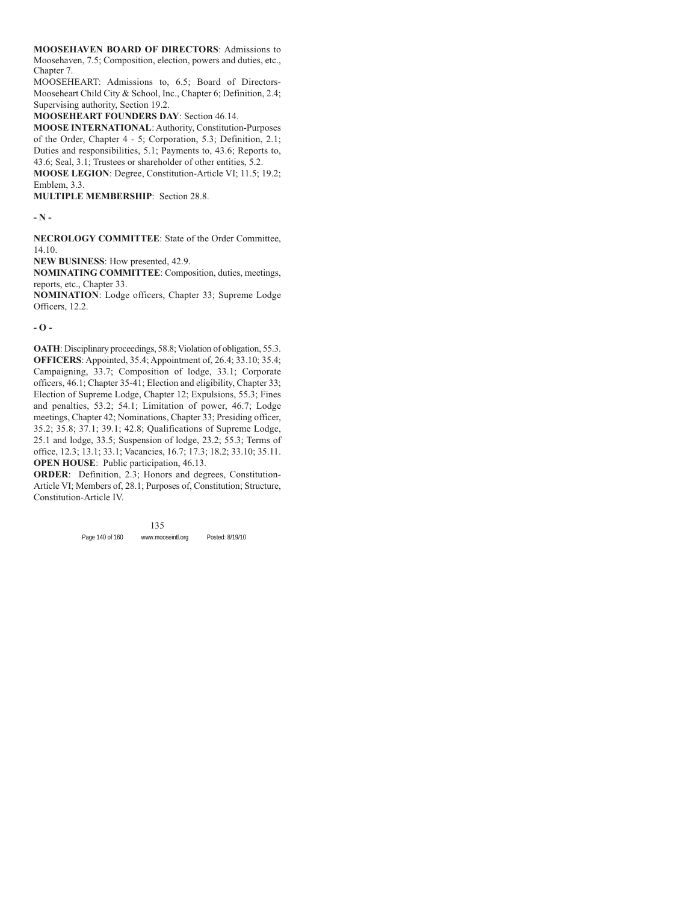**MOOSEHAVEN BOARD OF DIRECTORS**: Admissions to Moosehaven, 7.5; Composition, election, powers and duties, etc., Chapter 7.

MOOSEHEART: Admissions to, 6.5; Board of Directors-Mooseheart Child City & School, Inc., Chapter 6; Definition, 2.4; Supervising authority, Section 19.2.

**MOOSEHEART FOUNDERS DAY**: Section 46.14.

**MOOSE INTERNATIONAL**: Authority, Constitution-Purposes of the Order, Chapter 4 - 5; Corporation, 5.3; Definition, 2.1; Duties and responsibilities, 5.1; Payments to, 43.6; Reports to, 43.6; Seal, 3.1; Trustees or shareholder of other entities, 5.2.

**MOOSE LEGION**: Degree, Constitution-Article VI; 11.5; 19.2; Emblem, 3.3.

**MULTIPLE MEMBERSHIP**: Section 28.8.

## - N -

**NECROLOGY COMMITTEE**: State of the Order Committee, 14.10.

**NEW BUSINESS**: How presented, 42.9.

**NOMINATING COMMITTEE**: Composition, duties, meetings, reports, etc., Chapter 33.

**NOMINATION**: Lodge officers, Chapter 33; Supreme Lodge Officers, 12.2.

## - O -

**OATH**: Disciplinary proceedings, 58.8; Violation of obligation, 55.3.

**OFFICERS**: Appointed, 35.4; Appointment of, 26.4; 33.10; 35.4; Campaigning, 33.7; Composition of lodge, 33.1; Corporate officers, 46.1; Chapter 35-41; Election and eligibility, Chapter 33; Election of Supreme Lodge, Chapter 12; Expulsions, 55.3; Fines and penalties, 53.2; 54.1; Limitation of power, 46.7; Lodge meetings, Chapter 42; Nominations, Chapter 33; Presiding officer, 35.2; 35.8; 37.1; 39.1; 42.8; Qualifications of Supreme Lodge, 25.1 and lodge, 33.5; Suspension of lodge, 23.2; 55.3; Terms of office, 12.3; 13.1; 33.1; Vacancies, 16.7; 17.3; 18.2; 33.10; 35.11.

**OPEN HOUSE**: Public participation, 46.13.

**ORDER**: Definition, 2.3; Honors and degrees, Constitution-Article VI; Members of, 28.1; Purposes of, Constitution; Structure, Constitution-Article IV.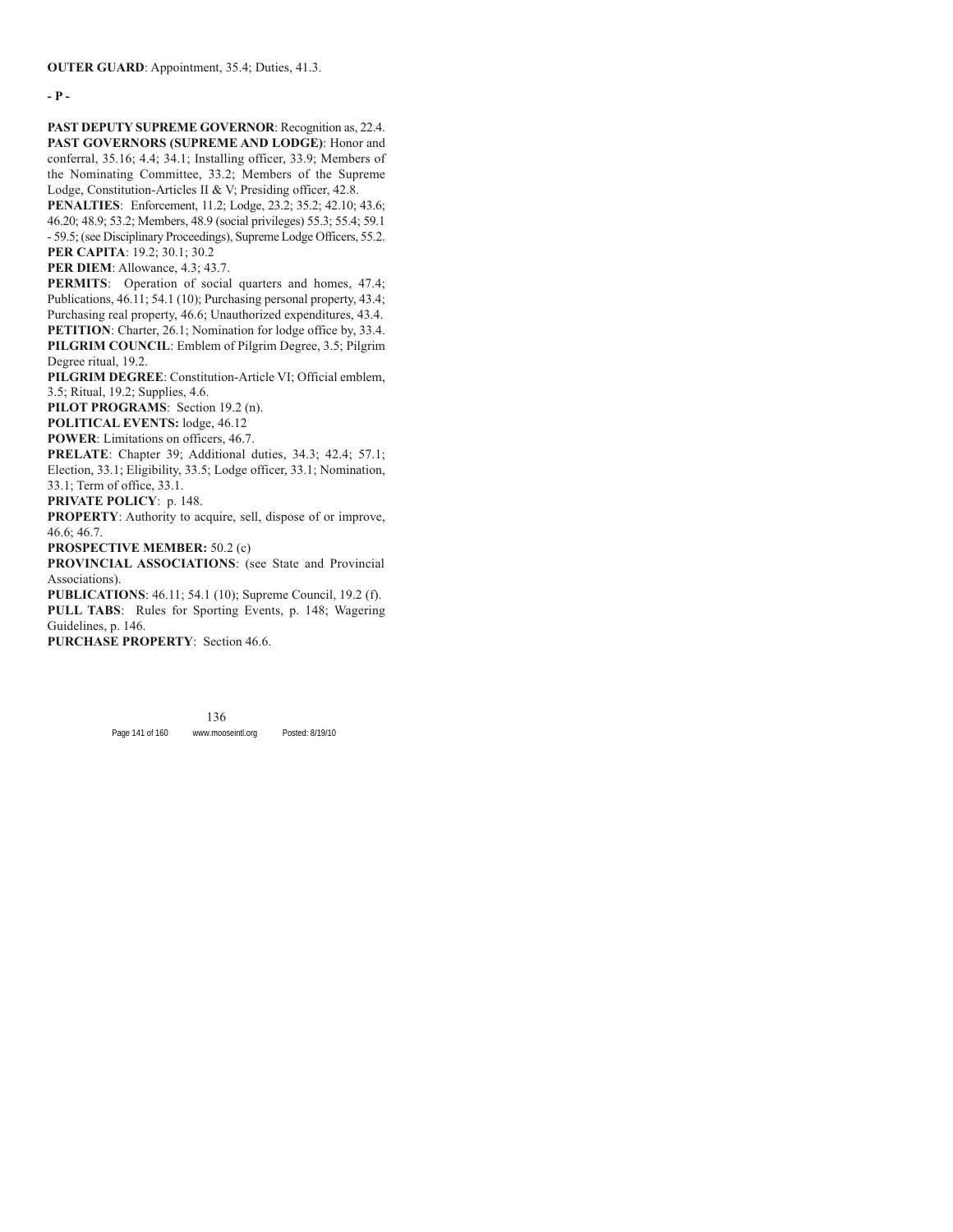**OUTER GUARD**: Appointment, 35.4; Duties, 41.3.

**- P -**

**PAST DEPUTY SUPREME GOVERNOR**: Recognition as, 22.4.

**PAST GOVERNORS (SUPREME AND LODGE)**: Honor and conferral, 35.16; 4.4; 34.1; Installing officer, 33.9; Members of the Nominating Committee, 33.2; Members of the Supreme Lodge, Constitution-Articles II & V; Presiding officer, 42.8.

**PENALTIES**: Enforcement, 11.2; Lodge, 23.2; 35.2; 42.10; 43.6; 46.20; 48.9; 53.2; Members, 48.9 (social privileges) 55.3; 55.4; 59.1 - 59.5; (see Disciplinary Proceedings), Supreme Lodge Officers, 55.2.

**PER CAPITA**: 19.2; 30.1; 30.2

**PER DIEM**: Allowance, 4.3; 43.7.

**PERMITS**: Operation of social quarters and homes, 47.4; Publications, 46.11; 54.1 (10); Purchasing personal property, 43.4; Purchasing real property, 46.6; Unauthorized expenditures, 43.4.

**PETITION**: Charter, 26.1; Nomination for lodge office by, 33.4.

**PILGRIM COUNCIL**: Emblem of Pilgrim Degree, 3.5; Pilgrim Degree ritual, 19.2.

**PILGRIM DEGREE**: Constitution-Article VI; Official emblem, 3.5; Ritual, 19.2; Supplies, 4.6.

**PILOT PROGRAMS**: Section 19.2 (n).

**POLITICAL EVENTS:** lodge, 46.12

**POWER**: Limitations on officers, 46.7.

**PRELATE**: Chapter 39; Additional duties, 34.3; 42.4; 57.1; Election, 33.1; Eligibility, 33.5; Lodge officer, 33.1; Nomination, 33.1; Term of office, 33.1.

**PRIVATE POLICY**: p. 148.

**PROPERTY**: Authority to acquire, sell, dispose of or improve, 46.6; 46.7.

**PROSPECTIVE MEMBER:** 50.2 (c)

**PROVINCIAL ASSOCIATIONS**: (see State and Provincial Associations).

**PUBLICATIONS**: 46.11; 54.1 (10); Supreme Council, 19.2 (f).

**PULL TABS**: Rules for Sporting Events, p. 148; Wagering Guidelines, p. 146.

**PURCHASE PROPERTY**: Section 46.6.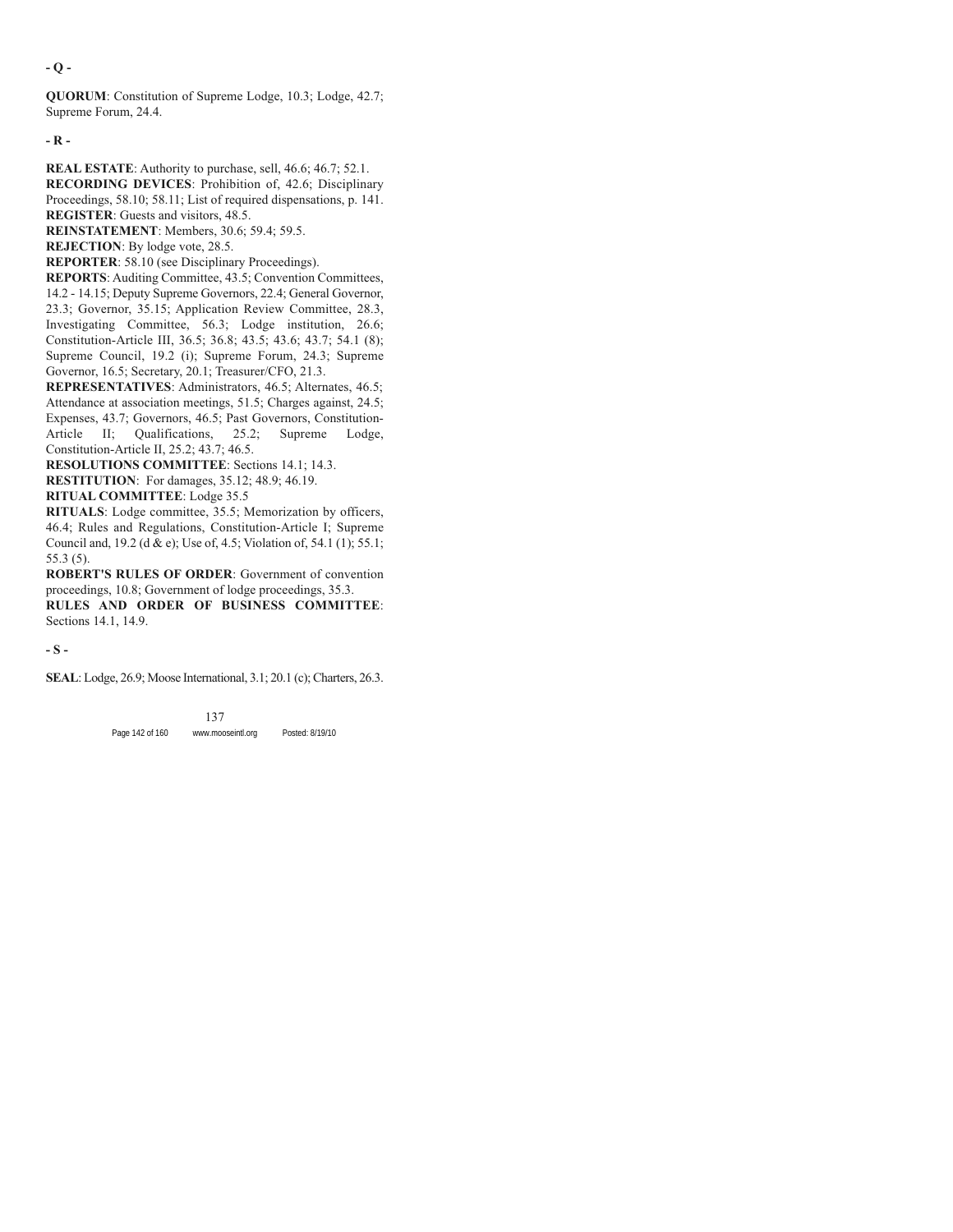**- Q -**

**QUORUM**: Constitution of Supreme Lodge, 10.3; Lodge, 42.7; Supreme Forum, 24.4.

**- R -**

**REAL ESTATE**: Authority to purchase, sell, 46.6; 46.7; 52.1.
**RECORDING DEVICES**: Prohibition of, 42.6; Disciplinary Proceedings, 58.10; 58.11; List of required dispensations, p. 141.
**REGISTER**: Guests and visitors, 48.5.
**REINSTATEMENT**: Members, 30.6; 59.4; 59.5.
**REJECTION**: By lodge vote, 28.5.
**REPORTER**: 58.10 (see Disciplinary Proceedings).
**REPORTS**: Auditing Committee, 43.5; Convention Committees, 14.2 - 14.15; Deputy Supreme Governors, 22.4; General Governor, 23.3; Governor, 35.15; Application Review Committee, 28.3, Investigating Committee, 56.3; Lodge institution, 26.6; Constitution-Article III, 36.5; 36.8; 43.5; 43.6; 43.7; 54.1 (8); Supreme Council, 19.2 (i); Supreme Forum, 24.3; Supreme Governor, 16.5; Secretary, 20.1; Treasurer/CFO, 21.3.
**REPRESENTATIVES**: Administrators, 46.5; Alternates, 46.5; Attendance at association meetings, 51.5; Charges against, 24.5; Expenses, 43.7; Governors, 46.5; Past Governors, Constitution-Article II; Qualifications, 25.2; Supreme Lodge, Constitution-Article II, 25.2; 43.7; 46.5.
**RESOLUTIONS COMMITTEE**: Sections 14.1; 14.3.
**RESTITUTION**: For damages, 35.12; 48.9; 46.19.
**RITUAL COMMITTEE**: Lodge 35.5
**RITUALS**: Lodge committee, 35.5; Memorization by officers, 46.4; Rules and Regulations, Constitution-Article I; Supreme Council and, 19.2 (d & e); Use of, 4.5; Violation of, 54.1 (1); 55.1; 55.3 (5).
**ROBERT'S RULES OF ORDER**: Government of convention proceedings, 10.8; Government of lodge proceedings, 35.3.
**RULES AND ORDER OF BUSINESS COMMITTEE**: Sections 14.1, 14.9.

**- S -**

**SEAL**: Lodge, 26.9; Moose International, 3.1; 20.1 (c); Charters, 26.3.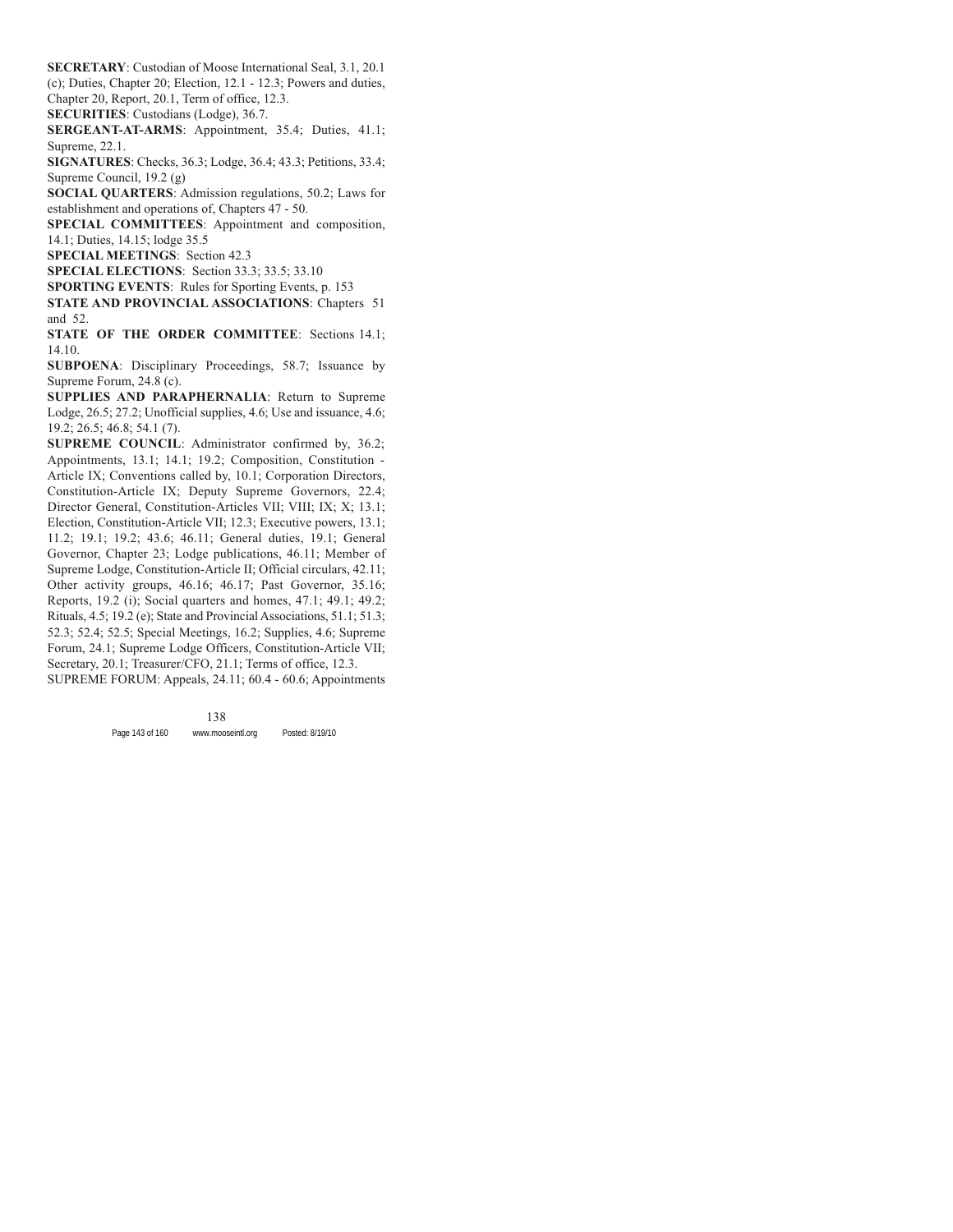**SECRETARY**: Custodian of Moose International Seal, 3.1, 20.1 (c); Duties, Chapter 20; Election, 12.1 - 12.3; Powers and duties, Chapter 20, Report, 20.1, Term of office, 12.3.

**SECURITIES**: Custodians (Lodge), 36.7.

**SERGEANT-AT-ARMS**: Appointment, 35.4; Duties, 41.1; Supreme, 22.1.

**SIGNATURES**: Checks, 36.3; Lodge, 36.4; 43.3; Petitions, 33.4; Supreme Council, 19.2 (g)

**SOCIAL QUARTERS**: Admission regulations, 50.2; Laws for establishment and operations of, Chapters 47 - 50.

**SPECIAL COMMITTEES**: Appointment and composition, 14.1; Duties, 14.15; lodge 35.5

**SPECIAL MEETINGS**: Section 42.3

**SPECIAL ELECTIONS**: Section 33.3; 33.5; 33.10

**SPORTING EVENTS**: Rules for Sporting Events, p. 153

**STATE AND PROVINCIAL ASSOCIATIONS**: Chapters 51 and 52.

**STATE OF THE ORDER COMMITTEE**: Sections 14.1; 14.10.

**SUBPOENA**: Disciplinary Proceedings, 58.7; Issuance by Supreme Forum, 24.8 (c).

**SUPPLIES AND PARAPHERNALIA**: Return to Supreme Lodge, 26.5; 27.2; Unofficial supplies, 4.6; Use and issuance, 4.6; 19.2; 26.5; 46.8; 54.1 (7).

**SUPREME COUNCIL**: Administrator confirmed by, 36.2; Appointments, 13.1; 14.1; 19.2; Composition, Constitution - Article IX; Conventions called by, 10.1; Corporation Directors, Constitution-Article IX; Deputy Supreme Governors, 22.4; Director General, Constitution-Articles VII; VIII; IX; X; 13.1; Election, Constitution-Article VII; 12.3; Executive powers, 13.1; 11.2; 19.1; 19.2; 43.6; 46.11; General duties, 19.1; General Governor, Chapter 23; Lodge publications, 46.11; Member of Supreme Lodge, Constitution-Article II; Official circulars, 42.11; Other activity groups, 46.16; 46.17; Past Governor, 35.16; Reports, 19.2 (i); Social quarters and homes, 47.1; 49.1; 49.2; Rituals, 4.5; 19.2 (e); State and Provincial Associations, 51.1; 51.3; 52.3; 52.4; 52.5; Special Meetings, 16.2; Supplies, 4.6; Supreme Forum, 24.1; Supreme Lodge Officers, Constitution-Article VII; Secretary, 20.1; Treasurer/CFO, 21.1; Terms of office, 12.3.

SUPREME FORUM: Appeals, 24.11; 60.4 - 60.6; Appointments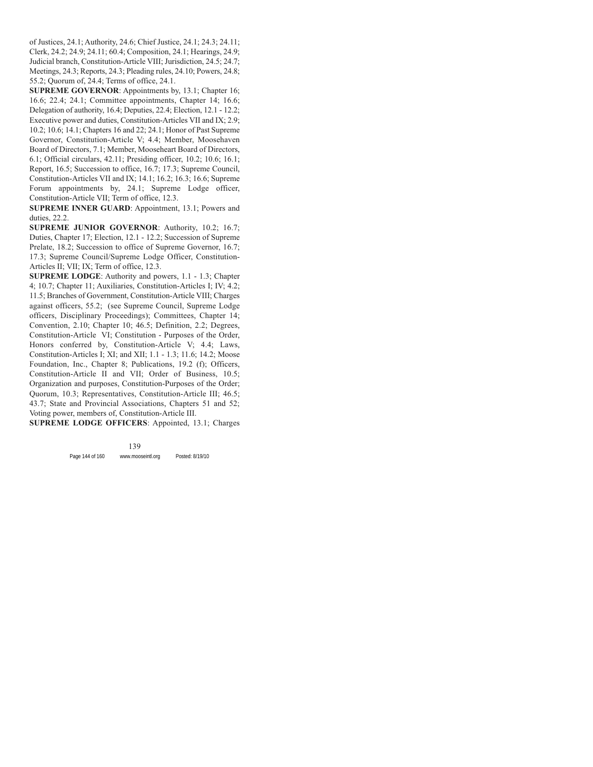of Justices, 24.1; Authority, 24.6; Chief Justice, 24.1; 24.3; 24.11; Clerk, 24.2; 24.9; 24.11; 60.4; Composition, 24.1; Hearings, 24.9; Judicial branch, Constitution-Article VIII; Jurisdiction, 24.5; 24.7; Meetings, 24.3; Reports, 24.3; Pleading rules, 24.10; Powers, 24.8; 55.2; Quorum of, 24.4; Terms of office, 24.1.

**SUPREME GOVERNOR**: Appointments by, 13.1; Chapter 16; 16.6; 22.4; 24.1; Committee appointments, Chapter 14; 16.6; Delegation of authority, 16.4; Deputies, 22.4; Election, 12.1 - 12.2; Executive power and duties, Constitution-Articles VII and IX; 2.9; 10.2; 10.6; 14.1; Chapters 16 and 22; 24.1; Honor of Past Supreme Governor, Constitution-Article V; 4.4; Member, Moosehaven Board of Directors, 7.1; Member, Mooseheart Board of Directors, 6.1; Official circulars, 42.11; Presiding officer, 10.2; 10.6; 16.1; Report, 16.5; Succession to office, 16.7; 17.3; Supreme Council, Constitution-Articles VII and IX; 14.1; 16.2; 16.3; 16.6; Supreme Forum appointments by, 24.1; Supreme Lodge officer, Constitution-Article VII; Term of office, 12.3.

**SUPREME INNER GUARD**: Appointment, 13.1; Powers and duties, 22.2.

**SUPREME JUNIOR GOVERNOR**: Authority, 10.2; 16.7; Duties, Chapter 17; Election, 12.1 - 12.2; Succession of Supreme Prelate, 18.2; Succession to office of Supreme Governor, 16.7; 17.3; Supreme Council/Supreme Lodge Officer, Constitution-Articles II; VII; IX; Term of office, 12.3.

**SUPREME LODGE**: Authority and powers, 1.1 - 1.3; Chapter 4; 10.7; Chapter 11; Auxiliaries, Constitution-Articles I; IV; 4.2; 11.5; Branches of Government, Constitution-Article VIII; Charges against officers, 55.2; (see Supreme Council, Supreme Lodge officers, Disciplinary Proceedings); Committees, Chapter 14; Convention, 2.10; Chapter 10; 46.5; Definition, 2.2; Degrees, Constitution-Article VI; Constitution - Purposes of the Order, Honors conferred by, Constitution-Article V; 4.4; Laws, Constitution-Articles I; XI; and XII; 1.1 - 1.3; 11.6; 14.2; Moose Foundation, Inc., Chapter 8; Publications, 19.2 (f); Officers, Constitution-Article II and VII; Order of Business, 10.5; Organization and purposes, Constitution-Purposes of the Order; Quorum, 10.3; Representatives, Constitution-Article III; 46.5; 43.7; State and Provincial Associations, Chapters 51 and 52; Voting power, members of, Constitution-Article III.

**SUPREME LODGE OFFICERS**: Appointed, 13.1; Charges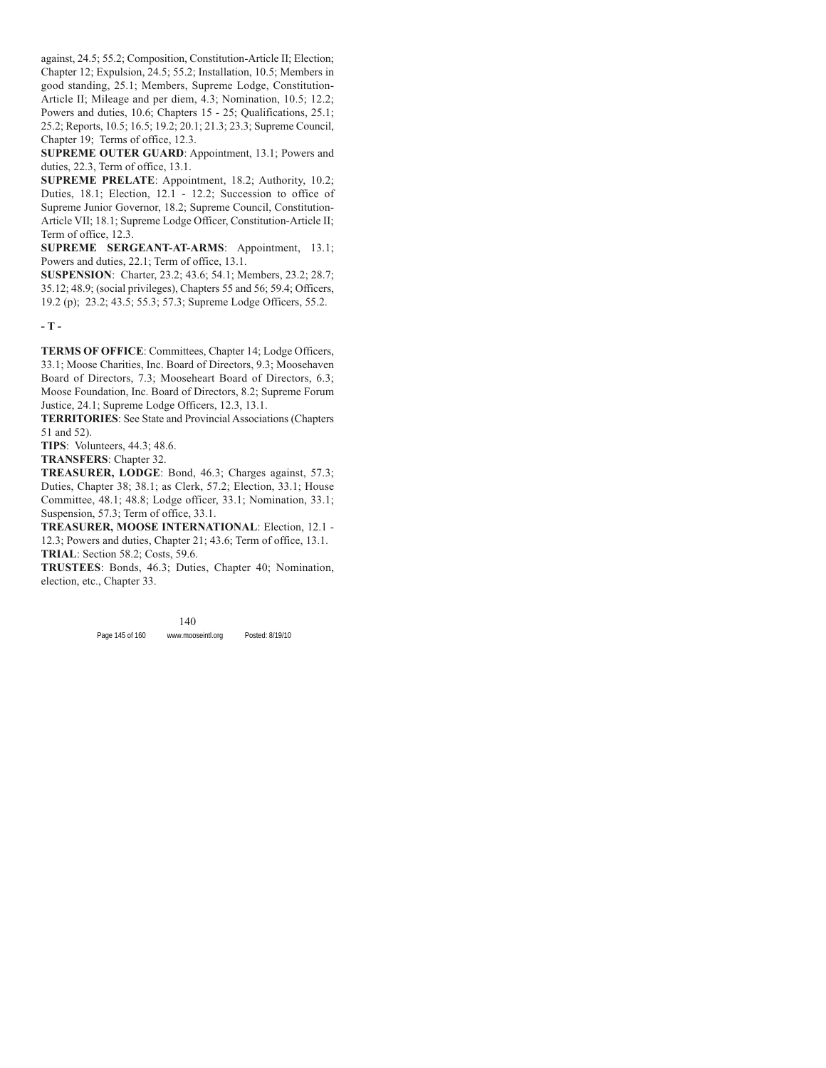against, 24.5; 55.2; Composition, Constitution-Article II; Election; Chapter 12; Expulsion, 24.5; 55.2; Installation, 10.5; Members in good standing, 25.1; Members, Supreme Lodge, Constitution-Article II; Mileage and per diem, 4.3; Nomination, 10.5; 12.2; Powers and duties, 10.6; Chapters 15 - 25; Qualifications, 25.1; 25.2; Reports, 10.5; 16.5; 19.2; 20.1; 21.3; 23.3; Supreme Council, Chapter 19; Terms of office, 12.3.

**SUPREME OUTER GUARD**: Appointment, 13.1; Powers and duties, 22.3, Term of office, 13.1.

**SUPREME PRELATE**: Appointment, 18.2; Authority, 10.2; Duties, 18.1; Election, 12.1 - 12.2; Succession to office of Supreme Junior Governor, 18.2; Supreme Council, Constitution-Article VII; 18.1; Supreme Lodge Officer, Constitution-Article II; Term of office, 12.3.

**SUPREME SERGEANT-AT-ARMS**: Appointment, 13.1; Powers and duties, 22.1; Term of office, 13.1.

**SUSPENSION**: Charter, 23.2; 43.6; 54.1; Members, 23.2; 28.7; 35.12; 48.9; (social privileges), Chapters 55 and 56; 59.4; Officers, 19.2 (p); 23.2; 43.5; 55.3; 57.3; Supreme Lodge Officers, 55.2.

## - T -

**TERMS OF OFFICE**: Committees, Chapter 14; Lodge Officers, 33.1; Moose Charities, Inc. Board of Directors, 9.3; Moosehaven Board of Directors, 7.3; Mooseheart Board of Directors, 6.3; Moose Foundation, Inc. Board of Directors, 8.2; Supreme Forum Justice, 24.1; Supreme Lodge Officers, 12.3, 13.1.

**TERRITORIES**: See State and Provincial Associations (Chapters 51 and 52).

**TIPS**: Volunteers, 44.3; 48.6.

**TRANSFERS**: Chapter 32.

**TREASURER, LODGE**: Bond, 46.3; Charges against, 57.3; Duties, Chapter 38; 38.1; as Clerk, 57.2; Election, 33.1; House Committee, 48.1; 48.8; Lodge officer, 33.1; Nomination, 33.1; Suspension, 57.3; Term of office, 33.1.

**TREASURER, MOOSE INTERNATIONAL**: Election, 12.1 - 12.3; Powers and duties, Chapter 21; 43.6; Term of office, 13.1.

**TRIAL**: Section 58.2; Costs, 59.6.

**TRUSTEES**: Bonds, 46.3; Duties, Chapter 40; Nomination, election, etc., Chapter 33.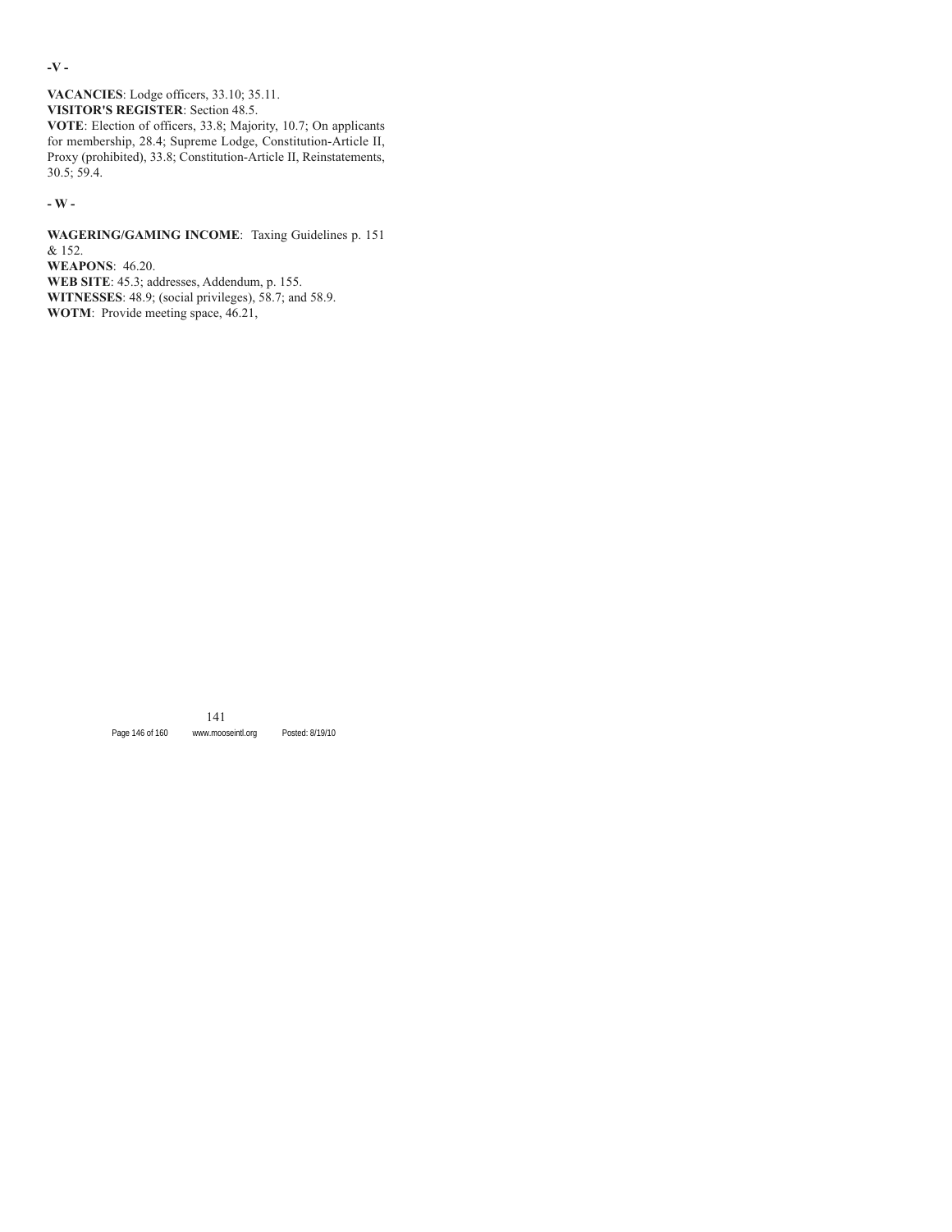-V -

**VACANCIES**: Lodge officers, 33.10; 35.11.
**VISITOR'S REGISTER**: Section 48.5.
**VOTE**: Election of officers, 33.8; Majority, 10.7; On applicants for membership, 28.4; Supreme Lodge, Constitution-Article II, Proxy (prohibited), 33.8; Constitution-Article II, Reinstatements, 30.5; 59.4.

- W -

**WAGERING/GAMING INCOME**: Taxing Guidelines p. 151 & 152.
**WEAPONS**: 46.20.
**WEB SITE**: 45.3; addresses, Addendum, p. 155.
**WITNESSES**: 48.9; (social privileges), 58.7; and 58.9.
**WOTM**: Provide meeting space, 46.21,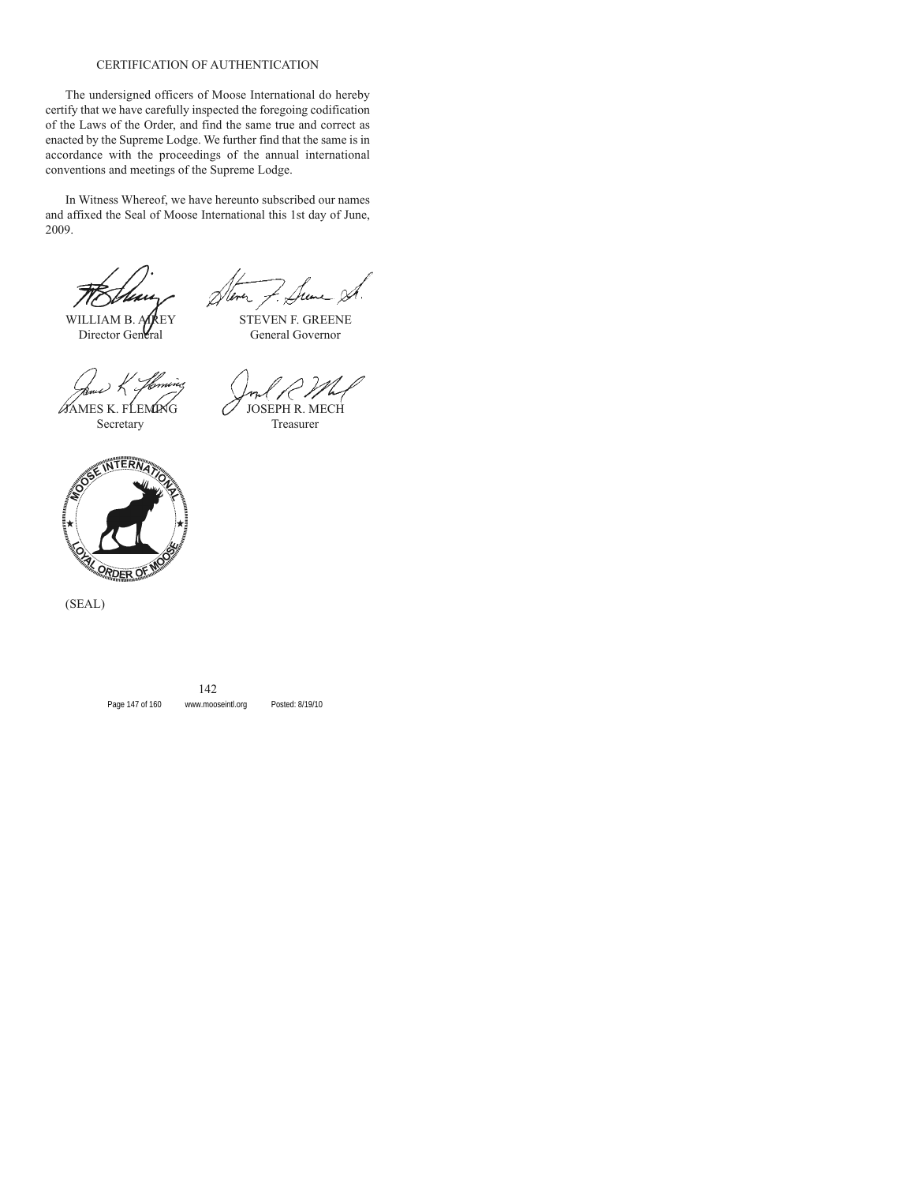## CERTIFICATION OF AUTHENTICATION

The undersigned officers of Moose International do hereby certify that we have carefully inspected the foregoing codification of the Laws of the Order, and find the same true and correct as enacted by the Supreme Lodge. We further find that the same is in accordance with the proceedings of the annual international conventions and meetings of the Supreme Lodge.

In Witness Whereof, we have hereunto subscribed our names and affixed the Seal of Moose International this 1st day of June, 2009.

WILLIAM B. AIREY
Director General

STEVEN F. GREENE
General Governor

JAMES K. FLEMING
Secretary

JOSEPH R. MECH
Treasurer

(SEAL)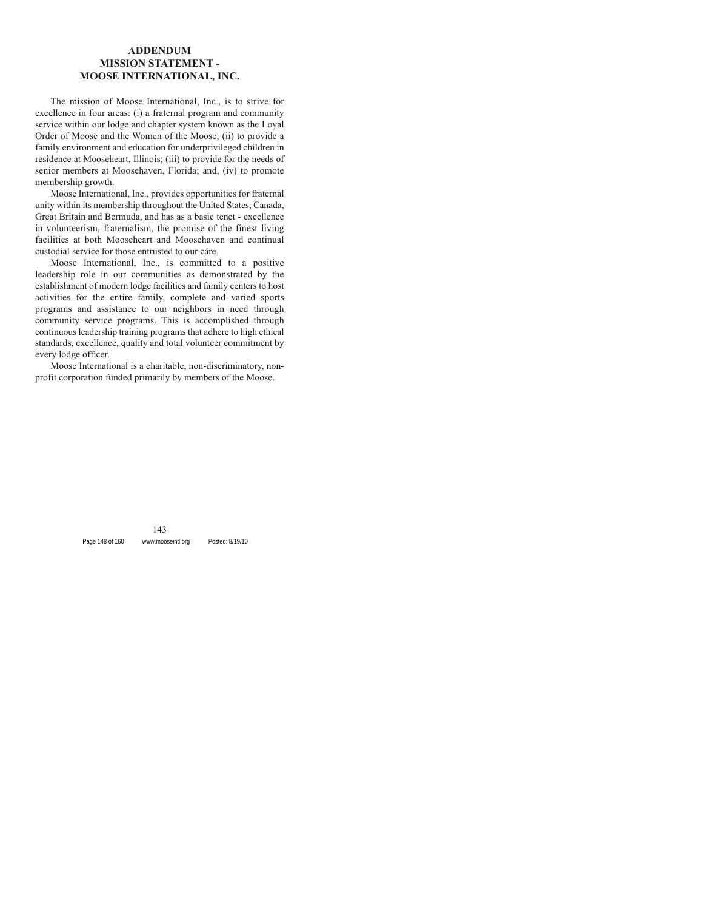# ADDENDUM
# MISSION STATEMENT - MOOSE INTERNATIONAL, INC.

The mission of Moose International, Inc., is to strive for excellence in four areas: (i) a fraternal program and community service within our lodge and chapter system known as the Loyal Order of Moose and the Women of the Moose; (ii) to provide a family environment and education for underprivileged children in residence at Mooseheart, Illinois; (iii) to provide for the needs of senior members at Moosehaven, Florida; and, (iv) to promote membership growth.

Moose International, Inc., provides opportunities for fraternal unity within its membership throughout the United States, Canada, Great Britain and Bermuda, and has as a basic tenet - excellence in volunteerism, fraternalism, the promise of the finest living facilities at both Mooseheart and Moosehaven and continual custodial service for those entrusted to our care.

Moose International, Inc., is committed to a positive leadership role in our communities as demonstrated by the establishment of modern lodge facilities and family centers to host activities for the entire family, complete and varied sports programs and assistance to our neighbors in need through community service programs. This is accomplished through continuous leadership training programs that adhere to high ethical standards, excellence, quality and total volunteer commitment by every lodge officer.

Moose International is a charitable, non-discriminatory, non-profit corporation funded primarily by members of the Moose.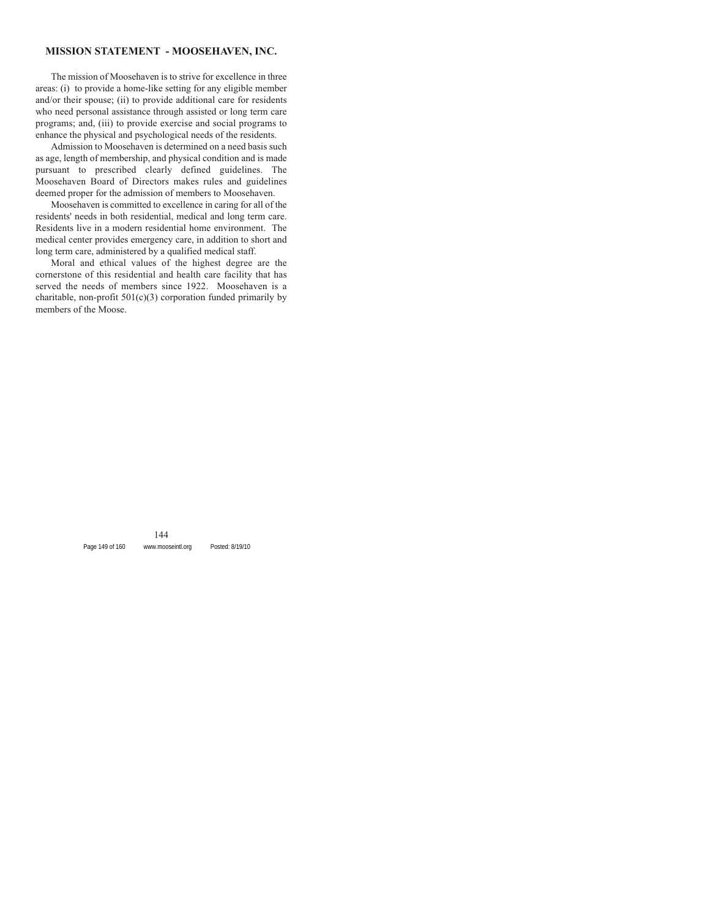## MISSION STATEMENT - MOOSEHAVEN, INC.

The mission of Moosehaven is to strive for excellence in three areas: (i) to provide a home-like setting for any eligible member and/or their spouse; (ii) to provide additional care for residents who need personal assistance through assisted or long term care programs; and, (iii) to provide exercise and social programs to enhance the physical and psychological needs of the residents.

Admission to Moosehaven is determined on a need basis such as age, length of membership, and physical condition and is made pursuant to prescribed clearly defined guidelines. The Moosehaven Board of Directors makes rules and guidelines deemed proper for the admission of members to Moosehaven.

Moosehaven is committed to excellence in caring for all of the residents' needs in both residential, medical and long term care. Residents live in a modern residential home environment. The medical center provides emergency care, in addition to short and long term care, administered by a qualified medical staff.

Moral and ethical values of the highest degree are the cornerstone of this residential and health care facility that has served the needs of members since 1922. Moosehaven is a charitable, non-profit 501(c)(3) corporation funded primarily by members of the Moose.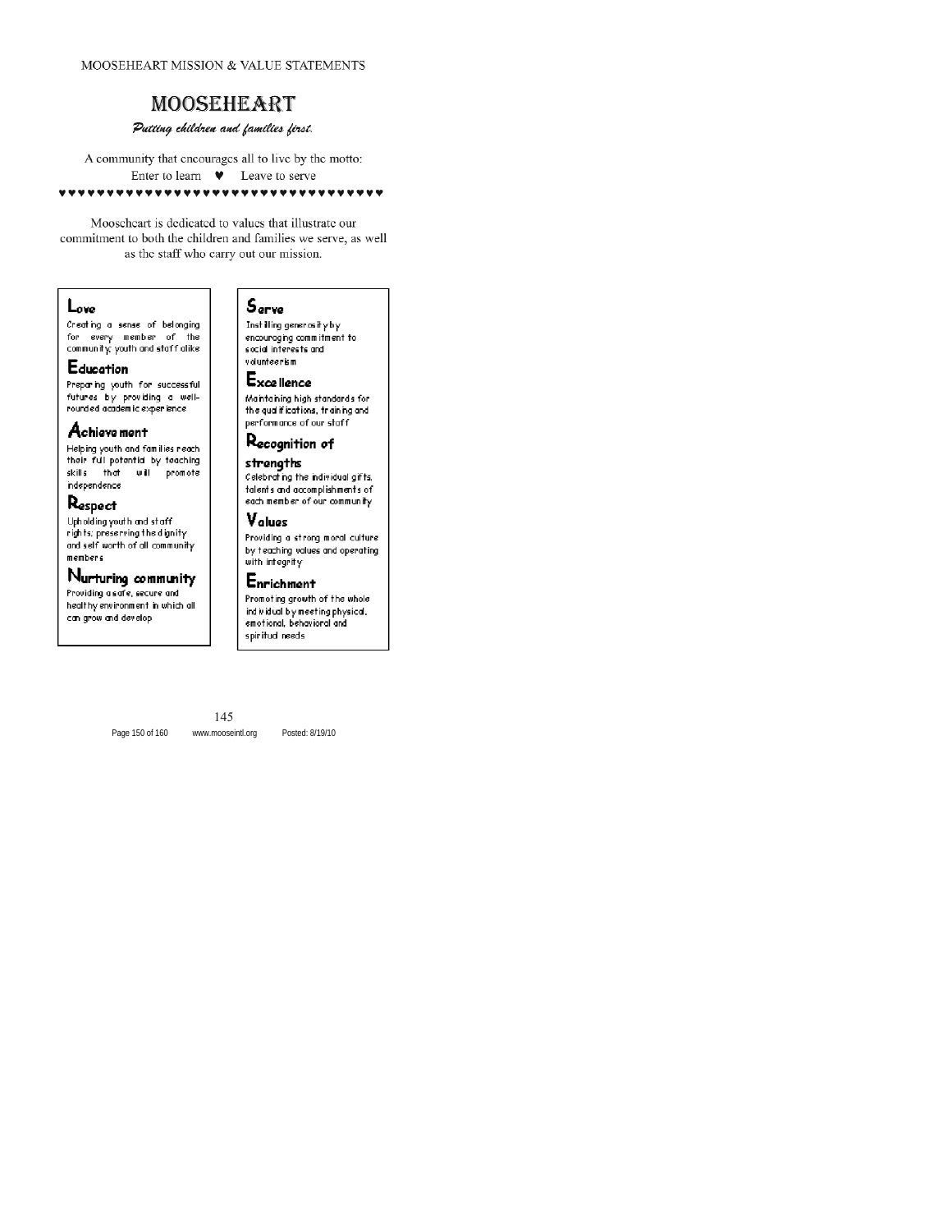MOOSEHEART MISSION & VALUE STATEMENTS

# MOOSEHEART

*Putting children and families first.*

A community that encourages all to live by the motto:
Enter to learn ♥ Leave to serve

♥♥♥♥♥♥♥♥♥♥♥♥♥♥♥♥♥♥♥♥♥♥♥♥♥♥♥♥♥♥♥♥♥♥♥

Mooseheart is dedicated to values that illustrate our commitment to both the children and families we serve, as well as the staff who carry out our mission.

### Love
Creating a sense of belonging for every member of the community; youth and staff alike

### Education
Preparing youth for successful futures by providing a well-rounded academic experience

### Achievement
Helping youth and families reach their full potential by teaching skills that will promote independence

### Respect
Upholding youth and staff rights; preserving the dignity and self worth of all community members

### Nurturing community
Providing a safe, secure and healthy environment in which all can grow and develop

### Serve
Instilling generosity by encouraging commitment to social interests and volunteerism

### Excellence
Maintaining high standards for the qualifications, training and performance of our staff

### Recognition of strengths
Celebrating the individual gifts, talents and accomplishments of each member of our community

### Values
Providing a strong moral culture by teaching values and operating with integrity

### Enrichment
Promoting growth of the whole individual by meeting physical, emotional, behavioral and spiritual needs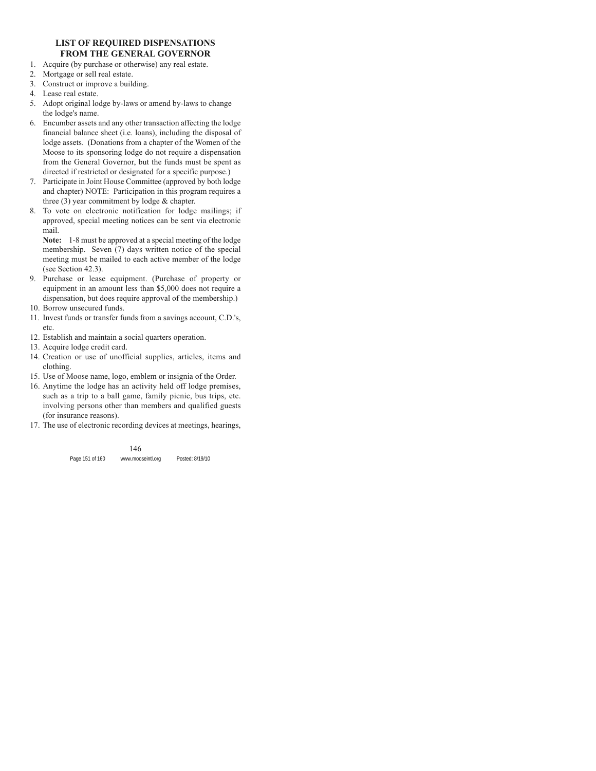## LIST OF REQUIRED DISPENSATIONS FROM THE GENERAL GOVERNOR

1. Acquire (by purchase or otherwise) any real estate.
2. Mortgage or sell real estate.
3. Construct or improve a building.
4. Lease real estate.
5. Adopt original lodge by-laws or amend by-laws to change the lodge's name.
6. Encumber assets and any other transaction affecting the lodge financial balance sheet (i.e. loans), including the disposal of lodge assets. (Donations from a chapter of the Women of the Moose to its sponsoring lodge do not require a dispensation from the General Governor, but the funds must be spent as directed if restricted or designated for a specific purpose.)
7. Participate in Joint House Committee (approved by both lodge and chapter) NOTE: Participation in this program requires a three (3) year commitment by lodge & chapter.
8. To vote on electronic notification for lodge mailings; if approved, special meeting notices can be sent via electronic mail.

   **Note:** 1-8 must be approved at a special meeting of the lodge membership. Seven (7) days written notice of the special meeting must be mailed to each active member of the lodge (see Section 42.3).
9. Purchase or lease equipment. (Purchase of property or equipment in an amount less than $5,000 does not require a dispensation, but does require approval of the membership.)
10. Borrow unsecured funds.
11. Invest funds or transfer funds from a savings account, C.D.'s, etc.
12. Establish and maintain a social quarters operation.
13. Acquire lodge credit card.
14. Creation or use of unofficial supplies, articles, items and clothing.
15. Use of Moose name, logo, emblem or insignia of the Order.
16. Anytime the lodge has an activity held off lodge premises, such as a trip to a ball game, family picnic, bus trips, etc. involving persons other than members and qualified guests (for insurance reasons).
17. The use of electronic recording devices at meetings, hearings,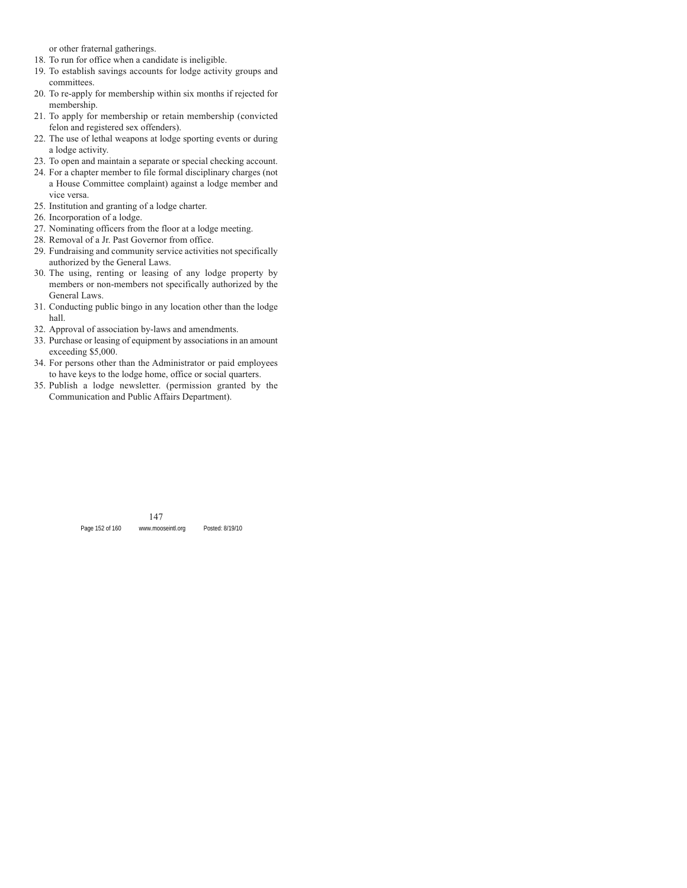or other fraternal gatherings.

18. To run for office when a candidate is ineligible.
19. To establish savings accounts for lodge activity groups and committees.
20. To re-apply for membership within six months if rejected for membership.
21. To apply for membership or retain membership (convicted felon and registered sex offenders).
22. The use of lethal weapons at lodge sporting events or during a lodge activity.
23. To open and maintain a separate or special checking account.
24. For a chapter member to file formal disciplinary charges (not a House Committee complaint) against a lodge member and vice versa.
25. Institution and granting of a lodge charter.
26. Incorporation of a lodge.
27. Nominating officers from the floor at a lodge meeting.
28. Removal of a Jr. Past Governor from office.
29. Fundraising and community service activities not specifically authorized by the General Laws.
30. The using, renting or leasing of any lodge property by members or non-members not specifically authorized by the General Laws.
31. Conducting public bingo in any location other than the lodge hall.
32. Approval of association by-laws and amendments.
33. Purchase or leasing of equipment by associations in an amount exceeding $5,000.
34. For persons other than the Administrator or paid employees to have keys to the lodge home, office or social quarters.
35. Publish a lodge newsletter. (permission granted by the Communication and Public Affairs Department).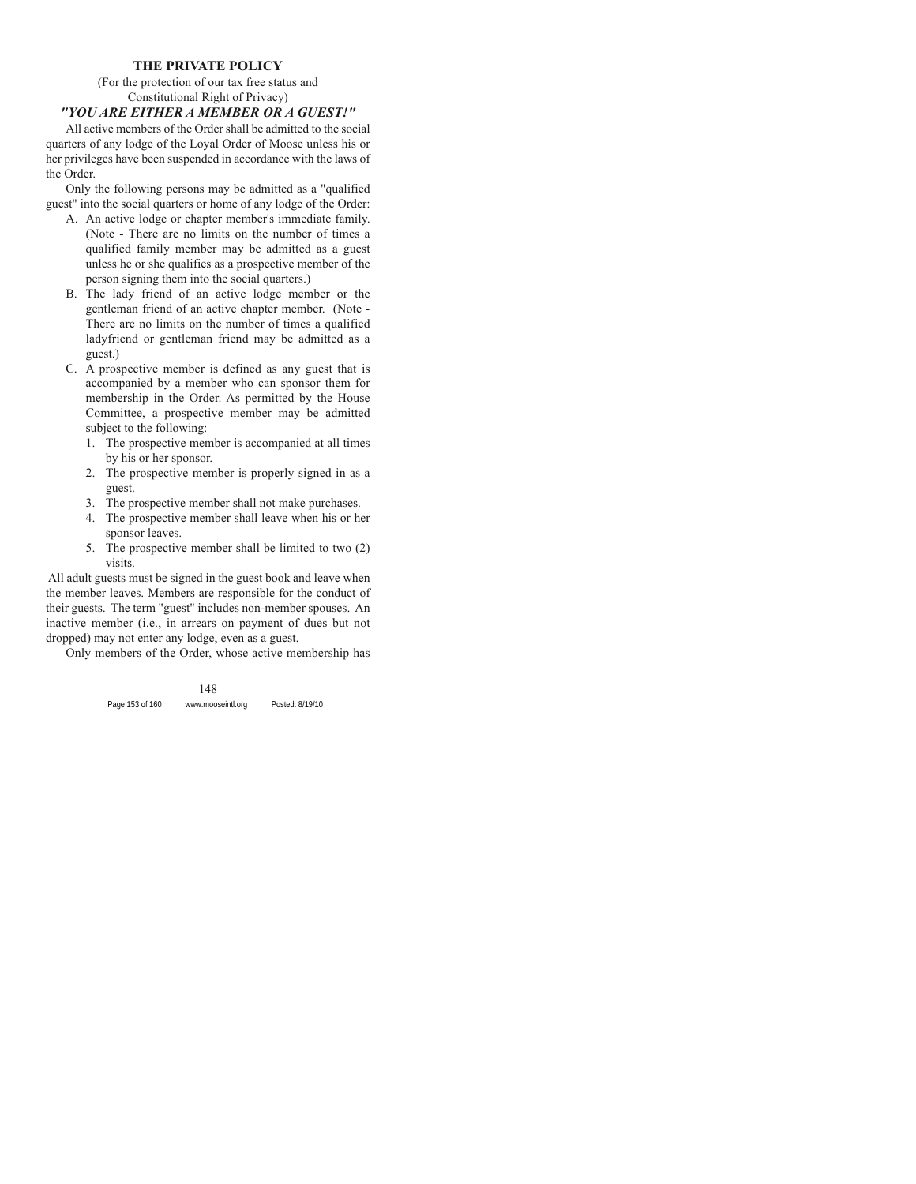## THE PRIVATE POLICY

(For the protection of our tax free status and Constitutional Right of Privacy)

***"YOU ARE EITHER A MEMBER OR A GUEST!"***

All active members of the Order shall be admitted to the social quarters of any lodge of the Loyal Order of Moose unless his or her privileges have been suspended in accordance with the laws of the Order.

Only the following persons may be admitted as a "qualified guest" into the social quarters or home of any lodge of the Order:

A. An active lodge or chapter member's immediate family. (Note - There are no limits on the number of times a qualified family member may be admitted as a guest unless he or she qualifies as a prospective member of the person signing them into the social quarters.)
B. The lady friend of an active lodge member or the gentleman friend of an active chapter member. (Note - There are no limits on the number of times a qualified ladyfriend or gentleman friend may be admitted as a guest.)
C. A prospective member is defined as any guest that is accompanied by a member who can sponsor them for membership in the Order. As permitted by the House Committee, a prospective member may be admitted subject to the following:
   1. The prospective member is accompanied at all times by his or her sponsor.
   2. The prospective member is properly signed in as a guest.
   3. The prospective member shall not make purchases.
   4. The prospective member shall leave when his or her sponsor leaves.
   5. The prospective member shall be limited to two (2) visits.

All adult guests must be signed in the guest book and leave when the member leaves. Members are responsible for the conduct of their guests. The term "guest" includes non-member spouses. An inactive member (i.e., in arrears on payment of dues but not dropped) may not enter any lodge, even as a guest.

Only members of the Order, whose active membership has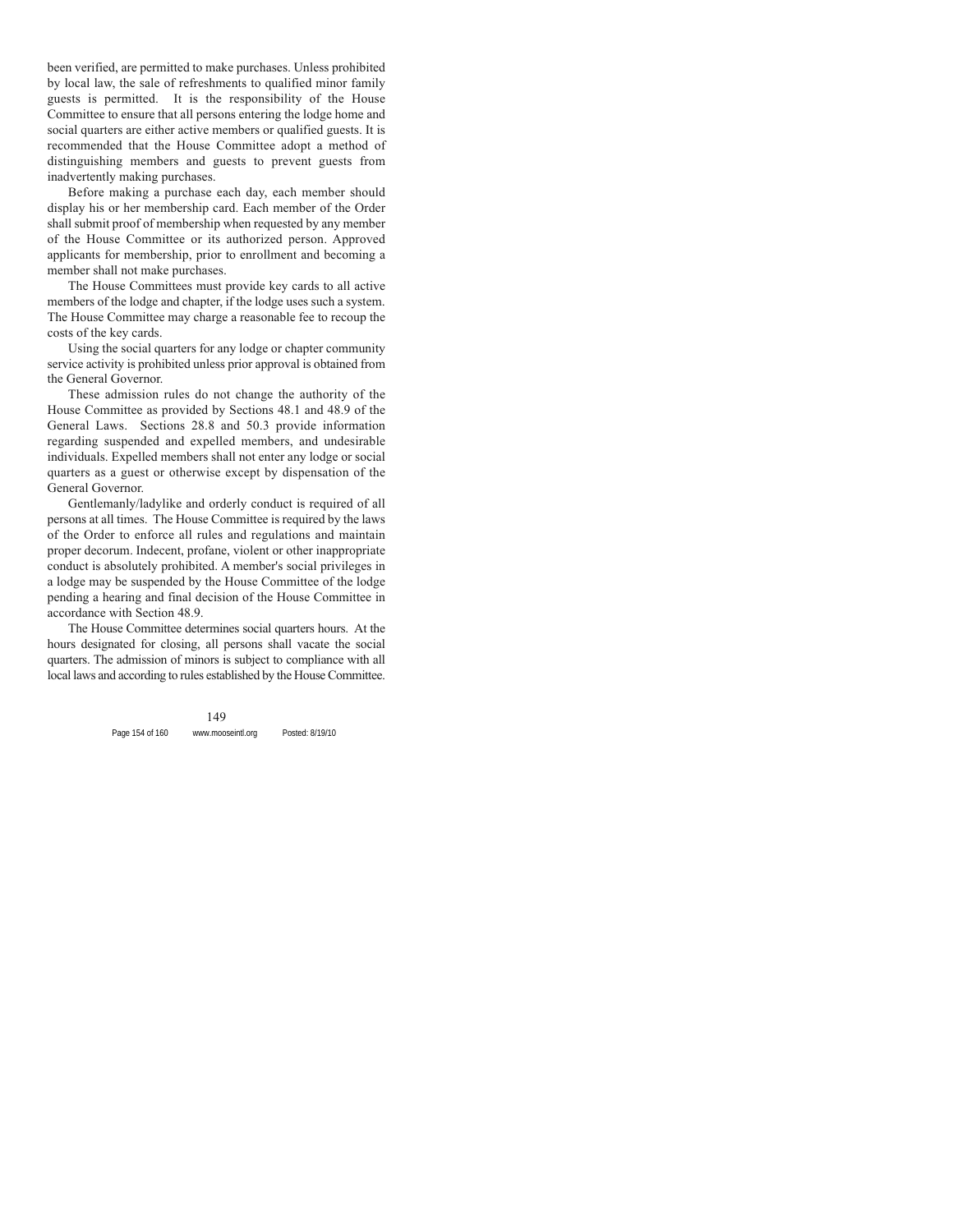been verified, are permitted to make purchases. Unless prohibited by local law, the sale of refreshments to qualified minor family guests is permitted. It is the responsibility of the House Committee to ensure that all persons entering the lodge home and social quarters are either active members or qualified guests. It is recommended that the House Committee adopt a method of distinguishing members and guests to prevent guests from inadvertently making purchases.

Before making a purchase each day, each member should display his or her membership card. Each member of the Order shall submit proof of membership when requested by any member of the House Committee or its authorized person. Approved applicants for membership, prior to enrollment and becoming a member shall not make purchases.

The House Committees must provide key cards to all active members of the lodge and chapter, if the lodge uses such a system. The House Committee may charge a reasonable fee to recoup the costs of the key cards.

Using the social quarters for any lodge or chapter community service activity is prohibited unless prior approval is obtained from the General Governor.

These admission rules do not change the authority of the House Committee as provided by Sections 48.1 and 48.9 of the General Laws. Sections 28.8 and 50.3 provide information regarding suspended and expelled members, and undesirable individuals. Expelled members shall not enter any lodge or social quarters as a guest or otherwise except by dispensation of the General Governor.

Gentlemanly/ladylike and orderly conduct is required of all persons at all times. The House Committee is required by the laws of the Order to enforce all rules and regulations and maintain proper decorum. Indecent, profane, violent or other inappropriate conduct is absolutely prohibited. A member's social privileges in a lodge may be suspended by the House Committee of the lodge pending a hearing and final decision of the House Committee in accordance with Section 48.9.

The House Committee determines social quarters hours. At the hours designated for closing, all persons shall vacate the social quarters. The admission of minors is subject to compliance with all local laws and according to rules established by the House Committee.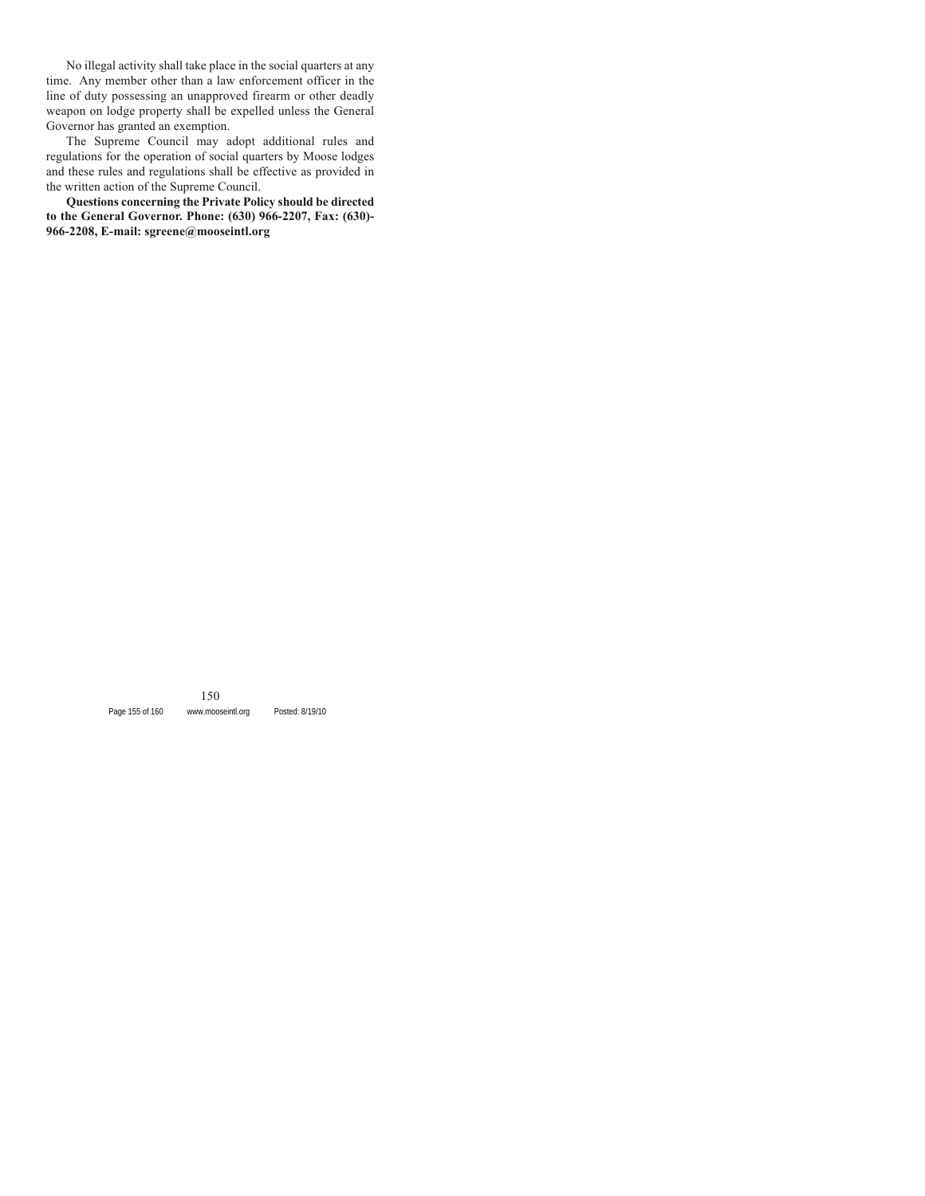No illegal activity shall take place in the social quarters at any time. Any member other than a law enforcement officer in the line of duty possessing an unapproved firearm or other deadly weapon on lodge property shall be expelled unless the General Governor has granted an exemption.

The Supreme Council may adopt additional rules and regulations for the operation of social quarters by Moose lodges and these rules and regulations shall be effective as provided in the written action of the Supreme Council.

**Questions concerning the Private Policy should be directed to the General Governor. Phone: (630) 966-2207, Fax: (630)-966-2208, E-mail: sgreene@mooseintl.org**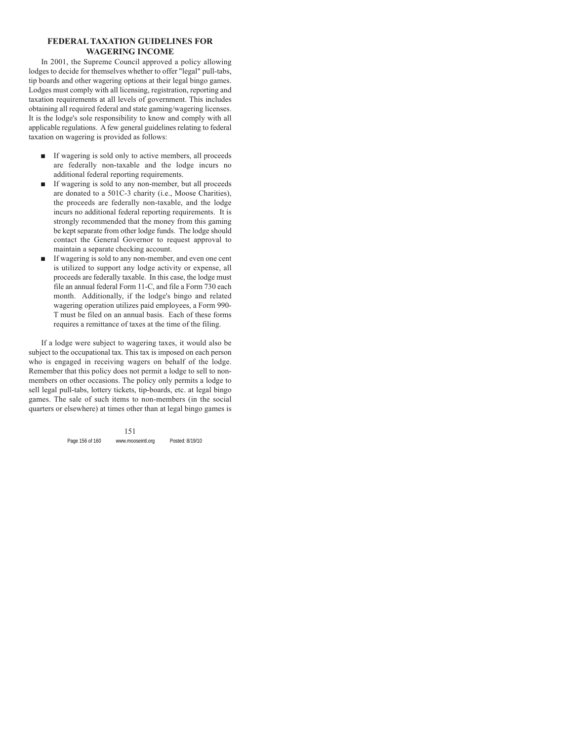## FEDERAL TAXATION GUIDELINES FOR WAGERING INCOME

In 2001, the Supreme Council approved a policy allowing lodges to decide for themselves whether to offer "legal" pull-tabs, tip boards and other wagering options at their legal bingo games. Lodges must comply with all licensing, registration, reporting and taxation requirements at all levels of government. This includes obtaining all required federal and state gaming/wagering licenses. It is the lodge's sole responsibility to know and comply with all applicable regulations. A few general guidelines relating to federal taxation on wagering is provided as follows:

- If wagering is sold only to active members, all proceeds are federally non-taxable and the lodge incurs no additional federal reporting requirements.
- If wagering is sold to any non-member, but all proceeds are donated to a 501C-3 charity (i.e., Moose Charities), the proceeds are federally non-taxable, and the lodge incurs no additional federal reporting requirements. It is strongly recommended that the money from this gaming be kept separate from other lodge funds. The lodge should contact the General Governor to request approval to maintain a separate checking account.
- If wagering is sold to any non-member, and even one cent is utilized to support any lodge activity or expense, all proceeds are federally taxable. In this case, the lodge must file an annual federal Form 11-C, and file a Form 730 each month. Additionally, if the lodge's bingo and related wagering operation utilizes paid employees, a Form 990-T must be filed on an annual basis. Each of these forms requires a remittance of taxes at the time of the filing.

If a lodge were subject to wagering taxes, it would also be subject to the occupational tax. This tax is imposed on each person who is engaged in receiving wagers on behalf of the lodge. Remember that this policy does not permit a lodge to sell to non-members on other occasions. The policy only permits a lodge to sell legal pull-tabs, lottery tickets, tip-boards, etc. at legal bingo games. The sale of such items to non-members (in the social quarters or elsewhere) at times other than at legal bingo games is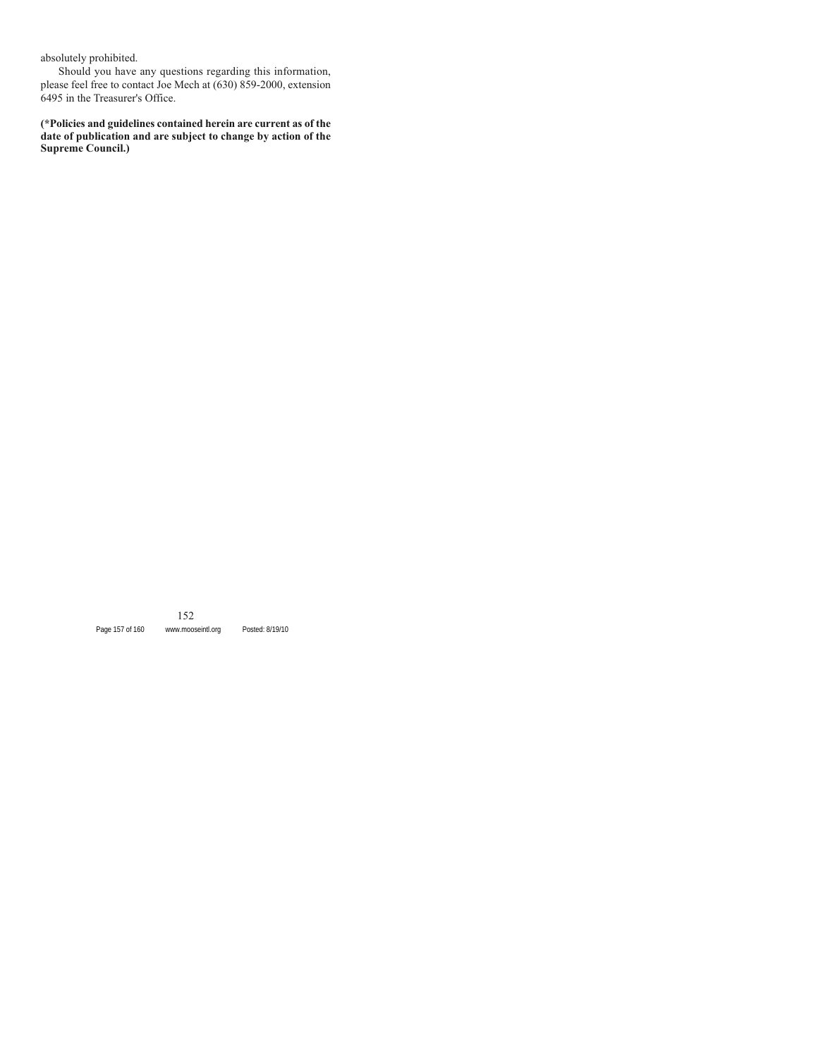absolutely prohibited.

Should you have any questions regarding this information, please feel free to contact Joe Mech at (630) 859-2000, extension 6495 in the Treasurer's Office.

**(*Policies and guidelines contained herein are current as of the date of publication and are subject to change by action of the Supreme Council.)**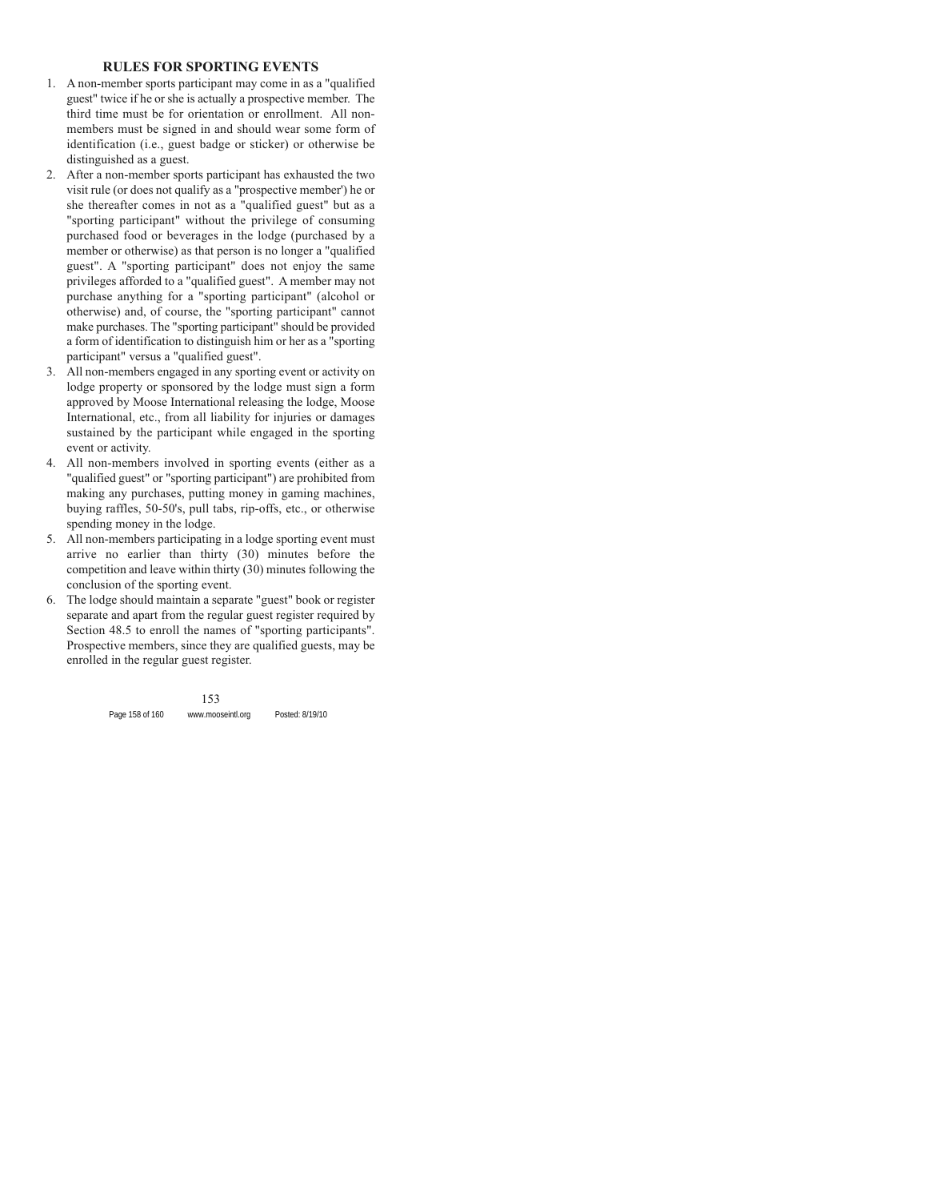## RULES FOR SPORTING EVENTS

1. A non-member sports participant may come in as a "qualified guest" twice if he or she is actually a prospective member. The third time must be for orientation or enrollment. All non-members must be signed in and should wear some form of identification (i.e., guest badge or sticker) or otherwise be distinguished as a guest.
2. After a non-member sports participant has exhausted the two visit rule (or does not qualify as a "prospective member') he or she thereafter comes in not as a "qualified guest" but as a "sporting participant" without the privilege of consuming purchased food or beverages in the lodge (purchased by a member or otherwise) as that person is no longer a "qualified guest". A "sporting participant" does not enjoy the same privileges afforded to a "qualified guest". A member may not purchase anything for a "sporting participant" (alcohol or otherwise) and, of course, the "sporting participant" cannot make purchases. The "sporting participant" should be provided a form of identification to distinguish him or her as a "sporting participant" versus a "qualified guest".
3. All non-members engaged in any sporting event or activity on lodge property or sponsored by the lodge must sign a form approved by Moose International releasing the lodge, Moose International, etc., from all liability for injuries or damages sustained by the participant while engaged in the sporting event or activity.
4. All non-members involved in sporting events (either as a "qualified guest" or "sporting participant") are prohibited from making any purchases, putting money in gaming machines, buying raffles, 50-50's, pull tabs, rip-offs, etc., or otherwise spending money in the lodge.
5. All non-members participating in a lodge sporting event must arrive no earlier than thirty (30) minutes before the competition and leave within thirty (30) minutes following the conclusion of the sporting event.
6. The lodge should maintain a separate "guest" book or register separate and apart from the regular guest register required by Section 48.5 to enroll the names of "sporting participants". Prospective members, since they are qualified guests, may be enrolled in the regular guest register.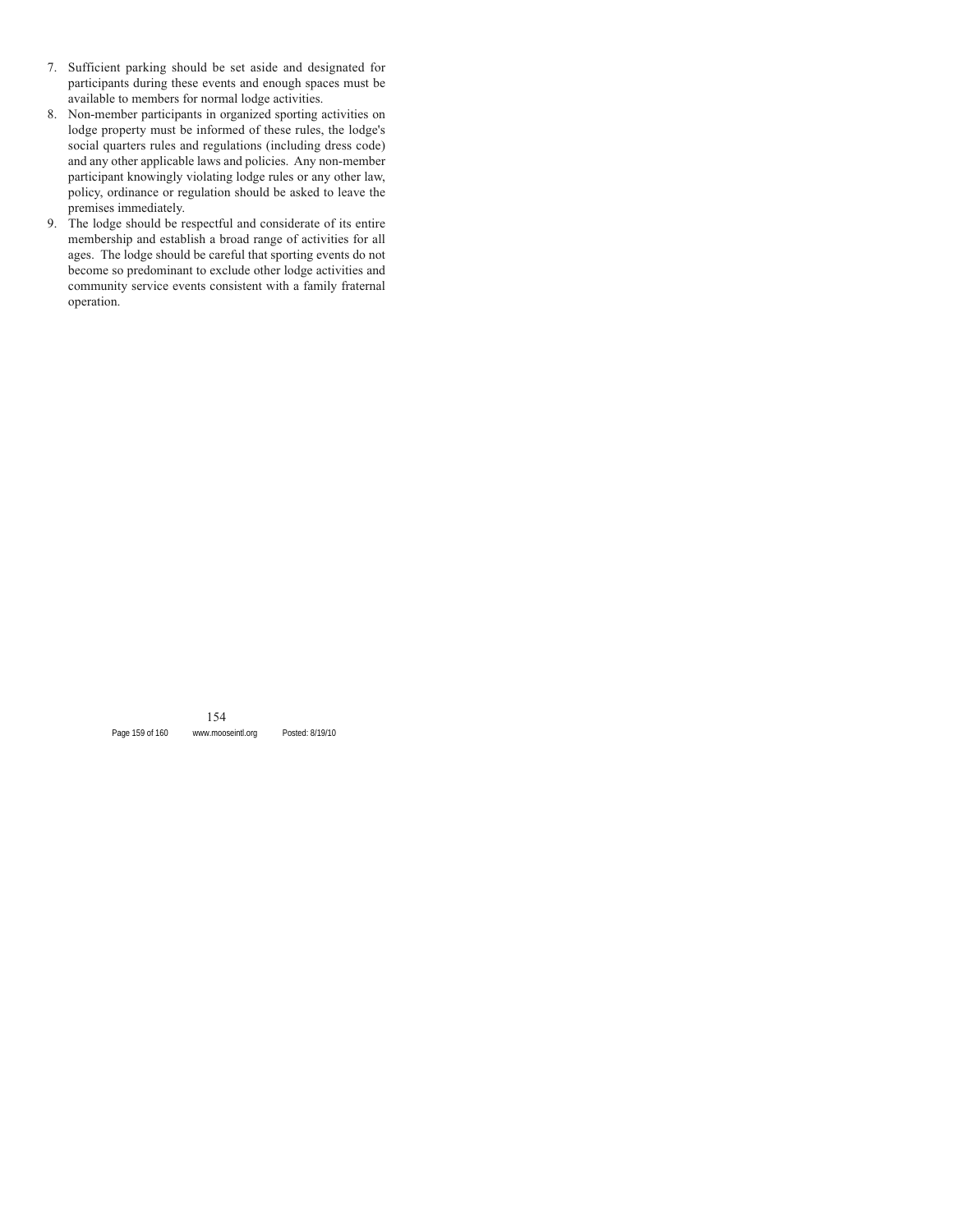7. Sufficient parking should be set aside and designated for participants during these events and enough spaces must be available to members for normal lodge activities.
8. Non-member participants in organized sporting activities on lodge property must be informed of these rules, the lodge's social quarters rules and regulations (including dress code) and any other applicable laws and policies. Any non-member participant knowingly violating lodge rules or any other law, policy, ordinance or regulation should be asked to leave the premises immediately.
9. The lodge should be respectful and considerate of its entire membership and establish a broad range of activities for all ages. The lodge should be careful that sporting events do not become so predominant to exclude other lodge activities and community service events consistent with a family fraternal operation.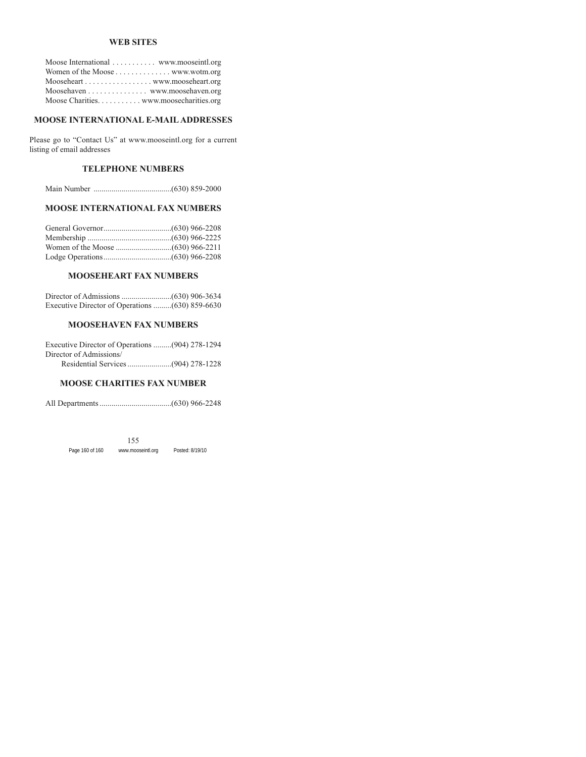## WEB SITES

Moose International . . . . . . . . . . . www.mooseintl.org
Women of the Moose . . . . . . . . . . . . . . www.wotm.org
Mooseheart . . . . . . . . . . . . . . . . . www.mooseheart.org
Moosehaven . . . . . . . . . . . . . . . www.moosehaven.org
Moose Charities. . . . . . . . . . . www.moosecharities.org

## MOOSE INTERNATIONAL E-MAIL ADDRESSES

Please go to "Contact Us" at www.mooseintl.org for a current listing of email addresses

## TELEPHONE NUMBERS

Main Number .......................................(630) 859-2000

## MOOSE INTERNATIONAL FAX NUMBERS

General Governor..................................(630) 966-2208
Membership ..........................................(630) 966-2225
Women of the Moose ............................(630) 966-2211
Lodge Operations..................................(630) 966-2208

## MOOSEHEART FAX NUMBERS

Director of Admissions .........................(630) 906-3634
Executive Director of Operations .........(630) 859-6630

## MOOSEHAVEN FAX NUMBERS

Executive Director of Operations .........(904) 278-1294
Director of Admissions/
Residential Services ......................(904) 278-1228

## MOOSE CHARITIES FAX NUMBER

All Departments....................................(630) 966-2248